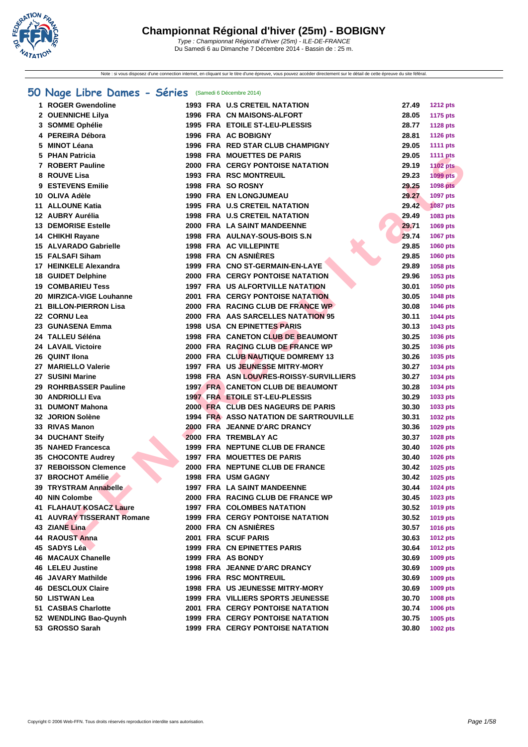# Championnat Régional d'hiver (25m) - BOBIGNY

*Type : Championnat Régional d'hiver (25m) - ILE-DE-FRANCE*
Du Samedi 6 au Dimanche 7 Décembre 2014 - Bassin de : 25 m.

Note : si vous disposez d'une connexion internet, en cliquant sur le titre d'une épreuve, vous pouvez accéder directement sur le détail de cette épreuve du site féféral.

## 50 Nage Libre Dames - Séries (Samedi 6 Décembre 2014)

| Rang | Nom | Année | Nat. | Club | Temps | Points |
|---|---|---|---|---|---|---|
| 1 | ROGER Gwendoline | 1993 | FRA | U.S CRETEIL NATATION | 27.49 | 1212 pts |
| 2 | OUENNICHE Lilya | 1996 | FRA | CN MAISONS-ALFORT | 28.05 | 1175 pts |
| 3 | SOMME Ophélie | 1995 | FRA | ETOILE ST-LEU-PLESSIS | 28.77 | 1128 pts |
| 4 | PEREIRA Débora | 1996 | FRA | AC BOBIGNY | 28.81 | 1126 pts |
| 5 | MINOT Léana | 1996 | FRA | RED STAR CLUB CHAMPIGNY | 29.05 | 1111 pts |
| 5 | PHAN Patricia | 1998 | FRA | MOUETTES DE PARIS | 29.05 | 1111 pts |
| 7 | ROBERT Pauline | 2000 | FRA | CERGY PONTOISE NATATION | 29.19 | 1102 pts |
| 8 | ROUVE Lisa | 1993 | FRA | RSC MONTREUIL | 29.23 | 1099 pts |
| 9 | ESTEVENS Emilie | 1998 | FRA | SO ROSNY | 29.25 | 1098 pts |
| 10 | OLIVA Adèle | 1990 | FRA | EN LONGJUMEAU | 29.27 | 1097 pts |
| 11 | ALLOUNE Katia | 1995 | FRA | U.S CRETEIL NATATION | 29.42 | 1087 pts |
| 12 | AUBRY Aurélia | 1998 | FRA | U.S CRETEIL NATATION | 29.49 | 1083 pts |
| 13 | DEMORISE Estelle | 2000 | FRA | LA SAINT MANDEENNE | 29.71 | 1069 pts |
| 14 | CHIKHI Rayane | 1998 | FRA | AULNAY-SOUS-BOIS S.N | 29.74 | 1067 pts |
| 15 | ALVARADO Gabrielle | 1998 | FRA | AC VILLEPINTE | 29.85 | 1060 pts |
| 15 | FALSAFI Siham | 1998 | FRA | CN ASNIÈRES | 29.85 | 1060 pts |
| 17 | HEINKELE Alexandra | 1999 | FRA | CNO ST-GERMAIN-EN-LAYE | 29.89 | 1058 pts |
| 18 | GUIDET Delphine | 2000 | FRA | CERGY PONTOISE NATATION | 29.96 | 1053 pts |
| 19 | COMBARIEU Tess | 1997 | FRA | US ALFORTVILLE NATATION | 30.01 | 1050 pts |
| 20 | MIRZICA-VIGE Louhanne | 2001 | FRA | CERGY PONTOISE NATATION | 30.05 | 1048 pts |
| 21 | BILLON-PIERRON Lisa | 2000 | FRA | RACING CLUB DE FRANCE WP | 30.08 | 1046 pts |
| 22 | CORNU Lea | 2000 | FRA | AAS SARCELLES NATATION 95 | 30.11 | 1044 pts |
| 23 | GUNASENA Emma | 1998 | USA | CN EPINETTES PARIS | 30.13 | 1043 pts |
| 24 | TALLEU Séléna | 1998 | FRA | CANETON CLUB DE BEAUMONT | 30.25 | 1036 pts |
| 24 | LAVAIL Victoire | 2000 | FRA | RACING CLUB DE FRANCE WP | 30.25 | 1036 pts |
| 26 | QUINT Ilona | 2000 | FRA | CLUB NAUTIQUE DOMREMY 13 | 30.26 | 1035 pts |
| 27 | MARIELLO Valerie | 1997 | FRA | US JEUNESSE MITRY-MORY | 30.27 | 1034 pts |
| 27 | SUSINI Marine | 1998 | FRA | ASN LOUVRES-ROISSY-SURVILLIERS | 30.27 | 1034 pts |
| 29 | ROHRBASSER Pauline | 1997 | FRA | CANETON CLUB DE BEAUMONT | 30.28 | 1034 pts |
| 30 | ANDRIOLLI Eva | 1997 | FRA | ETOILE ST-LEU-PLESSIS | 30.29 | 1033 pts |
| 31 | DUMONT Mahona | 2000 | FRA | CLUB DES NAGEURS DE PARIS | 30.30 | 1033 pts |
| 32 | JORION Solène | 1994 | FRA | ASSO NATATION DE SARTROUVILLE | 30.31 | 1032 pts |
| 33 | RIVAS Manon | 2000 | FRA | JEANNE D'ARC DRANCY | 30.36 | 1029 pts |
| 34 | DUCHANT Steify | 2000 | FRA | TREMBLAY AC | 30.37 | 1028 pts |
| 35 | NAHED Francesca | 1999 | FRA | NEPTUNE CLUB DE FRANCE | 30.40 | 1026 pts |
| 35 | CHOCONTE Audrey | 1997 | FRA | MOUETTES DE PARIS | 30.40 | 1026 pts |
| 37 | REBOISSON Clemence | 2000 | FRA | NEPTUNE CLUB DE FRANCE | 30.42 | 1025 pts |
| 37 | BROCHOT Amélie | 1998 | FRA | USM GAGNY | 30.42 | 1025 pts |
| 39 | TRYSTRAM Annabelle | 1997 | FRA | LA SAINT MANDEENNE | 30.44 | 1024 pts |
| 40 | NIN Colombe | 2000 | FRA | RACING CLUB DE FRANCE WP | 30.45 | 1023 pts |
| 41 | FLAHAUT KOSACZ Laure | 1997 | FRA | COLOMBES NATATION | 30.52 | 1019 pts |
| 41 | AUVRAY TISSERANT Romane | 1999 | FRA | CERGY PONTOISE NATATION | 30.52 | 1019 pts |
| 43 | ZIANE Lina | 2000 | FRA | CN ASNIÈRES | 30.57 | 1016 pts |
| 44 | RAOUST Anna | 2001 | FRA | SCUF PARIS | 30.63 | 1012 pts |
| 45 | SADYS Léa | 1999 | FRA | CN EPINETTES PARIS | 30.64 | 1012 pts |
| 46 | MACAUX Chanelle | 1999 | FRA | AS BONDY | 30.69 | 1009 pts |
| 46 | LELEU Justine | 1998 | FRA | JEANNE D'ARC DRANCY | 30.69 | 1009 pts |
| 46 | JAVARY Mathilde | 1996 | FRA | RSC MONTREUIL | 30.69 | 1009 pts |
| 46 | DESCLOUX Claire | 1998 | FRA | US JEUNESSE MITRY-MORY | 30.69 | 1009 pts |
| 50 | LISTWAN Lea | 1999 | FRA | VILLIERS SPORTS JEUNESSE | 30.70 | 1008 pts |
| 51 | CASBAS Charlotte | 2001 | FRA | CERGY PONTOISE NATATION | 30.74 | 1006 pts |
| 52 | WENDLING Bao-Quynh | 1999 | FRA | CERGY PONTOISE NATATION | 30.75 | 1005 pts |
| 53 | GROSSO Sarah | 1999 | FRA | CERGY PONTOISE NATATION | 30.80 | 1002 pts |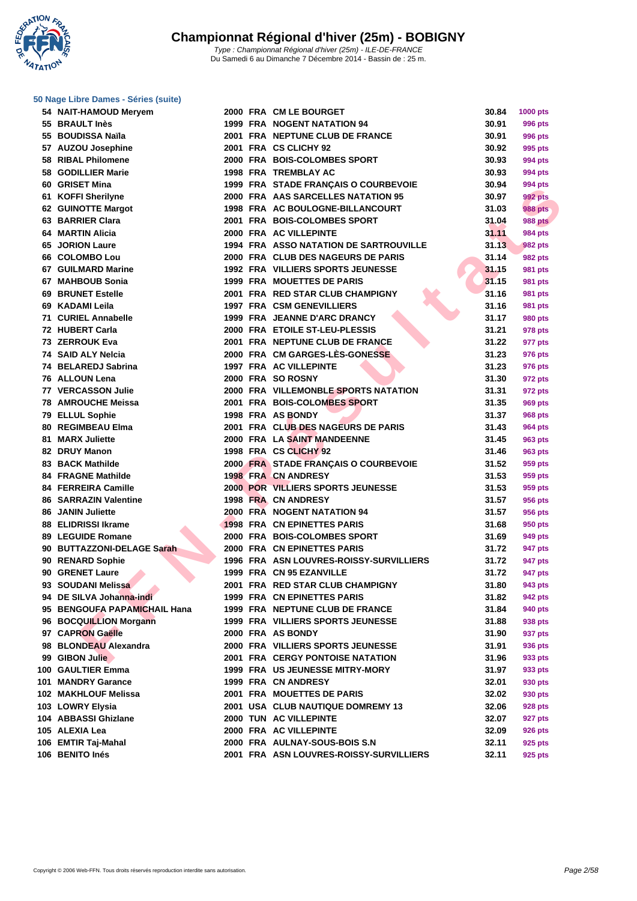# Championnat Régional d'hiver (25m) - BOBIGNY

*Type : Championnat Régional d'hiver (25m) - ILE-DE-FRANCE*
Du Samedi 6 au Dimanche 7 Décembre 2014 - Bassin de : 25 m.

## 50 Nage Libre Dames - Séries (suite)

| Rang | Nom | Année | Nat. | Club | Temps | Points |
|---|---|---|---|---|---|---|
| 54 | NAIT-HAMOUD Meryem | 2000 | FRA | CM LE BOURGET | 30.84 | 1000 pts |
| 55 | BRAULT Inès | 1999 | FRA | NOGENT NATATION 94 | 30.91 | 996 pts |
| 55 | BOUDISSA Naïla | 2001 | FRA | NEPTUNE CLUB DE FRANCE | 30.91 | 996 pts |
| 57 | AUZOU Josephine | 2001 | FRA | CS CLICHY 92 | 30.92 | 995 pts |
| 58 | RIBAL Philomene | 2000 | FRA | BOIS-COLOMBES SPORT | 30.93 | 994 pts |
| 58 | GODILLIER Marie | 1998 | FRA | TREMBLAY AC | 30.93 | 994 pts |
| 60 | GRISET Mina | 1999 | FRA | STADE FRANÇAIS O COURBEVOIE | 30.94 | 994 pts |
| 61 | KOFFI Sherilyne | 2000 | FRA | AAS SARCELLES NATATION 95 | 30.97 | 992 pts |
| 62 | GUINOTTE Margot | 1998 | FRA | AC BOULOGNE-BILLANCOURT | 31.03 | 988 pts |
| 63 | BARRIER Clara | 2001 | FRA | BOIS-COLOMBES SPORT | 31.04 | 988 pts |
| 64 | MARTIN Alicia | 2000 | FRA | AC VILLEPINTE | 31.11 | 984 pts |
| 65 | JORION Laure | 1994 | FRA | ASSO NATATION DE SARTROUVILLE | 31.13 | 982 pts |
| 66 | COLOMBO Lou | 2000 | FRA | CLUB DES NAGEURS DE PARIS | 31.14 | 982 pts |
| 67 | GUILMARD Marine | 1992 | FRA | VILLIERS SPORTS JEUNESSE | 31.15 | 981 pts |
| 67 | MAHBOUB Sonia | 1999 | FRA | MOUETTES DE PARIS | 31.15 | 981 pts |
| 69 | BRUNET Estelle | 2001 | FRA | RED STAR CLUB CHAMPIGNY | 31.16 | 981 pts |
| 69 | KADAMI Leila | 1997 | FRA | CSM GENEVILLIERS | 31.16 | 981 pts |
| 71 | CURIEL Annabelle | 1999 | FRA | JEANNE D'ARC DRANCY | 31.17 | 980 pts |
| 72 | HUBERT Carla | 2000 | FRA | ETOILE ST-LEU-PLESSIS | 31.21 | 978 pts |
| 73 | ZERROUK Eva | 2001 | FRA | NEPTUNE CLUB DE FRANCE | 31.22 | 977 pts |
| 74 | SAID ALY Nelcia | 2000 | FRA | CM GARGES-LÈS-GONESSE | 31.23 | 976 pts |
| 74 | BELAREDJ Sabrina | 1997 | FRA | AC VILLEPINTE | 31.23 | 976 pts |
| 76 | ALLOUN Lena | 2000 | FRA | SO ROSNY | 31.30 | 972 pts |
| 77 | VERCASSON Julie | 2000 | FRA | VILLEMONBLE SPORTS NATATION | 31.31 | 972 pts |
| 78 | AMROUCHE Meissa | 2001 | FRA | BOIS-COLOMBES SPORT | 31.35 | 969 pts |
| 79 | ELLUL Sophie | 1998 | FRA | AS BONDY | 31.37 | 968 pts |
| 80 | REGIMBEAU Elma | 2001 | FRA | CLUB DES NAGEURS DE PARIS | 31.43 | 964 pts |
| 81 | MARX Juliette | 2000 | FRA | LA SAINT MANDEENNE | 31.45 | 963 pts |
| 82 | DRUY Manon | 1998 | FRA | CS CLICHY 92 | 31.46 | 963 pts |
| 83 | BACK Mathilde | 2000 | FRA | STADE FRANÇAIS O COURBEVOIE | 31.52 | 959 pts |
| 84 | FRAGNE Mathilde | 1998 | FRA | CN ANDRESY | 31.53 | 959 pts |
| 84 | FERREIRA Camille | 2000 | POR | VILLIERS SPORTS JEUNESSE | 31.53 | 959 pts |
| 86 | SARRAZIN Valentine | 1998 | FRA | CN ANDRESY | 31.57 | 956 pts |
| 86 | JANIN Juliette | 2000 | FRA | NOGENT NATATION 94 | 31.57 | 956 pts |
| 88 | ELIDRISSI Ikrame | 1998 | FRA | CN EPINETTES PARIS | 31.68 | 950 pts |
| 89 | LEGUIDE Romane | 2000 | FRA | BOIS-COLOMBES SPORT | 31.69 | 949 pts |
| 90 | BUTTAZZONI-DELAGE Sarah | 2000 | FRA | CN EPINETTES PARIS | 31.72 | 947 pts |
| 90 | RENARD Sophie | 1996 | FRA | ASN LOUVRES-ROISSY-SURVILLIERS | 31.72 | 947 pts |
| 90 | GRENET Laure | 1999 | FRA | CN 95 EZANVILLE | 31.72 | 947 pts |
| 93 | SOUDANI Melissa | 2001 | FRA | RED STAR CLUB CHAMPIGNY | 31.80 | 943 pts |
| 94 | DE SILVA Johanna-indi | 1999 | FRA | CN EPINETTES PARIS | 31.82 | 942 pts |
| 95 | BENGOUFA PAPAMICHAIL Hana | 1999 | FRA | NEPTUNE CLUB DE FRANCE | 31.84 | 940 pts |
| 96 | BOCQUILLION Morgann | 1999 | FRA | VILLIERS SPORTS JEUNESSE | 31.88 | 938 pts |
| 97 | CAPRON Gaëlle | 2000 | FRA | AS BONDY | 31.90 | 937 pts |
| 98 | BLONDEAU Alexandra | 2000 | FRA | VILLIERS SPORTS JEUNESSE | 31.91 | 936 pts |
| 99 | GIBON Julie | 2001 | FRA | CERGY PONTOISE NATATION | 31.96 | 933 pts |
| 100 | GAULTIER Emma | 1999 | FRA | US JEUNESSE MITRY-MORY | 31.97 | 933 pts |
| 101 | MANDRY Garance | 1999 | FRA | CN ANDRESY | 32.01 | 930 pts |
| 102 | MAKHLOUF Melissa | 2001 | FRA | MOUETTES DE PARIS | 32.02 | 930 pts |
| 103 | LOWRY Elysia | 2001 | USA | CLUB NAUTIQUE DOMREMY 13 | 32.06 | 928 pts |
| 104 | ABBASSI Ghizlane | 2000 | TUN | AC VILLEPINTE | 32.07 | 927 pts |
| 105 | ALEXIA Lea | 2000 | FRA | AC VILLEPINTE | 32.09 | 926 pts |
| 106 | EMTIR Taj-Mahal | 2000 | FRA | AULNAY-SOUS-BOIS S.N | 32.11 | 925 pts |
| 106 | BENITO Inés | 2001 | FRA | ASN LOUVRES-ROISSY-SURVILLIERS | 32.11 | 925 pts |

Copyright © 2006 Web-FFN. Tous droits réservés reproduction interdite sans autorisation.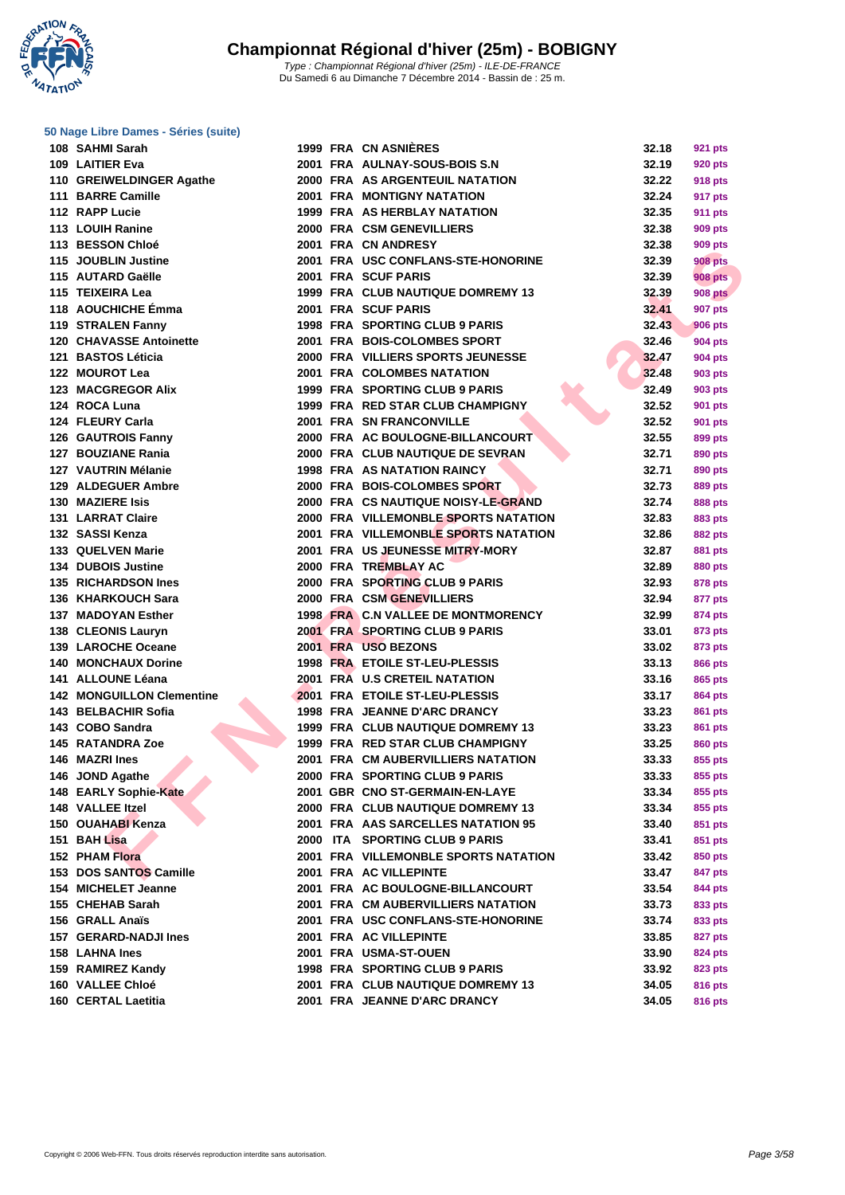# Championnat Régional d'hiver (25m) - BOBIGNY

*Type : Championnat Régional d'hiver (25m) - ILE-DE-FRANCE*
Du Samedi 6 au Dimanche 7 Décembre 2014 - Bassin de : 25 m.

## 50 Nage Libre Dames - Séries (suite)

| Rang | Nom | Année | Nat | Club | Temps | Points |
|---|---|---|---|---|---|---|
| 108 | SAHMI Sarah | 1999 | FRA | CN ASNIÈRES | 32.18 | 921 pts |
| 109 | LAITIER Eva | 2001 | FRA | AULNAY-SOUS-BOIS S.N | 32.19 | 920 pts |
| 110 | GREIWELDINGER Agathe | 2000 | FRA | AS ARGENTEUIL NATATION | 32.22 | 918 pts |
| 111 | BARRE Camille | 2001 | FRA | MONTIGNY NATATION | 32.24 | 917 pts |
| 112 | RAPP Lucie | 1999 | FRA | AS HERBLAY NATATION | 32.35 | 911 pts |
| 113 | LOUIH Ranine | 2000 | FRA | CSM GENEVILLIERS | 32.38 | 909 pts |
| 113 | BESSON Chloé | 2001 | FRA | CN ANDRESY | 32.38 | 909 pts |
| 115 | JOUBLIN Justine | 2001 | FRA | USC CONFLANS-STE-HONORINE | 32.39 | 908 pts |
| 115 | AUTARD Gaëlle | 2001 | FRA | SCUF PARIS | 32.39 | 908 pts |
| 115 | TEIXEIRA Lea | 1999 | FRA | CLUB NAUTIQUE DOMREMY 13 | 32.39 | 908 pts |
| 118 | AOUCHICHE Émma | 2001 | FRA | SCUF PARIS | 32.41 | 907 pts |
| 119 | STRALEN Fanny | 1998 | FRA | SPORTING CLUB 9 PARIS | 32.43 | 906 pts |
| 120 | CHAVASSE Antoinette | 2001 | FRA | BOIS-COLOMBES SPORT | 32.46 | 904 pts |
| 121 | BASTOS Léticia | 2000 | FRA | VILLIERS SPORTS JEUNESSE | 32.47 | 904 pts |
| 122 | MOUROT Lea | 2001 | FRA | COLOMBES NATATION | 32.48 | 903 pts |
| 123 | MACGREGOR Alix | 1999 | FRA | SPORTING CLUB 9 PARIS | 32.49 | 903 pts |
| 124 | ROCA Luna | 1999 | FRA | RED STAR CLUB CHAMPIGNY | 32.52 | 901 pts |
| 124 | FLEURY Carla | 2001 | FRA | SN FRANCONVILLE | 32.52 | 901 pts |
| 126 | GAUTROIS Fanny | 2000 | FRA | AC BOULOGNE-BILLANCOURT | 32.55 | 899 pts |
| 127 | BOUZIANE Rania | 2000 | FRA | CLUB NAUTIQUE DE SEVRAN | 32.71 | 890 pts |
| 127 | VAUTRIN Mélanie | 1998 | FRA | AS NATATION RAINCY | 32.71 | 890 pts |
| 129 | ALDEGUER Ambre | 2000 | FRA | BOIS-COLOMBES SPORT | 32.73 | 889 pts |
| 130 | MAZIERE Isis | 2000 | FRA | CS NAUTIQUE NOISY-LE-GRAND | 32.74 | 888 pts |
| 131 | LARRAT Claire | 2000 | FRA | VILLEMONBLE SPORTS NATATION | 32.83 | 883 pts |
| 132 | SASSI Kenza | 2001 | FRA | VILLEMONBLE SPORTS NATATION | 32.86 | 882 pts |
| 133 | QUELVEN Marie | 2001 | FRA | US JEUNESSE MITRY-MORY | 32.87 | 881 pts |
| 134 | DUBOIS Justine | 2000 | FRA | TREMBLAY AC | 32.89 | 880 pts |
| 135 | RICHARDSON Ines | 2000 | FRA | SPORTING CLUB 9 PARIS | 32.93 | 878 pts |
| 136 | KHARKOUCH Sara | 2000 | FRA | CSM GENEVILLIERS | 32.94 | 877 pts |
| 137 | MADOYAN Esther | 1998 | FRA | C.N VALLEE DE MONTMORENCY | 32.99 | 874 pts |
| 138 | CLEONIS Lauryn | 2001 | FRA | SPORTING CLUB 9 PARIS | 33.01 | 873 pts |
| 139 | LAROCHE Oceane | 2001 | FRA | USO BEZONS | 33.02 | 873 pts |
| 140 | MONCHAUX Dorine | 1998 | FRA | ETOILE ST-LEU-PLESSIS | 33.13 | 866 pts |
| 141 | ALLOUNE Léana | 2001 | FRA | U.S CRETEIL NATATION | 33.16 | 865 pts |
| 142 | MONGUILLON Clementine | 2001 | FRA | ETOILE ST-LEU-PLESSIS | 33.17 | 864 pts |
| 143 | BELBACHIR Sofia | 1998 | FRA | JEANNE D'ARC DRANCY | 33.23 | 861 pts |
| 143 | COBO Sandra | 1999 | FRA | CLUB NAUTIQUE DOMREMY 13 | 33.23 | 861 pts |
| 145 | RATANDRA Zoe | 1999 | FRA | RED STAR CLUB CHAMPIGNY | 33.25 | 860 pts |
| 146 | MAZRI Ines | 2001 | FRA | CM AUBERVILLIERS NATATION | 33.33 | 855 pts |
| 146 | JOND Agathe | 2000 | FRA | SPORTING CLUB 9 PARIS | 33.33 | 855 pts |
| 148 | EARLY Sophie-Kate | 2001 | GBR | CNO ST-GERMAIN-EN-LAYE | 33.34 | 855 pts |
| 148 | VALLEE Itzel | 2000 | FRA | CLUB NAUTIQUE DOMREMY 13 | 33.34 | 855 pts |
| 150 | OUAHABI Kenza | 2001 | FRA | AAS SARCELLES NATATION 95 | 33.40 | 851 pts |
| 151 | BAH Lisa | 2000 | ITA | SPORTING CLUB 9 PARIS | 33.41 | 851 pts |
| 152 | PHAM Flora | 2001 | FRA | VILLEMONBLE SPORTS NATATION | 33.42 | 850 pts |
| 153 | DOS SANTOS Camille | 2001 | FRA | AC VILLEPINTE | 33.47 | 847 pts |
| 154 | MICHELET Jeanne | 2001 | FRA | AC BOULOGNE-BILLANCOURT | 33.54 | 844 pts |
| 155 | CHEHAB Sarah | 2001 | FRA | CM AUBERVILLIERS NATATION | 33.73 | 833 pts |
| 156 | GRALL Anaïs | 2001 | FRA | USC CONFLANS-STE-HONORINE | 33.74 | 833 pts |
| 157 | GERARD-NADJI Ines | 2001 | FRA | AC VILLEPINTE | 33.85 | 827 pts |
| 158 | LAHNA Ines | 2001 | FRA | USMA-ST-OUEN | 33.90 | 824 pts |
| 159 | RAMIREZ Kandy | 1998 | FRA | SPORTING CLUB 9 PARIS | 33.92 | 823 pts |
| 160 | VALLEE Chloé | 2001 | FRA | CLUB NAUTIQUE DOMREMY 13 | 34.05 | 816 pts |
| 160 | CERTAL Laetitia | 2001 | FRA | JEANNE D'ARC DRANCY | 34.05 | 816 pts |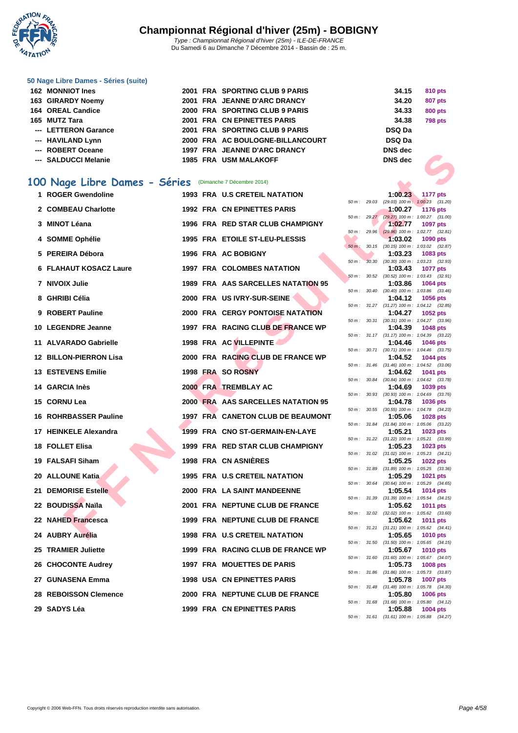# Championnat Régional d'hiver (25m) - BOBIGNY

*Type : Championnat Régional d'hiver (25m) - ILE-DE-FRANCE*
Du Samedi 6 au Dimanche 7 Décembre 2014 - Bassin de : 25 m.

### 50 Nage Libre Dames - Séries (suite)

| | | | | | | |
|---|---|---|---|---|---|---|
| 162 | MONNIOT Ines | 2001 | FRA | SPORTING CLUB 9 PARIS | 34.15 | 810 pts |
| 163 | GIRARDY Noemy | 2001 | FRA | JEANNE D'ARC DRANCY | 34.20 | 807 pts |
| 164 | OREAL Candice | 2000 | FRA | SPORTING CLUB 9 PARIS | 34.33 | 800 pts |
| 165 | MUTZ Tara | 2001 | FRA | CN EPINETTES PARIS | 34.38 | 798 pts |
| --- | LETTERON Garance | 2001 | FRA | SPORTING CLUB 9 PARIS | DSQ Da | |
| --- | HAVILAND Lynn | 2000 | FRA | AC BOULOGNE-BILLANCOURT | DSQ Da | |
| --- | ROBERT Oceane | 1997 | FRA | JEANNE D'ARC DRANCY | DNS dec | |
| --- | SALDUCCI Melanie | 1985 | FRA | USM MALAKOFF | DNS dec | |

## 100 Nage Libre Dames - Séries (Dimanche 7 Décembre 2014)

| Rang | Nom | Année | Nat. | Club | Temps | Points | Intermédiaires |
|---|---|---|---|---|---|---|---|
| 1 | ROGER Gwendoline | 1993 | FRA | U.S CRETEIL NATATION | 1:00.23 | 1177 pts | 50 m : 29.03 (29.03) 100 m : 1:00.23 (31.20) |
| 2 | COMBEAU Charlotte | 1992 | FRA | CN EPINETTES PARIS | 1:00.27 | 1176 pts | 50 m : 29.27 (29.27) 100 m : 1:00.27 (31.00) |
| 3 | MINOT Léana | 1996 | FRA | RED STAR CLUB CHAMPIGNY | 1:02.77 | 1097 pts | 50 m : 29.96 (29.96) 100 m : 1:02.77 (32.81) |
| 4 | SOMME Ophélie | 1995 | FRA | ETOILE ST-LEU-PLESSIS | 1:03.02 | 1090 pts | 50 m : 30.15 (30.15) 100 m : 1:03.02 (32.87) |
| 5 | PEREIRA Débora | 1996 | FRA | AC BOBIGNY | 1:03.23 | 1083 pts | 50 m : 30.30 (30.30) 100 m : 1:03.23 (32.93) |
| 6 | FLAHAUT KOSACZ Laure | 1997 | FRA | COLOMBES NATATION | 1:03.43 | 1077 pts | 50 m : 30.52 (30.52) 100 m : 1:03.43 (32.91) |
| 7 | NIVOIX Julie | 1989 | FRA | AAS SARCELLES NATATION 95 | 1:03.86 | 1064 pts | 50 m : 30.40 (30.40) 100 m : 1:03.86 (33.46) |
| 8 | GHRIBI Célia | 2000 | FRA | US IVRY-SUR-SEINE | 1:04.12 | 1056 pts | 50 m : 31.27 (31.27) 100 m : 1:04.12 (32.85) |
| 9 | ROBERT Pauline | 2000 | FRA | CERGY PONTOISE NATATION | 1:04.27 | 1052 pts | 50 m : 30.31 (30.31) 100 m : 1:04.27 (33.96) |
| 10 | LEGENDRE Jeanne | 1997 | FRA | RACING CLUB DE FRANCE WP | 1:04.39 | 1048 pts | 50 m : 31.17 (31.17) 100 m : 1:04.39 (33.22) |
| 11 | ALVARADO Gabrielle | 1998 | FRA | AC VILLEPINTE | 1:04.46 | 1046 pts | 50 m : 30.71 (30.71) 100 m : 1:04.46 (33.75) |
| 12 | BILLON-PIERRON Lisa | 2000 | FRA | RACING CLUB DE FRANCE WP | 1:04.52 | 1044 pts | 50 m : 31.46 (31.46) 100 m : 1:04.52 (33.06) |
| 13 | ESTEVENS Emilie | 1998 | FRA | SO ROSNY | 1:04.62 | 1041 pts | 50 m : 30.84 (30.84) 100 m : 1:04.62 (33.78) |
| 14 | GARCIA Inès | 2000 | FRA | TREMBLAY AC | 1:04.69 | 1039 pts | 50 m : 30.93 (30.93) 100 m : 1:04.69 (33.76) |
| 15 | CORNU Lea | 2000 | FRA | AAS SARCELLES NATATION 95 | 1:04.78 | 1036 pts | 50 m : 30.55 (30.55) 100 m : 1:04.78 (34.23) |
| 16 | ROHRBASSER Pauline | 1997 | FRA | CANETON CLUB DE BEAUMONT | 1:05.06 | 1028 pts | 50 m : 31.84 (31.84) 100 m : 1:05.06 (33.22) |
| 17 | HEINKELE Alexandra | 1999 | FRA | CNO ST-GERMAIN-EN-LAYE | 1:05.21 | 1023 pts | 50 m : 31.22 (31.22) 100 m : 1:05.21 (33.99) |
| 18 | FOLLET Elisa | 1999 | FRA | RED STAR CLUB CHAMPIGNY | 1:05.23 | 1023 pts | 50 m : 31.02 (31.02) 100 m : 1:05.23 (34.21) |
| 19 | FALSAFI Siham | 1998 | FRA | CN ASNIÈRES | 1:05.25 | 1022 pts | 50 m : 31.89 (31.89) 100 m : 1:05.25 (33.36) |
| 20 | ALLOUNE Katia | 1995 | FRA | U.S CRETEIL NATATION | 1:05.29 | 1021 pts | 50 m : 30.64 (30.64) 100 m : 1:05.29 (34.65) |
| 21 | DEMORISE Estelle | 2000 | FRA | LA SAINT MANDEENNE | 1:05.54 | 1014 pts | 50 m : 31.39 (31.39) 100 m : 1:05.54 (34.15) |
| 22 | BOUDISSA Naïla | 2001 | FRA | NEPTUNE CLUB DE FRANCE | 1:05.62 | 1011 pts | 50 m : 32.02 (32.02) 100 m : 1:05.62 (33.60) |
| 22 | NAHED Francesca | 1999 | FRA | NEPTUNE CLUB DE FRANCE | 1:05.62 | 1011 pts | 50 m : 31.21 (31.21) 100 m : 1:05.62 (34.41) |
| 24 | AUBRY Aurélia | 1998 | FRA | U.S CRETEIL NATATION | 1:05.65 | 1010 pts | 50 m : 31.50 (31.50) 100 m : 1:05.65 (34.15) |
| 25 | TRAMIER Juliette | 1999 | FRA | RACING CLUB DE FRANCE WP | 1:05.67 | 1010 pts | 50 m : 31.60 (31.60) 100 m : 1:05.67 (34.07) |
| 26 | CHOCONTE Audrey | 1997 | FRA | MOUETTES DE PARIS | 1:05.73 | 1008 pts | 50 m : 31.86 (31.86) 100 m : 1:05.73 (33.87) |
| 27 | GUNASENA Emma | 1998 | USA | CN EPINETTES PARIS | 1:05.78 | 1007 pts | 50 m : 31.48 (31.48) 100 m : 1:05.78 (34.30) |
| 28 | REBOISSON Clemence | 2000 | FRA | NEPTUNE CLUB DE FRANCE | 1:05.80 | 1006 pts | 50 m : 31.68 (31.68) 100 m : 1:05.80 (34.12) |
| 29 | SADYS Léa | 1999 | FRA | CN EPINETTES PARIS | 1:05.88 | 1004 pts | 50 m : 31.61 (31.61) 100 m : 1:05.88 (34.27) |

Copyright © 2006 Web-FFN. Tous droits réservés reproduction interdite sans autorisation.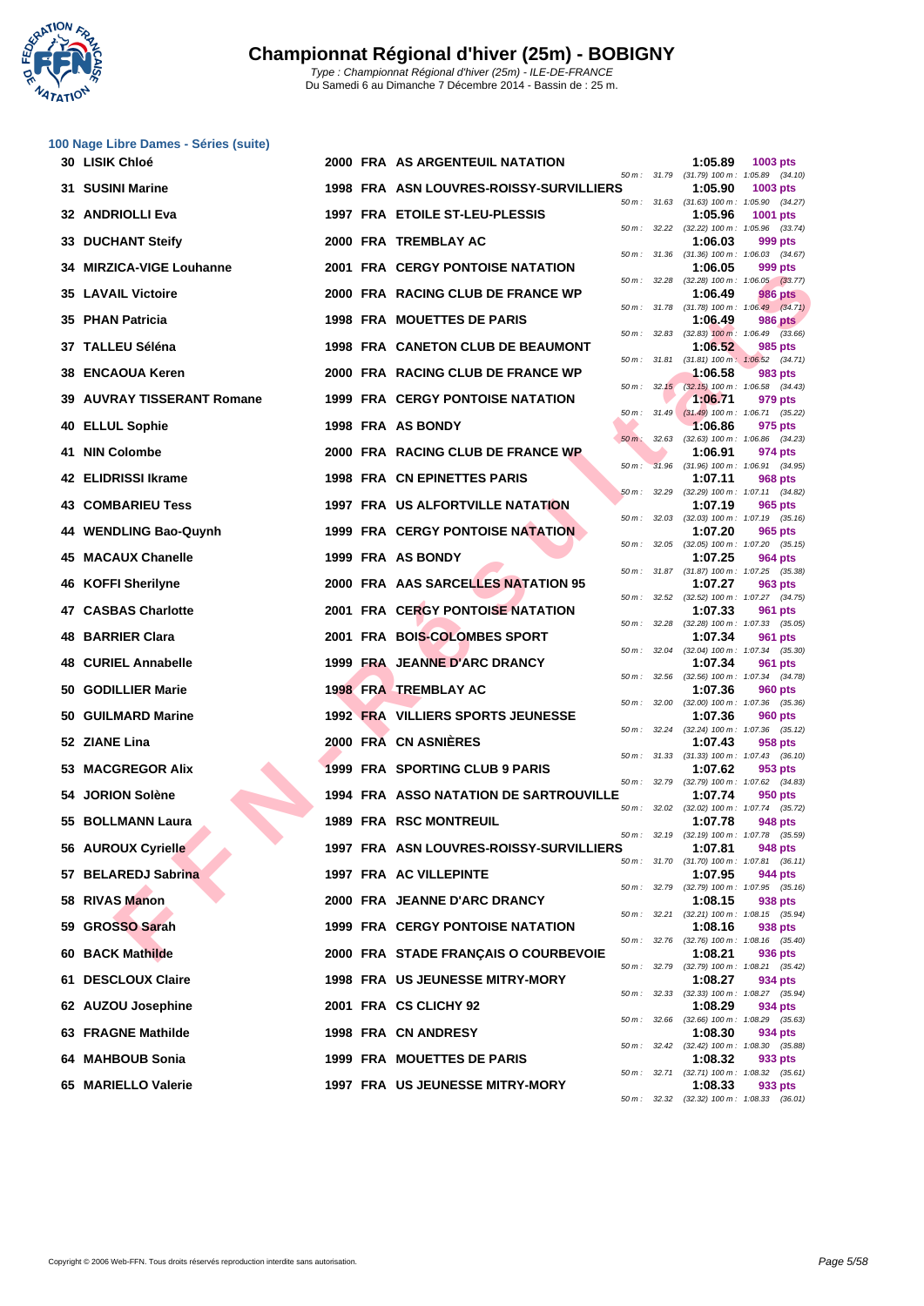# Championnat Régional d'hiver (25m) - BOBIGNY

*Type : Championnat Régional d'hiver (25m) - ILE-DE-FRANCE*
Du Samedi 6 au Dimanche 7 Décembre 2014 - Bassin de : 25 m.

## 100 Nage Libre Dames - Séries (suite)

| Place | Nom | Année | Nat. | Club | Temps | Points | Splits |
|---|---|---|---|---|---|---|---|
| 30 | LISIK Chloé | 2000 | FRA | AS ARGENTEUIL NATATION | 1:05.89 | 1003 pts | 50 m : 31.79 (31.79) 100 m : 1:05.89 (34.10) |
| 31 | SUSINI Marine | 1998 | FRA | ASN LOUVRES-ROISSY-SURVILLIERS | 1:05.90 | 1003 pts | 50 m : 31.63 (31.63) 100 m : 1:05.90 (34.27) |
| 32 | ANDRIOLLI Eva | 1997 | FRA | ETOILE ST-LEU-PLESSIS | 1:05.96 | 1001 pts | 50 m : 32.22 (32.22) 100 m : 1:05.96 (33.74) |
| 33 | DUCHANT Steify | 2000 | FRA | TREMBLAY AC | 1:06.03 | 999 pts | 50 m : 31.36 (31.36) 100 m : 1:06.03 (34.67) |
| 34 | MIRZICA-VIGE Louhanne | 2001 | FRA | CERGY PONTOISE NATATION | 1:06.05 | 999 pts | 50 m : 32.28 (32.28) 100 m : 1:06.05 (33.77) |
| 35 | LAVAIL Victoire | 2000 | FRA | RACING CLUB DE FRANCE WP | 1:06.49 | 986 pts | 50 m : 31.78 (31.78) 100 m : 1:06.49 (34.71) |
| 35 | PHAN Patricia | 1998 | FRA | MOUETTES DE PARIS | 1:06.49 | 986 pts | 50 m : 32.83 (32.83) 100 m : 1:06.49 (33.66) |
| 37 | TALLEU Séléna | 1998 | FRA | CANETON CLUB DE BEAUMONT | 1:06.52 | 985 pts | 50 m : 31.81 (31.81) 100 m : 1:06.52 (34.71) |
| 38 | ENCAOUA Keren | 2000 | FRA | RACING CLUB DE FRANCE WP | 1:06.58 | 983 pts | 50 m : 32.15 (32.15) 100 m : 1:06.58 (34.43) |
| 39 | AUVRAY TISSERANT Romane | 1999 | FRA | CERGY PONTOISE NATATION | 1:06.71 | 979 pts | 50 m : 31.49 (31.49) 100 m : 1:06.71 (35.22) |
| 40 | ELLUL Sophie | 1998 | FRA | AS BONDY | 1:06.86 | 975 pts | 50 m : 32.63 (32.63) 100 m : 1:06.86 (34.23) |
| 41 | NIN Colombe | 2000 | FRA | RACING CLUB DE FRANCE WP | 1:06.91 | 974 pts | 50 m : 31.96 (31.96) 100 m : 1:06.91 (34.95) |
| 42 | ELIDRISSI Ikrame | 1998 | FRA | CN EPINETTES PARIS | 1:07.11 | 968 pts | 50 m : 32.29 (32.29) 100 m : 1:07.11 (34.82) |
| 43 | COMBARIEU Tess | 1997 | FRA | US ALFORTVILLE NATATION | 1:07.19 | 965 pts | 50 m : 32.03 (32.03) 100 m : 1:07.19 (35.16) |
| 44 | WENDLING Bao-Quynh | 1999 | FRA | CERGY PONTOISE NATATION | 1:07.20 | 965 pts | 50 m : 32.05 (32.05) 100 m : 1:07.20 (35.15) |
| 45 | MACAUX Chanelle | 1999 | FRA | AS BONDY | 1:07.25 | 964 pts | 50 m : 31.87 (31.87) 100 m : 1:07.25 (35.38) |
| 46 | KOFFI Sherilyne | 2000 | FRA | AAS SARCELLES NATATION 95 | 1:07.27 | 963 pts | 50 m : 32.52 (32.52) 100 m : 1:07.27 (34.75) |
| 47 | CASBAS Charlotte | 2001 | FRA | CERGY PONTOISE NATATION | 1:07.33 | 961 pts | 50 m : 32.28 (32.28) 100 m : 1:07.33 (35.05) |
| 48 | BARRIER Clara | 2001 | FRA | BOIS-COLOMBES SPORT | 1:07.34 | 961 pts | 50 m : 32.04 (32.04) 100 m : 1:07.34 (35.30) |
| 48 | CURIEL Annabelle | 1999 | FRA | JEANNE D'ARC DRANCY | 1:07.34 | 961 pts | 50 m : 32.56 (32.56) 100 m : 1:07.34 (34.78) |
| 50 | GODILLIER Marie | 1998 | FRA | TREMBLAY AC | 1:07.36 | 960 pts | 50 m : 32.00 (32.00) 100 m : 1:07.36 (35.36) |
| 50 | GUILMARD Marine | 1992 | FRA | VILLIERS SPORTS JEUNESSE | 1:07.36 | 960 pts | 50 m : 32.24 (32.24) 100 m : 1:07.36 (35.12) |
| 52 | ZIANE Lina | 2000 | FRA | CN ASNIÈRES | 1:07.43 | 958 pts | 50 m : 31.33 (31.33) 100 m : 1:07.43 (36.10) |
| 53 | MACGREGOR Alix | 1999 | FRA | SPORTING CLUB 9 PARIS | 1:07.62 | 953 pts | 50 m : 32.79 (32.79) 100 m : 1:07.62 (34.83) |
| 54 | JORION Solène | 1994 | FRA | ASSO NATATION DE SARTROUVILLE | 1:07.74 | 950 pts | 50 m : 32.02 (32.02) 100 m : 1:07.74 (35.72) |
| 55 | BOLLMANN Laura | 1989 | FRA | RSC MONTREUIL | 1:07.78 | 948 pts | 50 m : 32.19 (32.19) 100 m : 1:07.78 (35.59) |
| 56 | AUROUX Cyrielle | 1997 | FRA | ASN LOUVRES-ROISSY-SURVILLIERS | 1:07.81 | 948 pts | 50 m : 31.70 (31.70) 100 m : 1:07.81 (36.11) |
| 57 | BELAREDJ Sabrina | 1997 | FRA | AC VILLEPINTE | 1:07.95 | 944 pts | 50 m : 32.79 (32.79) 100 m : 1:07.95 (35.16) |
| 58 | RIVAS Manon | 2000 | FRA | JEANNE D'ARC DRANCY | 1:08.15 | 938 pts | 50 m : 32.21 (32.21) 100 m : 1:08.15 (35.94) |
| 59 | GROSSO Sarah | 1999 | FRA | CERGY PONTOISE NATATION | 1:08.16 | 938 pts | 50 m : 32.76 (32.76) 100 m : 1:08.16 (35.40) |
| 60 | BACK Mathilde | 2000 | FRA | STADE FRANÇAIS O COURBEVOIE | 1:08.21 | 936 pts | 50 m : 32.79 (32.79) 100 m : 1:08.21 (35.42) |
| 61 | DESCLOUX Claire | 1998 | FRA | US JEUNESSE MITRY-MORY | 1:08.27 | 934 pts | 50 m : 32.33 (32.33) 100 m : 1:08.27 (35.94) |
| 62 | AUZOU Josephine | 2001 | FRA | CS CLICHY 92 | 1:08.29 | 934 pts | 50 m : 32.66 (32.66) 100 m : 1:08.29 (35.63) |
| 63 | FRAGNE Mathilde | 1998 | FRA | CN ANDRESY | 1:08.30 | 934 pts | 50 m : 32.42 (32.42) 100 m : 1:08.30 (35.88) |
| 64 | MAHBOUB Sonia | 1999 | FRA | MOUETTES DE PARIS | 1:08.32 | 933 pts | 50 m : 32.71 (32.71) 100 m : 1:08.32 (35.61) |
| 65 | MARIELLO Valerie | 1997 | FRA | US JEUNESSE MITRY-MORY | 1:08.33 | 933 pts | 50 m : 32.32 (32.32) 100 m : 1:08.33 (36.01) |

Copyright © 2006 Web-FFN. Tous droits réservés reproduction interdite sans autorisation.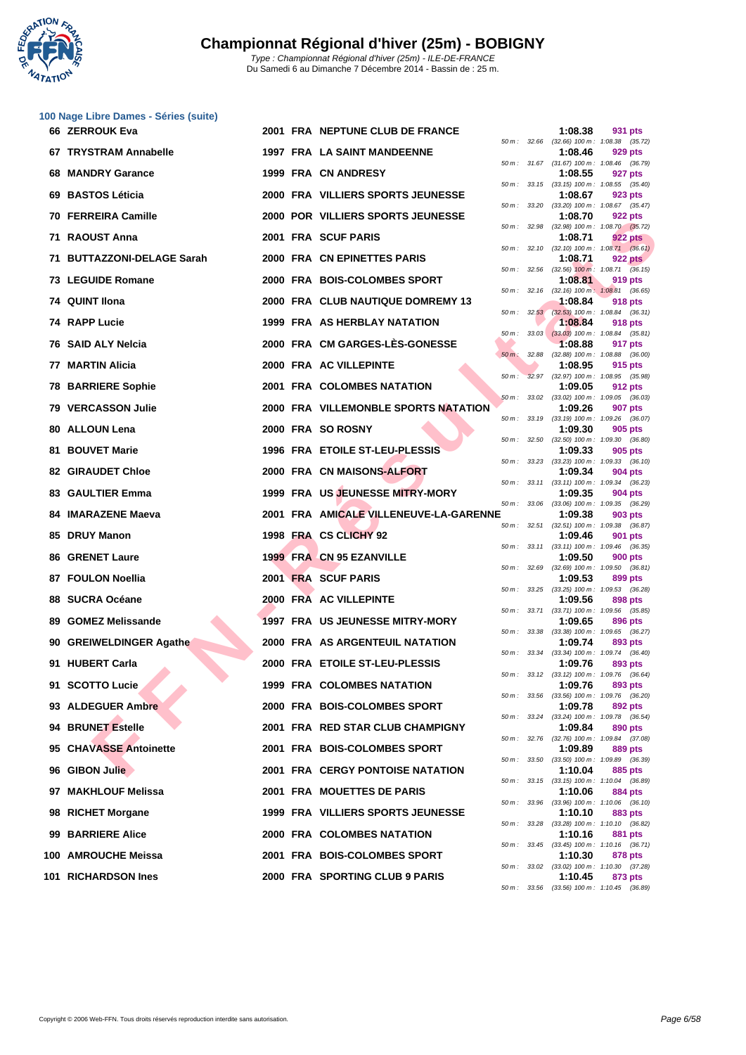# Championnat Régional d'hiver (25m) - BOBIGNY

Type : Championnat Régional d'hiver (25m) - ILE-DE-FRANCE
Du Samedi 6 au Dimanche 7 Décembre 2014 - Bassin de : 25 m.

### 100 Nage Libre Dames - Séries (suite)

| Rang | Nom | Année | Nat. | Club | Temps | Points | Intermédiaires |
|---|---|---|---|---|---|---|---|
| 66 | ZERROUK Eva | 2001 | FRA | NEPTUNE CLUB DE FRANCE | 1:08.38 | 931 pts | 50 m : 32.66 (32.66) 100 m : 1:08.38 (35.72) |
| 67 | TRYSTRAM Annabelle | 1997 | FRA | LA SAINT MANDEENNE | 1:08.46 | 929 pts | 50 m : 31.67 (31.67) 100 m : 1:08.46 (36.79) |
| 68 | MANDRY Garance | 1999 | FRA | CN ANDRESY | 1:08.55 | 927 pts | 50 m : 33.15 (33.15) 100 m : 1:08.55 (35.40) |
| 69 | BASTOS Léticia | 2000 | FRA | VILLIERS SPORTS JEUNESSE | 1:08.67 | 923 pts | 50 m : 33.20 (33.20) 100 m : 1:08.67 (35.47) |
| 70 | FERREIRA Camille | 2000 | POR | VILLIERS SPORTS JEUNESSE | 1:08.70 | 922 pts | 50 m : 32.98 (32.98) 100 m : 1:08.70 (35.72) |
| 71 | RAOUST Anna | 2001 | FRA | SCUF PARIS | 1:08.71 | 922 pts | 50 m : 32.10 (32.10) 100 m : 1:08.71 (36.61) |
| 71 | BUTTAZZONI-DELAGE Sarah | 2000 | FRA | CN EPINETTES PARIS | 1:08.71 | 922 pts | 50 m : 32.56 (32.56) 100 m : 1:08.71 (36.15) |
| 73 | LEGUIDE Romane | 2000 | FRA | BOIS-COLOMBES SPORT | 1:08.81 | 919 pts | 50 m : 32.16 (32.16) 100 m : 1:08.81 (36.65) |
| 74 | QUINT Ilona | 2000 | FRA | CLUB NAUTIQUE DOMREMY 13 | 1:08.84 | 918 pts | 50 m : 32.53 (32.53) 100 m : 1:08.84 (36.31) |
| 74 | RAPP Lucie | 1999 | FRA | AS HERBLAY NATATION | 1:08.84 | 918 pts | 50 m : 33.03 (33.03) 100 m : 1:08.84 (35.81) |
| 76 | SAID ALY Nelcia | 2000 | FRA | CM GARGES-LÈS-GONESSE | 1:08.88 | 917 pts | 50 m : 32.88 (32.88) 100 m : 1:08.88 (36.00) |
| 77 | MARTIN Alicia | 2000 | FRA | AC VILLEPINTE | 1:08.95 | 915 pts | 50 m : 32.97 (32.97) 100 m : 1:08.95 (35.98) |
| 78 | BARRIERE Sophie | 2001 | FRA | COLOMBES NATATION | 1:09.05 | 912 pts | 50 m : 33.02 (33.02) 100 m : 1:09.05 (36.03) |
| 79 | VERCASSON Julie | 2000 | FRA | VILLEMONBLE SPORTS NATATION | 1:09.26 | 907 pts | 50 m : 33.19 (33.19) 100 m : 1:09.26 (36.07) |
| 80 | ALLOUN Lena | 2000 | FRA | SO ROSNY | 1:09.30 | 905 pts | 50 m : 32.50 (32.50) 100 m : 1:09.30 (36.80) |
| 81 | BOUVET Marie | 1996 | FRA | ETOILE ST-LEU-PLESSIS | 1:09.33 | 905 pts | 50 m : 33.23 (33.23) 100 m : 1:09.33 (36.10) |
| 82 | GIRAUDET Chloe | 2000 | FRA | CN MAISONS-ALFORT | 1:09.34 | 904 pts | 50 m : 33.11 (33.11) 100 m : 1:09.34 (36.23) |
| 83 | GAULTIER Emma | 1999 | FRA | US JEUNESSE MITRY-MORY | 1:09.35 | 904 pts | 50 m : 33.06 (33.06) 100 m : 1:09.35 (36.29) |
| 84 | IMARAZENE Maeva | 2001 | FRA | AMICALE VILLENEUVE-LA-GARENNE | 1:09.38 | 903 pts | 50 m : 32.51 (32.51) 100 m : 1:09.38 (36.87) |
| 85 | DRUY Manon | 1998 | FRA | CS CLICHY 92 | 1:09.46 | 901 pts | 50 m : 33.11 (33.11) 100 m : 1:09.46 (36.35) |
| 86 | GRENET Laure | 1999 | FRA | CN 95 EZANVILLE | 1:09.50 | 900 pts | 50 m : 32.69 (32.69) 100 m : 1:09.50 (36.81) |
| 87 | FOULON Noellia | 2001 | FRA | SCUF PARIS | 1:09.53 | 899 pts | 50 m : 33.25 (33.25) 100 m : 1:09.53 (36.28) |
| 88 | SUCRA Océane | 2000 | FRA | AC VILLEPINTE | 1:09.56 | 898 pts | 50 m : 33.71 (33.71) 100 m : 1:09.56 (35.85) |
| 89 | GOMEZ Melissande | 1997 | FRA | US JEUNESSE MITRY-MORY | 1:09.65 | 896 pts | 50 m : 33.38 (33.38) 100 m : 1:09.65 (36.27) |
| 90 | GREIWELDINGER Agathe | 2000 | FRA | AS ARGENTEUIL NATATION | 1:09.74 | 893 pts | 50 m : 33.34 (33.34) 100 m : 1:09.74 (36.40) |
| 91 | HUBERT Carla | 2000 | FRA | ETOILE ST-LEU-PLESSIS | 1:09.76 | 893 pts | 50 m : 33.12 (33.12) 100 m : 1:09.76 (36.64) |
| 91 | SCOTTO Lucie | 1999 | FRA | COLOMBES NATATION | 1:09.76 | 893 pts | 50 m : 33.56 (33.56) 100 m : 1:09.76 (36.20) |
| 93 | ALDEGUER Ambre | 2000 | FRA | BOIS-COLOMBES SPORT | 1:09.78 | 892 pts | 50 m : 33.24 (33.24) 100 m : 1:09.78 (36.54) |
| 94 | BRUNET Estelle | 2001 | FRA | RED STAR CLUB CHAMPIGNY | 1:09.84 | 890 pts | 50 m : 32.76 (32.76) 100 m : 1:09.84 (37.08) |
| 95 | CHAVASSE Antoinette | 2001 | FRA | BOIS-COLOMBES SPORT | 1:09.89 | 889 pts | 50 m : 33.50 (33.50) 100 m : 1:09.89 (36.39) |
| 96 | GIBON Julie | 2001 | FRA | CERGY PONTOISE NATATION | 1:10.04 | 885 pts | 50 m : 33.15 (33.15) 100 m : 1:10.04 (36.89) |
| 97 | MAKHLOUF Melissa | 2001 | FRA | MOUETTES DE PARIS | 1:10.06 | 884 pts | 50 m : 33.96 (33.96) 100 m : 1:10.06 (36.10) |
| 98 | RICHET Morgane | 1999 | FRA | VILLIERS SPORTS JEUNESSE | 1:10.10 | 883 pts | 50 m : 33.28 (33.28) 100 m : 1:10.10 (36.82) |
| 99 | BARRIERE Alice | 2000 | FRA | COLOMBES NATATION | 1:10.16 | 881 pts | 50 m : 33.45 (33.45) 100 m : 1:10.16 (36.71) |
| 100 | AMROUCHE Meissa | 2001 | FRA | BOIS-COLOMBES SPORT | 1:10.30 | 878 pts | 50 m : 33.02 (33.02) 100 m : 1:10.30 (37.28) |
| 101 | RICHARDSON Ines | 2000 | FRA | SPORTING CLUB 9 PARIS | 1:10.45 | 873 pts | 50 m : 33.56 (33.56) 100 m : 1:10.45 (36.89) |

Copyright © 2006 Web-FFN. Tous droits réservés reproduction interdite sans autorisation.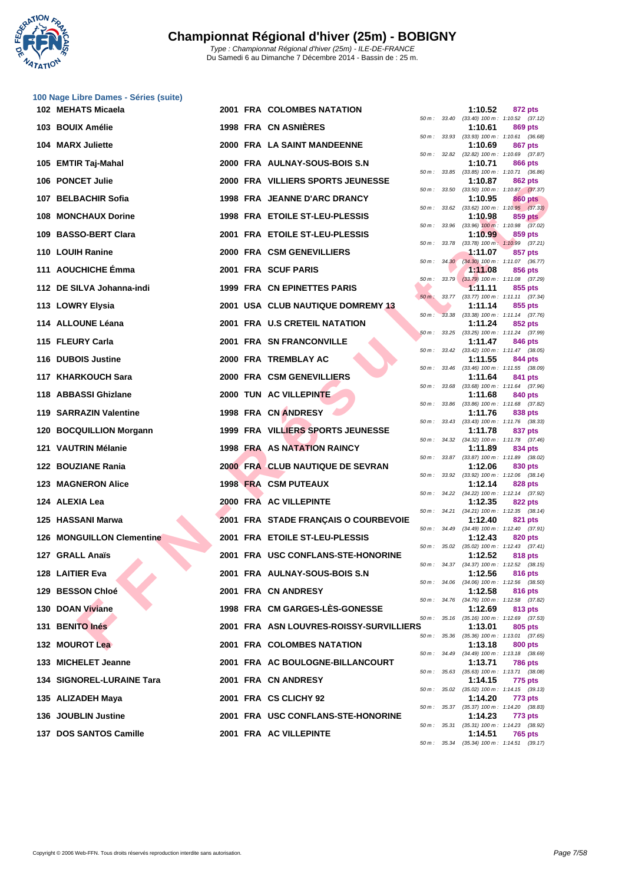# Championnat Régional d'hiver (25m) - BOBIGNY

Type : Championnat Régional d'hiver (25m) - ILE-DE-FRANCE
Du Samedi 6 au Dimanche 7 Décembre 2014 - Bassin de : 25 m.

### 100 Nage Libre Dames - Séries (suite)

| Rang | Nom | Année | Nat. | Club | Temps | Points | Intermédiaires |
|---|---|---|---|---|---|---|---|
| 102 | MEHATS Micaela | 2001 | FRA | COLOMBES NATATION | 1:10.52 | 872 pts | 50 m : 33.40 (33.40) 100 m : 1:10.52 (37.12) |
| 103 | BOUIX Amélie | 1998 | FRA | CN ASNIÈRES | 1:10.61 | 869 pts | 50 m : 33.93 (33.93) 100 m : 1:10.61 (36.68) |
| 104 | MARX Juliette | 2000 | FRA | LA SAINT MANDEENNE | 1:10.69 | 867 pts | 50 m : 32.82 (32.82) 100 m : 1:10.69 (37.87) |
| 105 | EMTIR Taj-Mahal | 2000 | FRA | AULNAY-SOUS-BOIS S.N | 1:10.71 | 866 pts | 50 m : 33.85 (33.85) 100 m : 1:10.71 (36.86) |
| 106 | PONCET Julie | 2000 | FRA | VILLIERS SPORTS JEUNESSE | 1:10.87 | 862 pts | 50 m : 33.50 (33.50) 100 m : 1:10.87 (37.37) |
| 107 | BELBACHIR Sofia | 1998 | FRA | JEANNE D'ARC DRANCY | 1:10.95 | 860 pts | 50 m : 33.62 (33.62) 100 m : 1:10.95 (37.33) |
| 108 | MONCHAUX Dorine | 1998 | FRA | ETOILE ST-LEU-PLESSIS | 1:10.98 | 859 pts | 50 m : 33.96 (33.96) 100 m : 1:10.98 (37.02) |
| 109 | BASSO-BERT Clara | 2001 | FRA | ETOILE ST-LEU-PLESSIS | 1:10.99 | 859 pts | 50 m : 33.78 (33.78) 100 m : 1:10.99 (37.21) |
| 110 | LOUIH Ranine | 2000 | FRA | CSM GENEVILLIERS | 1:11.07 | 857 pts | 50 m : 34.30 (34.30) 100 m : 1:11.07 (36.77) |
| 111 | AOUCHICHE Émma | 2001 | FRA | SCUF PARIS | 1:11.08 | 856 pts | 50 m : 33.79 (33.79) 100 m : 1:11.08 (37.29) |
| 112 | DE SILVA Johanna-indi | 1999 | FRA | CN EPINETTES PARIS | 1:11.11 | 855 pts | 50 m : 33.77 (33.77) 100 m : 1:11.11 (37.34) |
| 113 | LOWRY Elysia | 2001 | USA | CLUB NAUTIQUE DOMREMY 13 | 1:11.14 | 855 pts | 50 m : 33.38 (33.38) 100 m : 1:11.14 (37.76) |
| 114 | ALLOUNE Léana | 2001 | FRA | U.S CRETEIL NATATION | 1:11.24 | 852 pts | 50 m : 33.25 (33.25) 100 m : 1:11.24 (37.99) |
| 115 | FLEURY Carla | 2001 | FRA | SN FRANCONVILLE | 1:11.47 | 846 pts | 50 m : 33.42 (33.42) 100 m : 1:11.47 (38.05) |
| 116 | DUBOIS Justine | 2000 | FRA | TREMBLAY AC | 1:11.55 | 844 pts | 50 m : 33.46 (33.46) 100 m : 1:11.55 (38.09) |
| 117 | KHARKOUCH Sara | 2000 | FRA | CSM GENEVILLIERS | 1:11.64 | 841 pts | 50 m : 33.68 (33.68) 100 m : 1:11.64 (37.96) |
| 118 | ABBASSI Ghizlane | 2000 | TUN | AC VILLEPINTE | 1:11.68 | 840 pts | 50 m : 33.86 (33.86) 100 m : 1:11.68 (37.82) |
| 119 | SARRAZIN Valentine | 1998 | FRA | CN ANDRESY | 1:11.76 | 838 pts | 50 m : 33.43 (33.43) 100 m : 1:11.76 (38.33) |
| 120 | BOCQUILLION Morgann | 1999 | FRA | VILLIERS SPORTS JEUNESSE | 1:11.78 | 837 pts | 50 m : 34.32 (34.32) 100 m : 1:11.78 (37.46) |
| 121 | VAUTRIN Mélanie | 1998 | FRA | AS NATATION RAINCY | 1:11.89 | 834 pts | 50 m : 33.87 (33.87) 100 m : 1:11.89 (38.02) |
| 122 | BOUZIANE Rania | 2000 | FRA | CLUB NAUTIQUE DE SEVRAN | 1:12.06 | 830 pts | 50 m : 33.92 (33.92) 100 m : 1:12.06 (38.14) |
| 123 | MAGNERON Alice | 1998 | FRA | CSM PUTEAUX | 1:12.14 | 828 pts | 50 m : 34.22 (34.22) 100 m : 1:12.14 (37.92) |
| 124 | ALEXIA Lea | 2000 | FRA | AC VILLEPINTE | 1:12.35 | 822 pts | 50 m : 34.21 (34.21) 100 m : 1:12.35 (38.14) |
| 125 | HASSANI Marwa | 2001 | FRA | STADE FRANÇAIS O COURBEVOIE | 1:12.40 | 821 pts | 50 m : 34.49 (34.49) 100 m : 1:12.40 (37.91) |
| 126 | MONGUILLON Clementine | 2001 | FRA | ETOILE ST-LEU-PLESSIS | 1:12.43 | 820 pts | 50 m : 35.02 (35.02) 100 m : 1:12.43 (37.41) |
| 127 | GRALL Anaïs | 2001 | FRA | USC CONFLANS-STE-HONORINE | 1:12.52 | 818 pts | 50 m : 34.37 (34.37) 100 m : 1:12.52 (38.15) |
| 128 | LAITIER Eva | 2001 | FRA | AULNAY-SOUS-BOIS S.N | 1:12.56 | 816 pts | 50 m : 34.06 (34.06) 100 m : 1:12.56 (38.50) |
| 129 | BESSON Chloé | 2001 | FRA | CN ANDRESY | 1:12.58 | 816 pts | 50 m : 34.76 (34.76) 100 m : 1:12.58 (37.82) |
| 130 | DOAN Viviane | 1998 | FRA | CM GARGES-LÈS-GONESSE | 1:12.69 | 813 pts | 50 m : 35.16 (35.16) 100 m : 1:12.69 (37.53) |
| 131 | BENITO Inés | 2001 | FRA | ASN LOUVRES-ROISSY-SURVILLIERS | 1:13.01 | 805 pts | 50 m : 35.36 (35.36) 100 m : 1:13.01 (37.65) |
| 132 | MOUROT Lea | 2001 | FRA | COLOMBES NATATION | 1:13.18 | 800 pts | 50 m : 34.49 (34.49) 100 m : 1:13.18 (38.69) |
| 133 | MICHELET Jeanne | 2001 | FRA | AC BOULOGNE-BILLANCOURT | 1:13.71 | 786 pts | 50 m : 35.63 (35.63) 100 m : 1:13.71 (38.08) |
| 134 | SIGNOREL-LURAINE Tara | 2001 | FRA | CN ANDRESY | 1:14.15 | 775 pts | 50 m : 35.02 (35.02) 100 m : 1:14.15 (39.13) |
| 135 | ALIZADEH Maya | 2001 | FRA | CS CLICHY 92 | 1:14.20 | 773 pts | 50 m : 35.37 (35.37) 100 m : 1:14.20 (38.83) |
| 136 | JOUBLIN Justine | 2001 | FRA | USC CONFLANS-STE-HONORINE | 1:14.23 | 773 pts | 50 m : 35.31 (35.31) 100 m : 1:14.23 (38.92) |
| 137 | DOS SANTOS Camille | 2001 | FRA | AC VILLEPINTE | 1:14.51 | 765 pts | 50 m : 35.34 (35.34) 100 m : 1:14.51 (39.17) |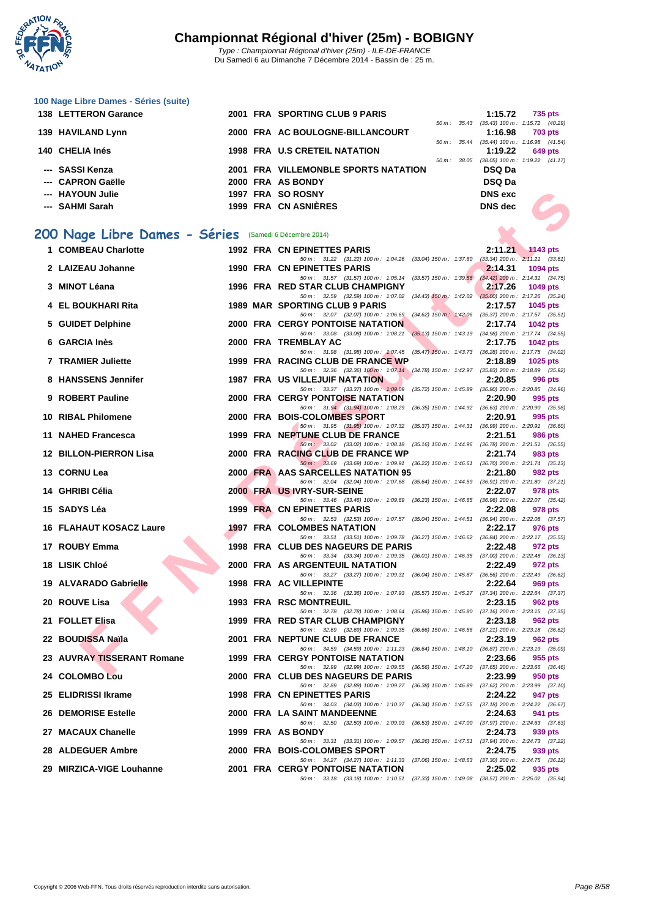# Championnat Régional d'hiver (25m) - BOBIGNY

*Type : Championnat Régional d'hiver (25m) - ILE-DE-FRANCE*
Du Samedi 6 au Dimanche 7 Décembre 2014 - Bassin de : 25 m.

## 100 Nage Libre Dames - Séries (suite)

| Rang | Nom | Année | Nat. | Club | Temps | Points |
|---|---|---|---|---|---|---|
| 138 | LETTERON Garance | 2001 | FRA | SPORTING CLUB 9 PARIS | 1:15.72 | 735 pts |
| | *50 m : 35.43 (35.43) 100 m : 1:15.72 (40.29)* | | | | | |
| 139 | HAVILAND Lynn | 2000 | FRA | AC BOULOGNE-BILLANCOURT | 1:16.98 | 703 pts |
| | *50 m : 35.44 (35.44) 100 m : 1:16.98 (41.54)* | | | | | |
| 140 | CHELIA Inés | 1998 | FRA | U.S CRETEIL NATATION | 1:19.22 | 649 pts |
| | *50 m : 38.05 (38.05) 100 m : 1:19.22 (41.17)* | | | | | |
| --- | SASSI Kenza | 2001 | FRA | VILLEMONBLE SPORTS NATATION | DSQ Da | |
| --- | CAPRON Gaëlle | 2000 | FRA | AS BONDY | DSQ Da | |
| --- | HAYOUN Julie | 1997 | FRA | SO ROSNY | DNS exc | |
| --- | SAHMI Sarah | 1999 | FRA | CN ASNIÈRES | DNS dec | |

## 200 Nage Libre Dames - Séries (Samedi 6 Décembre 2014)

| Rang | Nom | Année | Nat. | Club | Temps | Points |
|---|---|---|---|---|---|---|
| 1 | COMBEAU Charlotte | 1992 | FRA | CN EPINETTES PARIS | 2:11.21 | 1143 pts |
| | *50 m : 31.22 (31.22) 100 m : 1:04.26 (33.04) 150 m : 1:37.60 (33.34) 200 m : 2:11.21 (33.61)* | | | | | |
| 2 | LAIZEAU Johanne | 1990 | FRA | CN EPINETTES PARIS | 2:14.31 | 1094 pts |
| | *50 m : 31.57 (31.57) 100 m : 1:05.14 (33.57) 150 m : 1:39.56 (34.42) 200 m : 2:14.31 (34.75)* | | | | | |
| 3 | MINOT Léana | 1996 | FRA | RED STAR CLUB CHAMPIGNY | 2:17.26 | 1049 pts |
| | *50 m : 32.59 (32.59) 100 m : 1:07.02 (34.43) 150 m : 1:42.02 (35.00) 200 m : 2:17.26 (35.24)* | | | | | |
| 4 | EL BOUKHARI Rita | 1989 | MAR | SPORTING CLUB 9 PARIS | 2:17.57 | 1045 pts |
| | *50 m : 32.07 (32.07) 100 m : 1:06.69 (34.62) 150 m : 1:42.06 (35.37) 200 m : 2:17.57 (35.51)* | | | | | |
| 5 | GUIDET Delphine | 2000 | FRA | CERGY PONTOISE NATATION | 2:17.74 | 1042 pts |
| | *50 m : 33.08 (33.08) 100 m : 1:08.21 (35.13) 150 m : 1:43.19 (34.98) 200 m : 2:17.74 (34.55)* | | | | | |
| 6 | GARCIA Inès | 2000 | FRA | TREMBLAY AC | 2:17.75 | 1042 pts |
| | *50 m : 31.98 (31.98) 100 m : 1:07.45 (35.47) 150 m : 1:43.73 (36.28) 200 m : 2:17.75 (34.02)* | | | | | |
| 7 | TRAMIER Juliette | 1999 | FRA | RACING CLUB DE FRANCE WP | 2:18.89 | 1025 pts |
| | *50 m : 32.36 (32.36) 100 m : 1:07.14 (34.78) 150 m : 1:42.97 (35.83) 200 m : 2:18.89 (35.92)* | | | | | |
| 8 | HANSSENS Jennifer | 1987 | FRA | US VILLEJUIF NATATION | 2:20.85 | 996 pts |
| | *50 m : 33.37 (33.37) 100 m : 1:09.09 (35.72) 150 m : 1:45.89 (36.80) 200 m : 2:20.85 (34.96)* | | | | | |
| 9 | ROBERT Pauline | 2000 | FRA | CERGY PONTOISE NATATION | 2:20.90 | 995 pts |
| | *50 m : 31.94 (31.94) 100 m : 1:08.29 (36.35) 150 m : 1:44.92 (36.63) 200 m : 2:20.90 (35.98)* | | | | | |
| 10 | RIBAL Philomene | 2000 | FRA | BOIS-COLOMBES SPORT | 2:20.91 | 995 pts |
| | *50 m : 31.95 (31.95) 100 m : 1:07.32 (35.37) 150 m : 1:44.31 (36.99) 200 m : 2:20.91 (36.60)* | | | | | |
| 11 | NAHED Francesca | 1999 | FRA | NEPTUNE CLUB DE FRANCE | 2:21.51 | 986 pts |
| | *50 m : 33.02 (33.02) 100 m : 1:08.18 (35.16) 150 m : 1:44.96 (36.78) 200 m : 2:21.51 (36.55)* | | | | | |
| 12 | BILLON-PIERRON Lisa | 2000 | FRA | RACING CLUB DE FRANCE WP | 2:21.74 | 983 pts |
| | *50 m : 33.69 (33.69) 100 m : 1:09.91 (36.22) 150 m : 1:46.61 (36.70) 200 m : 2:21.74 (35.13)* | | | | | |
| 13 | CORNU Lea | 2000 | FRA | AAS SARCELLES NATATION 95 | 2:21.80 | 982 pts |
| | *50 m : 32.04 (32.04) 100 m : 1:07.68 (35.64) 150 m : 1:44.59 (36.91) 200 m : 2:21.80 (37.21)* | | | | | |
| 14 | GHRIBI Célia | 2000 | FRA | US IVRY-SUR-SEINE | 2:22.07 | 978 pts |
| | *50 m : 33.46 (33.46) 100 m : 1:09.69 (36.23) 150 m : 1:46.65 (36.96) 200 m : 2:22.07 (35.42)* | | | | | |
| 15 | SADYS Léa | 1999 | FRA | CN EPINETTES PARIS | 2:22.08 | 978 pts |
| | *50 m : 32.53 (32.53) 100 m : 1:07.57 (35.04) 150 m : 1:44.51 (36.94) 200 m : 2:22.08 (37.57)* | | | | | |
| 16 | FLAHAUT KOSACZ Laure | 1997 | FRA | COLOMBES NATATION | 2:22.17 | 976 pts |
| | *50 m : 33.51 (33.51) 100 m : 1:09.78 (36.27) 150 m : 1:46.62 (36.84) 200 m : 2:22.17 (35.55)* | | | | | |
| 17 | ROUBY Emma | 1998 | FRA | CLUB DES NAGEURS DE PARIS | 2:22.48 | 972 pts |
| | *50 m : 33.34 (33.34) 100 m : 1:09.35 (36.01) 150 m : 1:46.35 (37.00) 200 m : 2:22.48 (36.13)* | | | | | |
| 18 | LISIK Chloé | 2000 | FRA | AS ARGENTEUIL NATATION | 2:22.49 | 972 pts |
| | *50 m : 33.27 (33.27) 100 m : 1:09.31 (36.04) 150 m : 1:45.87 (36.56) 200 m : 2:22.49 (36.62)* | | | | | |
| 19 | ALVARADO Gabrielle | 1998 | FRA | AC VILLEPINTE | 2:22.64 | 969 pts |
| | *50 m : 32.36 (32.36) 100 m : 1:07.93 (35.57) 150 m : 1:45.27 (37.34) 200 m : 2:22.64 (37.37)* | | | | | |
| 20 | ROUVE Lisa | 1993 | FRA | RSC MONTREUIL | 2:23.15 | 962 pts |
| | *50 m : 32.78 (32.78) 100 m : 1:08.64 (35.86) 150 m : 1:45.80 (37.16) 200 m : 2:23.15 (37.35)* | | | | | |
| 21 | FOLLET Elisa | 1999 | FRA | RED STAR CLUB CHAMPIGNY | 2:23.18 | 962 pts |
| | *50 m : 32.69 (32.69) 100 m : 1:09.35 (36.66) 150 m : 1:46.56 (37.21) 200 m : 2:23.18 (36.62)* | | | | | |
| 22 | BOUDISSA Naïla | 2001 | FRA | NEPTUNE CLUB DE FRANCE | 2:23.19 | 962 pts |
| | *50 m : 34.59 (34.59) 100 m : 1:11.23 (36.64) 150 m : 1:48.10 (36.87) 200 m : 2:23.19 (35.09)* | | | | | |
| 23 | AUVRAY TISSERANT Romane | 1999 | FRA | CERGY PONTOISE NATATION | 2:23.66 | 955 pts |
| | *50 m : 32.99 (32.99) 100 m : 1:09.55 (36.56) 150 m : 1:47.20 (37.65) 200 m : 2:23.66 (36.46)* | | | | | |
| 24 | COLOMBO Lou | 2000 | FRA | CLUB DES NAGEURS DE PARIS | 2:23.99 | 950 pts |
| | *50 m : 32.89 (32.89) 100 m : 1:09.27 (36.38) 150 m : 1:46.89 (37.62) 200 m : 2:23.99 (37.10)* | | | | | |
| 25 | ELIDRISSI Ikrame | 1998 | FRA | CN EPINETTES PARIS | 2:24.22 | 947 pts |
| | *50 m : 34.03 (34.03) 100 m : 1:10.37 (36.34) 150 m : 1:47.55 (37.18) 200 m : 2:24.22 (36.67)* | | | | | |
| 26 | DEMORISE Estelle | 2000 | FRA | LA SAINT MANDEENNE | 2:24.63 | 941 pts |
| | *50 m : 32.50 (32.50) 100 m : 1:09.03 (36.53) 150 m : 1:47.00 (37.97) 200 m : 2:24.63 (37.63)* | | | | | |
| 27 | MACAUX Chanelle | 1999 | FRA | AS BONDY | 2:24.73 | 939 pts |
| | *50 m : 33.31 (33.31) 100 m : 1:09.57 (36.26) 150 m : 1:47.51 (37.94) 200 m : 2:24.73 (37.22)* | | | | | |
| 28 | ALDEGUER Ambre | 2000 | FRA | BOIS-COLOMBES SPORT | 2:24.75 | 939 pts |
| | *50 m : 34.27 (34.27) 100 m : 1:11.33 (37.06) 150 m : 1:48.63 (37.30) 200 m : 2:24.75 (36.12)* | | | | | |
| 29 | MIRZICA-VIGE Louhanne | 2001 | FRA | CERGY PONTOISE NATATION | 2:25.02 | 935 pts |
| | *50 m : 33.18 (33.18) 100 m : 1:10.51 (37.33) 150 m : 1:49.08 (38.57) 200 m : 2:25.02 (35.94)* | | | | | |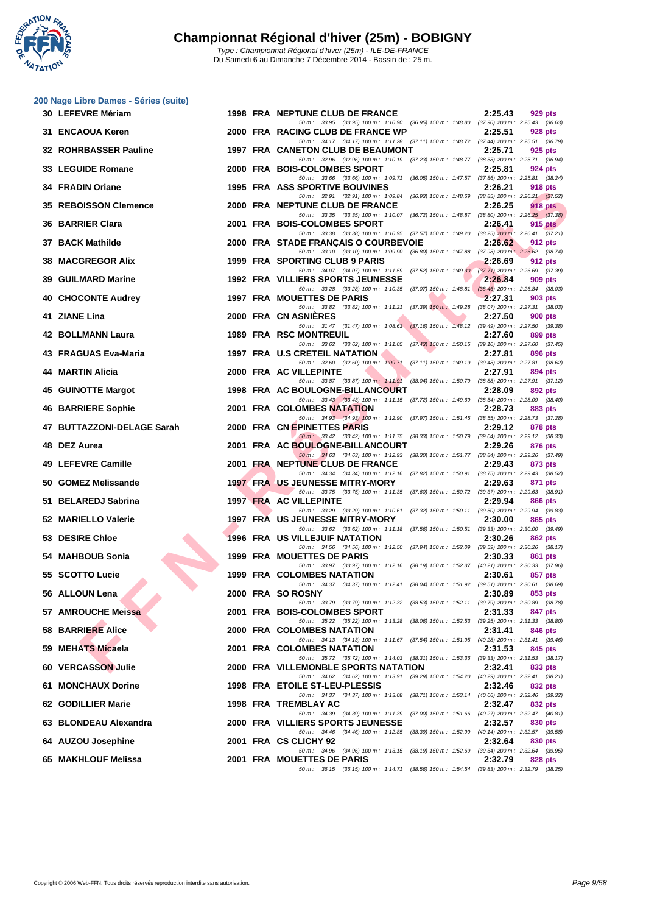# Championnat Régional d'hiver (25m) - BOBIGNY

Type : Championnat Régional d'hiver (25m) - ILE-DE-FRANCE
Du Samedi 6 au Dimanche 7 Décembre 2014 - Bassin de : 25 m.

## 200 Nage Libre Dames - Séries (suite)

| Rg | Nom | Année | Nat | Club | Temps | Points |
|---|---|---|---|---|---|---|
| 30 | LEFEVRE Mériam | 1998 | FRA | NEPTUNE CLUB DE FRANCE | 2:25.43 | 929 pts |
| | 50 m : 33.95 (33.95) 100 m : 1:10.90 (36.95) 150 m : 1:48.80 (37.90) 200 m : 2:25.43 (36.63) | | | | | |
| 31 | ENCAOUA Keren | 2000 | FRA | RACING CLUB DE FRANCE WP | 2:25.51 | 928 pts |
| | 50 m : 34.17 (34.17) 100 m : 1:11.28 (37.11) 150 m : 1:48.72 (37.44) 200 m : 2:25.51 (36.79) | | | | | |
| 32 | ROHRBASSER Pauline | 1997 | FRA | CANETON CLUB DE BEAUMONT | 2:25.71 | 925 pts |
| | 50 m : 32.96 (32.96) 100 m : 1:10.19 (37.23) 150 m : 1:48.77 (38.58) 200 m : 2:25.71 (36.94) | | | | | |
| 33 | LEGUIDE Romane | 2000 | FRA | BOIS-COLOMBES SPORT | 2:25.81 | 924 pts |
| | 50 m : 33.66 (33.66) 100 m : 1:09.71 (36.05) 150 m : 1:47.57 (37.86) 200 m : 2:25.81 (38.24) | | | | | |
| 34 | FRADIN Oriane | 1995 | FRA | ASS SPORTIVE BOUVINES | 2:26.21 | 918 pts |
| | 50 m : 32.91 (32.91) 100 m : 1:09.84 (36.93) 150 m : 1:48.69 (38.85) 200 m : 2:26.21 (37.52) | | | | | |
| 35 | REBOISSON Clemence | 2000 | FRA | NEPTUNE CLUB DE FRANCE | 2:26.25 | 918 pts |
| | 50 m : 33.35 (33.35) 100 m : 1:10.07 (36.72) 150 m : 1:48.87 (38.80) 200 m : 2:26.25 (37.38) | | | | | |
| 36 | BARRIER Clara | 2001 | FRA | BOIS-COLOMBES SPORT | 2:26.41 | 915 pts |
| | 50 m : 33.38 (33.38) 100 m : 1:10.95 (37.57) 150 m : 1:49.20 (38.25) 200 m : 2:26.41 (37.21) | | | | | |
| 37 | BACK Mathilde | 2000 | FRA | STADE FRANÇAIS O COURBEVOIE | 2:26.62 | 912 pts |
| | 50 m : 33.10 (33.10) 100 m : 1:09.90 (36.80) 150 m : 1:47.88 (37.98) 200 m : 2:26.62 (38.74) | | | | | |
| 38 | MACGREGOR Alix | 1999 | FRA | SPORTING CLUB 9 PARIS | 2:26.69 | 912 pts |
| | 50 m : 34.07 (34.07) 100 m : 1:11.59 (37.52) 150 m : 1:49.30 (37.71) 200 m : 2:26.69 (37.39) | | | | | |
| 39 | GUILMARD Marine | 1992 | FRA | VILLIERS SPORTS JEUNESSE | 2:26.84 | 909 pts |
| | 50 m : 33.28 (33.28) 100 m : 1:10.35 (37.07) 150 m : 1:48.81 (38.46) 200 m : 2:26.84 (38.03) | | | | | |
| 40 | CHOCONTE Audrey | 1997 | FRA | MOUETTES DE PARIS | 2:27.31 | 903 pts |
| | 50 m : 33.82 (33.82) 100 m : 1:11.21 (37.39) 150 m : 1:49.28 (38.07) 200 m : 2:27.31 (38.03) | | | | | |
| 41 | ZIANE Lina | 2000 | FRA | CN ASNIÈRES | 2:27.50 | 900 pts |
| | 50 m : 31.47 (31.47) 100 m : 1:08.63 (37.16) 150 m : 1:48.12 (39.49) 200 m : 2:27.50 (39.38) | | | | | |
| 42 | BOLLMANN Laura | 1989 | FRA | RSC MONTREUIL | 2:27.60 | 899 pts |
| | 50 m : 33.62 (33.62) 100 m : 1:11.05 (37.43) 150 m : 1:50.15 (39.10) 200 m : 2:27.60 (37.45) | | | | | |
| 43 | FRAGUAS Eva-Maria | 1997 | FRA | U.S CRETEIL NATATION | 2:27.81 | 896 pts |
| | 50 m : 32.60 (32.60) 100 m : 1:09.71 (37.11) 150 m : 1:49.19 (39.48) 200 m : 2:27.81 (38.62) | | | | | |
| 44 | MARTIN Alicia | 2000 | FRA | AC VILLEPINTE | 2:27.91 | 894 pts |
| | 50 m : 33.87 (33.87) 100 m : 1:11.91 (38.04) 150 m : 1:50.79 (38.88) 200 m : 2:27.91 (37.12) | | | | | |
| 45 | GUINOTTE Margot | 1998 | FRA | AC BOULOGNE-BILLANCOURT | 2:28.09 | 892 pts |
| | 50 m : 33.43 (33.43) 100 m : 1:11.15 (37.72) 150 m : 1:49.69 (38.54) 200 m : 2:28.09 (38.40) | | | | | |
| 46 | BARRIERE Sophie | 2001 | FRA | COLOMBES NATATION | 2:28.73 | 883 pts |
| | 50 m : 34.93 (34.93) 100 m : 1:12.90 (37.97) 150 m : 1:51.45 (38.55) 200 m : 2:28.73 (37.28) | | | | | |
| 47 | BUTTAZZONI-DELAGE Sarah | 2000 | FRA | CN EPINETTES PARIS | 2:29.12 | 878 pts |
| | 50 m : 33.42 (33.42) 100 m : 1:11.75 (38.33) 150 m : 1:50.79 (39.04) 200 m : 2:29.12 (38.33) | | | | | |
| 48 | DEZ Aurea | 2001 | FRA | AC BOULOGNE-BILLANCOURT | 2:29.26 | 876 pts |
| | 50 m : 34.63 (34.63) 100 m : 1:12.93 (38.30) 150 m : 1:51.77 (38.84) 200 m : 2:29.26 (37.49) | | | | | |
| 49 | LEFEVRE Camille | 2001 | FRA | NEPTUNE CLUB DE FRANCE | 2:29.43 | 873 pts |
| | 50 m : 34.34 (34.34) 100 m : 1:12.16 (37.82) 150 m : 1:50.91 (38.75) 200 m : 2:29.43 (38.52) | | | | | |
| 50 | GOMEZ Melissande | 1997 | FRA | US JEUNESSE MITRY-MORY | 2:29.63 | 871 pts |
| | 50 m : 33.75 (33.75) 100 m : 1:11.35 (37.60) 150 m : 1:50.72 (39.37) 200 m : 2:29.63 (38.91) | | | | | |
| 51 | BELAREDJ Sabrina | 1997 | FRA | AC VILLEPINTE | 2:29.94 | 866 pts |
| | 50 m : 33.29 (33.29) 100 m : 1:10.61 (37.32) 150 m : 1:50.11 (39.50) 200 m : 2:29.94 (39.83) | | | | | |
| 52 | MARIELLO Valerie | 1997 | FRA | US JEUNESSE MITRY-MORY | 2:30.00 | 865 pts |
| | 50 m : 33.62 (33.62) 100 m : 1:11.18 (37.56) 150 m : 1:50.51 (39.33) 200 m : 2:30.00 (39.49) | | | | | |
| 53 | DESIRE Chloe | 1996 | FRA | US VILLEJUIF NATATION | 2:30.26 | 862 pts |
| | 50 m : 34.56 (34.56) 100 m : 1:12.50 (37.94) 150 m : 1:52.09 (39.59) 200 m : 2:30.26 (38.17) | | | | | |
| 54 | MAHBOUB Sonia | 1999 | FRA | MOUETTES DE PARIS | 2:30.33 | 861 pts |
| | 50 m : 33.97 (33.97) 100 m : 1:12.16 (38.19) 150 m : 1:52.37 (40.21) 200 m : 2:30.33 (37.96) | | | | | |
| 55 | SCOTTO Lucie | 1999 | FRA | COLOMBES NATATION | 2:30.61 | 857 pts |
| | 50 m : 34.37 (34.37) 100 m : 1:12.41 (38.04) 150 m : 1:51.92 (39.51) 200 m : 2:30.61 (38.69) | | | | | |
| 56 | ALLOUN Lena | 2000 | FRA | SO ROSNY | 2:30.89 | 853 pts |
| | 50 m : 33.79 (33.79) 100 m : 1:12.32 (38.53) 150 m : 1:52.11 (39.79) 200 m : 2:30.89 (38.78) | | | | | |
| 57 | AMROUCHE Meissa | 2001 | FRA | BOIS-COLOMBES SPORT | 2:31.33 | 847 pts |
| | 50 m : 35.22 (35.22) 100 m : 1:13.28 (38.06) 150 m : 1:52.53 (39.25) 200 m : 2:31.33 (38.80) | | | | | |
| 58 | BARRIERE Alice | 2000 | FRA | COLOMBES NATATION | 2:31.41 | 846 pts |
| | 50 m : 34.13 (34.13) 100 m : 1:11.67 (37.54) 150 m : 1:51.95 (40.28) 200 m : 2:31.41 (39.46) | | | | | |
| 59 | MEHATS Micaela | 2001 | FRA | COLOMBES NATATION | 2:31.53 | 845 pts |
| | 50 m : 35.72 (35.72) 100 m : 1:14.03 (38.31) 150 m : 1:53.36 (39.33) 200 m : 2:31.53 (38.17) | | | | | |
| 60 | VERCASSON Julie | 2000 | FRA | VILLEMONBLE SPORTS NATATION | 2:32.41 | 833 pts |
| | 50 m : 34.62 (34.62) 100 m : 1:13.91 (39.29) 150 m : 1:54.20 (40.29) 200 m : 2:32.41 (38.21) | | | | | |
| 61 | MONCHAUX Dorine | 1998 | FRA | ETOILE ST-LEU-PLESSIS | 2:32.46 | 832 pts |
| | 50 m : 34.37 (34.37) 100 m : 1:13.08 (38.71) 150 m : 1:53.14 (40.06) 200 m : 2:32.46 (39.32) | | | | | |
| 62 | GODILLIER Marie | 1998 | FRA | TREMBLAY AC | 2:32.47 | 832 pts |
| | 50 m : 34.39 (34.39) 100 m : 1:11.39 (37.00) 150 m : 1:51.66 (40.27) 200 m : 2:32.47 (40.81) | | | | | |
| 63 | BLONDEAU Alexandra | 2000 | FRA | VILLIERS SPORTS JEUNESSE | 2:32.57 | 830 pts |
| | 50 m : 34.46 (34.46) 100 m : 1:12.85 (38.39) 150 m : 1:52.99 (40.14) 200 m : 2:32.57 (39.58) | | | | | |
| 64 | AUZOU Josephine | 2001 | FRA | CS CLICHY 92 | 2:32.64 | 830 pts |
| | 50 m : 34.96 (34.96) 100 m : 1:13.15 (38.19) 150 m : 1:52.69 (39.54) 200 m : 2:32.64 (39.95) | | | | | |
| 65 | MAKHLOUF Melissa | 2001 | FRA | MOUETTES DE PARIS | 2:32.79 | 828 pts |
| | 50 m : 36.15 (36.15) 100 m : 1:14.71 (38.56) 150 m : 1:54.54 (39.83) 200 m : 2:32.79 (38.25) | | | | | |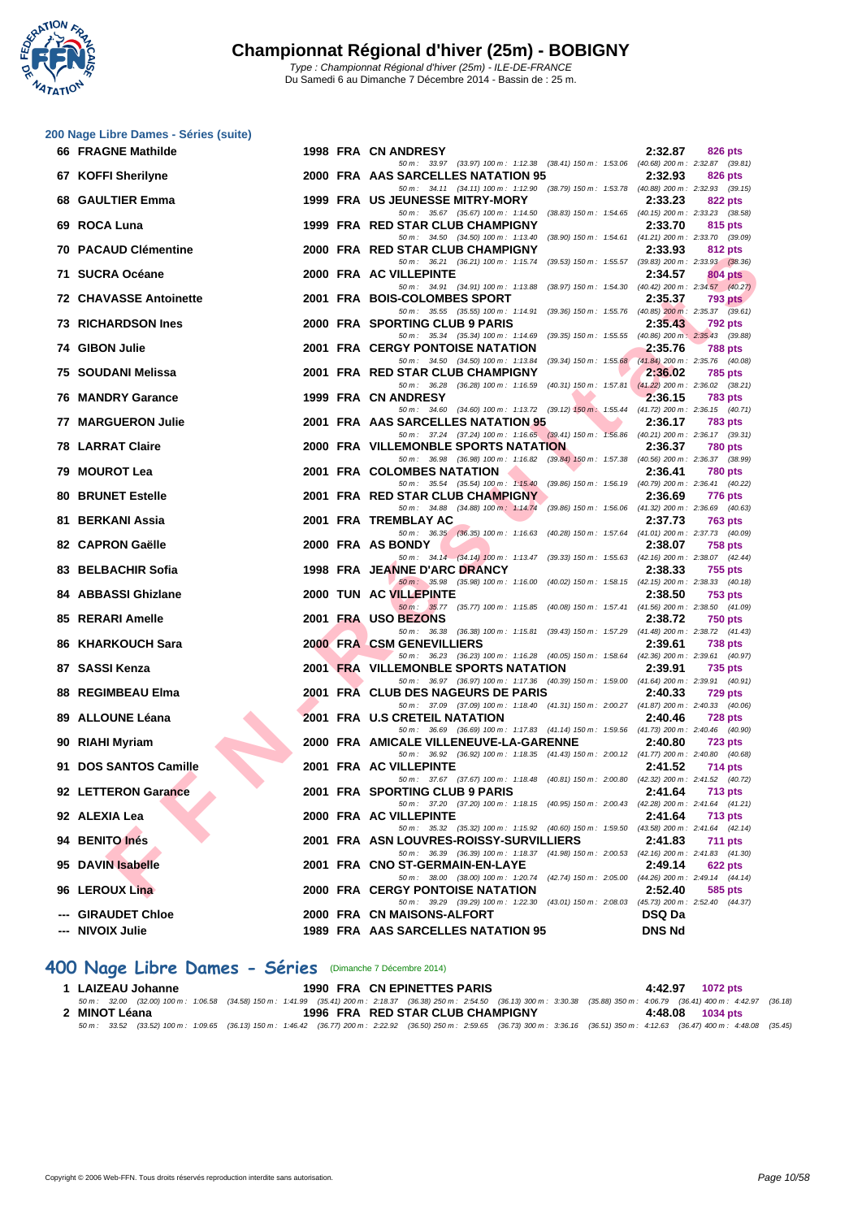# Championnat Régional d'hiver (25m) - BOBIGNY

Type : Championnat Régional d'hiver (25m) - ILE-DE-FRANCE
Du Samedi 6 au Dimanche 7 Décembre 2014 - Bassin de : 25 m.

## 200 Nage Libre Dames - Séries (suite)

| Rang | Nom | Année | Nat | Club | Temps | Points |
|---|---|---|---|---|---|---|
| 66 | FRAGNE Mathilde | 1998 | FRA | CN ANDRESY | 2:32.87 | 826 pts |
| | 50 m : 33.97 (33.97) 100 m : 1:12.38 (38.41) 150 m : 1:53.06 (40.68) 200 m : 2:32.87 (39.81) | | | | | |
| 67 | KOFFI Sherilyne | 2000 | FRA | AAS SARCELLES NATATION 95 | 2:32.93 | 826 pts |
| | 50 m : 34.11 (34.11) 100 m : 1:12.90 (38.79) 150 m : 1:53.78 (40.88) 200 m : 2:32.93 (39.15) | | | | | |
| 68 | GAULTIER Emma | 1999 | FRA | US JEUNESSE MITRY-MORY | 2:33.23 | 822 pts |
| | 50 m : 35.67 (35.67) 100 m : 1:14.50 (38.83) 150 m : 1:54.65 (40.15) 200 m : 2:33.23 (38.58) | | | | | |
| 69 | ROCA Luna | 1999 | FRA | RED STAR CLUB CHAMPIGNY | 2:33.70 | 815 pts |
| | 50 m : 34.50 (34.50) 100 m : 1:13.40 (38.90) 150 m : 1:54.61 (41.21) 200 m : 2:33.70 (39.09) | | | | | |
| 70 | PACAUD Clémentine | 2000 | FRA | RED STAR CLUB CHAMPIGNY | 2:33.93 | 812 pts |
| | 50 m : 36.21 (36.21) 100 m : 1:15.74 (39.53) 150 m : 1:55.57 (39.83) 200 m : 2:33.93 (38.36) | | | | | |
| 71 | SUCRA Océane | 2000 | FRA | AC VILLEPINTE | 2:34.57 | 804 pts |
| | 50 m : 34.91 (34.91) 100 m : 1:13.88 (38.97) 150 m : 1:54.30 (40.42) 200 m : 2:34.57 (40.27) | | | | | |
| 72 | CHAVASSE Antoinette | 2001 | FRA | BOIS-COLOMBES SPORT | 2:35.37 | 793 pts |
| | 50 m : 35.55 (35.55) 100 m : 1:14.91 (39.36) 150 m : 1:55.76 (40.85) 200 m : 2:35.37 (39.61) | | | | | |
| 73 | RICHARDSON Ines | 2000 | FRA | SPORTING CLUB 9 PARIS | 2:35.43 | 792 pts |
| | 50 m : 35.34 (35.34) 100 m : 1:14.69 (39.35) 150 m : 1:55.55 (40.86) 200 m : 2:35.43 (39.88) | | | | | |
| 74 | GIBON Julie | 2001 | FRA | CERGY PONTOISE NATATION | 2:35.76 | 788 pts |
| | 50 m : 34.50 (34.50) 100 m : 1:13.84 (39.34) 150 m : 1:55.68 (41.84) 200 m : 2:35.76 (40.08) | | | | | |
| 75 | SOUDANI Melissa | 2001 | FRA | RED STAR CLUB CHAMPIGNY | 2:36.02 | 785 pts |
| | 50 m : 36.28 (36.28) 100 m : 1:16.59 (40.31) 150 m : 1:57.81 (41.22) 200 m : 2:36.02 (38.21) | | | | | |
| 76 | MANDRY Garance | 1999 | FRA | CN ANDRESY | 2:36.15 | 783 pts |
| | 50 m : 34.60 (34.60) 100 m : 1:13.72 (39.12) 150 m : 1:55.44 (41.72) 200 m : 2:36.15 (40.71) | | | | | |
| 77 | MARGUERON Julie | 2001 | FRA | AAS SARCELLES NATATION 95 | 2:36.17 | 783 pts |
| | 50 m : 37.24 (37.24) 100 m : 1:16.65 (39.41) 150 m : 1:56.86 (40.21) 200 m : 2:36.17 (39.31) | | | | | |
| 78 | LARRAT Claire | 2000 | FRA | VILLEMONBLE SPORTS NATATION | 2:36.37 | 780 pts |
| | 50 m : 36.98 (36.98) 100 m : 1:16.82 (39.84) 150 m : 1:57.38 (40.56) 200 m : 2:36.37 (38.99) | | | | | |
| 79 | MOUROT Lea | 2001 | FRA | COLOMBES NATATION | 2:36.41 | 780 pts |
| | 50 m : 35.54 (35.54) 100 m : 1:15.40 (39.86) 150 m : 1:56.19 (40.79) 200 m : 2:36.41 (40.22) | | | | | |
| 80 | BRUNET Estelle | 2001 | FRA | RED STAR CLUB CHAMPIGNY | 2:36.69 | 776 pts |
| | 50 m : 34.88 (34.88) 100 m : 1:14.74 (39.86) 150 m : 1:56.06 (41.32) 200 m : 2:36.69 (40.63) | | | | | |
| 81 | BERKANI Assia | 2001 | FRA | TREMBLAY AC | 2:37.73 | 763 pts |
| | 50 m : 36.35 (36.35) 100 m : 1:16.63 (40.28) 150 m : 1:57.64 (41.01) 200 m : 2:37.73 (40.09) | | | | | |
| 82 | CAPRON Gaëlle | 2000 | FRA | AS BONDY | 2:38.07 | 758 pts |
| | 50 m : 34.14 (34.14) 100 m : 1:13.47 (39.33) 150 m : 1:55.63 (42.16) 200 m : 2:38.07 (42.44) | | | | | |
| 83 | BELBACHIR Sofia | 1998 | FRA | JEANNE D'ARC DRANCY | 2:38.33 | 755 pts |
| | 50 m : 35.98 (35.98) 100 m : 1:16.00 (40.02) 150 m : 1:58.15 (42.15) 200 m : 2:38.33 (40.18) | | | | | |
| 84 | ABBASSI Ghizlane | 2000 | TUN | AC VILLEPINTE | 2:38.50 | 753 pts |
| | 50 m : 35.77 (35.77) 100 m : 1:15.85 (40.08) 150 m : 1:57.41 (41.56) 200 m : 2:38.50 (41.09) | | | | | |
| 85 | RERARI Amelle | 2001 | FRA | USO BEZONS | 2:38.72 | 750 pts |
| | 50 m : 36.38 (36.38) 100 m : 1:15.81 (39.43) 150 m : 1:57.29 (41.48) 200 m : 2:38.72 (41.43) | | | | | |
| 86 | KHARKOUCH Sara | 2000 | FRA | CSM GENEVILLIERS | 2:39.61 | 738 pts |
| | 50 m : 36.23 (36.23) 100 m : 1:16.28 (40.05) 150 m : 1:58.64 (42.36) 200 m : 2:39.61 (40.97) | | | | | |
| 87 | SASSI Kenza | 2001 | FRA | VILLEMONBLE SPORTS NATATION | 2:39.91 | 735 pts |
| | 50 m : 36.97 (36.97) 100 m : 1:17.36 (40.39) 150 m : 1:59.00 (41.64) 200 m : 2:39.91 (40.91) | | | | | |
| 88 | REGIMBEAU Elma | 2001 | FRA | CLUB DES NAGEURS DE PARIS | 2:40.33 | 729 pts |
| | 50 m : 37.09 (37.09) 100 m : 1:18.40 (41.31) 150 m : 2:00.27 (41.87) 200 m : 2:40.33 (40.06) | | | | | |
| 89 | ALLOUNE Léana | 2001 | FRA | U.S CRETEIL NATATION | 2:40.46 | 728 pts |
| | 50 m : 36.69 (36.69) 100 m : 1:17.83 (41.14) 150 m : 1:59.56 (41.73) 200 m : 2:40.46 (40.90) | | | | | |
| 90 | RIAHI Myriam | 2000 | FRA | AMICALE VILLENEUVE-LA-GARENNE | 2:40.80 | 723 pts |
| | 50 m : 36.92 (36.92) 100 m : 1:18.35 (41.43) 150 m : 2:00.12 (41.77) 200 m : 2:40.80 (40.68) | | | | | |
| 91 | DOS SANTOS Camille | 2001 | FRA | AC VILLEPINTE | 2:41.52 | 714 pts |
| | 50 m : 37.67 (37.67) 100 m : 1:18.48 (40.81) 150 m : 2:00.80 (42.32) 200 m : 2:41.52 (40.72) | | | | | |
| 92 | LETTERON Garance | 2001 | FRA | SPORTING CLUB 9 PARIS | 2:41.64 | 713 pts |
| | 50 m : 37.20 (37.20) 100 m : 1:18.15 (40.95) 150 m : 2:00.43 (42.28) 200 m : 2:41.64 (41.21) | | | | | |
| 92 | ALEXIA Lea | 2000 | FRA | AC VILLEPINTE | 2:41.64 | 713 pts |
| | 50 m : 35.32 (35.32) 100 m : 1:15.92 (40.60) 150 m : 1:59.50 (43.58) 200 m : 2:41.64 (42.14) | | | | | |
| 94 | BENITO Inés | 2001 | FRA | ASN LOUVRES-ROISSY-SURVILLIERS | 2:41.83 | 711 pts |
| | 50 m : 36.39 (36.39) 100 m : 1:18.37 (41.98) 150 m : 2:00.53 (42.16) 200 m : 2:41.83 (41.30) | | | | | |
| 95 | DAVIN Isabelle | 2001 | FRA | CNO ST-GERMAIN-EN-LAYE | 2:49.14 | 622 pts |
| | 50 m : 38.00 (38.00) 100 m : 1:20.74 (42.74) 150 m : 2:05.00 (44.26) 200 m : 2:49.14 (44.14) | | | | | |
| 96 | LEROUX Lina | 2000 | FRA | CERGY PONTOISE NATATION | 2:52.40 | 585 pts |
| | 50 m : 39.29 (39.29) 100 m : 1:22.30 (43.01) 150 m : 2:08.03 (45.73) 200 m : 2:52.40 (44.37) | | | | | |
| --- | GIRAUDET Chloe | 2000 | FRA | CN MAISONS-ALFORT | DSQ Da | |
| --- | NIVOIX Julie | 1989 | FRA | AAS SARCELLES NATATION 95 | DNS Nd | |

## 400 Nage Libre Dames - Séries (Dimanche 7 Décembre 2014)

| Rang | Nom | Année | Nat | Club | Temps | Points |
|---|---|---|---|---|---|---|
| 1 | LAIZEAU Johanne | 1990 | FRA | CN EPINETTES PARIS | 4:42.97 | 1072 pts |
| | 50 m : 32.00 (32.00) 100 m : 1:06.58 (34.58) 150 m : 1:41.99 (35.41) 200 m : 2:18.37 (36.38) 250 m : 2:54.50 (36.13) 300 m : 3:30.38 (35.88) 350 m : 4:06.79 (36.41) 400 m : 4:42.97 (36.18) | | | | | |
| 2 | MINOT Léana | 1996 | FRA | RED STAR CLUB CHAMPIGNY | 4:48.08 | 1034 pts |
| | 50 m : 33.52 (33.52) 100 m : 1:09.65 (36.13) 150 m : 1:46.42 (36.77) 200 m : 2:22.92 (36.50) 250 m : 2:59.65 (36.73) 300 m : 3:36.16 (36.51) 350 m : 4:12.63 (36.47) 400 m : 4:48.08 (35.45) | | | | | |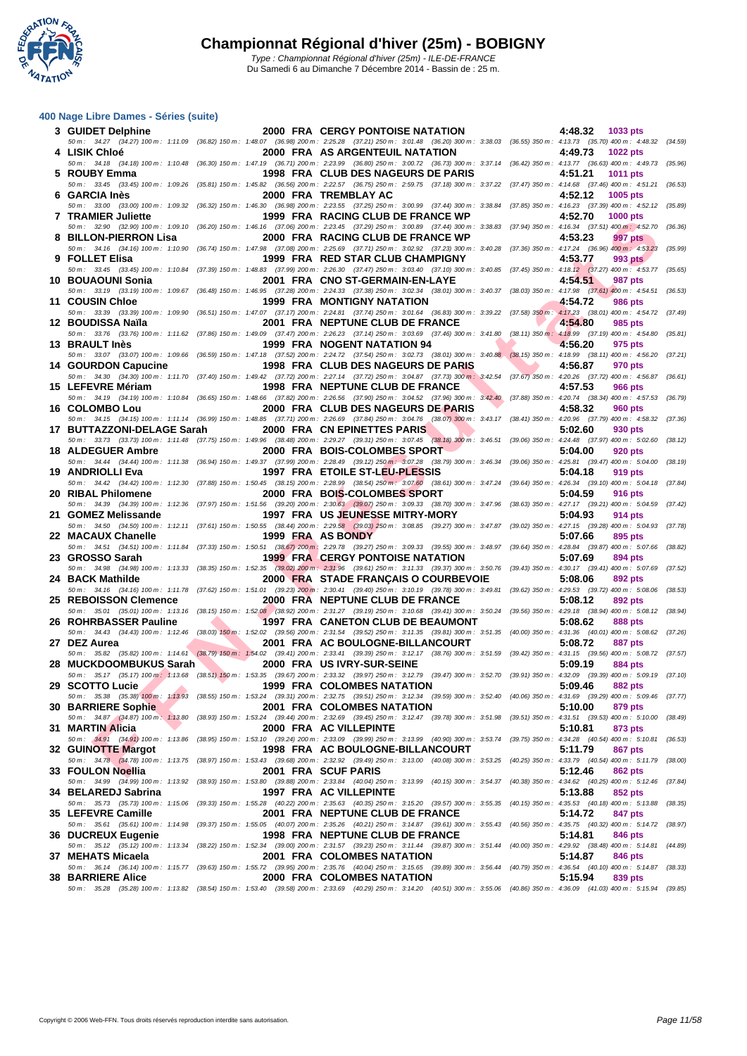# Championnat Régional d'hiver (25m) - BOBIGNY

Type : Championnat Régional d'hiver (25m) - ILE-DE-FRANCE
Du Samedi 6 au Dimanche 7 Décembre 2014 - Bassin de : 25 m.

## 400 Nage Libre Dames - Séries (suite)

| Rg | Nom | Année | Nat | Club | Temps | Points |
|---|---|---|---|---|---|---|
| 3 | GUIDET Delphine | 2000 | FRA | CERGY PONTOISE NATATION | 4:48.32 | 1033 pts |
| | 50 m : 34.27 (34.27) 100 m : 1:11.09 (36.82) 150 m : 1:48.07 (36.98) 200 m : 2:25.28 (37.21) 250 m : 3:01.48 (36.20) 300 m : 3:38.03 (36.55) 350 m : 4:13.73 (35.70) 400 m : 4:48.32 (34.59) | | | | | |
| 4 | LISIK Chloé | 2000 | FRA | AS ARGENTEUIL NATATION | 4:49.73 | 1022 pts |
| | 50 m : 34.18 (34.18) 100 m : 1:10.48 (36.30) 150 m : 1:47.19 (36.71) 200 m : 2:23.99 (36.80) 250 m : 3:00.72 (36.73) 300 m : 3:37.14 (36.42) 350 m : 4:13.77 (36.63) 400 m : 4:49.73 (35.96) | | | | | |
| 5 | ROUBY Emma | 1998 | FRA | CLUB DES NAGEURS DE PARIS | 4:51.21 | 1011 pts |
| | 50 m : 33.45 (33.45) 100 m : 1:09.26 (35.81) 150 m : 1:45.82 (36.56) 200 m : 2:22.57 (36.75) 250 m : 2:59.75 (37.18) 300 m : 3:37.22 (37.47) 350 m : 4:14.68 (37.46) 400 m : 4:51.21 (36.53) | | | | | |
| 6 | GARCIA Inès | 2000 | FRA | TREMBLAY AC | 4:52.12 | 1005 pts |
| | 50 m : 33.00 (33.00) 100 m : 1:09.32 (36.32) 150 m : 1:46.30 (36.98) 200 m : 2:23.55 (37.25) 250 m : 3:00.99 (37.44) 300 m : 3:38.84 (37.85) 350 m : 4:16.23 (37.39) 400 m : 4:52.12 (35.89) | | | | | |
| 7 | TRAMIER Juliette | 1999 | FRA | RACING CLUB DE FRANCE WP | 4:52.70 | 1000 pts |
| | 50 m : 32.90 (32.90) 100 m : 1:09.10 (36.20) 150 m : 1:46.16 (37.06) 200 m : 2:23.45 (37.29) 250 m : 3:00.89 (37.44) 300 m : 3:38.83 (37.94) 350 m : 4:16.34 (37.51) 400 m : 4:52.70 (36.36) | | | | | |
| 8 | BILLON-PIERRON Lisa | 2000 | FRA | RACING CLUB DE FRANCE WP | 4:53.23 | 997 pts |
| | 50 m : 34.16 (34.16) 100 m : 1:10.90 (36.74) 150 m : 1:47.98 (37.08) 200 m : 2:25.69 (37.71) 250 m : 3:02.92 (37.23) 300 m : 3:40.28 (37.36) 350 m : 4:17.24 (36.96) 400 m : 4:53.23 (35.99) | | | | | |
| 9 | FOLLET Elisa | 1999 | FRA | RED STAR CLUB CHAMPIGNY | 4:53.77 | 993 pts |
| | 50 m : 33.45 (33.45) 100 m : 1:10.84 (37.39) 150 m : 1:48.83 (37.99) 200 m : 2:26.30 (37.47) 250 m : 3:03.40 (37.10) 300 m : 3:40.85 (37.45) 350 m : 4:18.12 (37.27) 400 m : 4:53.77 (35.65) | | | | | |
| 10 | BOUAOUNI Sonia | 2001 | FRA | CNO ST-GERMAIN-EN-LAYE | 4:54.51 | 987 pts |
| | 50 m : 33.19 (33.19) 100 m : 1:09.67 (36.48) 150 m : 1:46.95 (37.28) 200 m : 2:24.33 (37.38) 250 m : 3:02.34 (38.01) 300 m : 3:40.37 (38.03) 350 m : 4:17.98 (37.61) 400 m : 4:54.51 (36.53) | | | | | |
| 11 | COUSIN Chloe | 1999 | FRA | MONTIGNY NATATION | 4:54.72 | 986 pts |
| | 50 m : 33.39 (33.39) 100 m : 1:09.90 (36.51) 150 m : 1:47.07 (37.17) 200 m : 2:24.81 (37.74) 250 m : 3:01.64 (36.83) 300 m : 3:39.22 (37.58) 350 m : 4:17.23 (38.01) 400 m : 4:54.72 (37.49) | | | | | |
| 12 | BOUDISSA Naïla | 2001 | FRA | NEPTUNE CLUB DE FRANCE | 4:54.80 | 985 pts |
| | 50 m : 33.76 (33.76) 100 m : 1:11.62 (37.86) 150 m : 1:49.09 (37.47) 200 m : 2:26.23 (37.14) 250 m : 3:03.69 (37.46) 300 m : 3:41.80 (38.11) 350 m : 4:18.99 (37.19) 400 m : 4:54.80 (35.81) | | | | | |
| 13 | BRAULT Inès | 1999 | FRA | NOGENT NATATION 94 | 4:56.20 | 975 pts |
| | 50 m : 33.07 (33.07) 100 m : 1:09.66 (36.59) 150 m : 1:47.18 (37.52) 200 m : 2:24.72 (37.54) 250 m : 3:02.73 (38.01) 300 m : 3:40.88 (38.15) 350 m : 4:18.99 (38.11) 400 m : 4:56.20 (37.21) | | | | | |
| 14 | GOURDON Capucine | 1998 | FRA | CLUB DES NAGEURS DE PARIS | 4:56.87 | 970 pts |
| | 50 m : 34.30 (34.30) 100 m : 1:11.70 (37.40) 150 m : 1:49.42 (37.72) 200 m : 2:27.14 (37.72) 250 m : 3:04.87 (37.73) 300 m : 3:42.54 (37.67) 350 m : 4:20.26 (37.72) 400 m : 4:56.87 (36.61) | | | | | |
| 15 | LEFEVRE Mériam | 1998 | FRA | NEPTUNE CLUB DE FRANCE | 4:57.53 | 966 pts |
| | 50 m : 34.19 (34.19) 100 m : 1:10.84 (36.65) 150 m : 1:48.66 (37.82) 200 m : 2:26.56 (37.90) 250 m : 3:04.52 (37.96) 300 m : 3:42.40 (37.88) 350 m : 4:20.74 (38.34) 400 m : 4:57.53 (36.79) | | | | | |
| 16 | COLOMBO Lou | 2000 | FRA | CLUB DES NAGEURS DE PARIS | 4:58.32 | 960 pts |
| | 50 m : 34.15 (34.15) 100 m : 1:11.14 (36.99) 150 m : 1:48.85 (37.71) 200 m : 2:26.69 (37.84) 250 m : 3:04.76 (38.07) 300 m : 3:43.17 (38.41) 350 m : 4:20.96 (37.79) 400 m : 4:58.32 (37.36) | | | | | |
| 17 | BUTTAZZONI-DELAGE Sarah | 2000 | FRA | CN EPINETTES PARIS | 5:02.60 | 930 pts |
| | 50 m : 33.73 (33.73) 100 m : 1:11.48 (37.75) 150 m : 1:49.96 (38.48) 200 m : 2:29.27 (39.31) 250 m : 3:07.45 (38.18) 300 m : 3:46.51 (39.06) 350 m : 4:24.48 (37.97) 400 m : 5:02.60 (38.12) | | | | | |
| 18 | ALDEGUER Ambre | 2000 | FRA | BOIS-COLOMBES SPORT | 5:04.00 | 920 pts |
| | 50 m : 34.44 (34.44) 100 m : 1:11.38 (36.94) 150 m : 1:49.37 (37.99) 200 m : 2:28.49 (39.12) 250 m : 3:07.28 (38.79) 300 m : 3:46.34 (39.06) 350 m : 4:25.81 (39.47) 400 m : 5:04.00 (38.19) | | | | | |
| 19 | ANDRIOLLI Eva | 1997 | FRA | ETOILE ST-LEU-PLESSIS | 5:04.18 | 919 pts |
| | 50 m : 34.42 (34.42) 100 m : 1:12.30 (37.88) 150 m : 1:50.45 (38.15) 200 m : 2:28.99 (38.54) 250 m : 3:07.60 (38.61) 300 m : 3:47.24 (39.64) 350 m : 4:26.34 (39.10) 400 m : 5:04.18 (37.84) | | | | | |
| 20 | RIBAL Philomene | 2000 | FRA | BOIS-COLOMBES SPORT | 5:04.59 | 916 pts |
| | 50 m : 34.39 (34.39) 100 m : 1:12.36 (37.97) 150 m : 1:51.56 (39.20) 200 m : 2:30.63 (39.07) 250 m : 3:09.33 (38.70) 300 m : 3:47.96 (38.63) 350 m : 4:27.17 (39.21) 400 m : 5:04.59 (37.42) | | | | | |
| 21 | GOMEZ Melissande | 1997 | FRA | US JEUNESSE MITRY-MORY | 5:04.93 | 914 pts |
| | 50 m : 34.50 (34.50) 100 m : 1:12.11 (37.61) 150 m : 1:50.55 (38.44) 200 m : 2:29.58 (39.03) 250 m : 3:08.85 (39.27) 300 m : 3:47.87 (39.02) 350 m : 4:27.15 (39.28) 400 m : 5:04.93 (37.78) | | | | | |
| 22 | MACAUX Chanelle | 1999 | FRA | AS BONDY | 5:07.66 | 895 pts |
| | 50 m : 34.51 (34.51) 100 m : 1:11.84 (37.33) 150 m : 1:50.51 (38.67) 200 m : 2:29.78 (39.27) 250 m : 3:09.33 (39.55) 300 m : 3:48.97 (39.64) 350 m : 4:28.84 (39.87) 400 m : 5:07.66 (38.82) | | | | | |
| 23 | GROSSO Sarah | 1999 | FRA | CERGY PONTOISE NATATION | 5:07.69 | 894 pts |
| | 50 m : 34.98 (34.98) 100 m : 1:13.33 (38.35) 150 m : 1:52.35 (39.02) 200 m : 2:31.96 (39.61) 250 m : 3:11.33 (39.37) 300 m : 3:50.76 (39.43) 350 m : 4:30.17 (39.41) 400 m : 5:07.69 (37.52) | | | | | |
| 24 | BACK Mathilde | 2000 | FRA | STADE FRANÇAIS O COURBEVOIE | 5:08.06 | 892 pts |
| | 50 m : 34.16 (34.16) 100 m : 1:11.78 (37.62) 150 m : 1:51.01 (39.23) 200 m : 2:30.41 (39.40) 250 m : 3:10.19 (39.78) 300 m : 3:49.81 (39.62) 350 m : 4:29.53 (39.72) 400 m : 5:08.06 (38.53) | | | | | |
| 25 | REBOISSON Clemence | 2000 | FRA | NEPTUNE CLUB DE FRANCE | 5:08.12 | 892 pts |
| | 50 m : 35.01 (35.01) 100 m : 1:13.16 (38.15) 150 m : 1:52.08 (38.92) 200 m : 2:31.27 (39.19) 250 m : 3:10.68 (39.41) 300 m : 3:50.24 (39.56) 350 m : 4:29.18 (38.94) 400 m : 5:08.12 (38.94) | | | | | |
| 26 | ROHRBASSER Pauline | 1997 | FRA | CANETON CLUB DE BEAUMONT | 5:08.62 | 888 pts |
| | 50 m : 34.43 (34.43) 100 m : 1:12.46 (38.03) 150 m : 1:52.02 (39.56) 200 m : 2:31.54 (39.52) 250 m : 3:11.35 (39.81) 300 m : 3:51.35 (40.00) 350 m : 4:31.36 (40.01) 400 m : 5:08.62 (37.26) | | | | | |
| 27 | DEZ Aurea | 2001 | FRA | AC BOULOGNE-BILLANCOURT | 5:08.72 | 887 pts |
| | 50 m : 35.82 (35.82) 100 m : 1:14.61 (38.79) 150 m : 1:54.02 (39.41) 200 m : 2:33.41 (39.39) 250 m : 3:12.17 (38.76) 300 m : 3:51.59 (39.42) 350 m : 4:31.15 (39.56) 400 m : 5:08.72 (37.57) | | | | | |
| 28 | MUCKDOOMBUKUS Sarah | 2000 | FRA | US IVRY-SUR-SEINE | 5:09.19 | 884 pts |
| | 50 m : 35.17 (35.17) 100 m : 1:13.68 (38.51) 150 m : 1:53.35 (39.67) 200 m : 2:33.32 (39.97) 250 m : 3:12.79 (39.47) 300 m : 3:52.70 (39.91) 350 m : 4:32.09 (39.39) 400 m : 5:09.19 (37.10) | | | | | |
| 29 | SCOTTO Lucie | 1999 | FRA | COLOMBES NATATION | 5:09.46 | 882 pts |
| | 50 m : 35.38 (35.38) 100 m : 1:13.93 (38.55) 150 m : 1:53.24 (39.31) 200 m : 2:32.75 (39.51) 250 m : 3:12.34 (39.59) 300 m : 3:52.40 (40.06) 350 m : 4:31.69 (39.29) 400 m : 5:09.46 (37.77) | | | | | |
| 30 | BARRIERE Sophie | 2001 | FRA | COLOMBES NATATION | 5:10.00 | 879 pts |
| | 50 m : 34.87 (34.87) 100 m : 1:13.80 (38.93) 150 m : 1:53.24 (39.44) 200 m : 2:32.69 (39.45) 250 m : 3:12.47 (39.78) 300 m : 3:51.98 (39.51) 350 m : 4:31.51 (39.53) 400 m : 5:10.00 (38.49) | | | | | |
| 31 | MARTIN Alicia | 2000 | FRA | AC VILLEPINTE | 5:10.81 | 873 pts |
| | 50 m : 34.91 (34.91) 100 m : 1:13.86 (38.95) 150 m : 1:53.10 (39.24) 200 m : 2:33.09 (39.99) 250 m : 3:13.99 (40.90) 300 m : 3:53.74 (39.75) 350 m : 4:34.28 (40.54) 400 m : 5:10.81 (36.53) | | | | | |
| 32 | GUINOTTE Margot | 1998 | FRA | AC BOULOGNE-BILLANCOURT | 5:11.79 | 867 pts |
| | 50 m : 34.78 (34.78) 100 m : 1:13.75 (38.97) 150 m : 1:53.43 (39.68) 200 m : 2:32.92 (39.49) 250 m : 3:13.00 (40.08) 300 m : 3:53.25 (40.25) 350 m : 4:33.79 (40.54) 400 m : 5:11.79 (38.00) | | | | | |
| 33 | FOULON Noellia | 2001 | FRA | SCUF PARIS | 5:12.46 | 862 pts |
| | 50 m : 34.99 (34.99) 100 m : 1:13.92 (38.93) 150 m : 1:53.80 (39.88) 200 m : 2:33.84 (40.04) 250 m : 3:13.99 (40.15) 300 m : 3:54.37 (40.38) 350 m : 4:34.62 (40.25) 400 m : 5:12.46 (37.84) | | | | | |
| 34 | BELAREDJ Sabrina | 1997 | FRA | AC VILLEPINTE | 5:13.88 | 852 pts |
| | 50 m : 35.73 (35.73) 100 m : 1:15.06 (39.33) 150 m : 1:55.28 (40.22) 200 m : 2:35.63 (40.35) 250 m : 3:15.20 (39.57) 300 m : 3:55.35 (40.15) 350 m : 4:35.53 (40.18) 400 m : 5:13.88 (38.35) | | | | | |
| 35 | LEFEVRE Camille | 2001 | FRA | NEPTUNE CLUB DE FRANCE | 5:14.72 | 847 pts |
| | 50 m : 35.61 (35.61) 100 m : 1:14.98 (39.37) 150 m : 1:55.05 (40.07) 200 m : 2:35.26 (40.21) 250 m : 3:14.87 (39.61) 300 m : 3:55.43 (40.56) 350 m : 4:35.75 (40.32) 400 m : 5:14.72 (38.97) | | | | | |
| 36 | DUCREUX Eugenie | 1998 | FRA | NEPTUNE CLUB DE FRANCE | 5:14.81 | 846 pts |
| | 50 m : 35.12 (35.12) 100 m : 1:13.34 (38.22) 150 m : 1:52.34 (39.00) 200 m : 2:31.57 (39.23) 250 m : 3:11.44 (39.87) 300 m : 3:51.44 (40.00) 350 m : 4:29.92 (38.48) 400 m : 5:14.81 (44.89) | | | | | |
| 37 | MEHATS Micaela | 2001 | FRA | COLOMBES NATATION | 5:14.87 | 846 pts |
| | 50 m : 36.14 (36.14) 100 m : 1:15.77 (39.63) 150 m : 1:55.72 (39.95) 200 m : 2:35.76 (40.04) 250 m : 3:15.65 (39.89) 300 m : 3:56.44 (40.79) 350 m : 4:36.54 (40.10) 400 m : 5:14.87 (38.33) | | | | | |
| 38 | BARRIERE Alice | 2000 | FRA | COLOMBES NATATION | 5:15.94 | 839 pts |
| | 50 m : 35.28 (35.28) 100 m : 1:13.82 (38.54) 150 m : 1:53.40 (39.58) 200 m : 2:33.69 (40.29) 250 m : 3:14.20 (40.51) 300 m : 3:55.06 (40.86) 350 m : 4:36.09 (41.03) 400 m : 5:15.94 (39.85) | | | | | |

Copyright © 2006 Web-FFN. Tous droits réservés reproduction interdite sans autorisation.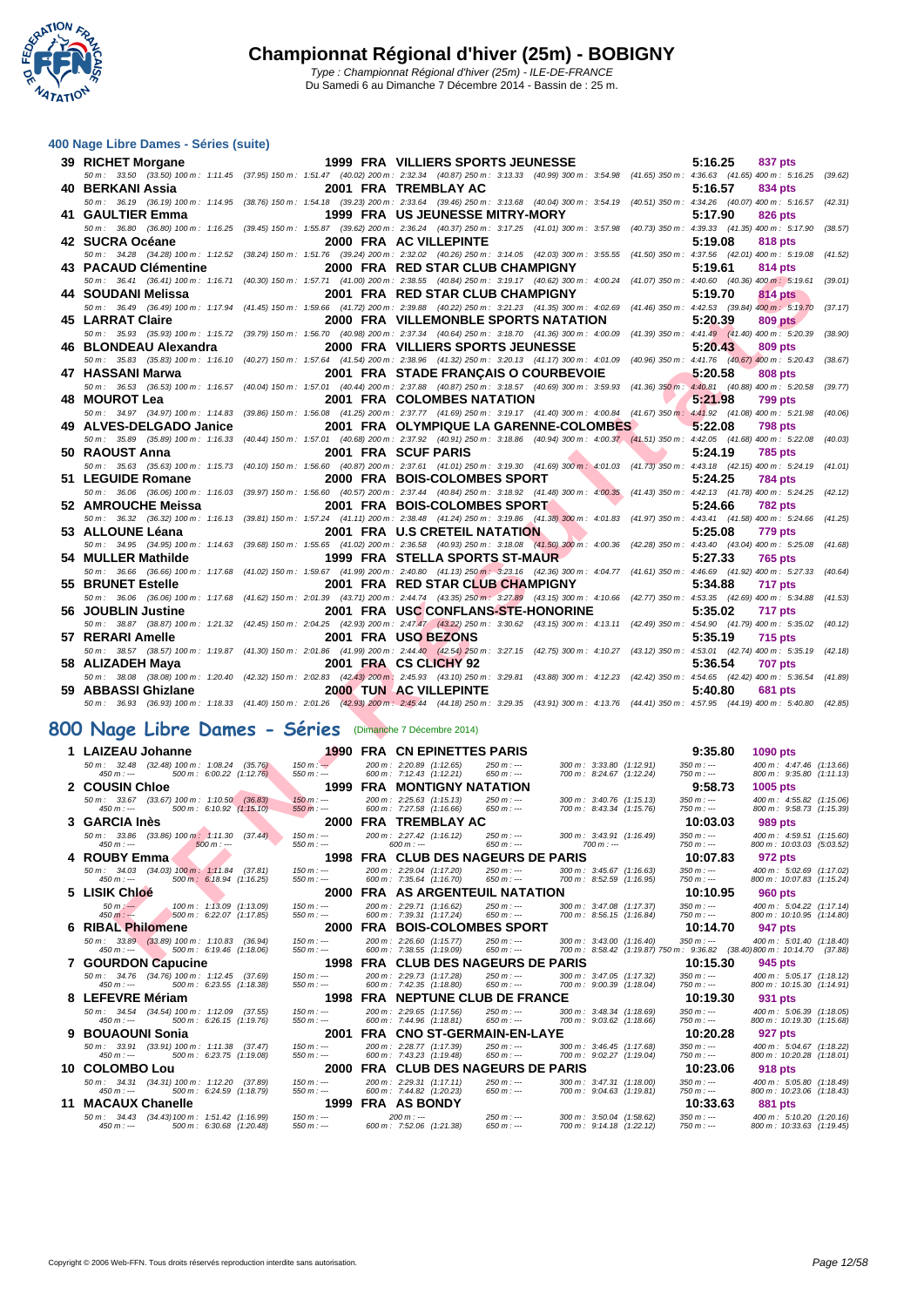# Championnat Régional d'hiver (25m) - BOBIGNY

*Type : Championnat Régional d'hiver (25m) - ILE-DE-FRANCE*
Du Samedi 6 au Dimanche 7 Décembre 2014 - Bassin de : 25 m.

## 400 Nage Libre Dames - Séries (suite)

| Place | Nom | Année | Nat | Club | Temps | Points |
|---|---|---|---|---|---|---|
| 39 | RICHET Morgane | 1999 | FRA | VILLIERS SPORTS JEUNESSE | 5:16.25 | 837 pts |
| | 50 m : 33.50 (33.50) 100 m : 1:11.45 (37.95) 150 m : 1:51.47 (40.02) 200 m : 2:32.34 (40.87) 250 m : 3:13.33 (40.99) 300 m : 3:54.98 (41.65) 350 m : 4:36.63 (41.65) 400 m : 5:16.25 (39.62) | | | | | |
| 40 | BERKANI Assia | 2001 | FRA | TREMBLAY AC | 5:16.57 | 834 pts |
| | 50 m : 36.19 (36.19) 100 m : 1:14.95 (38.76) 150 m : 1:54.18 (39.23) 200 m : 2:33.64 (39.46) 250 m : 3:13.68 (40.04) 300 m : 3:54.19 (40.51) 350 m : 4:34.26 (40.07) 400 m : 5:16.57 (42.31) | | | | | |
| 41 | GAULTIER Emma | 1999 | FRA | US JEUNESSE MITRY-MORY | 5:17.90 | 826 pts |
| | 50 m : 36.80 (36.80) 100 m : 1:16.25 (39.45) 150 m : 1:55.87 (39.62) 200 m : 2:36.24 (40.37) 250 m : 3:17.25 (41.01) 300 m : 3:57.98 (40.73) 350 m : 4:39.33 (41.35) 400 m : 5:17.90 (38.57) | | | | | |
| 42 | SUCRA Océane | 2000 | FRA | AC VILLEPINTE | 5:19.08 | 818 pts |
| | 50 m : 34.28 (34.28) 100 m : 1:12.52 (38.24) 150 m : 1:51.76 (39.24) 200 m : 2:32.02 (40.26) 250 m : 3:14.05 (42.03) 300 m : 3:55.55 (41.50) 350 m : 4:37.56 (42.01) 400 m : 5:19.08 (41.52) | | | | | |
| 43 | PACAUD Clémentine | 2000 | FRA | RED STAR CLUB CHAMPIGNY | 5:19.61 | 814 pts |
| | 50 m : 36.41 (36.41) 100 m : 1:16.71 (40.30) 150 m : 1:57.71 (41.00) 200 m : 2:38.55 (40.84) 250 m : 3:19.17 (40.62) 300 m : 4:00.24 (41.07) 350 m : 4:40.60 (40.36) 400 m : 5:19.61 (39.01) | | | | | |
| 44 | SOUDANI Melissa | 2001 | FRA | RED STAR CLUB CHAMPIGNY | 5:19.70 | 814 pts |
| | 50 m : 36.49 (36.49) 100 m : 1:17.94 (41.45) 150 m : 1:59.66 (41.72) 200 m : 2:39.88 (40.22) 250 m : 3:21.23 (41.35) 300 m : 4:02.69 (41.46) 350 m : 4:42.53 (39.84) 400 m : 5:19.70 (37.17) | | | | | |
| 45 | LARRAT Claire | 2000 | FRA | VILLEMONBLE SPORTS NATATION | 5:20.39 | 809 pts |
| | 50 m : 35.93 (35.93) 100 m : 1:15.72 (39.79) 150 m : 1:56.70 (40.98) 200 m : 2:37.34 (40.64) 250 m : 3:18.70 (41.36) 300 m : 4:00.09 (41.39) 350 m : 4:41.49 (41.40) 400 m : 5:20.39 (38.90) | | | | | |
| 46 | BLONDEAU Alexandra | 2000 | FRA | VILLIERS SPORTS JEUNESSE | 5:20.43 | 809 pts |
| | 50 m : 35.83 (35.83) 100 m : 1:16.10 (40.27) 150 m : 1:57.64 (41.54) 200 m : 2:38.96 (41.32) 250 m : 3:20.13 (41.17) 300 m : 4:01.09 (40.96) 350 m : 4:41.76 (40.67) 400 m : 5:20.43 (38.67) | | | | | |
| 47 | HASSANI Marwa | 2001 | FRA | STADE FRANÇAIS O COURBEVOIE | 5:20.58 | 808 pts |
| | 50 m : 36.53 (36.53) 100 m : 1:16.57 (40.04) 150 m : 1:57.01 (40.44) 200 m : 2:37.88 (40.87) 250 m : 3:18.57 (40.69) 300 m : 3:59.93 (41.36) 350 m : 4:40.81 (40.88) 400 m : 5:20.58 (39.77) | | | | | |
| 48 | MOUROT Lea | 2001 | FRA | COLOMBES NATATION | 5:21.98 | 799 pts |
| | 50 m : 34.97 (34.97) 100 m : 1:14.83 (39.86) 150 m : 1:56.08 (41.25) 200 m : 2:37.77 (41.69) 250 m : 3:19.17 (41.40) 300 m : 4:00.84 (41.67) 350 m : 4:41.92 (41.08) 400 m : 5:21.98 (40.06) | | | | | |
| 49 | ALVES-DELGADO Janice | 2001 | FRA | OLYMPIQUE LA GARENNE-COLOMBES | 5:22.08 | 798 pts |
| | 50 m : 35.89 (35.89) 100 m : 1:16.33 (40.44) 150 m : 1:57.01 (40.68) 200 m : 2:37.92 (40.91) 250 m : 3:18.86 (40.94) 300 m : 4:00.37 (41.51) 350 m : 4:42.05 (41.68) 400 m : 5:22.08 (40.03) | | | | | |
| 50 | RAOUST Anna | 2001 | FRA | SCUF PARIS | 5:24.19 | 785 pts |
| | 50 m : 35.63 (35.63) 100 m : 1:15.73 (40.10) 150 m : 1:56.60 (40.87) 200 m : 2:37.61 (41.01) 250 m : 3:19.30 (41.69) 300 m : 4:01.03 (41.73) 350 m : 4:43.18 (42.15) 400 m : 5:24.19 (41.01) | | | | | |
| 51 | LEGUIDE Romane | 2000 | FRA | BOIS-COLOMBES SPORT | 5:24.25 | 784 pts |
| | 50 m : 36.06 (36.06) 100 m : 1:16.03 (39.97) 150 m : 1:56.60 (40.57) 200 m : 2:37.44 (40.84) 250 m : 3:18.92 (41.48) 300 m : 4:00.35 (41.43) 350 m : 4:42.13 (41.78) 400 m : 5:24.25 (42.12) | | | | | |
| 52 | AMROUCHE Meissa | 2001 | FRA | BOIS-COLOMBES SPORT | 5:24.66 | 782 pts |
| | 50 m : 36.32 (36.32) 100 m : 1:16.13 (39.81) 150 m : 1:57.24 (41.11) 200 m : 2:38.48 (41.24) 250 m : 3:19.86 (41.38) 300 m : 4:01.83 (41.97) 350 m : 4:43.41 (41.58) 400 m : 5:24.66 (41.25) | | | | | |
| 53 | ALLOUNE Léana | 2001 | FRA | U.S CRETEIL NATATION | 5:25.08 | 779 pts |
| | 50 m : 34.95 (34.95) 100 m : 1:14.63 (39.68) 150 m : 1:55.65 (41.02) 200 m : 2:36.58 (40.93) 250 m : 3:18.08 (41.50) 300 m : 4:00.36 (42.28) 350 m : 4:43.40 (43.04) 400 m : 5:25.08 (41.68) | | | | | |
| 54 | MULLER Mathilde | 1999 | FRA | STELLA SPORTS ST-MAUR | 5:27.33 | 765 pts |
| | 50 m : 36.66 (36.66) 100 m : 1:17.68 (41.02) 150 m : 1:59.67 (41.99) 200 m : 2:40.80 (41.13) 250 m : 3:23.16 (42.36) 300 m : 4:04.77 (41.61) 350 m : 4:46.69 (41.92) 400 m : 5:27.33 (40.64) | | | | | |
| 55 | BRUNET Estelle | 2001 | FRA | RED STAR CLUB CHAMPIGNY | 5:34.88 | 717 pts |
| | 50 m : 36.06 (36.06) 100 m : 1:17.68 (41.62) 150 m : 2:01.39 (43.71) 200 m : 2:44.74 (43.35) 250 m : 3:27.89 (43.15) 300 m : 4:10.66 (42.77) 350 m : 4:53.35 (42.69) 400 m : 5:34.88 (41.53) | | | | | |
| 56 | JOUBLIN Justine | 2001 | FRA | USC CONFLANS-STE-HONORINE | 5:35.02 | 717 pts |
| | 50 m : 38.87 (38.87) 100 m : 1:21.32 (42.45) 150 m : 2:04.25 (42.93) 200 m : 2:47.47 (43.22) 250 m : 3:30.62 (43.15) 300 m : 4:13.11 (42.49) 350 m : 4:54.90 (41.79) 400 m : 5:35.02 (40.12) | | | | | |
| 57 | RERARI Amelle | 2001 | FRA | USO BEZONS | 5:35.19 | 715 pts |
| | 50 m : 38.57 (38.57) 100 m : 1:19.87 (41.30) 150 m : 2:01.86 (41.99) 200 m : 2:44.40 (42.54) 250 m : 3:27.15 (42.75) 300 m : 4:10.27 (43.12) 350 m : 4:53.01 (42.74) 400 m : 5:35.19 (42.18) | | | | | |
| 58 | ALIZADEH Maya | 2001 | FRA | CS CLICHY 92 | 5:36.54 | 707 pts |
| | 50 m : 38.08 (38.08) 100 m : 1:20.40 (42.32) 150 m : 2:02.83 (42.43) 200 m : 2:45.93 (43.10) 250 m : 3:29.81 (43.88) 300 m : 4:12.23 (42.42) 350 m : 4:54.65 (42.42) 400 m : 5:36.54 (41.89) | | | | | |
| 59 | ABBASSI Ghizlane | 2000 | TUN | AC VILLEPINTE | 5:40.80 | 681 pts |
| | 50 m : 36.93 (36.93) 100 m : 1:18.33 (41.40) 150 m : 2:01.26 (42.93) 200 m : 2:45.44 (44.18) 250 m : 3:29.35 (43.91) 300 m : 4:13.76 (44.41) 350 m : 4:57.95 (44.19) 400 m : 5:40.80 (42.85) | | | | | |

## 800 Nage Libre Dames - Séries (Dimanche 7 Décembre 2014)

| Place | Nom | Année | Nat | Club | Temps | Points |
|---|---|---|---|---|---|---|
| 1 | LAIZEAU Johanne | 1990 | FRA | CN EPINETTES PARIS | 9:35.80 | 1090 pts |
| | 50 m : 32.48 (32.48) 100 m : 1:08.24 (35.76) 150 m : --- 200 m : 2:20.89 (1:12.65) 250 m : --- 300 m : 3:33.80 (1:12.91) 350 m : --- 400 m : 4:47.46 (1:13.66) 450 m : --- 500 m : 6:00.22 (1:12.76) 550 m : --- 600 m : 7:12.43 (1:12.21) 650 m : --- 700 m : 8:24.67 (1:12.24) 750 m : --- 800 m : 9:35.80 (1:11.13) | | | | | |
| 2 | COUSIN Chloe | 1999 | FRA | MONTIGNY NATATION | 9:58.73 | 1005 pts |
| | 50 m : 33.67 (33.67) 100 m : 1:10.50 (36.83) 150 m : --- 200 m : 2:25.63 (1:15.13) 250 m : --- 300 m : 3:40.76 (1:15.13) 350 m : --- 400 m : 4:55.82 (1:15.06) 450 m : --- 500 m : 6:10.92 (1:15.10) 550 m : --- 600 m : 7:27.58 (1:16.66) 650 m : --- 700 m : 8:43.34 (1:15.76) 750 m : --- 800 m : 9:58.73 (1:15.39) | | | | | |
| 3 | GARCIA Inès | 2000 | FRA | TREMBLAY AC | 10:03.03 | 989 pts |
| | 50 m : 33.86 (33.86) 100 m : 1:11.30 (37.44) 150 m : --- 200 m : 2:27.42 (1:16.12) 250 m : --- 300 m : 3:43.91 (1:16.49) 350 m : --- 400 m : 4:59.51 (1:15.60) 450 m : --- 500 m : --- 550 m : --- 600 m : --- 650 m : --- 700 m : --- 750 m : --- 800 m : 10:03.03 (5:03.52) | | | | | |
| 4 | ROUBY Emma | 1998 | FRA | CLUB DES NAGEURS DE PARIS | 10:07.83 | 972 pts |
| | 50 m : 34.03 (34.03) 100 m : 1:11.84 (37.81) 150 m : --- 200 m : 2:29.04 (1:17.20) 250 m : --- 300 m : 3:45.67 (1:16.63) 350 m : --- 400 m : 5:02.69 (1:17.02) 450 m : --- 500 m : 6:18.94 (1:16.25) 550 m : --- 600 m : 7:35.64 (1:16.70) 650 m : --- 700 m : 8:52.59 (1:16.95) 750 m : --- 800 m : 10:07.83 (1:15.24) | | | | | |
| 5 | LISIK Chloé | 2000 | FRA | AS ARGENTEUIL NATATION | 10:10.95 | 960 pts |
| | 50 m : --- 100 m : 1:13.09 (1:13.09) 150 m : --- 200 m : 2:29.71 (1:16.62) 250 m : --- 300 m : 3:47.08 (1:17.37) 350 m : --- 400 m : 5:04.22 (1:17.14) 450 m : --- 500 m : 6:22.07 (1:17.85) 550 m : --- 600 m : 7:39.31 (1:17.24) 650 m : --- 700 m : 8:56.15 (1:16.84) 750 m : --- 800 m : 10:10.95 (1:14.80) | | | | | |
| 6 | RIBAL Philomene | 2000 | FRA | BOIS-COLOMBES SPORT | 10:14.70 | 947 pts |
| | 50 m : 33.89 (33.89) 100 m : 1:10.83 (36.94) 150 m : --- 200 m : 2:26.60 (1:15.77) 250 m : --- 300 m : 3:43.00 (1:16.40) 350 m : --- 400 m : 5:01.40 (1:18.40) 450 m : --- 500 m : 6:19.46 (1:18.06) 550 m : --- 600 m : 7:38.55 (1:19.09) 650 m : --- 700 m : 8:58.42 (1:19.87) 750 m : 9:36.82 (38.40) 800 m : 10:14.70 (37.88) | | | | | |
| 7 | GOURDON Capucine | 1998 | FRA | CLUB DES NAGEURS DE PARIS | 10:15.30 | 945 pts |
| | 50 m : 34.76 (34.76) 100 m : 1:12.45 (37.69) 150 m : --- 200 m : 2:29.73 (1:17.28) 250 m : --- 300 m : 3:47.05 (1:17.32) 350 m : --- 400 m : 5:05.17 (1:18.12) 450 m : --- 500 m : 6:23.55 (1:18.38) 550 m : --- 600 m : 7:42.35 (1:18.80) 650 m : --- 700 m : 9:00.39 (1:18.04) 750 m : --- 800 m : 10:15.30 (1:14.91) | | | | | |
| 8 | LEFEVRE Mériam | 1998 | FRA | NEPTUNE CLUB DE FRANCE | 10:19.30 | 931 pts |
| | 50 m : 34.54 (34.54) 100 m : 1:12.09 (37.55) 150 m : --- 200 m : 2:29.65 (1:17.56) 250 m : --- 300 m : 3:48.34 (1:18.69) 350 m : --- 400 m : 5:06.39 (1:18.05) 450 m : --- 500 m : 6:26.15 (1:19.76) 550 m : --- 600 m : 7:44.96 (1:18.81) 650 m : --- 700 m : 9:03.62 (1:18.66) 750 m : --- 800 m : 10:19.30 (1:15.68) | | | | | |
| 9 | BOUAOUNI Sonia | 2001 | FRA | CNO ST-GERMAIN-EN-LAYE | 10:20.28 | 927 pts |
| | 50 m : 33.91 (33.91) 100 m : 1:11.38 (37.47) 150 m : --- 200 m : 2:28.77 (1:17.39) 250 m : --- 300 m : 3:46.45 (1:17.68) 350 m : --- 400 m : 5:04.67 (1:18.22) 450 m : --- 500 m : 6:23.75 (1:19.08) 550 m : --- 600 m : 7:43.23 (1:19.48) 650 m : --- 700 m : 9:02.27 (1:19.04) 750 m : --- 800 m : 10:20.28 (1:18.01) | | | | | |
| 10 | COLOMBO Lou | 2000 | FRA | CLUB DES NAGEURS DE PARIS | 10:23.06 | 918 pts |
| | 50 m : 34.31 (34.31) 100 m : 1:12.20 (37.89) 150 m : --- 200 m : 2:29.31 (1:17.11) 250 m : --- 300 m : 3:47.31 (1:18.00) 350 m : --- 400 m : 5:05.80 (1:18.49) 450 m : --- 500 m : 6:24.59 (1:18.79) 550 m : --- 600 m : 7:44.82 (1:20.23) 650 m : --- 700 m : 9:04.63 (1:19.81) 750 m : --- 800 m : 10:23.06 (1:18.43) | | | | | |
| 11 | MACAUX Chanelle | 1999 | FRA | AS BONDY | 10:33.63 | 881 pts |
| | 50 m : 34.43 (34.43) 100 m : 1:51.42 (1:16.99) 150 m : --- 200 m : --- 250 m : --- 300 m : 3:50.04 (1:58.62) 350 m : --- 400 m : 5:10.20 (1:20.16) 450 m : --- 500 m : 6:30.68 (1:20.48) 550 m : --- 600 m : 7:52.06 (1:21.38) 650 m : --- 700 m : 9:14.18 (1:22.12) 750 m : --- 800 m : 10:33.63 (1:19.45) | | | | | |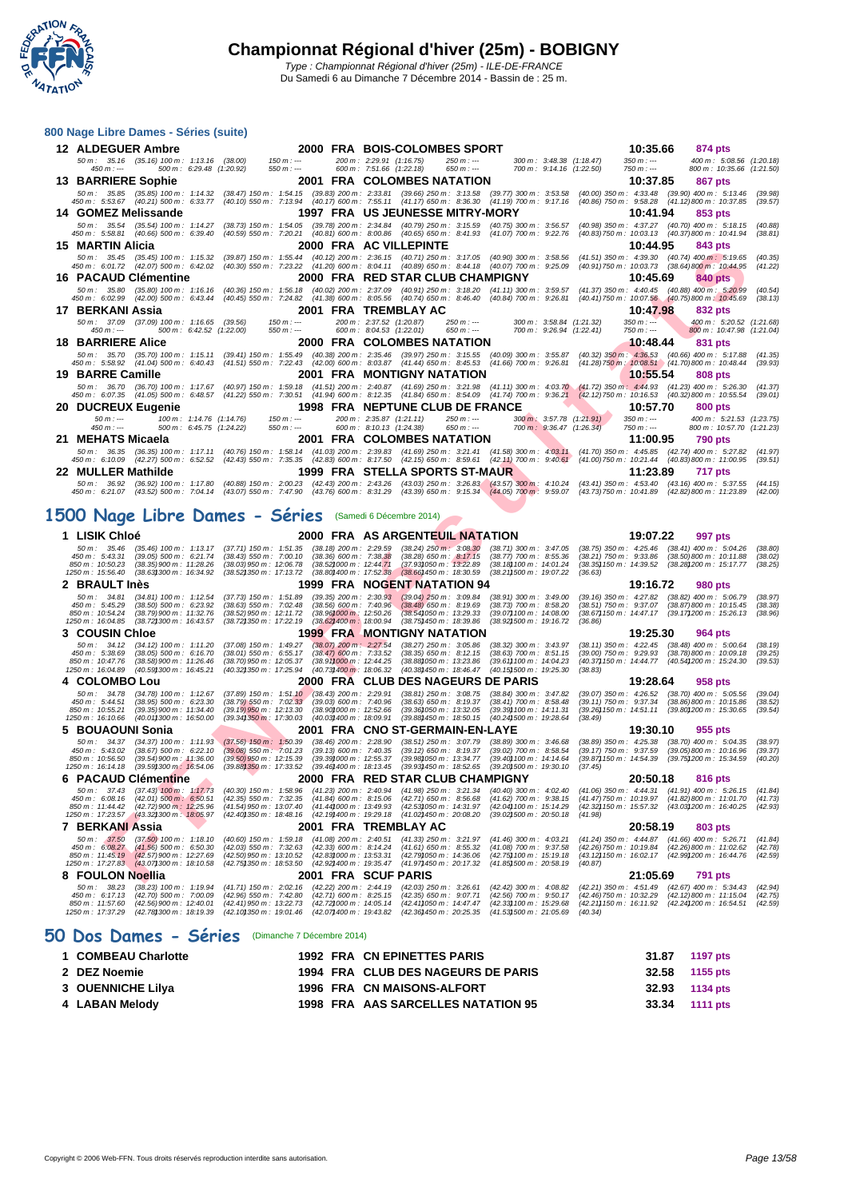# Championnat Régional d'hiver (25m) - BOBIGNY

*Type : Championnat Régional d'hiver (25m) - ILE-DE-FRANCE*
Du Samedi 6 au Dimanche 7 Décembre 2014 - Bassin de : 25 m.

## 800 Nage Libre Dames - Séries (suite)

**12 ALDEGUER Ambre** — 2000 FRA BOIS-COLOMBES SPORT — 10:35.66 — 874 pts
50 m : 35.16 (35.16) 100 m : 1:13.16 (38.00) 150 m : --- 200 m : 2:29.91 (1:16.75) 250 m : --- 300 m : 3:48.38 (1:18.47) 350 m : --- 400 m : 5:08.56 (1:20.18)
450 m : --- 500 m : 6:29.48 (1:20.92) 550 m : --- 600 m : 7:51.66 (1:22.18) 650 m : --- 700 m : 9:14.16 (1:22.50) 750 m : --- 800 m : 10:35.66 (1:21.50)

**13 BARRIERE Sophie** — 2001 FRA COLOMBES NATATION — 10:37.85 — 867 pts
50 m : 35.85 (35.85) 100 m : 1:14.32 (38.47) 150 m : 1:54.15 (39.83) 200 m : 2:33.81 (39.66) 250 m : 3:13.58 (39.77) 300 m : 3:53.58 (40.00) 350 m : 4:33.48 (39.90) 400 m : 5:13.46 (39.98)
450 m : 5:53.67 (40.21) 500 m : 6:33.77 (40.10) 550 m : 7:13.94 (40.17) 600 m : 7:55.11 (41.17) 650 m : 8:36.30 (41.19) 700 m : 9:17.16 (40.86) 750 m : 9:58.28 (41.12) 800 m : 10:37.85 (39.57)

**14 GOMEZ Melissande** — 1997 FRA US JEUNESSE MITRY-MORY — 10:41.94 — 853 pts
50 m : 35.54 (35.54) 100 m : 1:14.27 (38.73) 150 m : 1:54.05 (39.78) 200 m : 2:34.84 (40.79) 250 m : 3:15.59 (40.75) 300 m : 3:56.57 (40.98) 350 m : 4:37.27 (40.70) 400 m : 5:18.15 (40.88)
450 m : 5:58.81 (40.66) 500 m : 6:39.40 (40.59) 550 m : 7:20.21 (40.81) 600 m : 8:00.86 (40.65) 650 m : 8:41.93 (41.07) 700 m : 9:22.76 (40.83) 750 m : 10:03.13 (40.37) 800 m : 10:41.94 (38.81)

**15 MARTIN Alicia** — 2000 FRA AC VILLEPINTE — 10:44.95 — 843 pts
50 m : 35.45 (35.45) 100 m : 1:15.32 (39.87) 150 m : 1:55.44 (40.12) 200 m : 2:36.15 (40.71) 250 m : 3:17.05 (40.90) 300 m : 3:58.56 (41.51) 350 m : 4:39.30 (40.74) 400 m : 5:19.65 (40.35)
450 m : 6:01.72 (42.07) 500 m : 6:42.02 (40.30) 550 m : 7:23.22 (41.20) 600 m : 8:04.11 (40.89) 650 m : 8:44.18 (40.07) 700 m : 9:25.09 (40.91) 750 m : 10:03.73 (38.64) 800 m : 10:44.95 (41.22)

**16 PACAUD Clémentine** — 2000 FRA RED STAR CLUB CHAMPIGNY — 10:45.69 — 840 pts
50 m : 35.80 (35.80) 100 m : 1:16.16 (40.36) 150 m : 1:56.18 (40.02) 200 m : 2:37.09 (40.91) 250 m : 3:18.20 (41.11) 300 m : 3:59.57 (41.37) 350 m : 4:40.45 (40.88) 400 m : 5:20.99 (40.54)
450 m : 6:02.99 (42.00) 500 m : 6:43.44 (40.45) 550 m : 7:24.82 (41.38) 600 m : 8:05.56 (40.74) 650 m : 8:46.40 (40.84) 700 m : 9:26.81 (40.41) 750 m : 10:07.56 (40.75) 800 m : 10:45.69 (38.13)

**17 BERKANI Assia** — 2001 FRA TREMBLAY AC — 10:47.98 — 832 pts
50 m : 37.09 (37.09) 100 m : 1:16.65 (39.56) 150 m : --- 200 m : 2:37.52 (1:20.87) 250 m : --- 300 m : 3:58.84 (1:21.32) 350 m : --- 400 m : 5:20.52 (1:21.68)
450 m : --- 500 m : 6:42.52 (1:22.00) 550 m : --- 600 m : 8:04.53 (1:22.01) 650 m : --- 700 m : 9:26.94 (1:22.41) 750 m : --- 800 m : 10:47.98 (1:21.04)

**18 BARRIERE Alice** — 2000 FRA COLOMBES NATATION — 10:48.44 — 831 pts
50 m : 35.70 (35.70) 100 m : 1:15.11 (39.41) 150 m : 1:55.49 (40.38) 200 m : 2:35.46 (39.97) 250 m : 3:15.55 (40.09) 300 m : 3:55.87 (40.32) 350 m : 4:36.53 (40.66) 400 m : 5:17.88 (41.35)
450 m : 5:58.92 (41.04) 500 m : 6:40.43 (41.51) 550 m : 7:22.43 (42.00) 600 m : 8:03.87 (41.44) 650 m : 8:45.53 (41.66) 700 m : 9:26.81 (41.28) 750 m : 10:08.51 (41.70) 800 m : 10:48.44 (39.93)

**19 BARRE Camille** — 2001 FRA MONTIGNY NATATION — 10:55.54 — 808 pts
50 m : 36.70 (36.70) 100 m : 1:17.67 (40.97) 150 m : 1:59.18 (41.51) 200 m : 2:40.87 (41.69) 250 m : 3:21.98 (41.11) 300 m : 4:03.70 (41.72) 350 m : 4:44.93 (41.23) 400 m : 5:26.30 (41.37)
450 m : 6:07.35 (41.05) 500 m : 6:48.57 (41.22) 550 m : 7:30.51 (41.94) 600 m : 8:12.35 (41.84) 650 m : 8:54.09 (41.74) 700 m : 9:36.21 (42.12) 750 m : 10:16.53 (40.32) 800 m : 10:55.54 (39.01)

**20 DUCREUX Eugenie** — 1998 FRA NEPTUNE CLUB DE FRANCE — 10:57.70 — 800 pts
50 m : --- 100 m : 1:14.76 (1:14.76) 150 m : --- 200 m : 2:35.87 (1:21.11) 250 m : --- 300 m : 3:57.78 (1:21.91) 350 m : --- 400 m : 5:21.53 (1:23.75)
450 m : --- 500 m : 6:45.75 (1:24.22) 550 m : --- 600 m : 8:10.13 (1:24.38) 650 m : --- 700 m : 9:36.47 (1:26.34) 750 m : --- 800 m : 10:57.70 (1:21.23)

**21 MEHATS Micaela** — 2001 FRA COLOMBES NATATION — 11:00.95 — 790 pts
50 m : 36.35 (36.35) 100 m : 1:17.11 (40.76) 150 m : 1:58.14 (41.03) 200 m : 2:39.83 (41.69) 250 m : 3:21.41 (41.58) 300 m : 4:03.11 (41.70) 350 m : 4:45.85 (42.74) 400 m : 5:27.82 (41.97)
450 m : 6:10.09 (42.27) 500 m : 6:52.52 (42.43) 550 m : 7:35.35 (42.83) 600 m : 8:17.50 (42.15) 650 m : 8:59.61 (42.11) 700 m : 9:40.61 (41.00) 750 m : 10:21.44 (40.83) 800 m : 11:00.95 (39.51)

**22 MULLER Mathilde** — 1999 FRA STELLA SPORTS ST-MAUR — 11:23.89 — 717 pts
50 m : 36.92 (36.92) 100 m : 1:17.80 (40.88) 150 m : 2:00.23 (42.43) 200 m : 2:43.26 (43.03) 250 m : 3:26.83 (43.57) 300 m : 4:10.24 (43.41) 350 m : 4:53.40 (43.16) 400 m : 5:37.55 (44.15)
450 m : 6:21.07 (43.52) 500 m : 7:04.14 (43.07) 550 m : 7:47.90 (43.76) 600 m : 8:31.29 (43.39) 650 m : 9:15.34 (44.05) 700 m : 9:59.07 (43.73) 750 m : 10:41.89 (42.82) 800 m : 11:23.89 (42.00)

## 1500 Nage Libre Dames - Séries (Samedi 6 Décembre 2014)

**1 LISIK Chloé** — 2000 FRA AS ARGENTEUIL NATATION — 19:07.22 — 997 pts
50 m : 35.46 (35.46) 100 m : 1:13.17 (37.71) 150 m : 1:51.35 (38.18) 200 m : 2:29.59 (38.24) 250 m : 3:08.30 (38.71) 300 m : 3:47.05 (38.75) 350 m : 4:25.46 (38.41) 400 m : 5:04.26 (38.80)
450 m : 5:43.31 (39.05) 500 m : 6:21.74 (38.43) 550 m : 7:00.10 (38.36) 600 m : 7:38.38 (38.28) 650 m : 8:17.15 (38.77) 700 m : 8:55.36 (38.21) 750 m : 9:33.86 (38.50) 800 m : 10:11.88 (38.02)
850 m : 10:50.23 (38.35) 900 m : 11:28.26 (38.03) 950 m : 12:06.78 (38.52) 1000 m : 12:44.71 (37.93) 1050 m : 13:22.89 (38.18) 1100 m : 14:01.24 (38.35) 1150 m : 14:39.52 (38.28) 1200 m : 15:17.77 (38.25)
1250 m : 15:56.40 (38.63) 1300 m : 16:34.92 (38.52) 1350 m : 17:13.72 (38.80) 1400 m : 17:52.38 (38.66) 1450 m : 18:30.59 (38.21) 1500 m : 19:07.22 (36.63)

**2 BRAULT Inès** — 1999 FRA NOGENT NATATION 94 — 19:16.72 — 980 pts
50 m : 34.81 (34.81) 100 m : 1:12.54 (37.73) 150 m : 1:51.89 (39.35) 200 m : 2:30.93 (39.04) 250 m : 3:09.84 (38.91) 300 m : 3:49.00 (39.16) 350 m : 4:27.82 (38.82) 400 m : 5:06.79 (38.97)
450 m : 5:45.29 (38.50) 500 m : 6:23.92 (38.63) 550 m : 7:02.48 (38.56) 600 m : 7:40.96 (38.48) 650 m : 8:19.69 (38.73) 700 m : 8:58.20 (38.51) 750 m : 9:37.07 (38.87) 800 m : 10:15.45 (38.38)
850 m : 10:54.24 (38.79) 900 m : 11:32.76 (38.52) 950 m : 12:11.72 (38.96) 1000 m : 12:50.26 (38.54) 1050 m : 13:29.33 (39.07) 1100 m : 14:08.00 (38.67) 1150 m : 14:47.17 (39.17) 1200 m : 15:26.13 (38.96)
1250 m : 16:04.85 (38.72) 1300 m : 16:43.57 (38.72) 1350 m : 17:22.19 (38.62) 1400 m : 18:00.94 (38.75) 1450 m : 18:39.86 (38.92) 1500 m : 19:16.72 (36.86)

**3 COUSIN Chloe** — 1999 FRA MONTIGNY NATATION — 19:25.30 — 964 pts
50 m : 34.12 (34.12) 100 m : 1:11.20 (37.08) 150 m : 1:49.27 (38.07) 200 m : 2:27.54 (38.27) 250 m : 3:05.86 (38.32) 300 m : 3:43.97 (38.11) 350 m : 4:22.45 (38.48) 400 m : 5:00.64 (38.19)
450 m : 5:38.69 (38.05) 500 m : 6:16.70 (38.01) 550 m : 6:55.17 (38.47) 600 m : 7:33.52 (38.35) 650 m : 8:12.15 (38.63) 700 m : 8:51.15 (39.00) 750 m : 9:29.93 (38.78) 800 m : 10:09.18 (39.25)
850 m : 10:47.76 (38.58) 900 m : 11:26.46 (38.70) 950 m : 12:05.37 (38.91) 1000 m : 12:44.25 (38.88) 1050 m : 13:23.86 (39.61) 1100 m : 14:04.23 (40.37) 1150 m : 14:44.77 (40.54) 1200 m : 15:24.30 (39.53)
1250 m : 16:04.89 (40.59) 1300 m : 16:45.21 (40.32) 1350 m : 17:25.94 (40.73) 1400 m : 18:06.32 (40.38) 1450 m : 18:46.47 (40.15) 1500 m : 19:25.30 (38.83)

**4 COLOMBO Lou** — 2000 FRA CLUB DES NAGEURS DE PARIS — 19:28.64 — 958 pts
50 m : 34.78 (34.78) 100 m : 1:12.67 (37.89) 150 m : 1:51.10 (38.43) 200 m : 2:29.91 (38.81) 250 m : 3:08.75 (38.84) 300 m : 3:47.82 (39.07) 350 m : 4:26.52 (38.70) 400 m : 5:05.56 (39.04)
450 m : 5:44.51 (38.95) 500 m : 6:23.30 (38.79) 550 m : 7:02.33 (39.03) 600 m : 7:40.96 (38.63) 650 m : 8:19.37 (38.41) 700 m : 8:58.48 (39.11) 750 m : 9:37.34 (38.86) 800 m : 10:15.86 (38.52)
850 m : 10:55.21 (39.35) 900 m : 11:34.40 (39.19) 950 m : 12:13.30 (38.90) 1000 m : 12:52.66 (39.36) 1050 m : 13:32.05 (39.39) 1100 m : 14:11.31 (39.26) 1150 m : 14:51.11 (39.80) 1200 m : 15:30.65 (39.54)
1250 m : 16:10.66 (40.01) 1300 m : 16:50.00 (39.34) 1350 m : 17:30.03 (40.03) 1400 m : 18:09.91 (39.88) 1450 m : 18:50.15 (40.24) 1500 m : 19:28.64 (38.49)

**5 BOUAOUNI Sonia** — 2001 FRA CNO ST-GERMAIN-EN-LAYE — 19:30.10 — 955 pts
50 m : 34.37 (34.37) 100 m : 1:11.93 (37.56) 150 m : 1:50.39 (38.46) 200 m : 2:28.90 (38.51) 250 m : 3:07.79 (38.89) 300 m : 3:46.68 (38.89) 350 m : 4:25.38 (38.70) 400 m : 5:04.35 (38.97)
450 m : 5:43.02 (38.67) 500 m : 6:22.10 (39.08) 550 m : 7:01.23 (39.13) 600 m : 7:40.35 (39.12) 650 m : 8:19.37 (39.02) 700 m : 8:58.54 (39.17) 750 m : 9:37.59 (39.05) 800 m : 10:16.96 (39.37)
850 m : 10:56.50 (39.54) 900 m : 11:36.00 (39.50) 950 m : 12:15.39 (39.39) 1000 m : 12:55.37 (39.98) 1050 m : 13:34.77 (39.40) 1100 m : 14:14.64 (39.87) 1150 m : 14:54.39 (39.75) 1200 m : 15:34.59 (40.20)
1250 m : 16:14.18 (39.59) 1300 m : 16:54.06 (39.88) 1350 m : 17:33.52 (39.46) 1400 m : 18:13.45 (39.93) 1450 m : 18:52.65 (39.20) 1500 m : 19:30.10 (37.45)

**6 PACAUD Clémentine** — 2000 FRA RED STAR CLUB CHAMPIGNY — 20:50.18 — 816 pts
50 m : 37.43 (37.43) 100 m : 1:17.73 (40.30) 150 m : 1:58.96 (41.23) 200 m : 2:40.94 (41.98) 250 m : 3:21.34 (40.40) 300 m : 4:02.40 (41.06) 350 m : 4:44.31 (41.91) 400 m : 5:26.15 (41.84)
450 m : 6:08.16 (42.01) 500 m : 6:50.51 (42.35) 550 m : 7:32.35 (41.84) 600 m : 8:15.06 (42.71) 650 m : 8:56.68 (41.62) 700 m : 9:38.15 (41.47) 750 m : 10:19.97 (41.82) 800 m : 11:01.70 (41.73)
850 m : 11:44.42 (42.72) 900 m : 12:25.96 (41.54) 950 m : 13:07.40 (41.44) 1000 m : 13:49.93 (42.53) 1050 m : 14:31.97 (42.04) 1100 m : 15:14.29 (42.32) 1150 m : 15:57.32 (43.03) 1200 m : 16:40.25 (42.93)
1250 m : 17:23.57 (43.32) 1300 m : 18:05.97 (42.40) 1350 m : 18:48.16 (42.19) 1400 m : 19:29.18 (41.02) 1450 m : 20:08.20 (39.02) 1500 m : 20:50.18 (41.98)

**7 BERKANI Assia** — 2001 FRA TREMBLAY AC — 20:58.19 — 803 pts
50 m : 37.50 (37.50) 100 m : 1:18.10 (40.60) 150 m : 1:59.18 (41.08) 200 m : 2:40.51 (41.33) 250 m : 3:21.97 (41.46) 300 m : 4:03.21 (41.24) 350 m : 4:44.87 (41.66) 400 m : 5:26.71 (41.84)
450 m : 6:08.27 (41.56) 500 m : 6:50.30 (42.03) 550 m : 7:32.63 (42.33) 600 m : 8:14.24 (41.61) 650 m : 8:55.32 (41.08) 700 m : 9:37.58 (42.26) 750 m : 10:19.84 (42.26) 800 m : 11:02.62 (42.78)
850 m : 11:45.19 (42.57) 900 m : 12:27.69 (42.50) 950 m : 13:10.52 (42.83) 1000 m : 13:53.31 (42.79) 1050 m : 14:36.06 (42.75) 1100 m : 15:19.18 (43.12) 1150 m : 16:02.17 (42.99) 1200 m : 16:44.76 (42.59)
1250 m : 17:27.83 (43.07) 1300 m : 18:10.58 (42.75) 1350 m : 18:53.50 (42.92) 1400 m : 19:35.47 (41.97) 1450 m : 20:17.32 (41.85) 1500 m : 20:58.19 (40.87)

**8 FOULON Noellia** — 2001 FRA SCUF PARIS — 21:05.69 — 791 pts
50 m : 38.23 (38.23) 100 m : 1:19.94 (41.71) 150 m : 2:02.16 (42.22) 200 m : 2:44.19 (42.03) 250 m : 3:26.61 (42.42) 300 m : 4:08.82 (42.21) 350 m : 4:51.49 (42.67) 400 m : 5:34.43 (42.94)
450 m : 6:17.13 (42.70) 500 m : 7:00.09 (42.96) 550 m : 7:42.80 (42.71) 600 m : 8:25.15 (42.35) 650 m : 9:07.71 (42.56) 700 m : 9:50.17 (42.46) 750 m : 10:32.29 (42.12) 800 m : 11:15.04 (42.75)
850 m : 11:57.60 (42.56) 900 m : 12:40.01 (42.41) 950 m : 13:22.73 (42.72) 1000 m : 14:05.14 (42.41) 1050 m : 14:47.47 (42.33) 1100 m : 15:29.68 (42.21) 1150 m : 16:11.92 (42.24) 1200 m : 16:54.51 (42.59)
1250 m : 17:37.29 (42.78) 1300 m : 18:19.39 (42.10) 1350 m : 19:01.46 (42.07) 1400 m : 19:43.82 (42.36) 1450 m : 20:25.35 (41.53) 1500 m : 21:05.69 (40.34)

## 50 Dos Dames - Séries (Dimanche 7 Décembre 2014)

| Rang | Nom | Année | Nat | Club | Temps | Points |
|---|---|---|---|---|---|---|
| 1 | COMBEAU Charlotte | 1992 | FRA | CN EPINETTES PARIS | 31.87 | 1197 pts |
| 2 | DEZ Noemie | 1994 | FRA | CLUB DES NAGEURS DE PARIS | 32.58 | 1155 pts |
| 3 | OUENNICHE Lilya | 1996 | FRA | CN MAISONS-ALFORT | 32.93 | 1134 pts |
| 4 | LABAN Melody | 1998 | FRA | AAS SARCELLES NATATION 95 | 33.34 | 1111 pts |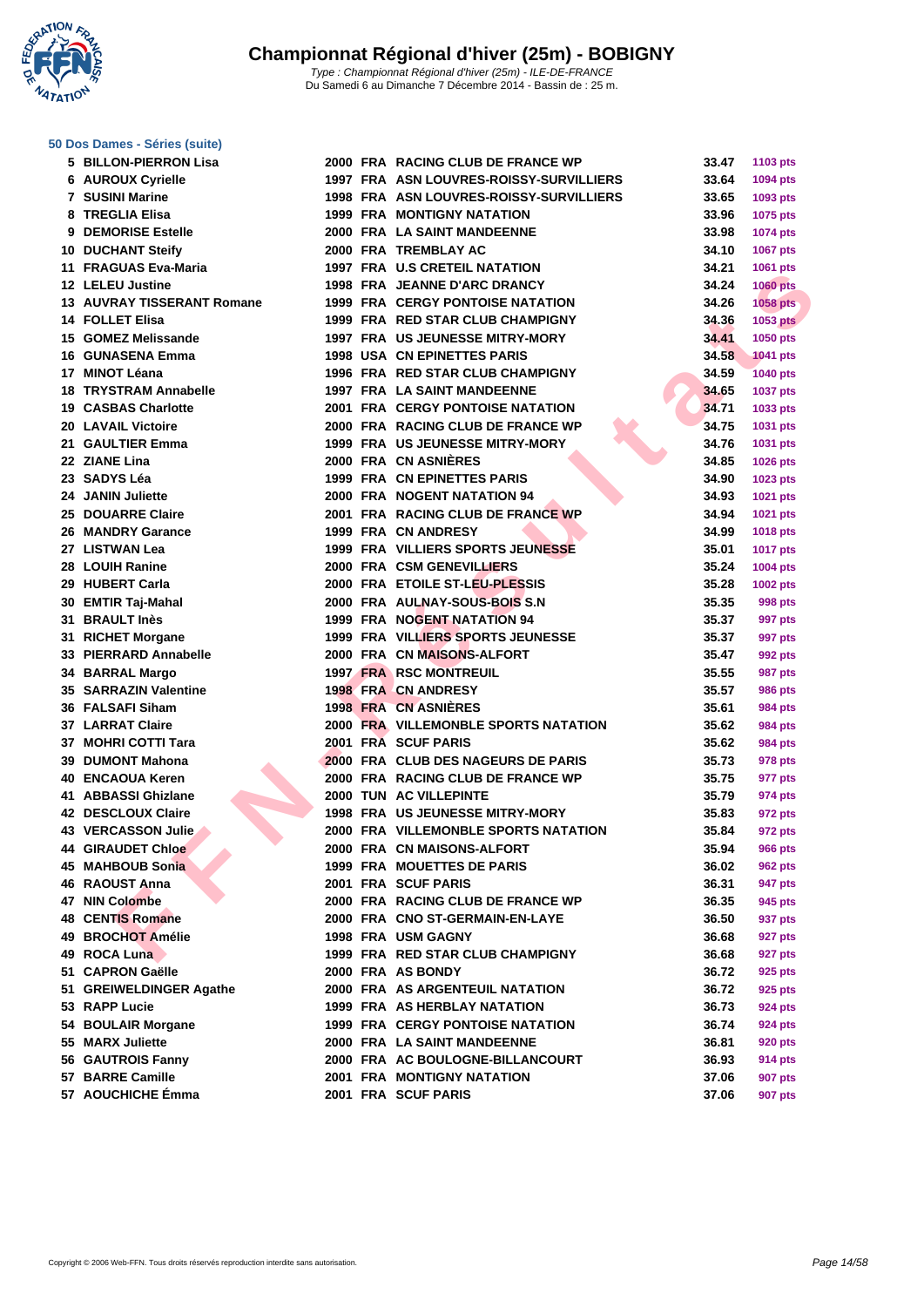# Championnat Régional d'hiver (25m) - BOBIGNY

*Type : Championnat Régional d'hiver (25m) - ILE-DE-FRANCE*
Du Samedi 6 au Dimanche 7 Décembre 2014 - Bassin de : 25 m.

### 50 Dos Dames - Séries (suite)

| Rang | Nom | Année | Nat | Club | Temps | Points |
|---|---|---|---|---|---|---|
| 5 | BILLON-PIERRON Lisa | 2000 | FRA | RACING CLUB DE FRANCE WP | 33.47 | 1103 pts |
| 6 | AUROUX Cyrielle | 1997 | FRA | ASN LOUVRES-ROISSY-SURVILLIERS | 33.64 | 1094 pts |
| 7 | SUSINI Marine | 1998 | FRA | ASN LOUVRES-ROISSY-SURVILLIERS | 33.65 | 1093 pts |
| 8 | TREGLIA Elisa | 1999 | FRA | MONTIGNY NATATION | 33.96 | 1075 pts |
| 9 | DEMORISE Estelle | 2000 | FRA | LA SAINT MANDEENNE | 33.98 | 1074 pts |
| 10 | DUCHANT Steify | 2000 | FRA | TREMBLAY AC | 34.10 | 1067 pts |
| 11 | FRAGUAS Eva-Maria | 1997 | FRA | U.S CRETEIL NATATION | 34.21 | 1061 pts |
| 12 | LELEU Justine | 1998 | FRA | JEANNE D'ARC DRANCY | 34.24 | 1060 pts |
| 13 | AUVRAY TISSERANT Romane | 1999 | FRA | CERGY PONTOISE NATATION | 34.26 | 1058 pts |
| 14 | FOLLET Elisa | 1999 | FRA | RED STAR CLUB CHAMPIGNY | 34.36 | 1053 pts |
| 15 | GOMEZ Melissande | 1997 | FRA | US JEUNESSE MITRY-MORY | 34.41 | 1050 pts |
| 16 | GUNASENA Emma | 1998 | USA | CN EPINETTES PARIS | 34.58 | 1041 pts |
| 17 | MINOT Léana | 1996 | FRA | RED STAR CLUB CHAMPIGNY | 34.59 | 1040 pts |
| 18 | TRYSTRAM Annabelle | 1997 | FRA | LA SAINT MANDEENNE | 34.65 | 1037 pts |
| 19 | CASBAS Charlotte | 2001 | FRA | CERGY PONTOISE NATATION | 34.71 | 1033 pts |
| 20 | LAVAIL Victoire | 2000 | FRA | RACING CLUB DE FRANCE WP | 34.75 | 1031 pts |
| 21 | GAULTIER Emma | 1999 | FRA | US JEUNESSE MITRY-MORY | 34.76 | 1031 pts |
| 22 | ZIANE Lina | 2000 | FRA | CN ASNIÈRES | 34.85 | 1026 pts |
| 23 | SADYS Léa | 1999 | FRA | CN EPINETTES PARIS | 34.90 | 1023 pts |
| 24 | JANIN Juliette | 2000 | FRA | NOGENT NATATION 94 | 34.93 | 1021 pts |
| 25 | DOUARRE Claire | 2001 | FRA | RACING CLUB DE FRANCE WP | 34.94 | 1021 pts |
| 26 | MANDRY Garance | 1999 | FRA | CN ANDRESY | 34.99 | 1018 pts |
| 27 | LISTWAN Lea | 1999 | FRA | VILLIERS SPORTS JEUNESSE | 35.01 | 1017 pts |
| 28 | LOUIH Ranine | 2000 | FRA | CSM GENEVILLIERS | 35.24 | 1004 pts |
| 29 | HUBERT Carla | 2000 | FRA | ETOILE ST-LEU-PLESSIS | 35.28 | 1002 pts |
| 30 | EMTIR Taj-Mahal | 2000 | FRA | AULNAY-SOUS-BOIS S.N | 35.35 | 998 pts |
| 31 | BRAULT Inès | 1999 | FRA | NOGENT NATATION 94 | 35.37 | 997 pts |
| 31 | RICHET Morgane | 1999 | FRA | VILLIERS SPORTS JEUNESSE | 35.37 | 997 pts |
| 33 | PIERRARD Annabelle | 2000 | FRA | CN MAISONS-ALFORT | 35.47 | 992 pts |
| 34 | BARRAL Margo | 1997 | FRA | RSC MONTREUIL | 35.55 | 987 pts |
| 35 | SARRAZIN Valentine | 1998 | FRA | CN ANDRESY | 35.57 | 986 pts |
| 36 | FALSAFI Siham | 1998 | FRA | CN ASNIÈRES | 35.61 | 984 pts |
| 37 | LARRAT Claire | 2000 | FRA | VILLEMONBLE SPORTS NATATION | 35.62 | 984 pts |
| 37 | MOHRI COTTI Tara | 2001 | FRA | SCUF PARIS | 35.62 | 984 pts |
| 39 | DUMONT Mahona | 2000 | FRA | CLUB DES NAGEURS DE PARIS | 35.73 | 978 pts |
| 40 | ENCAOUA Keren | 2000 | FRA | RACING CLUB DE FRANCE WP | 35.75 | 977 pts |
| 41 | ABBASSI Ghizlane | 2000 | TUN | AC VILLEPINTE | 35.79 | 974 pts |
| 42 | DESCLOUX Claire | 1998 | FRA | US JEUNESSE MITRY-MORY | 35.83 | 972 pts |
| 43 | VERCASSON Julie | 2000 | FRA | VILLEMONBLE SPORTS NATATION | 35.84 | 972 pts |
| 44 | GIRAUDET Chloe | 2000 | FRA | CN MAISONS-ALFORT | 35.94 | 966 pts |
| 45 | MAHBOUB Sonia | 1999 | FRA | MOUETTES DE PARIS | 36.02 | 962 pts |
| 46 | RAOUST Anna | 2001 | FRA | SCUF PARIS | 36.31 | 947 pts |
| 47 | NIN Colombe | 2000 | FRA | RACING CLUB DE FRANCE WP | 36.35 | 945 pts |
| 48 | CENTIS Romane | 2000 | FRA | CNO ST-GERMAIN-EN-LAYE | 36.50 | 937 pts |
| 49 | BROCHOT Amélie | 1998 | FRA | USM GAGNY | 36.68 | 927 pts |
| 49 | ROCA Luna | 1999 | FRA | RED STAR CLUB CHAMPIGNY | 36.68 | 927 pts |
| 51 | CAPRON Gaëlle | 2000 | FRA | AS BONDY | 36.72 | 925 pts |
| 51 | GREIWELDINGER Agathe | 2000 | FRA | AS ARGENTEUIL NATATION | 36.72 | 925 pts |
| 53 | RAPP Lucie | 1999 | FRA | AS HERBLAY NATATION | 36.73 | 924 pts |
| 54 | BOULAIR Morgane | 1999 | FRA | CERGY PONTOISE NATATION | 36.74 | 924 pts |
| 55 | MARX Juliette | 2000 | FRA | LA SAINT MANDEENNE | 36.81 | 920 pts |
| 56 | GAUTROIS Fanny | 2000 | FRA | AC BOULOGNE-BILLANCOURT | 36.93 | 914 pts |
| 57 | BARRE Camille | 2001 | FRA | MONTIGNY NATATION | 37.06 | 907 pts |
| 57 | AOUCHICHE Émma | 2001 | FRA | SCUF PARIS | 37.06 | 907 pts |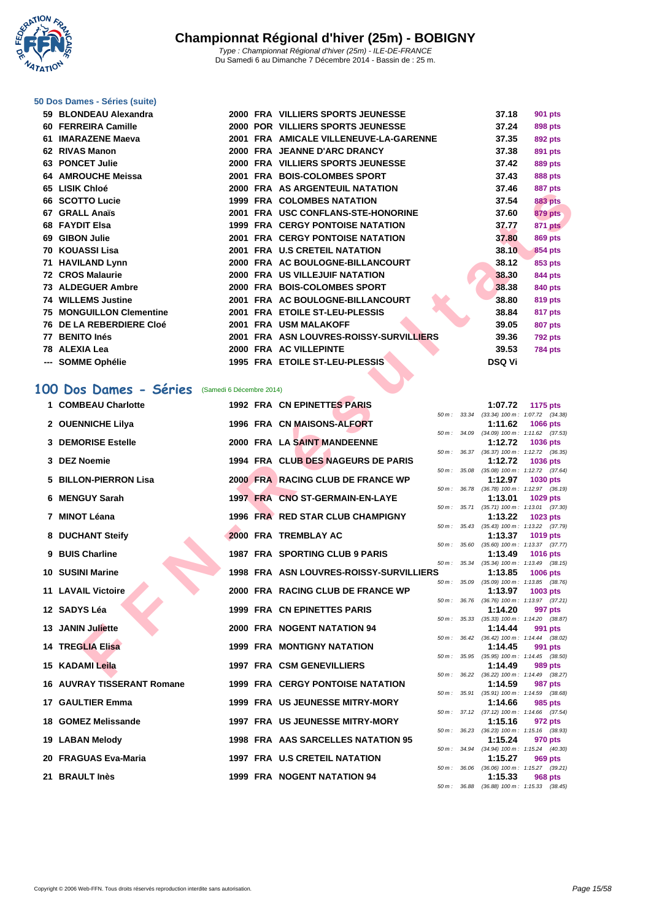# Championnat Régional d'hiver (25m) - BOBIGNY

*Type : Championnat Régional d'hiver (25m) - ILE-DE-FRANCE*
Du Samedi 6 au Dimanche 7 Décembre 2014 - Bassin de : 25 m.

### 50 Dos Dames - Séries (suite)

| Rang | Nom | Année | Nat. | Club | Temps | Points |
|---|---|---|---|---|---|---|
| 59 | BLONDEAU Alexandra | 2000 | FRA | VILLIERS SPORTS JEUNESSE | 37.18 | 901 pts |
| 60 | FERREIRA Camille | 2000 | POR | VILLIERS SPORTS JEUNESSE | 37.24 | 898 pts |
| 61 | IMARAZENE Maeva | 2001 | FRA | AMICALE VILLENEUVE-LA-GARENNE | 37.35 | 892 pts |
| 62 | RIVAS Manon | 2000 | FRA | JEANNE D'ARC DRANCY | 37.38 | 891 pts |
| 63 | PONCET Julie | 2000 | FRA | VILLIERS SPORTS JEUNESSE | 37.42 | 889 pts |
| 64 | AMROUCHE Meissa | 2001 | FRA | BOIS-COLOMBES SPORT | 37.43 | 888 pts |
| 65 | LISIK Chloé | 2000 | FRA | AS ARGENTEUIL NATATION | 37.46 | 887 pts |
| 66 | SCOTTO Lucie | 1999 | FRA | COLOMBES NATATION | 37.54 | 883 pts |
| 67 | GRALL Anaïs | 2001 | FRA | USC CONFLANS-STE-HONORINE | 37.60 | 879 pts |
| 68 | FAYDIT Elsa | 1999 | FRA | CERGY PONTOISE NATATION | 37.77 | 871 pts |
| 69 | GIBON Julie | 2001 | FRA | CERGY PONTOISE NATATION | 37.80 | 869 pts |
| 70 | KOUASSI Lisa | 2001 | FRA | U.S CRETEIL NATATION | 38.10 | 854 pts |
| 71 | HAVILAND Lynn | 2000 | FRA | AC BOULOGNE-BILLANCOURT | 38.12 | 853 pts |
| 72 | CROS Malaurie | 2000 | FRA | US VILLEJUIF NATATION | 38.30 | 844 pts |
| 73 | ALDEGUER Ambre | 2000 | FRA | BOIS-COLOMBES SPORT | 38.38 | 840 pts |
| 74 | WILLEMS Justine | 2001 | FRA | AC BOULOGNE-BILLANCOURT | 38.80 | 819 pts |
| 75 | MONGUILLON Clementine | 2001 | FRA | ETOILE ST-LEU-PLESSIS | 38.84 | 817 pts |
| 76 | DE LA REBERDIERE Cloé | 2001 | FRA | USM MALAKOFF | 39.05 | 807 pts |
| 77 | BENITO Inés | 2001 | FRA | ASN LOUVRES-ROISSY-SURVILLIERS | 39.36 | 792 pts |
| 78 | ALEXIA Lea | 2000 | FRA | AC VILLEPINTE | 39.53 | 784 pts |
| --- | SOMME Ophélie | 1995 | FRA | ETOILE ST-LEU-PLESSIS | DSQ Vi | |

## 100 Dos Dames - Séries (Samedi 6 Décembre 2014)

| Rang | Nom | Année | Nat. | Club | Temps | Points | Intermédiaires |
|---|---|---|---|---|---|---|---|
| 1 | COMBEAU Charlotte | 1992 | FRA | CN EPINETTES PARIS | 1:07.72 | 1175 pts | 50 m : 33.34 (33.34) 100 m : 1:07.72 (34.38) |
| 2 | OUENNICHE Lilya | 1996 | FRA | CN MAISONS-ALFORT | 1:11.62 | 1066 pts | 50 m : 34.09 (34.09) 100 m : 1:11.62 (37.53) |
| 3 | DEMORISE Estelle | 2000 | FRA | LA SAINT MANDEENNE | 1:12.72 | 1036 pts | 50 m : 36.37 (36.37) 100 m : 1:12.72 (36.35) |
| 3 | DEZ Noemie | 1994 | FRA | CLUB DES NAGEURS DE PARIS | 1:12.72 | 1036 pts | 50 m : 35.08 (35.08) 100 m : 1:12.72 (37.64) |
| 5 | BILLON-PIERRON Lisa | 2000 | FRA | RACING CLUB DE FRANCE WP | 1:12.97 | 1030 pts | 50 m : 36.78 (36.78) 100 m : 1:12.97 (36.19) |
| 6 | MENGUY Sarah | 1997 | FRA | CNO ST-GERMAIN-EN-LAYE | 1:13.01 | 1029 pts | 50 m : 35.71 (35.71) 100 m : 1:13.01 (37.30) |
| 7 | MINOT Léana | 1996 | FRA | RED STAR CLUB CHAMPIGNY | 1:13.22 | 1023 pts | 50 m : 35.43 (35.43) 100 m : 1:13.22 (37.79) |
| 8 | DUCHANT Steify | 2000 | FRA | TREMBLAY AC | 1:13.37 | 1019 pts | 50 m : 35.60 (35.60) 100 m : 1:13.37 (37.77) |
| 9 | BUIS Charline | 1987 | FRA | SPORTING CLUB 9 PARIS | 1:13.49 | 1016 pts | 50 m : 35.34 (35.34) 100 m : 1:13.49 (38.15) |
| 10 | SUSINI Marine | 1998 | FRA | ASN LOUVRES-ROISSY-SURVILLIERS | 1:13.85 | 1006 pts | 50 m : 35.09 (35.09) 100 m : 1:13.85 (38.76) |
| 11 | LAVAIL Victoire | 2000 | FRA | RACING CLUB DE FRANCE WP | 1:13.97 | 1003 pts | 50 m : 36.76 (36.76) 100 m : 1:13.97 (37.21) |
| 12 | SADYS Léa | 1999 | FRA | CN EPINETTES PARIS | 1:14.20 | 997 pts | 50 m : 35.33 (35.33) 100 m : 1:14.20 (38.87) |
| 13 | JANIN Juliette | 2000 | FRA | NOGENT NATATION 94 | 1:14.44 | 991 pts | 50 m : 36.42 (36.42) 100 m : 1:14.44 (38.02) |
| 14 | TREGLIA Elisa | 1999 | FRA | MONTIGNY NATATION | 1:14.45 | 991 pts | 50 m : 35.95 (35.95) 100 m : 1:14.45 (38.50) |
| 15 | KADAMI Leila | 1997 | FRA | CSM GENEVILLIERS | 1:14.49 | 989 pts | 50 m : 36.22 (36.22) 100 m : 1:14.49 (38.27) |
| 16 | AUVRAY TISSERANT Romane | 1999 | FRA | CERGY PONTOISE NATATION | 1:14.59 | 987 pts | 50 m : 35.91 (35.91) 100 m : 1:14.59 (38.68) |
| 17 | GAULTIER Emma | 1999 | FRA | US JEUNESSE MITRY-MORY | 1:14.66 | 985 pts | 50 m : 37.12 (37.12) 100 m : 1:14.66 (37.54) |
| 18 | GOMEZ Melissande | 1997 | FRA | US JEUNESSE MITRY-MORY | 1:15.16 | 972 pts | 50 m : 36.23 (36.23) 100 m : 1:15.16 (38.93) |
| 19 | LABAN Melody | 1998 | FRA | AAS SARCELLES NATATION 95 | 1:15.24 | 970 pts | 50 m : 34.94 (34.94) 100 m : 1:15.24 (40.30) |
| 20 | FRAGUAS Eva-Maria | 1997 | FRA | U.S CRETEIL NATATION | 1:15.27 | 969 pts | 50 m : 36.06 (36.06) 100 m : 1:15.27 (39.21) |
| 21 | BRAULT Inès | 1999 | FRA | NOGENT NATATION 94 | 1:15.33 | 968 pts | 50 m : 36.88 (36.88) 100 m : 1:15.33 (38.45) |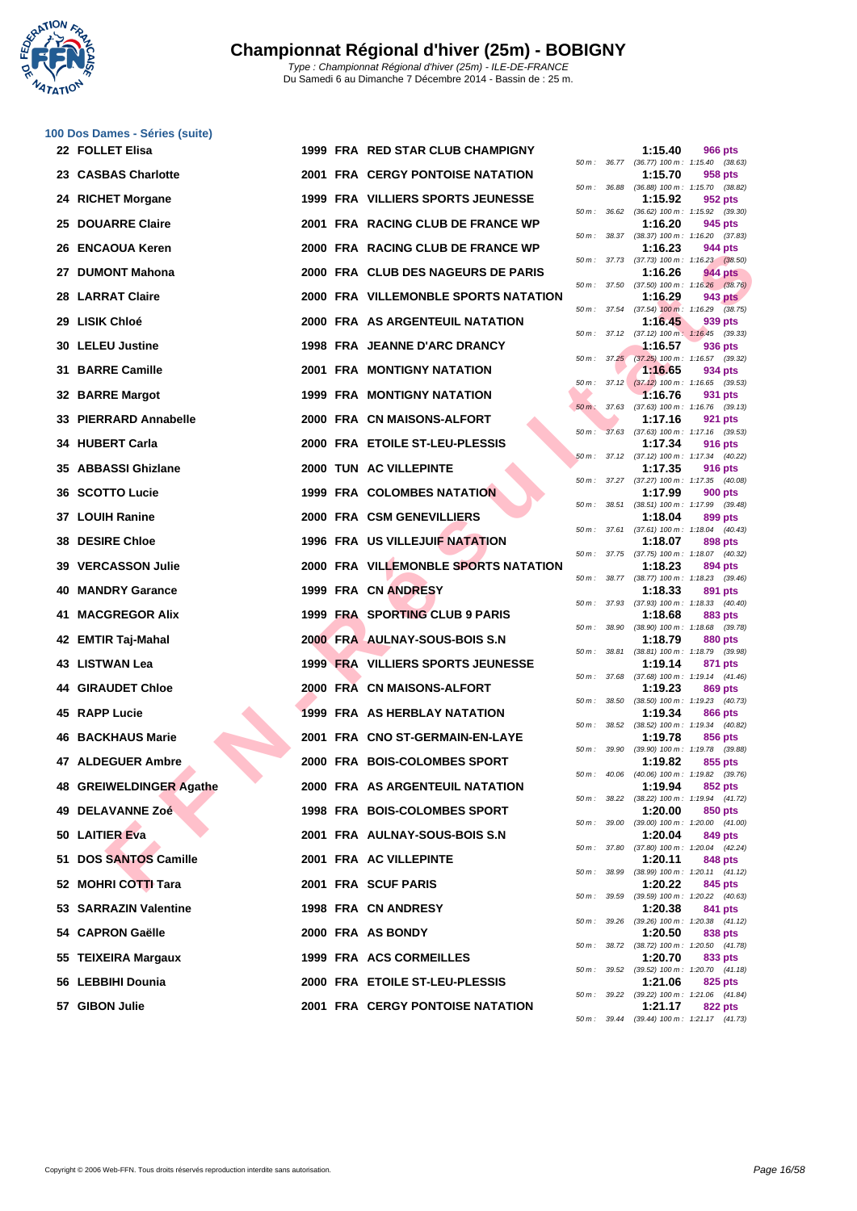# Championnat Régional d'hiver (25m) - BOBIGNY

*Type : Championnat Régional d'hiver (25m) - ILE-DE-FRANCE*
Du Samedi 6 au Dimanche 7 Décembre 2014 - Bassin de : 25 m.

## 100 Dos Dames - Séries (suite)

| Rang | Nom | Année | Nat. | Club | Temps | Points | Splits |
|---|---|---|---|---|---|---|---|
| 22 | FOLLET Elisa | 1999 | FRA | RED STAR CLUB CHAMPIGNY | 1:15.40 | 966 pts | 50 m : 36.77 (36.77) 100 m : 1:15.40 (38.63) |
| 23 | CASBAS Charlotte | 2001 | FRA | CERGY PONTOISE NATATION | 1:15.70 | 958 pts | 50 m : 36.88 (36.88) 100 m : 1:15.70 (38.82) |
| 24 | RICHET Morgane | 1999 | FRA | VILLIERS SPORTS JEUNESSE | 1:15.92 | 952 pts | 50 m : 36.62 (36.62) 100 m : 1:15.92 (39.30) |
| 25 | DOUARRE Claire | 2001 | FRA | RACING CLUB DE FRANCE WP | 1:16.20 | 945 pts | 50 m : 38.37 (38.37) 100 m : 1:16.20 (37.83) |
| 26 | ENCAOUA Keren | 2000 | FRA | RACING CLUB DE FRANCE WP | 1:16.23 | 944 pts | 50 m : 37.73 (37.73) 100 m : 1:16.23 (38.50) |
| 27 | DUMONT Mahona | 2000 | FRA | CLUB DES NAGEURS DE PARIS | 1:16.26 | 944 pts | 50 m : 37.50 (37.50) 100 m : 1:16.26 (38.76) |
| 28 | LARRAT Claire | 2000 | FRA | VILLEMONBLE SPORTS NATATION | 1:16.29 | 943 pts | 50 m : 37.54 (37.54) 100 m : 1:16.29 (38.75) |
| 29 | LISIK Chloé | 2000 | FRA | AS ARGENTEUIL NATATION | 1:16.45 | 939 pts | 50 m : 37.12 (37.12) 100 m : 1:16.45 (39.33) |
| 30 | LELEU Justine | 1998 | FRA | JEANNE D'ARC DRANCY | 1:16.57 | 936 pts | 50 m : 37.25 (37.25) 100 m : 1:16.57 (39.32) |
| 31 | BARRE Camille | 2001 | FRA | MONTIGNY NATATION | 1:16.65 | 934 pts | 50 m : 37.12 (37.12) 100 m : 1:16.65 (39.53) |
| 32 | BARRE Margot | 1999 | FRA | MONTIGNY NATATION | 1:16.76 | 931 pts | 50 m : 37.63 (37.63) 100 m : 1:16.76 (39.13) |
| 33 | PIERRARD Annabelle | 2000 | FRA | CN MAISONS-ALFORT | 1:17.16 | 921 pts | 50 m : 37.63 (37.63) 100 m : 1:17.16 (39.53) |
| 34 | HUBERT Carla | 2000 | FRA | ETOILE ST-LEU-PLESSIS | 1:17.34 | 916 pts | 50 m : 37.12 (37.12) 100 m : 1:17.34 (40.22) |
| 35 | ABBASSI Ghizlane | 2000 | TUN | AC VILLEPINTE | 1:17.35 | 916 pts | 50 m : 37.27 (37.27) 100 m : 1:17.35 (40.08) |
| 36 | SCOTTO Lucie | 1999 | FRA | COLOMBES NATATION | 1:17.99 | 900 pts | 50 m : 38.51 (38.51) 100 m : 1:17.99 (39.48) |
| 37 | LOUIH Ranine | 2000 | FRA | CSM GENEVILLIERS | 1:18.04 | 899 pts | 50 m : 37.61 (37.61) 100 m : 1:18.04 (40.43) |
| 38 | DESIRE Chloe | 1996 | FRA | US VILLEJUIF NATATION | 1:18.07 | 898 pts | 50 m : 37.75 (37.75) 100 m : 1:18.07 (40.32) |
| 39 | VERCASSON Julie | 2000 | FRA | VILLEMONBLE SPORTS NATATION | 1:18.23 | 894 pts | 50 m : 38.77 (38.77) 100 m : 1:18.23 (39.46) |
| 40 | MANDRY Garance | 1999 | FRA | CN ANDRESY | 1:18.33 | 891 pts | 50 m : 37.93 (37.93) 100 m : 1:18.33 (40.40) |
| 41 | MACGREGOR Alix | 1999 | FRA | SPORTING CLUB 9 PARIS | 1:18.68 | 883 pts | 50 m : 38.90 (38.90) 100 m : 1:18.68 (39.78) |
| 42 | EMTIR Taj-Mahal | 2000 | FRA | AULNAY-SOUS-BOIS S.N | 1:18.79 | 880 pts | 50 m : 38.81 (38.81) 100 m : 1:18.79 (39.98) |
| 43 | LISTWAN Lea | 1999 | FRA | VILLIERS SPORTS JEUNESSE | 1:19.14 | 871 pts | 50 m : 37.68 (37.68) 100 m : 1:19.14 (41.46) |
| 44 | GIRAUDET Chloe | 2000 | FRA | CN MAISONS-ALFORT | 1:19.23 | 869 pts | 50 m : 38.50 (38.50) 100 m : 1:19.23 (40.73) |
| 45 | RAPP Lucie | 1999 | FRA | AS HERBLAY NATATION | 1:19.34 | 866 pts | 50 m : 38.52 (38.52) 100 m : 1:19.34 (40.82) |
| 46 | BACKHAUS Marie | 2001 | FRA | CNO ST-GERMAIN-EN-LAYE | 1:19.78 | 856 pts | 50 m : 39.90 (39.90) 100 m : 1:19.78 (39.88) |
| 47 | ALDEGUER Ambre | 2000 | FRA | BOIS-COLOMBES SPORT | 1:19.82 | 855 pts | 50 m : 40.06 (40.06) 100 m : 1:19.82 (39.76) |
| 48 | GREIWELDINGER Agathe | 2000 | FRA | AS ARGENTEUIL NATATION | 1:19.94 | 852 pts | 50 m : 38.22 (38.22) 100 m : 1:19.94 (41.72) |
| 49 | DELAVANNE Zoé | 1998 | FRA | BOIS-COLOMBES SPORT | 1:20.00 | 850 pts | 50 m : 39.00 (39.00) 100 m : 1:20.00 (41.00) |
| 50 | LAITIER Eva | 2001 | FRA | AULNAY-SOUS-BOIS S.N | 1:20.04 | 849 pts | 50 m : 37.80 (37.80) 100 m : 1:20.04 (42.24) |
| 51 | DOS SANTOS Camille | 2001 | FRA | AC VILLEPINTE | 1:20.11 | 848 pts | 50 m : 38.99 (38.99) 100 m : 1:20.11 (41.12) |
| 52 | MOHRI COTTI Tara | 2001 | FRA | SCUF PARIS | 1:20.22 | 845 pts | 50 m : 39.59 (39.59) 100 m : 1:20.22 (40.63) |
| 53 | SARRAZIN Valentine | 1998 | FRA | CN ANDRESY | 1:20.38 | 841 pts | 50 m : 39.26 (39.26) 100 m : 1:20.38 (41.12) |
| 54 | CAPRON Gaëlle | 2000 | FRA | AS BONDY | 1:20.50 | 838 pts | 50 m : 38.72 (38.72) 100 m : 1:20.50 (41.78) |
| 55 | TEIXEIRA Margaux | 1999 | FRA | ACS CORMEILLES | 1:20.70 | 833 pts | 50 m : 39.52 (39.52) 100 m : 1:20.70 (41.18) |
| 56 | LEBBIHI Dounia | 2000 | FRA | ETOILE ST-LEU-PLESSIS | 1:21.06 | 825 pts | 50 m : 39.22 (39.22) 100 m : 1:21.06 (41.84) |
| 57 | GIBON Julie | 2001 | FRA | CERGY PONTOISE NATATION | 1:21.17 | 822 pts | 50 m : 39.44 (39.44) 100 m : 1:21.17 (41.73) |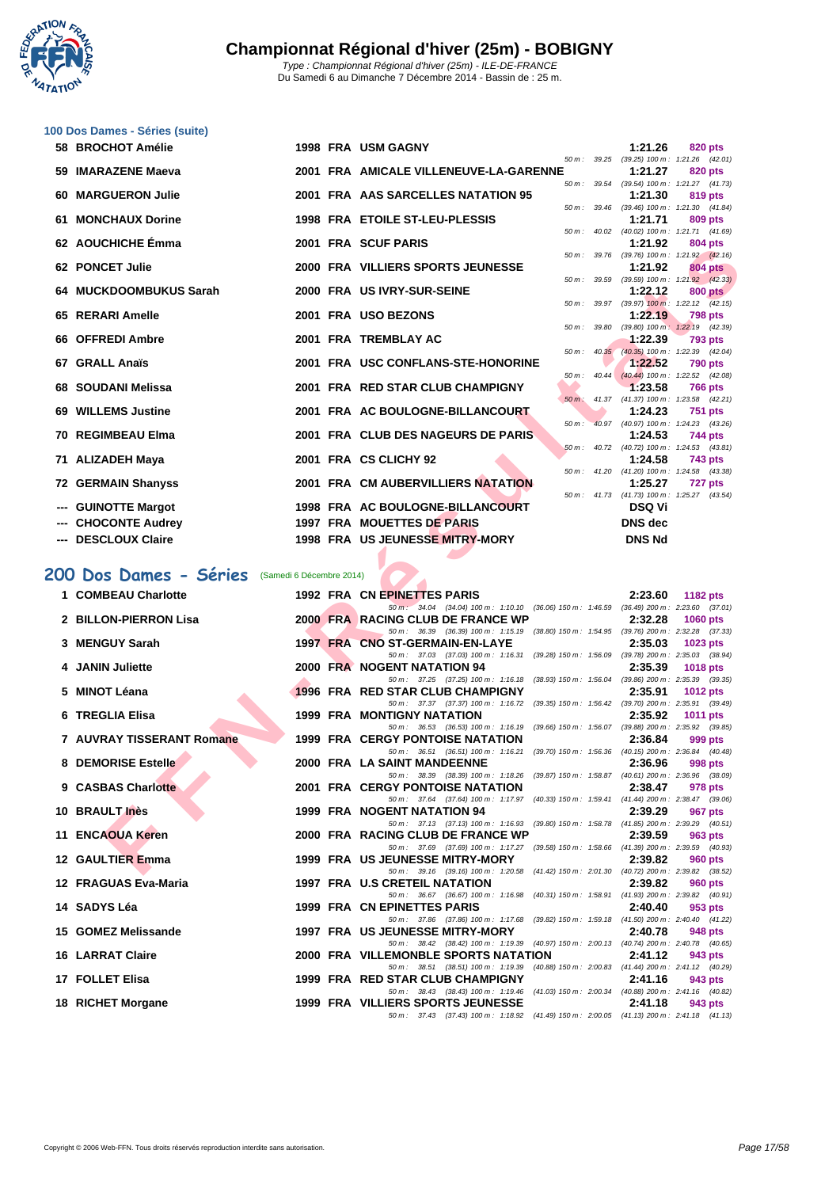# Championnat Régional d'hiver (25m) - BOBIGNY

*Type : Championnat Régional d'hiver (25m) - ILE-DE-FRANCE*
Du Samedi 6 au Dimanche 7 Décembre 2014 - Bassin de : 25 m.

### 100 Dos Dames - Séries (suite)

| Rang | Nom | Année | Nat | Club | Temps | Points | Splits |
|---|---|---|---|---|---|---|---|
| 58 | BROCHOT Amélie | 1998 | FRA | USM GAGNY | 1:21.26 | 820 pts | 50 m : 39.25 (39.25) 100 m : 1:21.26 (42.01) |
| 59 | IMARAZENE Maeva | 2001 | FRA | AMICALE VILLENEUVE-LA-GARENNE | 1:21.27 | 820 pts | 50 m : 39.54 (39.54) 100 m : 1:21.27 (41.73) |
| 60 | MARGUERON Julie | 2001 | FRA | AAS SARCELLES NATATION 95 | 1:21.30 | 819 pts | 50 m : 39.46 (39.46) 100 m : 1:21.30 (41.84) |
| 61 | MONCHAUX Dorine | 1998 | FRA | ETOILE ST-LEU-PLESSIS | 1:21.71 | 809 pts | 50 m : 40.02 (40.02) 100 m : 1:21.71 (41.69) |
| 62 | AOUCHICHE Émma | 2001 | FRA | SCUF PARIS | 1:21.92 | 804 pts | 50 m : 39.76 (39.76) 100 m : 1:21.92 (42.16) |
| 62 | PONCET Julie | 2000 | FRA | VILLIERS SPORTS JEUNESSE | 1:21.92 | 804 pts | 50 m : 39.59 (39.59) 100 m : 1:21.92 (42.33) |
| 64 | MUCKDOOMBUKUS Sarah | 2000 | FRA | US IVRY-SUR-SEINE | 1:22.12 | 800 pts | 50 m : 39.97 (39.97) 100 m : 1:22.12 (42.15) |
| 65 | RERARI Amelle | 2001 | FRA | USO BEZONS | 1:22.19 | 798 pts | 50 m : 39.80 (39.80) 100 m : 1:22.19 (42.39) |
| 66 | OFFREDI Ambre | 2001 | FRA | TREMBLAY AC | 1:22.39 | 793 pts | 50 m : 40.35 (40.35) 100 m : 1:22.39 (42.04) |
| 67 | GRALL Anaïs | 2001 | FRA | USC CONFLANS-STE-HONORINE | 1:22.52 | 790 pts | 50 m : 40.44 (40.44) 100 m : 1:22.52 (42.08) |
| 68 | SOUDANI Melissa | 2001 | FRA | RED STAR CLUB CHAMPIGNY | 1:23.58 | 766 pts | 50 m : 41.37 (41.37) 100 m : 1:23.58 (42.21) |
| 69 | WILLEMS Justine | 2001 | FRA | AC BOULOGNE-BILLANCOURT | 1:24.23 | 751 pts | 50 m : 40.97 (40.97) 100 m : 1:24.23 (43.26) |
| 70 | REGIMBEAU Elma | 2001 | FRA | CLUB DES NAGEURS DE PARIS | 1:24.53 | 744 pts | 50 m : 40.72 (40.72) 100 m : 1:24.53 (43.81) |
| 71 | ALIZADEH Maya | 2001 | FRA | CS CLICHY 92 | 1:24.58 | 743 pts | 50 m : 41.20 (41.20) 100 m : 1:24.58 (43.38) |
| 72 | GERMAIN Shanyss | 2001 | FRA | CM AUBERVILLIERS NATATION | 1:25.27 | 727 pts | 50 m : 41.73 (41.73) 100 m : 1:25.27 (43.54) |
| --- | GUINOTTE Margot | 1998 | FRA | AC BOULOGNE-BILLANCOURT | DSQ Vi | | |
| --- | CHOCONTE Audrey | 1997 | FRA | MOUETTES DE PARIS | DNS dec | | |
| --- | DESCLOUX Claire | 1998 | FRA | US JEUNESSE MITRY-MORY | DNS Nd | | |

## 200 Dos Dames - Séries (Samedi 6 Décembre 2014)

| Rang | Nom | Année | Nat | Club | Temps | Points | Splits |
|---|---|---|---|---|---|---|---|
| 1 | COMBEAU Charlotte | 1992 | FRA | CN EPINETTES PARIS | 2:23.60 | 1182 pts | 50 m : 34.04 (34.04) 100 m : 1:10.10 (36.06) 150 m : 1:46.59 (36.49) 200 m : 2:23.60 (37.01) |
| 2 | BILLON-PIERRON Lisa | 2000 | FRA | RACING CLUB DE FRANCE WP | 2:32.28 | 1060 pts | 50 m : 36.39 (36.39) 100 m : 1:15.19 (38.80) 150 m : 1:54.95 (39.76) 200 m : 2:32.28 (37.33) |
| 3 | MENGUY Sarah | 1997 | FRA | CNO ST-GERMAIN-EN-LAYE | 2:35.03 | 1023 pts | 50 m : 37.03 (37.03) 100 m : 1:16.31 (39.28) 150 m : 1:56.09 (39.78) 200 m : 2:35.03 (38.94) |
| 4 | JANIN Juliette | 2000 | FRA | NOGENT NATATION 94 | 2:35.39 | 1018 pts | 50 m : 37.25 (37.25) 100 m : 1:16.18 (38.93) 150 m : 1:56.04 (39.86) 200 m : 2:35.39 (39.35) |
| 5 | MINOT Léana | 1996 | FRA | RED STAR CLUB CHAMPIGNY | 2:35.91 | 1012 pts | 50 m : 37.37 (37.37) 100 m : 1:16.72 (39.35) 150 m : 1:56.42 (39.70) 200 m : 2:35.91 (39.49) |
| 6 | TREGLIA Elisa | 1999 | FRA | MONTIGNY NATATION | 2:35.92 | 1011 pts | 50 m : 36.53 (36.53) 100 m : 1:16.19 (39.66) 150 m : 1:56.07 (39.88) 200 m : 2:35.92 (39.85) |
| 7 | AUVRAY TISSERANT Romane | 1999 | FRA | CERGY PONTOISE NATATION | 2:36.84 | 999 pts | 50 m : 36.51 (36.51) 100 m : 1:16.21 (39.70) 150 m : 1:56.36 (40.15) 200 m : 2:36.84 (40.48) |
| 8 | DEMORISE Estelle | 2000 | FRA | LA SAINT MANDEENNE | 2:36.96 | 998 pts | 50 m : 38.39 (38.39) 100 m : 1:18.26 (39.87) 150 m : 1:58.87 (40.61) 200 m : 2:36.96 (38.09) |
| 9 | CASBAS Charlotte | 2001 | FRA | CERGY PONTOISE NATATION | 2:38.47 | 978 pts | 50 m : 37.64 (37.64) 100 m : 1:17.97 (40.33) 150 m : 1:59.41 (41.44) 200 m : 2:38.47 (39.06) |
| 10 | BRAULT Inès | 1999 | FRA | NOGENT NATATION 94 | 2:39.29 | 967 pts | 50 m : 37.13 (37.13) 100 m : 1:16.93 (39.80) 150 m : 1:58.78 (41.85) 200 m : 2:39.29 (40.51) |
| 11 | ENCAOUA Keren | 2000 | FRA | RACING CLUB DE FRANCE WP | 2:39.59 | 963 pts | 50 m : 37.69 (37.69) 100 m : 1:17.27 (39.58) 150 m : 1:58.66 (41.39) 200 m : 2:39.59 (40.93) |
| 12 | GAULTIER Emma | 1999 | FRA | US JEUNESSE MITRY-MORY | 2:39.82 | 960 pts | 50 m : 39.16 (39.16) 100 m : 1:20.58 (41.42) 150 m : 2:01.30 (40.72) 200 m : 2:39.82 (38.52) |
| 12 | FRAGUAS Eva-Maria | 1997 | FRA | U.S CRETEIL NATATION | 2:39.82 | 960 pts | 50 m : 36.67 (36.67) 100 m : 1:16.98 (40.31) 150 m : 1:58.91 (41.93) 200 m : 2:39.82 (40.91) |
| 14 | SADYS Léa | 1999 | FRA | CN EPINETTES PARIS | 2:40.40 | 953 pts | 50 m : 37.86 (37.86) 100 m : 1:17.68 (39.82) 150 m : 1:59.18 (41.50) 200 m : 2:40.40 (41.22) |
| 15 | GOMEZ Melissande | 1997 | FRA | US JEUNESSE MITRY-MORY | 2:40.78 | 948 pts | 50 m : 38.42 (38.42) 100 m : 1:19.39 (40.97) 150 m : 2:00.13 (40.74) 200 m : 2:40.78 (40.65) |
| 16 | LARRAT Claire | 2000 | FRA | VILLEMONBLE SPORTS NATATION | 2:41.12 | 943 pts | 50 m : 38.51 (38.51) 100 m : 1:19.39 (40.88) 150 m : 2:00.83 (41.44) 200 m : 2:41.12 (40.29) |
| 17 | FOLLET Elisa | 1999 | FRA | RED STAR CLUB CHAMPIGNY | 2:41.16 | 943 pts | 50 m : 38.43 (38.43) 100 m : 1:19.46 (41.03) 150 m : 2:00.34 (40.88) 200 m : 2:41.16 (40.82) |
| 18 | RICHET Morgane | 1999 | FRA | VILLIERS SPORTS JEUNESSE | 2:41.18 | 943 pts | 50 m : 37.43 (37.43) 100 m : 1:18.92 (41.49) 150 m : 2:00.05 (41.13) 200 m : 2:41.18 (41.13) |

Copyright © 2006 Web-FFN. Tous droits réservés reproduction interdite sans autorisation.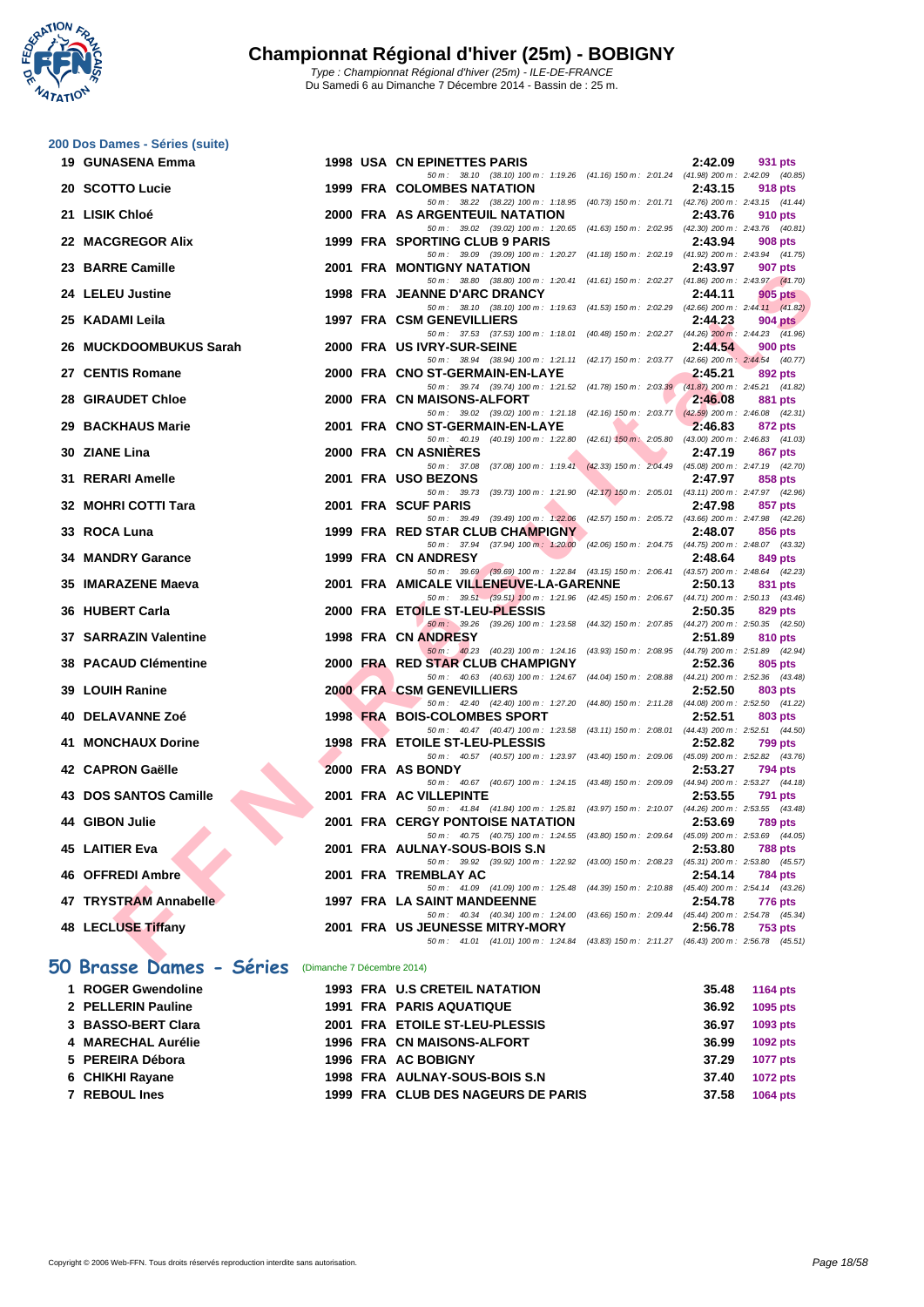# Championnat Régional d'hiver (25m) - BOBIGNY

*Type : Championnat Régional d'hiver (25m) - ILE-DE-FRANCE*
Du Samedi 6 au Dimanche 7 Décembre 2014 - Bassin de : 25 m.

### 200 Dos Dames - Séries (suite)

| Rang | Nom | Année | Nat. | Club | Temps | Points |
|---|---|---|---|---|---|---|
| 19 | GUNASENA Emma | 1998 | USA | CN EPINETTES PARIS | 2:42.09 | 931 pts |
| | 50 m : 38.10 (38.10) 100 m : 1:19.26 (41.16) 150 m : 2:01.24 (41.98) 200 m : 2:42.09 (40.85) | | | | | |
| 20 | SCOTTO Lucie | 1999 | FRA | COLOMBES NATATION | 2:43.15 | 918 pts |
| | 50 m : 38.22 (38.22) 100 m : 1:18.95 (40.73) 150 m : 2:01.71 (42.76) 200 m : 2:43.15 (41.44) | | | | | |
| 21 | LISIK Chloé | 2000 | FRA | AS ARGENTEUIL NATATION | 2:43.76 | 910 pts |
| | 50 m : 39.02 (39.02) 100 m : 1:20.65 (41.63) 150 m : 2:02.95 (42.30) 200 m : 2:43.76 (40.81) | | | | | |
| 22 | MACGREGOR Alix | 1999 | FRA | SPORTING CLUB 9 PARIS | 2:43.94 | 908 pts |
| | 50 m : 39.09 (39.09) 100 m : 1:20.27 (41.18) 150 m : 2:02.19 (41.92) 200 m : 2:43.94 (41.75) | | | | | |
| 23 | BARRE Camille | 2001 | FRA | MONTIGNY NATATION | 2:43.97 | 907 pts |
| | 50 m : 38.80 (38.80) 100 m : 1:20.41 (41.61) 150 m : 2:02.27 (41.86) 200 m : 2:43.97 (41.70) | | | | | |
| 24 | LELEU Justine | 1998 | FRA | JEANNE D'ARC DRANCY | 2:44.11 | 905 pts |
| | 50 m : 38.10 (38.10) 100 m : 1:19.63 (41.53) 150 m : 2:02.29 (42.66) 200 m : 2:44.11 (41.82) | | | | | |
| 25 | KADAMI Leila | 1997 | FRA | CSM GENEVILLIERS | 2:44.23 | 904 pts |
| | 50 m : 37.53 (37.53) 100 m : 1:18.01 (40.48) 150 m : 2:02.27 (44.26) 200 m : 2:44.23 (41.96) | | | | | |
| 26 | MUCKDOOMBUKUS Sarah | 2000 | FRA | US IVRY-SUR-SEINE | 2:44.54 | 900 pts |
| | 50 m : 38.94 (38.94) 100 m : 1:21.11 (42.17) 150 m : 2:03.77 (42.66) 200 m : 2:44.54 (40.77) | | | | | |
| 27 | CENTIS Romane | 2000 | FRA | CNO ST-GERMAIN-EN-LAYE | 2:45.21 | 892 pts |
| | 50 m : 39.74 (39.74) 100 m : 1:21.52 (41.78) 150 m : 2:03.39 (41.87) 200 m : 2:45.21 (41.82) | | | | | |
| 28 | GIRAUDET Chloe | 2000 | FRA | CN MAISONS-ALFORT | 2:46.08 | 881 pts |
| | 50 m : 39.02 (39.02) 100 m : 1:21.18 (42.16) 150 m : 2:03.77 (42.59) 200 m : 2:46.08 (42.31) | | | | | |
| 29 | BACKHAUS Marie | 2001 | FRA | CNO ST-GERMAIN-EN-LAYE | 2:46.83 | 872 pts |
| | 50 m : 40.19 (40.19) 100 m : 1:22.80 (42.61) 150 m : 2:05.80 (43.00) 200 m : 2:46.83 (41.03) | | | | | |
| 30 | ZIANE Lina | 2000 | FRA | CN ASNIÈRES | 2:47.19 | 867 pts |
| | 50 m : 37.08 (37.08) 100 m : 1:19.41 (42.33) 150 m : 2:04.49 (45.08) 200 m : 2:47.19 (42.70) | | | | | |
| 31 | RERARI Amelle | 2001 | FRA | USO BEZONS | 2:47.97 | 858 pts |
| | 50 m : 39.73 (39.73) 100 m : 1:21.90 (42.17) 150 m : 2:05.01 (43.11) 200 m : 2:47.97 (42.96) | | | | | |
| 32 | MOHRI COTTI Tara | 2001 | FRA | SCUF PARIS | 2:47.98 | 857 pts |
| | 50 m : 39.49 (39.49) 100 m : 1:22.06 (42.57) 150 m : 2:05.72 (43.66) 200 m : 2:47.98 (42.26) | | | | | |
| 33 | ROCA Luna | 1999 | FRA | RED STAR CLUB CHAMPIGNY | 2:48.07 | 856 pts |
| | 50 m : 37.94 (37.94) 100 m : 1:20.00 (42.06) 150 m : 2:04.75 (44.75) 200 m : 2:48.07 (43.32) | | | | | |
| 34 | MANDRY Garance | 1999 | FRA | CN ANDRESY | 2:48.64 | 849 pts |
| | 50 m : 39.69 (39.69) 100 m : 1:22.84 (43.15) 150 m : 2:06.41 (43.57) 200 m : 2:48.64 (42.23) | | | | | |
| 35 | IMARAZENE Maeva | 2001 | FRA | AMICALE VILLENEUVE-LA-GARENNE | 2:50.13 | 831 pts |
| | 50 m : 39.51 (39.51) 100 m : 1:21.96 (42.45) 150 m : 2:06.67 (44.71) 200 m : 2:50.13 (43.46) | | | | | |
| 36 | HUBERT Carla | 2000 | FRA | ETOILE ST-LEU-PLESSIS | 2:50.35 | 829 pts |
| | 50 m : 39.26 (39.26) 100 m : 1:23.58 (44.32) 150 m : 2:07.85 (44.27) 200 m : 2:50.35 (42.50) | | | | | |
| 37 | SARRAZIN Valentine | 1998 | FRA | CN ANDRESY | 2:51.89 | 810 pts |
| | 50 m : 40.23 (40.23) 100 m : 1:24.16 (43.93) 150 m : 2:08.95 (44.79) 200 m : 2:51.89 (42.94) | | | | | |
| 38 | PACAUD Clémentine | 2000 | FRA | RED STAR CLUB CHAMPIGNY | 2:52.36 | 805 pts |
| | 50 m : 40.63 (40.63) 100 m : 1:24.67 (44.04) 150 m : 2:08.88 (44.21) 200 m : 2:52.36 (43.48) | | | | | |
| 39 | LOUIH Ranine | 2000 | FRA | CSM GENEVILLIERS | 2:52.50 | 803 pts |
| | 50 m : 42.40 (42.40) 100 m : 1:27.20 (44.80) 150 m : 2:11.28 (44.08) 200 m : 2:52.50 (41.22) | | | | | |
| 40 | DELAVANNE Zoé | 1998 | FRA | BOIS-COLOMBES SPORT | 2:52.51 | 803 pts |
| | 50 m : 40.47 (40.47) 100 m : 1:23.58 (43.11) 150 m : 2:08.01 (44.43) 200 m : 2:52.51 (44.50) | | | | | |
| 41 | MONCHAUX Dorine | 1998 | FRA | ETOILE ST-LEU-PLESSIS | 2:52.82 | 799 pts |
| | 50 m : 40.57 (40.57) 100 m : 1:23.97 (43.40) 150 m : 2:09.06 (45.09) 200 m : 2:52.82 (43.76) | | | | | |
| 42 | CAPRON Gaëlle | 2000 | FRA | AS BONDY | 2:53.27 | 794 pts |
| | 50 m : 40.67 (40.67) 100 m : 1:24.15 (43.48) 150 m : 2:09.09 (44.94) 200 m : 2:53.27 (44.18) | | | | | |
| 43 | DOS SANTOS Camille | 2001 | FRA | AC VILLEPINTE | 2:53.55 | 791 pts |
| | 50 m : 41.84 (41.84) 100 m : 1:25.81 (43.97) 150 m : 2:10.07 (44.26) 200 m : 2:53.55 (43.48) | | | | | |
| 44 | GIBON Julie | 2001 | FRA | CERGY PONTOISE NATATION | 2:53.69 | 789 pts |
| | 50 m : 40.75 (40.75) 100 m : 1:24.55 (43.80) 150 m : 2:09.64 (45.09) 200 m : 2:53.69 (44.05) | | | | | |
| 45 | LAITIER Eva | 2001 | FRA | AULNAY-SOUS-BOIS S.N | 2:53.80 | 788 pts |
| | 50 m : 39.92 (39.92) 100 m : 1:22.92 (43.00) 150 m : 2:08.23 (45.31) 200 m : 2:53.80 (45.57) | | | | | |
| 46 | OFFREDI Ambre | 2001 | FRA | TREMBLAY AC | 2:54.14 | 784 pts |
| | 50 m : 41.09 (41.09) 100 m : 1:25.48 (44.39) 150 m : 2:10.88 (45.40) 200 m : 2:54.14 (43.26) | | | | | |
| 47 | TRYSTRAM Annabelle | 1997 | FRA | LA SAINT MANDEENNE | 2:54.78 | 776 pts |
| | 50 m : 40.34 (40.34) 100 m : 1:24.00 (43.66) 150 m : 2:09.44 (45.44) 200 m : 2:54.78 (45.34) | | | | | |
| 48 | LECLUSE Tiffany | 2001 | FRA | US JEUNESSE MITRY-MORY | 2:56.78 | 753 pts |
| | 50 m : 41.01 (41.01) 100 m : 1:24.84 (43.83) 150 m : 2:11.27 (46.43) 200 m : 2:56.78 (45.51) | | | | | |

## 50 Brasse Dames - Séries (Dimanche 7 Décembre 2014)

| Rang | Nom | Année | Nat. | Club | Temps | Points |
|---|---|---|---|---|---|---|
| 1 | ROGER Gwendoline | 1993 | FRA | U.S CRETEIL NATATION | 35.48 | 1164 pts |
| 2 | PELLERIN Pauline | 1991 | FRA | PARIS AQUATIQUE | 36.92 | 1095 pts |
| 3 | BASSO-BERT Clara | 2001 | FRA | ETOILE ST-LEU-PLESSIS | 36.97 | 1093 pts |
| 4 | MARECHAL Aurélie | 1996 | FRA | CN MAISONS-ALFORT | 36.99 | 1092 pts |
| 5 | PEREIRA Débora | 1996 | FRA | AC BOBIGNY | 37.29 | 1077 pts |
| 6 | CHIKHI Rayane | 1998 | FRA | AULNAY-SOUS-BOIS S.N | 37.40 | 1072 pts |
| 7 | REBOUL Ines | 1999 | FRA | CLUB DES NAGEURS DE PARIS | 37.58 | 1064 pts |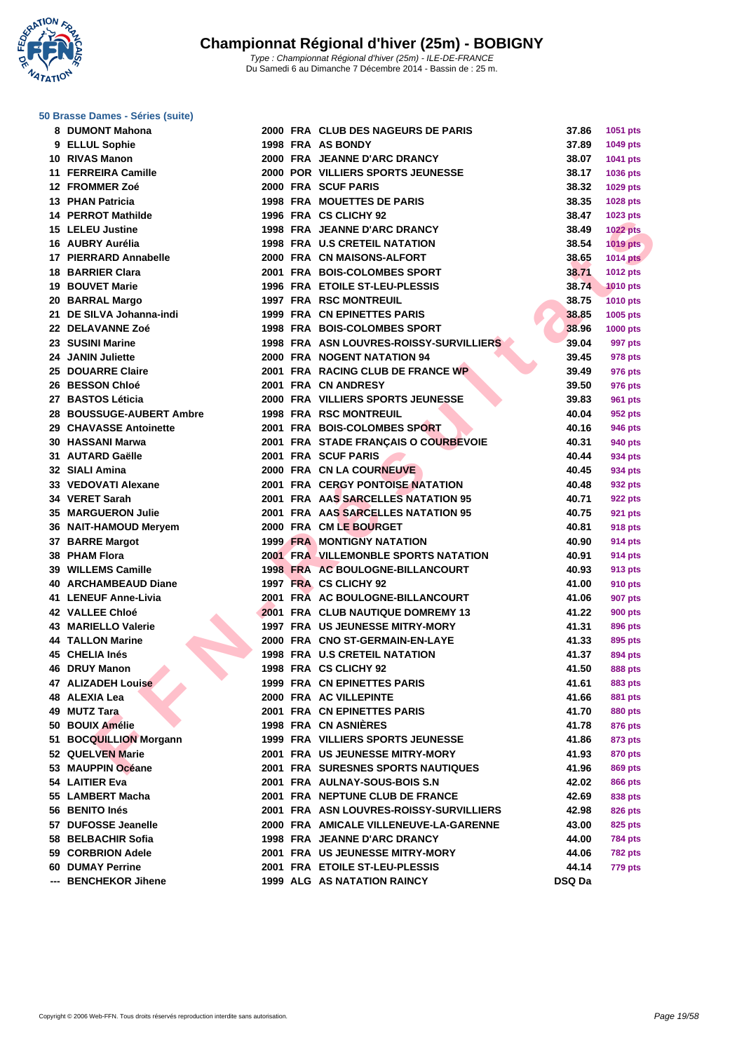# Championnat Régional d'hiver (25m) - BOBIGNY

*Type : Championnat Régional d'hiver (25m) - ILE-DE-FRANCE*
Du Samedi 6 au Dimanche 7 Décembre 2014 - Bassin de : 25 m.

### 50 Brasse Dames - Séries (suite)

| | | | | | | |
|---|---|---|---|---|---|---|
| 8 | DUMONT Mahona | 2000 | FRA | CLUB DES NAGEURS DE PARIS | 37.86 | 1051 pts |
| 9 | ELLUL Sophie | 1998 | FRA | AS BONDY | 37.89 | 1049 pts |
| 10 | RIVAS Manon | 2000 | FRA | JEANNE D'ARC DRANCY | 38.07 | 1041 pts |
| 11 | FERREIRA Camille | 2000 | POR | VILLIERS SPORTS JEUNESSE | 38.17 | 1036 pts |
| 12 | FROMMER Zoé | 2000 | FRA | SCUF PARIS | 38.32 | 1029 pts |
| 13 | PHAN Patricia | 1998 | FRA | MOUETTES DE PARIS | 38.35 | 1028 pts |
| 14 | PERROT Mathilde | 1996 | FRA | CS CLICHY 92 | 38.47 | 1023 pts |
| 15 | LELEU Justine | 1998 | FRA | JEANNE D'ARC DRANCY | 38.49 | 1022 pts |
| 16 | AUBRY Aurélia | 1998 | FRA | U.S CRETEIL NATATION | 38.54 | 1019 pts |
| 17 | PIERRARD Annabelle | 2000 | FRA | CN MAISONS-ALFORT | 38.65 | 1014 pts |
| 18 | BARRIER Clara | 2001 | FRA | BOIS-COLOMBES SPORT | 38.71 | 1012 pts |
| 19 | BOUVET Marie | 1996 | FRA | ETOILE ST-LEU-PLESSIS | 38.74 | 1010 pts |
| 20 | BARRAL Margo | 1997 | FRA | RSC MONTREUIL | 38.75 | 1010 pts |
| 21 | DE SILVA Johanna-indi | 1999 | FRA | CN EPINETTES PARIS | 38.85 | 1005 pts |
| 22 | DELAVANNE Zoé | 1998 | FRA | BOIS-COLOMBES SPORT | 38.96 | 1000 pts |
| 23 | SUSINI Marine | 1998 | FRA | ASN LOUVRES-ROISSY-SURVILLIERS | 39.04 | 997 pts |
| 24 | JANIN Juliette | 2000 | FRA | NOGENT NATATION 94 | 39.45 | 978 pts |
| 25 | DOUARRE Claire | 2001 | FRA | RACING CLUB DE FRANCE WP | 39.49 | 976 pts |
| 26 | BESSON Chloé | 2001 | FRA | CN ANDRESY | 39.50 | 976 pts |
| 27 | BASTOS Léticia | 2000 | FRA | VILLIERS SPORTS JEUNESSE | 39.83 | 961 pts |
| 28 | BOUSSUGE-AUBERT Ambre | 1998 | FRA | RSC MONTREUIL | 40.04 | 952 pts |
| 29 | CHAVASSE Antoinette | 2001 | FRA | BOIS-COLOMBES SPORT | 40.16 | 946 pts |
| 30 | HASSANI Marwa | 2001 | FRA | STADE FRANÇAIS O COURBEVOIE | 40.31 | 940 pts |
| 31 | AUTARD Gaëlle | 2001 | FRA | SCUF PARIS | 40.44 | 934 pts |
| 32 | SIALI Amina | 2000 | FRA | CN LA COURNEUVE | 40.45 | 934 pts |
| 33 | VEDOVATI Alexane | 2001 | FRA | CERGY PONTOISE NATATION | 40.48 | 932 pts |
| 34 | VERET Sarah | 2001 | FRA | AAS SARCELLES NATATION 95 | 40.71 | 922 pts |
| 35 | MARGUERON Julie | 2001 | FRA | AAS SARCELLES NATATION 95 | 40.75 | 921 pts |
| 36 | NAIT-HAMOUD Meryem | 2000 | FRA | CM LE BOURGET | 40.81 | 918 pts |
| 37 | BARRE Margot | 1999 | FRA | MONTIGNY NATATION | 40.90 | 914 pts |
| 38 | PHAM Flora | 2001 | FRA | VILLEMONBLE SPORTS NATATION | 40.91 | 914 pts |
| 39 | WILLEMS Camille | 1998 | FRA | AC BOULOGNE-BILLANCOURT | 40.93 | 913 pts |
| 40 | ARCHAMBEAUD Diane | 1997 | FRA | CS CLICHY 92 | 41.00 | 910 pts |
| 41 | LENEUF Anne-Livia | 2001 | FRA | AC BOULOGNE-BILLANCOURT | 41.06 | 907 pts |
| 42 | VALLEE Chloé | 2001 | FRA | CLUB NAUTIQUE DOMREMY 13 | 41.22 | 900 pts |
| 43 | MARIELLO Valerie | 1997 | FRA | US JEUNESSE MITRY-MORY | 41.31 | 896 pts |
| 44 | TALLON Marine | 2000 | FRA | CNO ST-GERMAIN-EN-LAYE | 41.33 | 895 pts |
| 45 | CHELIA Inés | 1998 | FRA | U.S CRETEIL NATATION | 41.37 | 894 pts |
| 46 | DRUY Manon | 1998 | FRA | CS CLICHY 92 | 41.50 | 888 pts |
| 47 | ALIZADEH Louise | 1999 | FRA | CN EPINETTES PARIS | 41.61 | 883 pts |
| 48 | ALEXIA Lea | 2000 | FRA | AC VILLEPINTE | 41.66 | 881 pts |
| 49 | MUTZ Tara | 2001 | FRA | CN EPINETTES PARIS | 41.70 | 880 pts |
| 50 | BOUIX Amélie | 1998 | FRA | CN ASNIÈRES | 41.78 | 876 pts |
| 51 | BOCQUILLION Morgann | 1999 | FRA | VILLIERS SPORTS JEUNESSE | 41.86 | 873 pts |
| 52 | QUELVEN Marie | 2001 | FRA | US JEUNESSE MITRY-MORY | 41.93 | 870 pts |
| 53 | MAUPPIN Océane | 2001 | FRA | SURESNES SPORTS NAUTIQUES | 41.96 | 869 pts |
| 54 | LAITIER Eva | 2001 | FRA | AULNAY-SOUS-BOIS S.N | 42.02 | 866 pts |
| 55 | LAMBERT Macha | 2001 | FRA | NEPTUNE CLUB DE FRANCE | 42.69 | 838 pts |
| 56 | BENITO Inés | 2001 | FRA | ASN LOUVRES-ROISSY-SURVILLIERS | 42.98 | 826 pts |
| 57 | DUFOSSE Jeanelle | 2000 | FRA | AMICALE VILLENEUVE-LA-GARENNE | 43.00 | 825 pts |
| 58 | BELBACHIR Sofia | 1998 | FRA | JEANNE D'ARC DRANCY | 44.00 | 784 pts |
| 59 | CORBRION Adele | 2001 | FRA | US JEUNESSE MITRY-MORY | 44.06 | 782 pts |
| 60 | DUMAY Perrine | 2001 | FRA | ETOILE ST-LEU-PLESSIS | 44.14 | 779 pts |
| --- | BENCHEKOR Jihene | 1999 | ALG | AS NATATION RAINCY | DSQ Da | |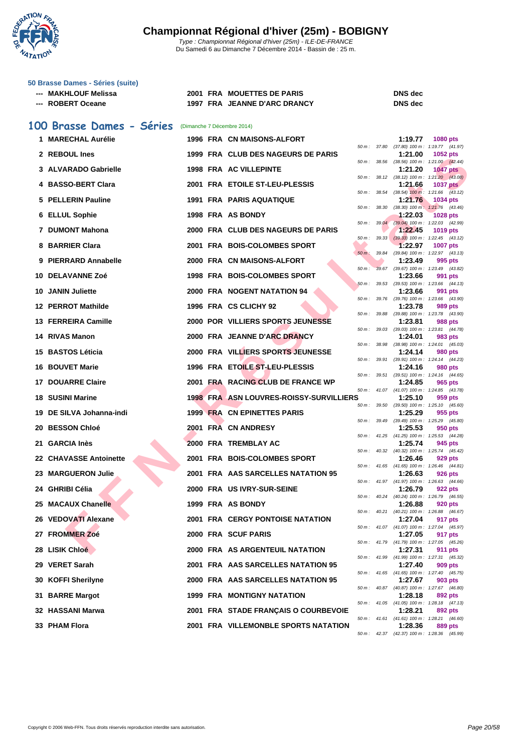# Championnat Régional d'hiver (25m) - BOBIGNY

*Type : Championnat Régional d'hiver (25m) - ILE-DE-FRANCE*
Du Samedi 6 au Dimanche 7 Décembre 2014 - Bassin de : 25 m.

### 50 Brasse Dames - Séries (suite)

| | | | | | |
|---|---|---|---|---|---|
| --- | MAKHLOUF Melissa | 2001 | FRA | MOUETTES DE PARIS | DNS dec |
| --- | ROBERT Oceane | 1997 | FRA | JEANNE D'ARC DRANCY | DNS dec |

## 100 Brasse Dames - Séries (Dimanche 7 Décembre 2014)

| Rang | Nom | Année | Nat. | Club | Temps | Points | Splits |
|---|---|---|---|---|---|---|---|
| 1 | MARECHAL Aurélie | 1996 | FRA | CN MAISONS-ALFORT | 1:19.77 | 1080 pts | 50 m : 37.80 (37.80) 100 m : 1:19.77 (41.97) |
| 2 | REBOUL Ines | 1999 | FRA | CLUB DES NAGEURS DE PARIS | 1:21.00 | 1052 pts | 50 m : 38.56 (38.56) 100 m : 1:21.00 (42.44) |
| 3 | ALVARADO Gabrielle | 1998 | FRA | AC VILLEPINTE | 1:21.20 | 1047 pts | 50 m : 38.12 (38.12) 100 m : 1:21.20 (43.08) |
| 4 | BASSO-BERT Clara | 2001 | FRA | ETOILE ST-LEU-PLESSIS | 1:21.66 | 1037 pts | 50 m : 38.54 (38.54) 100 m : 1:21.66 (43.12) |
| 5 | PELLERIN Pauline | 1991 | FRA | PARIS AQUATIQUE | 1:21.76 | 1034 pts | 50 m : 38.30 (38.30) 100 m : 1:21.76 (43.46) |
| 6 | ELLUL Sophie | 1998 | FRA | AS BONDY | 1:22.03 | 1028 pts | 50 m : 39.04 (39.04) 100 m : 1:22.03 (42.99) |
| 7 | DUMONT Mahona | 2000 | FRA | CLUB DES NAGEURS DE PARIS | 1:22.45 | 1019 pts | 50 m : 39.33 (39.33) 100 m : 1:22.45 (43.12) |
| 8 | BARRIER Clara | 2001 | FRA | BOIS-COLOMBES SPORT | 1:22.97 | 1007 pts | 50 m : 39.84 (39.84) 100 m : 1:22.97 (43.13) |
| 9 | PIERRARD Annabelle | 2000 | FRA | CN MAISONS-ALFORT | 1:23.49 | 995 pts | 50 m : 39.67 (39.67) 100 m : 1:23.49 (43.82) |
| 10 | DELAVANNE Zoé | 1998 | FRA | BOIS-COLOMBES SPORT | 1:23.66 | 991 pts | 50 m : 39.53 (39.53) 100 m : 1:23.66 (44.13) |
| 10 | JANIN Juliette | 2000 | FRA | NOGENT NATATION 94 | 1:23.66 | 991 pts | 50 m : 39.76 (39.76) 100 m : 1:23.66 (43.90) |
| 12 | PERROT Mathilde | 1996 | FRA | CS CLICHY 92 | 1:23.78 | 989 pts | 50 m : 39.88 (39.88) 100 m : 1:23.78 (43.90) |
| 13 | FERREIRA Camille | 2000 | POR | VILLIERS SPORTS JEUNESSE | 1:23.81 | 988 pts | 50 m : 39.03 (39.03) 100 m : 1:23.81 (44.78) |
| 14 | RIVAS Manon | 2000 | FRA | JEANNE D'ARC DRANCY | 1:24.01 | 983 pts | 50 m : 38.98 (38.98) 100 m : 1:24.01 (45.03) |
| 15 | BASTOS Léticia | 2000 | FRA | VILLIERS SPORTS JEUNESSE | 1:24.14 | 980 pts | 50 m : 39.91 (39.91) 100 m : 1:24.14 (44.23) |
| 16 | BOUVET Marie | 1996 | FRA | ETOILE ST-LEU-PLESSIS | 1:24.16 | 980 pts | 50 m : 39.51 (39.51) 100 m : 1:24.16 (44.65) |
| 17 | DOUARRE Claire | 2001 | FRA | RACING CLUB DE FRANCE WP | 1:24.85 | 965 pts | 50 m : 41.07 (41.07) 100 m : 1:24.85 (43.78) |
| 18 | SUSINI Marine | 1998 | FRA | ASN LOUVRES-ROISSY-SURVILLIERS | 1:25.10 | 959 pts | 50 m : 39.50 (39.50) 100 m : 1:25.10 (45.60) |
| 19 | DE SILVA Johanna-indi | 1999 | FRA | CN EPINETTES PARIS | 1:25.29 | 955 pts | 50 m : 39.49 (39.49) 100 m : 1:25.29 (45.80) |
| 20 | BESSON Chloé | 2001 | FRA | CN ANDRESY | 1:25.53 | 950 pts | 50 m : 41.25 (41.25) 100 m : 1:25.53 (44.28) |
| 21 | GARCIA Inès | 2000 | FRA | TREMBLAY AC | 1:25.74 | 945 pts | 50 m : 40.32 (40.32) 100 m : 1:25.74 (45.42) |
| 22 | CHAVASSE Antoinette | 2001 | FRA | BOIS-COLOMBES SPORT | 1:26.46 | 929 pts | 50 m : 41.65 (41.65) 100 m : 1:26.46 (44.81) |
| 23 | MARGUERON Julie | 2001 | FRA | AAS SARCELLES NATATION 95 | 1:26.63 | 926 pts | 50 m : 41.97 (41.97) 100 m : 1:26.63 (44.66) |
| 24 | GHRIBI Célia | 2000 | FRA | US IVRY-SUR-SEINE | 1:26.79 | 922 pts | 50 m : 40.24 (40.24) 100 m : 1:26.79 (46.55) |
| 25 | MACAUX Chanelle | 1999 | FRA | AS BONDY | 1:26.88 | 920 pts | 50 m : 40.21 (40.21) 100 m : 1:26.88 (46.67) |
| 26 | VEDOVATI Alexane | 2001 | FRA | CERGY PONTOISE NATATION | 1:27.04 | 917 pts | 50 m : 41.07 (41.07) 100 m : 1:27.04 (45.97) |
| 27 | FROMMER Zoé | 2000 | FRA | SCUF PARIS | 1:27.05 | 917 pts | 50 m : 41.79 (41.79) 100 m : 1:27.05 (45.26) |
| 28 | LISIK Chloé | 2000 | FRA | AS ARGENTEUIL NATATION | 1:27.31 | 911 pts | 50 m : 41.99 (41.99) 100 m : 1:27.31 (45.32) |
| 29 | VERET Sarah | 2001 | FRA | AAS SARCELLES NATATION 95 | 1:27.40 | 909 pts | 50 m : 41.65 (41.65) 100 m : 1:27.40 (45.75) |
| 30 | KOFFI Sherilyne | 2000 | FRA | AAS SARCELLES NATATION 95 | 1:27.67 | 903 pts | 50 m : 40.87 (40.87) 100 m : 1:27.67 (46.80) |
| 31 | BARRE Margot | 1999 | FRA | MONTIGNY NATATION | 1:28.18 | 892 pts | 50 m : 41.05 (41.05) 100 m : 1:28.18 (47.13) |
| 32 | HASSANI Marwa | 2001 | FRA | STADE FRANÇAIS O COURBEVOIE | 1:28.21 | 892 pts | 50 m : 41.61 (41.61) 100 m : 1:28.21 (46.60) |
| 33 | PHAM Flora | 2001 | FRA | VILLEMONBLE SPORTS NATATION | 1:28.36 | 889 pts | 50 m : 42.37 (42.37) 100 m : 1:28.36 (45.99) |

Copyright © 2006 Web-FFN. Tous droits réservés reproduction interdite sans autorisation.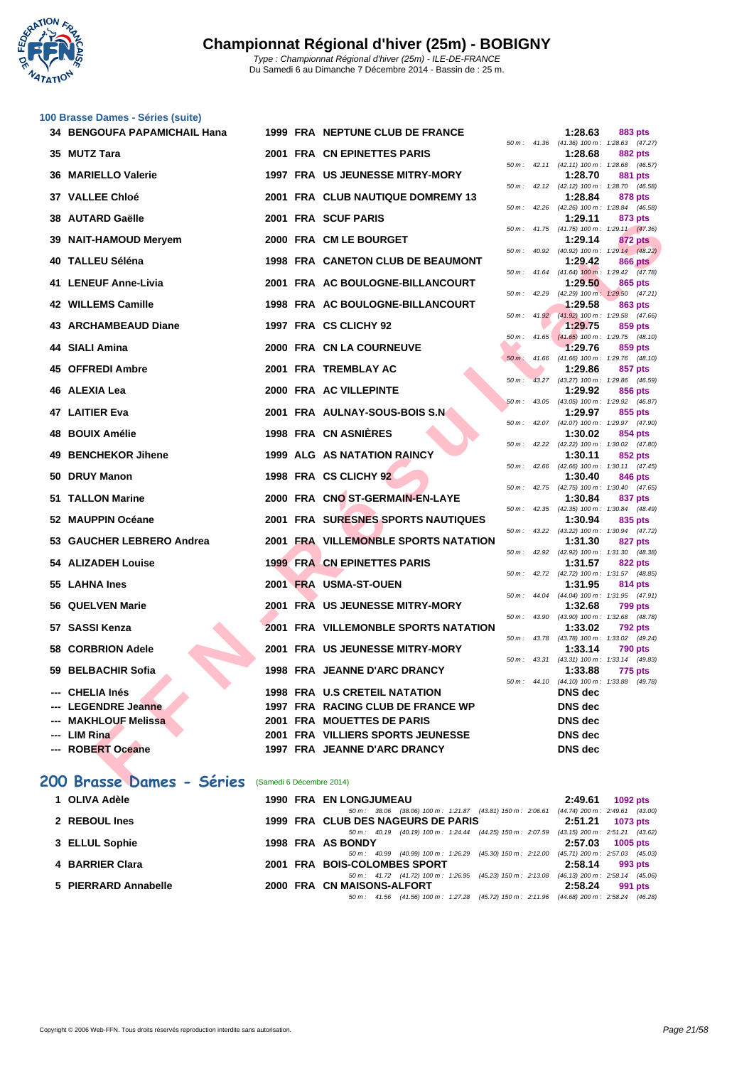# Championnat Régional d'hiver (25m) - BOBIGNY

*Type : Championnat Régional d'hiver (25m) - ILE-DE-FRANCE*
Du Samedi 6 au Dimanche 7 Décembre 2014 - Bassin de : 25 m.

## 100 Brasse Dames - Séries (suite)

| Place | Nom | Année | Nat | Club | Temps | Points | Intermédiaires |
|---|---|---|---|---|---|---|---|
| 34 | BENGOUFA PAPAMICHAIL Hana | 1999 | FRA | NEPTUNE CLUB DE FRANCE | 1:28.63 | 883 pts | 50 m : 41.36 (41.36) 100 m : 1:28.63 (47.27) |
| 35 | MUTZ Tara | 2001 | FRA | CN EPINETTES PARIS | 1:28.68 | 882 pts | 50 m : 42.11 (42.11) 100 m : 1:28.68 (46.57) |
| 36 | MARIELLO Valerie | 1997 | FRA | US JEUNESSE MITRY-MORY | 1:28.70 | 881 pts | 50 m : 42.12 (42.12) 100 m : 1:28.70 (46.58) |
| 37 | VALLEE Chloé | 2001 | FRA | CLUB NAUTIQUE DOMREMY 13 | 1:28.84 | 878 pts | 50 m : 42.26 (42.26) 100 m : 1:28.84 (46.58) |
| 38 | AUTARD Gaëlle | 2001 | FRA | SCUF PARIS | 1:29.11 | 873 pts | 50 m : 41.75 (41.75) 100 m : 1:29.11 (47.36) |
| 39 | NAIT-HAMOUD Meryem | 2000 | FRA | CM LE BOURGET | 1:29.14 | 872 pts | 50 m : 40.92 (40.92) 100 m : 1:29.14 (48.22) |
| 40 | TALLEU Séléna | 1998 | FRA | CANETON CLUB DE BEAUMONT | 1:29.42 | 866 pts | 50 m : 41.64 (41.64) 100 m : 1:29.42 (47.78) |
| 41 | LENEUF Anne-Livia | 2001 | FRA | AC BOULOGNE-BILLANCOURT | 1:29.50 | 865 pts | 50 m : 42.29 (42.29) 100 m : 1:29.50 (47.21) |
| 42 | WILLEMS Camille | 1998 | FRA | AC BOULOGNE-BILLANCOURT | 1:29.58 | 863 pts | 50 m : 41.92 (41.92) 100 m : 1:29.58 (47.66) |
| 43 | ARCHAMBEAUD Diane | 1997 | FRA | CS CLICHY 92 | 1:29.75 | 859 pts | 50 m : 41.65 (41.65) 100 m : 1:29.75 (48.10) |
| 44 | SIALI Amina | 2000 | FRA | CN LA COURNEUVE | 1:29.76 | 859 pts | 50 m : 41.66 (41.66) 100 m : 1:29.76 (48.10) |
| 45 | OFFREDI Ambre | 2001 | FRA | TREMBLAY AC | 1:29.86 | 857 pts | 50 m : 43.27 (43.27) 100 m : 1:29.86 (46.59) |
| 46 | ALEXIA Lea | 2000 | FRA | AC VILLEPINTE | 1:29.92 | 856 pts | 50 m : 43.05 (43.05) 100 m : 1:29.92 (46.87) |
| 47 | LAITIER Eva | 2001 | FRA | AULNAY-SOUS-BOIS S.N | 1:29.97 | 855 pts | 50 m : 42.07 (42.07) 100 m : 1:29.97 (47.90) |
| 48 | BOUIX Amélie | 1998 | FRA | CN ASNIÈRES | 1:30.02 | 854 pts | 50 m : 42.22 (42.22) 100 m : 1:30.02 (47.80) |
| 49 | BENCHEKOR Jihene | 1999 | ALG | AS NATATION RAINCY | 1:30.11 | 852 pts | 50 m : 42.66 (42.66) 100 m : 1:30.11 (47.45) |
| 50 | DRUY Manon | 1998 | FRA | CS CLICHY 92 | 1:30.40 | 846 pts | 50 m : 42.75 (42.75) 100 m : 1:30.40 (47.65) |
| 51 | TALLON Marine | 2000 | FRA | CNO ST-GERMAIN-EN-LAYE | 1:30.84 | 837 pts | 50 m : 42.35 (42.35) 100 m : 1:30.84 (48.49) |
| 52 | MAUPPIN Océane | 2001 | FRA | SURESNES SPORTS NAUTIQUES | 1:30.94 | 835 pts | 50 m : 43.22 (43.22) 100 m : 1:30.94 (47.72) |
| 53 | GAUCHER LEBRERO Andrea | 2001 | FRA | VILLEMONBLE SPORTS NATATION | 1:31.30 | 827 pts | 50 m : 42.92 (42.92) 100 m : 1:31.30 (48.38) |
| 54 | ALIZADEH Louise | 1999 | FRA | CN EPINETTES PARIS | 1:31.57 | 822 pts | 50 m : 42.72 (42.72) 100 m : 1:31.57 (48.85) |
| 55 | LAHNA Ines | 2001 | FRA | USMA-ST-OUEN | 1:31.95 | 814 pts | 50 m : 44.04 (44.04) 100 m : 1:31.95 (47.91) |
| 56 | QUELVEN Marie | 2001 | FRA | US JEUNESSE MITRY-MORY | 1:32.68 | 799 pts | 50 m : 43.90 (43.90) 100 m : 1:32.68 (48.78) |
| 57 | SASSI Kenza | 2001 | FRA | VILLEMONBLE SPORTS NATATION | 1:33.02 | 792 pts | 50 m : 43.78 (43.78) 100 m : 1:33.02 (49.24) |
| 58 | CORBRION Adele | 2001 | FRA | US JEUNESSE MITRY-MORY | 1:33.14 | 790 pts | 50 m : 43.31 (43.31) 100 m : 1:33.14 (49.83) |
| 59 | BELBACHIR Sofia | 1998 | FRA | JEANNE D'ARC DRANCY | 1:33.88 | 775 pts | 50 m : 44.10 (44.10) 100 m : 1:33.88 (49.78) |
| --- | CHELIA Inés | 1998 | FRA | U.S CRETEIL NATATION | DNS dec | | |
| --- | LEGENDRE Jeanne | 1997 | FRA | RACING CLUB DE FRANCE WP | DNS dec | | |
| --- | MAKHLOUF Melissa | 2001 | FRA | MOUETTES DE PARIS | DNS dec | | |
| --- | LIM Rina | 2001 | FRA | VILLIERS SPORTS JEUNESSE | DNS dec | | |
| --- | ROBERT Oceane | 1997 | FRA | JEANNE D'ARC DRANCY | DNS dec | | |

## 200 Brasse Dames - Séries (Samedi 6 Décembre 2014)

| Place | Nom | Année | Nat | Club | Temps | Points | Intermédiaires |
|---|---|---|---|---|---|---|---|
| 1 | OLIVA Adèle | 1990 | FRA | EN LONGJUMEAU | 2:49.61 | 1092 pts | 50 m : 38.06 (38.06) 100 m : 1:21.87 (43.81) 150 m : 2:06.61 (44.74) 200 m : 2:49.61 (43.00) |
| 2 | REBOUL Ines | 1999 | FRA | CLUB DES NAGEURS DE PARIS | 2:51.21 | 1073 pts | 50 m : 40.19 (40.19) 100 m : 1:24.44 (44.25) 150 m : 2:07.59 (43.15) 200 m : 2:51.21 (43.62) |
| 3 | ELLUL Sophie | 1998 | FRA | AS BONDY | 2:57.03 | 1005 pts | 50 m : 40.99 (40.99) 100 m : 1:26.29 (45.30) 150 m : 2:12.00 (45.71) 200 m : 2:57.03 (45.03) |
| 4 | BARRIER Clara | 2001 | FRA | BOIS-COLOMBES SPORT | 2:58.14 | 993 pts | 50 m : 41.72 (41.72) 100 m : 1:26.95 (45.23) 150 m : 2:13.08 (46.13) 200 m : 2:58.14 (45.06) |
| 5 | PIERRARD Annabelle | 2000 | FRA | CN MAISONS-ALFORT | 2:58.24 | 991 pts | 50 m : 41.56 (41.56) 100 m : 1:27.28 (45.72) 150 m : 2:11.96 (44.68) 200 m : 2:58.24 (46.28) |

Copyright © 2006 Web-FFN. Tous droits réservés reproduction interdite sans autorisation.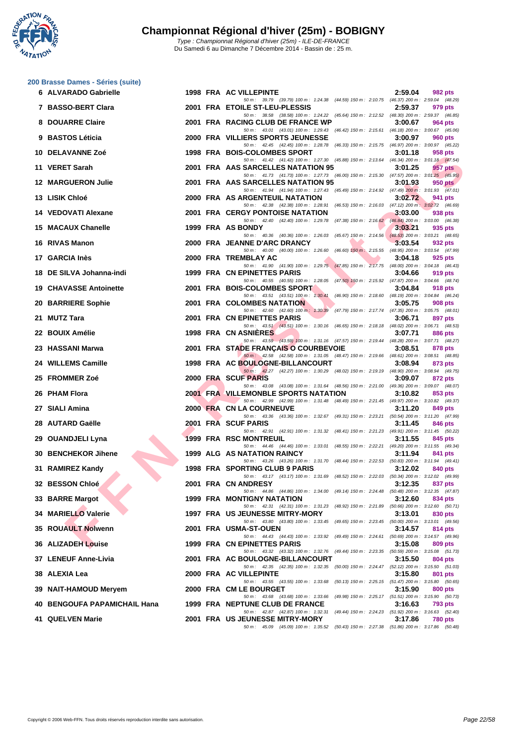# Championnat Régional d'hiver (25m) - BOBIGNY

Type : Championnat Régional d'hiver (25m) - ILE-DE-FRANCE
Du Samedi 6 au Dimanche 7 Décembre 2014 - Bassin de : 25 m.

## 200 Brasse Dames - Séries (suite)

| Rg | Nom | Année | Nat | Club | Temps | Points |
|---|---|---|---|---|---|---|
| 6 | ALVARADO Gabrielle | 1998 | FRA | AC VILLEPINTE | 2:59.04 | 982 pts |
| | 50 m : 39.79 (39.79) 100 m : 1:24.38 (44.59) 150 m : 2:10.75 (46.37) 200 m : 2:59.04 (48.29) | | | | | |
| 7 | BASSO-BERT Clara | 2001 | FRA | ETOILE ST-LEU-PLESSIS | 2:59.37 | 979 pts |
| | 50 m : 38.58 (38.58) 100 m : 1:24.22 (45.64) 150 m : 2:12.52 (48.30) 200 m : 2:59.37 (46.85) | | | | | |
| 8 | DOUARRE Claire | 2001 | FRA | RACING CLUB DE FRANCE WP | 3:00.67 | 964 pts |
| | 50 m : 43.01 (43.01) 100 m : 1:29.43 (46.42) 150 m : 2:15.61 (46.18) 200 m : 3:00.67 (45.06) | | | | | |
| 9 | BASTOS Léticia | 2000 | FRA | VILLIERS SPORTS JEUNESSE | 3:00.97 | 960 pts |
| | 50 m : 42.45 (42.45) 100 m : 1:28.78 (46.33) 150 m : 2:15.75 (46.97) 200 m : 3:00.97 (45.22) | | | | | |
| 10 | DELAVANNE Zoé | 1998 | FRA | BOIS-COLOMBES SPORT | 3:01.18 | 958 pts |
| | 50 m : 41.42 (41.42) 100 m : 1:27.30 (45.88) 150 m : 2:13.64 (46.34) 200 m : 3:01.18 (47.54) | | | | | |
| 11 | VERET Sarah | 2001 | FRA | AAS SARCELLES NATATION 95 | 3:01.25 | 957 pts |
| | 50 m : 41.73 (41.73) 100 m : 1:27.73 (46.00) 150 m : 2:15.30 (47.57) 200 m : 3:01.25 (45.95) | | | | | |
| 12 | MARGUERON Julie | 2001 | FRA | AAS SARCELLES NATATION 95 | 3:01.93 | 950 pts |
| | 50 m : 41.94 (41.94) 100 m : 1:27.43 (45.49) 150 m : 2:14.92 (47.49) 200 m : 3:01.93 (47.01) | | | | | |
| 13 | LISIK Chloé | 2000 | FRA | AS ARGENTEUIL NATATION | 3:02.72 | 941 pts |
| | 50 m : 42.38 (42.38) 100 m : 1:28.91 (46.53) 150 m : 2:16.03 (47.12) 200 m : 3:02.72 (46.69) | | | | | |
| 14 | VEDOVATI Alexane | 2001 | FRA | CERGY PONTOISE NATATION | 3:03.00 | 938 pts |
| | 50 m : 42.40 (42.40) 100 m : 1:29.78 (47.38) 150 m : 2:16.62 (46.84) 200 m : 3:03.00 (46.38) | | | | | |
| 15 | MACAUX Chanelle | 1999 | FRA | AS BONDY | 3:03.21 | 935 pts |
| | 50 m : 40.36 (40.36) 100 m : 1:26.03 (45.67) 150 m : 2:14.56 (48.53) 200 m : 3:03.21 (48.65) | | | | | |
| 16 | RIVAS Manon | 2000 | FRA | JEANNE D'ARC DRANCY | 3:03.54 | 932 pts |
| | 50 m : 40.00 (40.00) 100 m : 1:26.60 (46.60) 150 m : 2:15.55 (48.95) 200 m : 3:03.54 (47.99) | | | | | |
| 17 | GARCIA Inès | 2000 | FRA | TREMBLAY AC | 3:04.18 | 925 pts |
| | 50 m : 41.90 (41.90) 100 m : 1:29.75 (47.85) 150 m : 2:17.75 (48.00) 200 m : 3:04.18 (46.43) | | | | | |
| 18 | DE SILVA Johanna-indi | 1999 | FRA | CN EPINETTES PARIS | 3:04.66 | 919 pts |
| | 50 m : 40.55 (40.55) 100 m : 1:28.05 (47.50) 150 m : 2:15.92 (47.87) 200 m : 3:04.66 (48.74) | | | | | |
| 19 | CHAVASSE Antoinette | 2001 | FRA | BOIS-COLOMBES SPORT | 3:04.84 | 918 pts |
| | 50 m : 43.51 (43.51) 100 m : 1:30.41 (46.90) 150 m : 2:18.60 (48.19) 200 m : 3:04.84 (46.24) | | | | | |
| 20 | BARRIERE Sophie | 2001 | FRA | COLOMBES NATATION | 3:05.75 | 908 pts |
| | 50 m : 42.60 (42.60) 100 m : 1:30.39 (47.79) 150 m : 2:17.74 (47.35) 200 m : 3:05.75 (48.01) | | | | | |
| 21 | MUTZ Tara | 2001 | FRA | CN EPINETTES PARIS | 3:06.71 | 897 pts |
| | 50 m : 43.51 (43.51) 100 m : 1:30.16 (46.65) 150 m : 2:18.18 (48.02) 200 m : 3:06.71 (48.53) | | | | | |
| 22 | BOUIX Amélie | 1998 | FRA | CN ASNIÈRES | 3:07.71 | 886 pts |
| | 50 m : 43.59 (43.59) 100 m : 1:31.16 (47.57) 150 m : 2:19.44 (48.28) 200 m : 3:07.71 (48.27) | | | | | |
| 23 | HASSANI Marwa | 2001 | FRA | STADE FRANÇAIS O COURBEVOIE | 3:08.51 | 878 pts |
| | 50 m : 42.58 (42.58) 100 m : 1:31.05 (48.47) 150 m : 2:19.66 (48.61) 200 m : 3:08.51 (48.85) | | | | | |
| 24 | WILLEMS Camille | 1998 | FRA | AC BOULOGNE-BILLANCOURT | 3:08.94 | 873 pts |
| | 50 m : 42.27 (42.27) 100 m : 1:30.29 (48.02) 150 m : 2:19.19 (48.90) 200 m : 3:08.94 (49.75) | | | | | |
| 25 | FROMMER Zoé | 2000 | FRA | SCUF PARIS | 3:09.07 | 872 pts |
| | 50 m : 43.08 (43.08) 100 m : 1:31.64 (48.56) 150 m : 2:21.00 (49.36) 200 m : 3:09.07 (48.07) | | | | | |
| 26 | PHAM Flora | 2001 | FRA | VILLEMONBLE SPORTS NATATION | 3:10.82 | 853 pts |
| | 50 m : 42.99 (42.99) 100 m : 1:31.48 (48.49) 150 m : 2:21.45 (49.97) 200 m : 3:10.82 (49.37) | | | | | |
| 27 | SIALI Amina | 2000 | FRA | CN LA COURNEUVE | 3:11.20 | 849 pts |
| | 50 m : 43.36 (43.36) 100 m : 1:32.67 (49.31) 150 m : 2:23.21 (50.54) 200 m : 3:11.20 (47.99) | | | | | |
| 28 | AUTARD Gaëlle | 2001 | FRA | SCUF PARIS | 3:11.45 | 846 pts |
| | 50 m : 42.91 (42.91) 100 m : 1:31.32 (48.41) 150 m : 2:21.23 (49.91) 200 m : 3:11.45 (50.22) | | | | | |
| 29 | OUANDJELI Lyna | 1999 | FRA | RSC MONTREUIL | 3:11.55 | 845 pts |
| | 50 m : 44.46 (44.46) 100 m : 1:33.01 (48.55) 150 m : 2:22.21 (49.20) 200 m : 3:11.55 (49.34) | | | | | |
| 30 | BENCHEKOR Jihene | 1999 | ALG | AS NATATION RAINCY | 3:11.94 | 841 pts |
| | 50 m : 43.26 (43.26) 100 m : 1:31.70 (48.44) 150 m : 2:22.53 (50.83) 200 m : 3:11.94 (49.41) | | | | | |
| 31 | RAMIREZ Kandy | 1998 | FRA | SPORTING CLUB 9 PARIS | 3:12.02 | 840 pts |
| | 50 m : 43.17 (43.17) 100 m : 1:31.69 (48.52) 150 m : 2:22.03 (50.34) 200 m : 3:12.02 (49.99) | | | | | |
| 32 | BESSON Chloé | 2001 | FRA | CN ANDRESY | 3:12.35 | 837 pts |
| | 50 m : 44.86 (44.86) 100 m : 1:34.00 (49.14) 150 m : 2:24.48 (50.48) 200 m : 3:12.35 (47.87) | | | | | |
| 33 | BARRE Margot | 1999 | FRA | MONTIGNY NATATION | 3:12.60 | 834 pts |
| | 50 m : 42.31 (42.31) 100 m : 1:31.23 (48.92) 150 m : 2:21.89 (50.66) 200 m : 3:12.60 (50.71) | | | | | |
| 34 | MARIELLO Valerie | 1997 | FRA | US JEUNESSE MITRY-MORY | 3:13.01 | 830 pts |
| | 50 m : 43.80 (43.80) 100 m : 1:33.45 (49.65) 150 m : 2:23.45 (50.00) 200 m : 3:13.01 (49.56) | | | | | |
| 35 | ROUAULT Nolwenn | 2001 | FRA | USMA-ST-OUEN | 3:14.57 | 814 pts |
| | 50 m : 44.43 (44.43) 100 m : 1:33.92 (49.49) 150 m : 2:24.61 (50.69) 200 m : 3:14.57 (49.96) | | | | | |
| 36 | ALIZADEH Louise | 1999 | FRA | CN EPINETTES PARIS | 3:15.08 | 809 pts |
| | 50 m : 43.32 (43.32) 100 m : 1:32.76 (49.44) 150 m : 2:23.35 (50.59) 200 m : 3:15.08 (51.73) | | | | | |
| 37 | LENEUF Anne-Livia | 2001 | FRA | AC BOULOGNE-BILLANCOURT | 3:15.50 | 804 pts |
| | 50 m : 42.35 (42.35) 100 m : 1:32.35 (50.00) 150 m : 2:24.47 (52.12) 200 m : 3:15.50 (51.03) | | | | | |
| 38 | ALEXIA Lea | 2000 | FRA | AC VILLEPINTE | 3:15.80 | 801 pts |
| | 50 m : 43.55 (43.55) 100 m : 1:33.68 (50.13) 150 m : 2:25.15 (51.47) 200 m : 3:15.80 (50.65) | | | | | |
| 39 | NAIT-HAMOUD Meryem | 2000 | FRA | CM LE BOURGET | 3:15.90 | 800 pts |
| | 50 m : 43.68 (43.68) 100 m : 1:33.66 (49.98) 150 m : 2:25.17 (51.51) 200 m : 3:15.90 (50.73) | | | | | |
| 40 | BENGOUFA PAPAMICHAIL Hana | 1999 | FRA | NEPTUNE CLUB DE FRANCE | 3:16.63 | 793 pts |
| | 50 m : 42.87 (42.87) 100 m : 1:32.31 (49.44) 150 m : 2:24.23 (51.92) 200 m : 3:16.63 (52.40) | | | | | |
| 41 | QUELVEN Marie | 2001 | FRA | US JEUNESSE MITRY-MORY | 3:17.86 | 780 pts |
| | 50 m : 45.09 (45.09) 100 m : 1:35.52 (50.43) 150 m : 2:27.38 (51.86) 200 m : 3:17.86 (50.48) | | | | | |

Copyright © 2006 Web-FFN. Tous droits réservés reproduction interdite sans autorisation.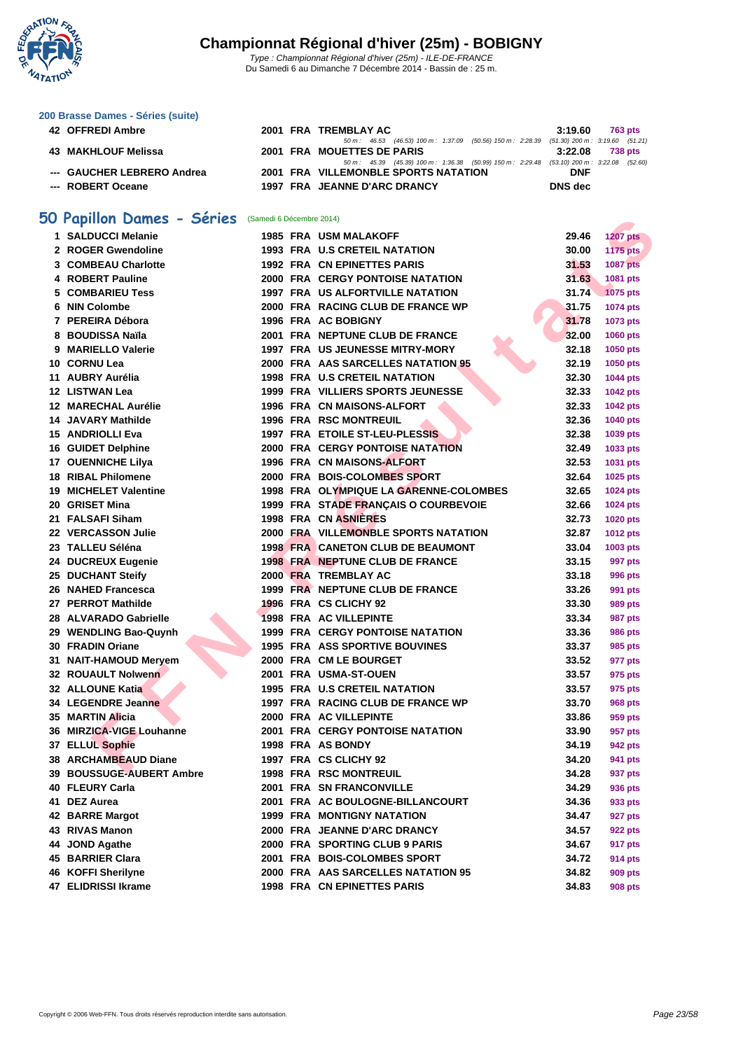# Championnat Régional d'hiver (25m) - BOBIGNY

*Type : Championnat Régional d'hiver (25m) - ILE-DE-FRANCE*
Du Samedi 6 au Dimanche 7 Décembre 2014 - Bassin de : 25 m.

### 200 Brasse Dames - Séries (suite)

| Place | Nom | Année | Nat. | Club | Temps | Points |
|---|---|---|---|---|---|---|
| 42 | OFFREDI Ambre | 2001 | FRA | TREMBLAY AC | 3:19.60 | 763 pts |
| | | | | 50 m : 46.53 (46.53) 100 m : 1:37.09 (50.56) 150 m : 2:28.39 (51.30) 200 m : 3:19.60 (51.21) | | |
| 43 | MAKHLOUF Melissa | 2001 | FRA | MOUETTES DE PARIS | 3:22.08 | 738 pts |
| | | | | 50 m : 45.39 (45.39) 100 m : 1:36.38 (50.99) 150 m : 2:29.48 (53.10) 200 m : 3:22.08 (52.60) | | |
| --- | GAUCHER LEBRERO Andrea | 2001 | FRA | VILLEMONBLE SPORTS NATATION | DNF | |
| --- | ROBERT Oceane | 1997 | FRA | JEANNE D'ARC DRANCY | DNS dec | |

## 50 Papillon Dames - Séries (Samedi 6 Décembre 2014)

| Place | Nom | Année | Nat. | Club | Temps | Points |
|---|---|---|---|---|---|---|
| 1 | SALDUCCI Melanie | 1985 | FRA | USM MALAKOFF | 29.46 | 1207 pts |
| 2 | ROGER Gwendoline | 1993 | FRA | U.S CRETEIL NATATION | 30.00 | 1175 pts |
| 3 | COMBEAU Charlotte | 1992 | FRA | CN EPINETTES PARIS | 31.53 | 1087 pts |
| 4 | ROBERT Pauline | 2000 | FRA | CERGY PONTOISE NATATION | 31.63 | 1081 pts |
| 5 | COMBARIEU Tess | 1997 | FRA | US ALFORTVILLE NATATION | 31.74 | 1075 pts |
| 6 | NIN Colombe | 2000 | FRA | RACING CLUB DE FRANCE WP | 31.75 | 1074 pts |
| 7 | PEREIRA Débora | 1996 | FRA | AC BOBIGNY | 31.78 | 1073 pts |
| 8 | BOUDISSA Naïla | 2001 | FRA | NEPTUNE CLUB DE FRANCE | 32.00 | 1060 pts |
| 9 | MARIELLO Valerie | 1997 | FRA | US JEUNESSE MITRY-MORY | 32.18 | 1050 pts |
| 10 | CORNU Lea | 2000 | FRA | AAS SARCELLES NATATION 95 | 32.19 | 1050 pts |
| 11 | AUBRY Aurélia | 1998 | FRA | U.S CRETEIL NATATION | 32.30 | 1044 pts |
| 12 | LISTWAN Lea | 1999 | FRA | VILLIERS SPORTS JEUNESSE | 32.33 | 1042 pts |
| 12 | MARECHAL Aurélie | 1996 | FRA | CN MAISONS-ALFORT | 32.33 | 1042 pts |
| 14 | JAVARY Mathilde | 1996 | FRA | RSC MONTREUIL | 32.36 | 1040 pts |
| 15 | ANDRIOLLI Eva | 1997 | FRA | ETOILE ST-LEU-PLESSIS | 32.38 | 1039 pts |
| 16 | GUIDET Delphine | 2000 | FRA | CERGY PONTOISE NATATION | 32.49 | 1033 pts |
| 17 | OUENNICHE Lilya | 1996 | FRA | CN MAISONS-ALFORT | 32.53 | 1031 pts |
| 18 | RIBAL Philomene | 2000 | FRA | BOIS-COLOMBES SPORT | 32.64 | 1025 pts |
| 19 | MICHELET Valentine | 1998 | FRA | OLYMPIQUE LA GARENNE-COLOMBES | 32.65 | 1024 pts |
| 20 | GRISET Mina | 1999 | FRA | STADE FRANÇAIS O COURBEVOIE | 32.66 | 1024 pts |
| 21 | FALSAFI Siham | 1998 | FRA | CN ASNIÈRES | 32.73 | 1020 pts |
| 22 | VERCASSON Julie | 2000 | FRA | VILLEMONBLE SPORTS NATATION | 32.87 | 1012 pts |
| 23 | TALLEU Séléna | 1998 | FRA | CANETON CLUB DE BEAUMONT | 33.04 | 1003 pts |
| 24 | DUCREUX Eugenie | 1998 | FRA | NEPTUNE CLUB DE FRANCE | 33.15 | 997 pts |
| 25 | DUCHANT Steify | 2000 | FRA | TREMBLAY AC | 33.18 | 996 pts |
| 26 | NAHED Francesca | 1999 | FRA | NEPTUNE CLUB DE FRANCE | 33.26 | 991 pts |
| 27 | PERROT Mathilde | 1996 | FRA | CS CLICHY 92 | 33.30 | 989 pts |
| 28 | ALVARADO Gabrielle | 1998 | FRA | AC VILLEPINTE | 33.34 | 987 pts |
| 29 | WENDLING Bao-Quynh | 1999 | FRA | CERGY PONTOISE NATATION | 33.36 | 986 pts |
| 30 | FRADIN Oriane | 1995 | FRA | ASS SPORTIVE BOUVINES | 33.37 | 985 pts |
| 31 | NAIT-HAMOUD Meryem | 2000 | FRA | CM LE BOURGET | 33.52 | 977 pts |
| 32 | ROUAULT Nolwenn | 2001 | FRA | USMA-ST-OUEN | 33.57 | 975 pts |
| 32 | ALLOUNE Katia | 1995 | FRA | U.S CRETEIL NATATION | 33.57 | 975 pts |
| 34 | LEGENDRE Jeanne | 1997 | FRA | RACING CLUB DE FRANCE WP | 33.70 | 968 pts |
| 35 | MARTIN Alicia | 2000 | FRA | AC VILLEPINTE | 33.86 | 959 pts |
| 36 | MIRZICA-VIGE Louhanne | 2001 | FRA | CERGY PONTOISE NATATION | 33.90 | 957 pts |
| 37 | ELLUL Sophie | 1998 | FRA | AS BONDY | 34.19 | 942 pts |
| 38 | ARCHAMBEAUD Diane | 1997 | FRA | CS CLICHY 92 | 34.20 | 941 pts |
| 39 | BOUSSUGE-AUBERT Ambre | 1998 | FRA | RSC MONTREUIL | 34.28 | 937 pts |
| 40 | FLEURY Carla | 2001 | FRA | SN FRANCONVILLE | 34.29 | 936 pts |
| 41 | DEZ Aurea | 2001 | FRA | AC BOULOGNE-BILLANCOURT | 34.36 | 933 pts |
| 42 | BARRE Margot | 1999 | FRA | MONTIGNY NATATION | 34.47 | 927 pts |
| 43 | RIVAS Manon | 2000 | FRA | JEANNE D'ARC DRANCY | 34.57 | 922 pts |
| 44 | JOND Agathe | 2000 | FRA | SPORTING CLUB 9 PARIS | 34.67 | 917 pts |
| 45 | BARRIER Clara | 2001 | FRA | BOIS-COLOMBES SPORT | 34.72 | 914 pts |
| 46 | KOFFI Sherilyne | 2000 | FRA | AAS SARCELLES NATATION 95 | 34.82 | 909 pts |
| 47 | ELIDRISSI Ikrame | 1998 | FRA | CN EPINETTES PARIS | 34.83 | 908 pts |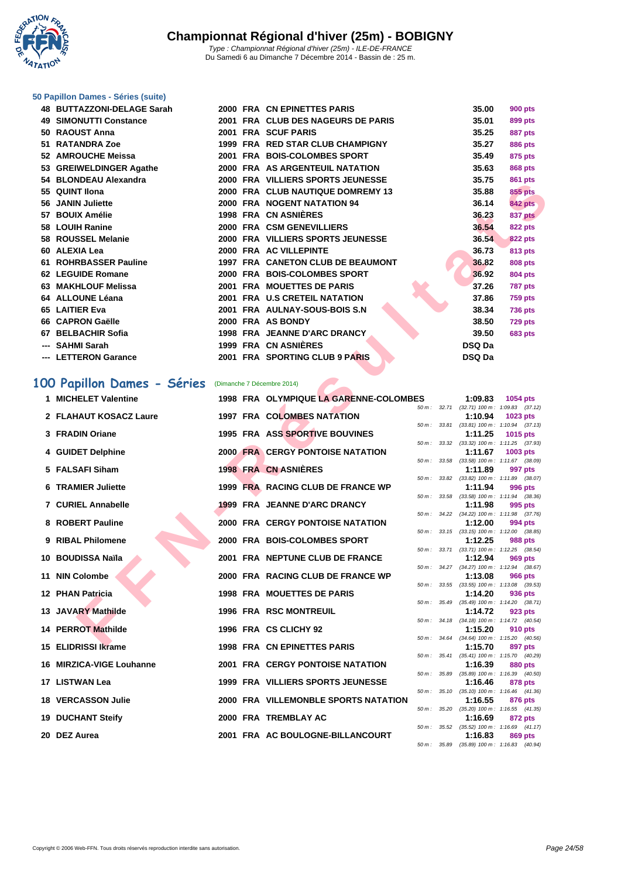# Championnat Régional d'hiver (25m) - BOBIGNY

*Type : Championnat Régional d'hiver (25m) - ILE-DE-FRANCE*
Du Samedi 6 au Dimanche 7 Décembre 2014 - Bassin de : 25 m.

### 50 Papillon Dames - Séries (suite)

| Rang | Nom | Année | Nat. | Club | Temps | Points |
|---|---|---|---|---|---|---|
| 48 | BUTTAZZONI-DELAGE Sarah | 2000 | FRA | CN EPINETTES PARIS | 35.00 | 900 pts |
| 49 | SIMONUTTI Constance | 2001 | FRA | CLUB DES NAGEURS DE PARIS | 35.01 | 899 pts |
| 50 | RAOUST Anna | 2001 | FRA | SCUF PARIS | 35.25 | 887 pts |
| 51 | RATANDRA Zoe | 1999 | FRA | RED STAR CLUB CHAMPIGNY | 35.27 | 886 pts |
| 52 | AMROUCHE Meissa | 2001 | FRA | BOIS-COLOMBES SPORT | 35.49 | 875 pts |
| 53 | GREIWELDINGER Agathe | 2000 | FRA | AS ARGENTEUIL NATATION | 35.63 | 868 pts |
| 54 | BLONDEAU Alexandra | 2000 | FRA | VILLIERS SPORTS JEUNESSE | 35.75 | 861 pts |
| 55 | QUINT Ilona | 2000 | FRA | CLUB NAUTIQUE DOMREMY 13 | 35.88 | 855 pts |
| 56 | JANIN Juliette | 2000 | FRA | NOGENT NATATION 94 | 36.14 | 842 pts |
| 57 | BOUIX Amélie | 1998 | FRA | CN ASNIÈRES | 36.23 | 837 pts |
| 58 | LOUIH Ranine | 2000 | FRA | CSM GENEVILLIERS | 36.54 | 822 pts |
| 58 | ROUSSEL Melanie | 2000 | FRA | VILLIERS SPORTS JEUNESSE | 36.54 | 822 pts |
| 60 | ALEXIA Lea | 2000 | FRA | AC VILLEPINTE | 36.73 | 813 pts |
| 61 | ROHRBASSER Pauline | 1997 | FRA | CANETON CLUB DE BEAUMONT | 36.82 | 808 pts |
| 62 | LEGUIDE Romane | 2000 | FRA | BOIS-COLOMBES SPORT | 36.92 | 804 pts |
| 63 | MAKHLOUF Melissa | 2001 | FRA | MOUETTES DE PARIS | 37.26 | 787 pts |
| 64 | ALLOUNE Léana | 2001 | FRA | U.S CRETEIL NATATION | 37.86 | 759 pts |
| 65 | LAITIER Eva | 2001 | FRA | AULNAY-SOUS-BOIS S.N | 38.34 | 736 pts |
| 66 | CAPRON Gaëlle | 2000 | FRA | AS BONDY | 38.50 | 729 pts |
| 67 | BELBACHIR Sofia | 1998 | FRA | JEANNE D'ARC DRANCY | 39.50 | 683 pts |
| --- | SAHMI Sarah | 1999 | FRA | CN ASNIÈRES | DSQ Da | |
| --- | LETTERON Garance | 2001 | FRA | SPORTING CLUB 9 PARIS | DSQ Da | |

## 100 Papillon Dames - Séries (Dimanche 7 Décembre 2014)

| Rang | Nom | Année | Nat. | Club | Temps | Points | Intermédiaires |
|---|---|---|---|---|---|---|---|
| 1 | MICHELET Valentine | 1998 | FRA | OLYMPIQUE LA GARENNE-COLOMBES | 1:09.83 | 1054 pts | 50 m : 32.71 (32.71) 100 m : 1:09.83 (37.12) |
| 2 | FLAHAUT KOSACZ Laure | 1997 | FRA | COLOMBES NATATION | 1:10.94 | 1023 pts | 50 m : 33.81 (33.81) 100 m : 1:10.94 (37.13) |
| 3 | FRADIN Oriane | 1995 | FRA | ASS SPORTIVE BOUVINES | 1:11.25 | 1015 pts | 50 m : 33.32 (33.32) 100 m : 1:11.25 (37.93) |
| 4 | GUIDET Delphine | 2000 | FRA | CERGY PONTOISE NATATION | 1:11.67 | 1003 pts | 50 m : 33.58 (33.58) 100 m : 1:11.67 (38.09) |
| 5 | FALSAFI Siham | 1998 | FRA | CN ASNIÈRES | 1:11.89 | 997 pts | 50 m : 33.82 (33.82) 100 m : 1:11.89 (38.07) |
| 6 | TRAMIER Juliette | 1999 | FRA | RACING CLUB DE FRANCE WP | 1:11.94 | 996 pts | 50 m : 33.58 (33.58) 100 m : 1:11.94 (38.36) |
| 7 | CURIEL Annabelle | 1999 | FRA | JEANNE D'ARC DRANCY | 1:11.98 | 995 pts | 50 m : 34.22 (34.22) 100 m : 1:11.98 (37.76) |
| 8 | ROBERT Pauline | 2000 | FRA | CERGY PONTOISE NATATION | 1:12.00 | 994 pts | 50 m : 33.15 (33.15) 100 m : 1:12.00 (38.85) |
| 9 | RIBAL Philomene | 2000 | FRA | BOIS-COLOMBES SPORT | 1:12.25 | 988 pts | 50 m : 33.71 (33.71) 100 m : 1:12.25 (38.54) |
| 10 | BOUDISSA Naïla | 2001 | FRA | NEPTUNE CLUB DE FRANCE | 1:12.94 | 969 pts | 50 m : 34.27 (34.27) 100 m : 1:12.94 (38.67) |
| 11 | NIN Colombe | 2000 | FRA | RACING CLUB DE FRANCE WP | 1:13.08 | 966 pts | 50 m : 33.55 (33.55) 100 m : 1:13.08 (39.53) |
| 12 | PHAN Patricia | 1998 | FRA | MOUETTES DE PARIS | 1:14.20 | 936 pts | 50 m : 35.49 (35.49) 100 m : 1:14.20 (38.71) |
| 13 | JAVARY Mathilde | 1996 | FRA | RSC MONTREUIL | 1:14.72 | 923 pts | 50 m : 34.18 (34.18) 100 m : 1:14.72 (40.54) |
| 14 | PERROT Mathilde | 1996 | FRA | CS CLICHY 92 | 1:15.20 | 910 pts | 50 m : 34.64 (34.64) 100 m : 1:15.20 (40.56) |
| 15 | ELIDRISSI Ikrame | 1998 | FRA | CN EPINETTES PARIS | 1:15.70 | 897 pts | 50 m : 35.41 (35.41) 100 m : 1:15.70 (40.29) |
| 16 | MIRZICA-VIGE Louhanne | 2001 | FRA | CERGY PONTOISE NATATION | 1:16.39 | 880 pts | 50 m : 35.89 (35.89) 100 m : 1:16.39 (40.50) |
| 17 | LISTWAN Lea | 1999 | FRA | VILLIERS SPORTS JEUNESSE | 1:16.46 | 878 pts | 50 m : 35.10 (35.10) 100 m : 1:16.46 (41.36) |
| 18 | VERCASSON Julie | 2000 | FRA | VILLEMONBLE SPORTS NATATION | 1:16.55 | 876 pts | 50 m : 35.20 (35.20) 100 m : 1:16.55 (41.35) |
| 19 | DUCHANT Steify | 2000 | FRA | TREMBLAY AC | 1:16.69 | 872 pts | 50 m : 35.52 (35.52) 100 m : 1:16.69 (41.17) |
| 20 | DEZ Aurea | 2001 | FRA | AC BOULOGNE-BILLANCOURT | 1:16.83 | 869 pts | 50 m : 35.89 (35.89) 100 m : 1:16.83 (40.94) |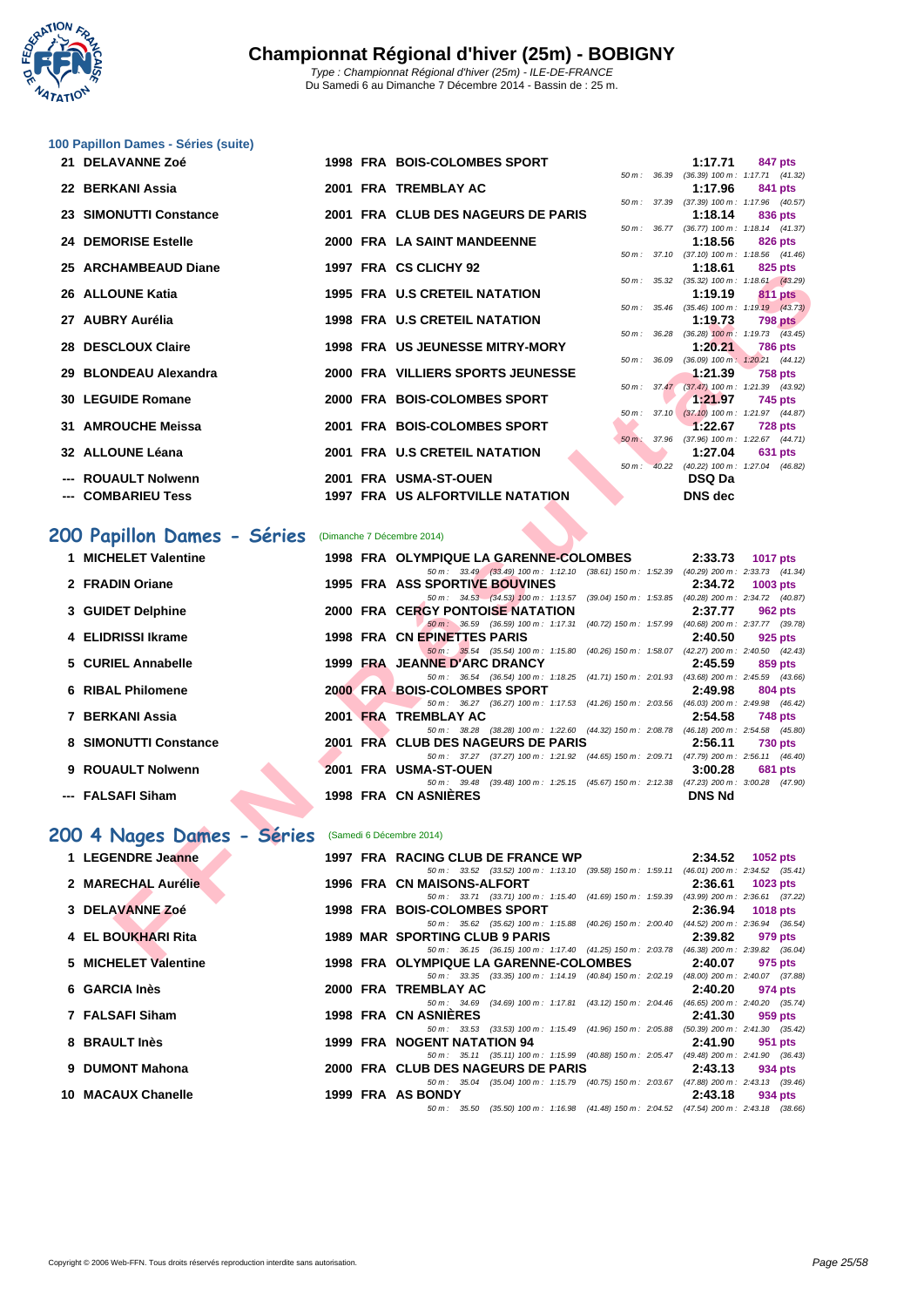# Championnat Régional d'hiver (25m) - BOBIGNY

Type : Championnat Régional d'hiver (25m) - ILE-DE-FRANCE
Du Samedi 6 au Dimanche 7 Décembre 2014 - Bassin de : 25 m.

### 100 Papillon Dames - Séries (suite)

| Pl. | Nom | Année | Nat. | Club | Temps | Points | Splits |
|---|---|---|---|---|---|---|---|
| 21 | DELAVANNE Zoé | 1998 | FRA | BOIS-COLOMBES SPORT | 1:17.71 | 847 pts | 50 m : 36.39 (36.39) 100 m : 1:17.71 (41.32) |
| 22 | BERKANI Assia | 2001 | FRA | TREMBLAY AC | 1:17.96 | 841 pts | 50 m : 37.39 (37.39) 100 m : 1:17.96 (40.57) |
| 23 | SIMONUTTI Constance | 2001 | FRA | CLUB DES NAGEURS DE PARIS | 1:18.14 | 836 pts | 50 m : 36.77 (36.77) 100 m : 1:18.14 (41.37) |
| 24 | DEMORISE Estelle | 2000 | FRA | LA SAINT MANDEENNE | 1:18.56 | 826 pts | 50 m : 37.10 (37.10) 100 m : 1:18.56 (41.46) |
| 25 | ARCHAMBEAUD Diane | 1997 | FRA | CS CLICHY 92 | 1:18.61 | 825 pts | 50 m : 35.32 (35.32) 100 m : 1:18.61 (43.29) |
| 26 | ALLOUNE Katia | 1995 | FRA | U.S CRETEIL NATATION | 1:19.19 | 811 pts | 50 m : 35.46 (35.46) 100 m : 1:19.19 (43.73) |
| 27 | AUBRY Aurélia | 1998 | FRA | U.S CRETEIL NATATION | 1:19.73 | 798 pts | 50 m : 36.28 (36.28) 100 m : 1:19.73 (43.45) |
| 28 | DESCLOUX Claire | 1998 | FRA | US JEUNESSE MITRY-MORY | 1:20.21 | 786 pts | 50 m : 36.09 (36.09) 100 m : 1:20.21 (44.12) |
| 29 | BLONDEAU Alexandra | 2000 | FRA | VILLIERS SPORTS JEUNESSE | 1:21.39 | 758 pts | 50 m : 37.47 (37.47) 100 m : 1:21.39 (43.92) |
| 30 | LEGUIDE Romane | 2000 | FRA | BOIS-COLOMBES SPORT | 1:21.97 | 745 pts | 50 m : 37.10 (37.10) 100 m : 1:21.97 (44.87) |
| 31 | AMROUCHE Meissa | 2001 | FRA | BOIS-COLOMBES SPORT | 1:22.67 | 728 pts | 50 m : 37.96 (37.96) 100 m : 1:22.67 (44.71) |
| 32 | ALLOUNE Léana | 2001 | FRA | U.S CRETEIL NATATION | 1:27.04 | 631 pts | 50 m : 40.22 (40.22) 100 m : 1:27.04 (46.82) |
| --- | ROUAULT Nolwenn | 2001 | FRA | USMA-ST-OUEN | DSQ Da | | |
| --- | COMBARIEU Tess | 1997 | FRA | US ALFORTVILLE NATATION | DNS dec | | |

## 200 Papillon Dames - Séries (Dimanche 7 Décembre 2014)

| Pl. | Nom | Année | Nat. | Club | Temps | Points | Splits |
|---|---|---|---|---|---|---|---|
| 1 | MICHELET Valentine | 1998 | FRA | OLYMPIQUE LA GARENNE-COLOMBES | 2:33.73 | 1017 pts | 50 m : 33.49 (33.49) 100 m : 1:12.10 (38.61) 150 m : 1:52.39 (40.29) 200 m : 2:33.73 (41.34) |
| 2 | FRADIN Oriane | 1995 | FRA | ASS SPORTIVE BOUVINES | 2:34.72 | 1003 pts | 50 m : 34.53 (34.53) 100 m : 1:13.57 (39.04) 150 m : 1:53.85 (40.28) 200 m : 2:34.72 (40.87) |
| 3 | GUIDET Delphine | 2000 | FRA | CERGY PONTOISE NATATION | 2:37.77 | 962 pts | 50 m : 36.59 (36.59) 100 m : 1:17.31 (40.72) 150 m : 1:57.99 (40.68) 200 m : 2:37.77 (39.78) |
| 4 | ELIDRISSI Ikrame | 1998 | FRA | CN EPINETTES PARIS | 2:40.50 | 925 pts | 50 m : 35.54 (35.54) 100 m : 1:15.80 (40.26) 150 m : 1:58.07 (42.27) 200 m : 2:40.50 (42.43) |
| 5 | CURIEL Annabelle | 1999 | FRA | JEANNE D'ARC DRANCY | 2:45.59 | 859 pts | 50 m : 36.54 (36.54) 100 m : 1:18.25 (41.71) 150 m : 2:01.93 (43.68) 200 m : 2:45.59 (43.66) |
| 6 | RIBAL Philomene | 2000 | FRA | BOIS-COLOMBES SPORT | 2:49.98 | 804 pts | 50 m : 36.27 (36.27) 100 m : 1:17.53 (41.26) 150 m : 2:03.56 (46.03) 200 m : 2:49.98 (46.42) |
| 7 | BERKANI Assia | 2001 | FRA | TREMBLAY AC | 2:54.58 | 748 pts | 50 m : 38.28 (38.28) 100 m : 1:22.60 (44.32) 150 m : 2:08.78 (46.18) 200 m : 2:54.58 (45.80) |
| 8 | SIMONUTTI Constance | 2001 | FRA | CLUB DES NAGEURS DE PARIS | 2:56.11 | 730 pts | 50 m : 37.27 (37.27) 100 m : 1:21.92 (44.65) 150 m : 2:09.71 (47.79) 200 m : 2:56.11 (46.40) |
| 9 | ROUAULT Nolwenn | 2001 | FRA | USMA-ST-OUEN | 3:00.28 | 681 pts | 50 m : 39.48 (39.48) 100 m : 1:25.15 (45.67) 150 m : 2:12.38 (47.23) 200 m : 3:00.28 (47.90) |
| --- | FALSAFI Siham | 1998 | FRA | CN ASNIÈRES | DNS Nd | | |

## 200 4 Nages Dames - Séries (Samedi 6 Décembre 2014)

| Pl. | Nom | Année | Nat. | Club | Temps | Points | Splits |
|---|---|---|---|---|---|---|---|
| 1 | LEGENDRE Jeanne | 1997 | FRA | RACING CLUB DE FRANCE WP | 2:34.52 | 1052 pts | 50 m : 33.52 (33.52) 100 m : 1:13.10 (39.58) 150 m : 1:59.11 (46.01) 200 m : 2:34.52 (35.41) |
| 2 | MARECHAL Aurélie | 1996 | FRA | CN MAISONS-ALFORT | 2:36.61 | 1023 pts | 50 m : 33.71 (33.71) 100 m : 1:15.40 (41.69) 150 m : 1:59.39 (43.99) 200 m : 2:36.61 (37.22) |
| 3 | DELAVANNE Zoé | 1998 | FRA | BOIS-COLOMBES SPORT | 2:36.94 | 1018 pts | 50 m : 35.62 (35.62) 100 m : 1:15.88 (40.26) 150 m : 2:00.40 (44.52) 200 m : 2:36.94 (36.54) |
| 4 | EL BOUKHARI Rita | 1989 | MAR | SPORTING CLUB 9 PARIS | 2:39.82 | 979 pts | 50 m : 36.15 (36.15) 100 m : 1:17.40 (41.25) 150 m : 2:03.78 (46.38) 200 m : 2:39.82 (36.04) |
| 5 | MICHELET Valentine | 1998 | FRA | OLYMPIQUE LA GARENNE-COLOMBES | 2:40.07 | 975 pts | 50 m : 33.35 (33.35) 100 m : 1:14.19 (40.84) 150 m : 2:02.19 (48.00) 200 m : 2:40.07 (37.88) |
| 6 | GARCIA Inès | 2000 | FRA | TREMBLAY AC | 2:40.20 | 974 pts | 50 m : 34.69 (34.69) 100 m : 1:17.81 (43.12) 150 m : 2:04.46 (46.65) 200 m : 2:40.20 (35.74) |
| 7 | FALSAFI Siham | 1998 | FRA | CN ASNIÈRES | 2:41.30 | 959 pts | 50 m : 33.53 (33.53) 100 m : 1:15.49 (41.96) 150 m : 2:05.88 (50.39) 200 m : 2:41.30 (35.42) |
| 8 | BRAULT Inès | 1999 | FRA | NOGENT NATATION 94 | 2:41.90 | 951 pts | 50 m : 35.11 (35.11) 100 m : 1:15.99 (40.88) 150 m : 2:05.47 (49.48) 200 m : 2:41.90 (36.43) |
| 9 | DUMONT Mahona | 2000 | FRA | CLUB DES NAGEURS DE PARIS | 2:43.13 | 934 pts | 50 m : 35.04 (35.04) 100 m : 1:15.79 (40.75) 150 m : 2:03.67 (47.88) 200 m : 2:43.13 (39.46) |
| 10 | MACAUX Chanelle | 1999 | FRA | AS BONDY | 2:43.18 | 934 pts | 50 m : 35.50 (35.50) 100 m : 1:16.98 (41.48) 150 m : 2:04.52 (47.54) 200 m : 2:43.18 (38.66) |

Copyright © 2006 Web-FFN. Tous droits réservés reproduction interdite sans autorisation.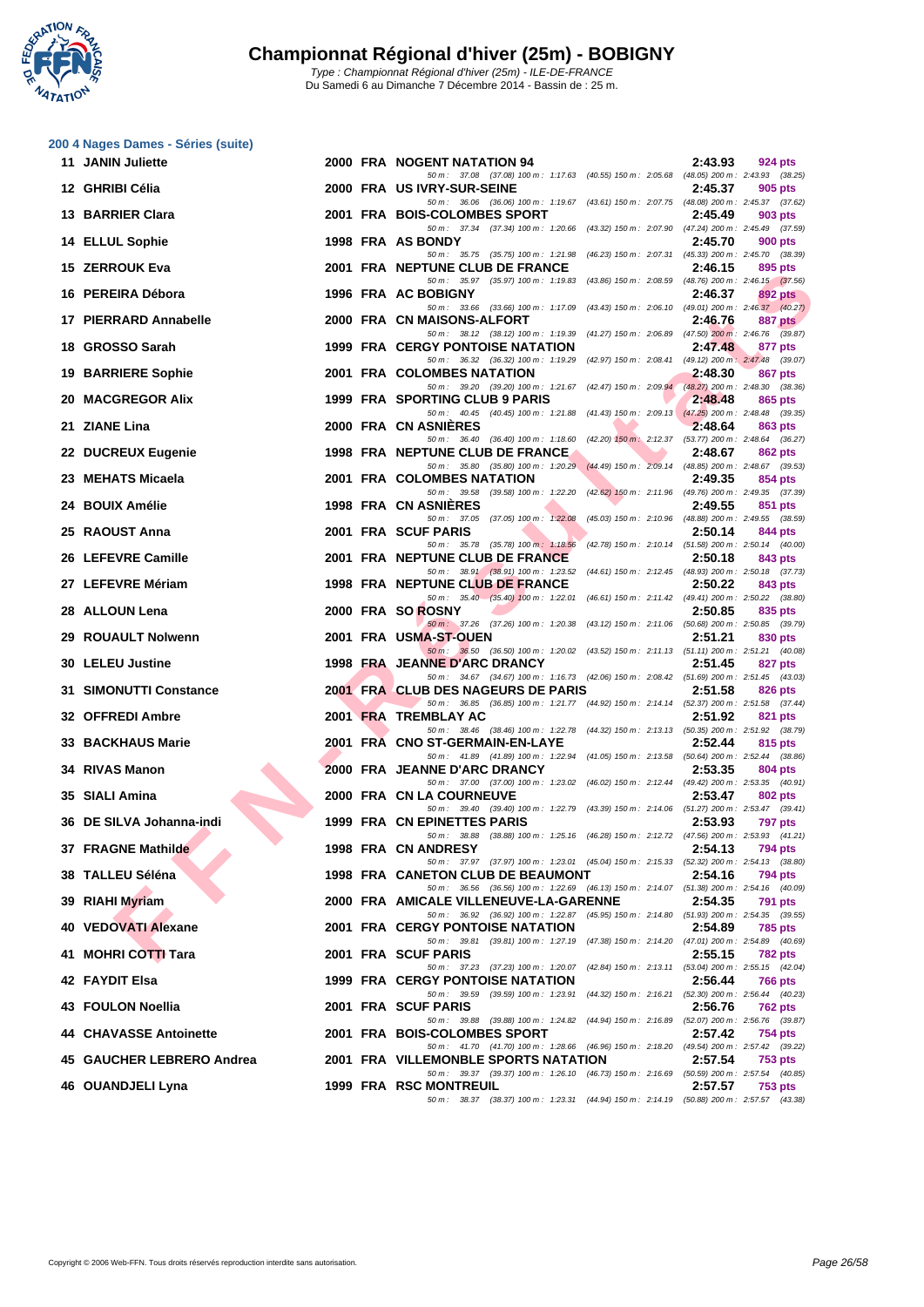# Championnat Régional d'hiver (25m) - BOBIGNY

Type : Championnat Régional d'hiver (25m) - ILE-DE-FRANCE
Du Samedi 6 au Dimanche 7 Décembre 2014 - Bassin de : 25 m.

## 200 4 Nages Dames - Séries (suite)

| Rg | Nom | Année | Nat | Club | Temps | Points |
|---|---|---|---|---|---|---|
| 11 | JANIN Juliette | 2000 | FRA | NOGENT NATATION 94 | 2:43.93 | 924 pts |
| | 50 m : 37.08 (37.08) 100 m : 1:17.63 (40.55) 150 m : 2:05.68 (48.05) 200 m : 2:43.93 (38.25) | | | | | |
| 12 | GHRIBI Célia | 2000 | FRA | US IVRY-SUR-SEINE | 2:45.37 | 905 pts |
| | 50 m : 36.06 (36.06) 100 m : 1:19.67 (43.61) 150 m : 2:07.75 (48.08) 200 m : 2:45.37 (37.62) | | | | | |
| 13 | BARRIER Clara | 2001 | FRA | BOIS-COLOMBES SPORT | 2:45.49 | 903 pts |
| | 50 m : 37.34 (37.34) 100 m : 1:20.66 (43.32) 150 m : 2:07.90 (47.24) 200 m : 2:45.49 (37.59) | | | | | |
| 14 | ELLUL Sophie | 1998 | FRA | AS BONDY | 2:45.70 | 900 pts |
| | 50 m : 35.75 (35.75) 100 m : 1:21.98 (46.23) 150 m : 2:07.31 (45.33) 200 m : 2:45.70 (38.39) | | | | | |
| 15 | ZERROUK Eva | 2001 | FRA | NEPTUNE CLUB DE FRANCE | 2:46.15 | 895 pts |
| | 50 m : 35.97 (35.97) 100 m : 1:19.83 (43.86) 150 m : 2:08.59 (48.76) 200 m : 2:46.15 (37.56) | | | | | |
| 16 | PEREIRA Débora | 1996 | FRA | AC BOBIGNY | 2:46.37 | 892 pts |
| | 50 m : 33.66 (33.66) 100 m : 1:17.09 (43.43) 150 m : 2:06.10 (49.01) 200 m : 2:46.37 (40.27) | | | | | |
| 17 | PIERRARD Annabelle | 2000 | FRA | CN MAISONS-ALFORT | 2:46.76 | 887 pts |
| | 50 m : 38.12 (38.12) 100 m : 1:19.39 (41.27) 150 m : 2:06.89 (47.50) 200 m : 2:46.76 (39.87) | | | | | |
| 18 | GROSSO Sarah | 1999 | FRA | CERGY PONTOISE NATATION | 2:47.48 | 877 pts |
| | 50 m : 36.32 (36.32) 100 m : 1:19.29 (42.97) 150 m : 2:08.41 (49.12) 200 m : 2:47.48 (39.07) | | | | | |
| 19 | BARRIERE Sophie | 2001 | FRA | COLOMBES NATATION | 2:48.30 | 867 pts |
| | 50 m : 39.20 (39.20) 100 m : 1:21.67 (42.47) 150 m : 2:09.94 (48.27) 200 m : 2:48.30 (38.36) | | | | | |
| 20 | MACGREGOR Alix | 1999 | FRA | SPORTING CLUB 9 PARIS | 2:48.48 | 865 pts |
| | 50 m : 40.45 (40.45) 100 m : 1:21.88 (41.43) 150 m : 2:09.13 (47.25) 200 m : 2:48.48 (39.35) | | | | | |
| 21 | ZIANE Lina | 2000 | FRA | CN ASNIÈRES | 2:48.64 | 863 pts |
| | 50 m : 36.40 (36.40) 100 m : 1:18.60 (42.20) 150 m : 2:12.37 (53.77) 200 m : 2:48.64 (36.27) | | | | | |
| 22 | DUCREUX Eugenie | 1998 | FRA | NEPTUNE CLUB DE FRANCE | 2:48.67 | 862 pts |
| | 50 m : 35.80 (35.80) 100 m : 1:20.29 (44.49) 150 m : 2:09.14 (48.85) 200 m : 2:48.67 (39.53) | | | | | |
| 23 | MEHATS Micaela | 2001 | FRA | COLOMBES NATATION | 2:49.35 | 854 pts |
| | 50 m : 39.58 (39.58) 100 m : 1:22.20 (42.62) 150 m : 2:11.96 (49.76) 200 m : 2:49.35 (37.39) | | | | | |
| 24 | BOUIX Amélie | 1998 | FRA | CN ASNIÈRES | 2:49.55 | 851 pts |
| | 50 m : 37.05 (37.05) 100 m : 1:22.08 (45.03) 150 m : 2:10.96 (48.88) 200 m : 2:49.55 (38.59) | | | | | |
| 25 | RAOUST Anna | 2001 | FRA | SCUF PARIS | 2:50.14 | 844 pts |
| | 50 m : 35.78 (35.78) 100 m : 1:18.56 (42.78) 150 m : 2:10.14 (51.58) 200 m : 2:50.14 (40.00) | | | | | |
| 26 | LEFEVRE Camille | 2001 | FRA | NEPTUNE CLUB DE FRANCE | 2:50.18 | 843 pts |
| | 50 m : 38.91 (38.91) 100 m : 1:23.52 (44.61) 150 m : 2:12.45 (48.93) 200 m : 2:50.18 (37.73) | | | | | |
| 27 | LEFEVRE Mériam | 1998 | FRA | NEPTUNE CLUB DE FRANCE | 2:50.22 | 843 pts |
| | 50 m : 35.40 (35.40) 100 m : 1:22.01 (46.61) 150 m : 2:11.42 (49.41) 200 m : 2:50.22 (38.80) | | | | | |
| 28 | ALLOUN Lena | 2000 | FRA | SO ROSNY | 2:50.85 | 835 pts |
| | 50 m : 37.26 (37.26) 100 m : 1:20.38 (43.12) 150 m : 2:11.06 (50.68) 200 m : 2:50.85 (39.79) | | | | | |
| 29 | ROUAULT Nolwenn | 2001 | FRA | USMA-ST-OUEN | 2:51.21 | 830 pts |
| | 50 m : 36.50 (36.50) 100 m : 1:20.02 (43.52) 150 m : 2:11.13 (51.11) 200 m : 2:51.21 (40.08) | | | | | |
| 30 | LELEU Justine | 1998 | FRA | JEANNE D'ARC DRANCY | 2:51.45 | 827 pts |
| | 50 m : 34.67 (34.67) 100 m : 1:16.73 (42.06) 150 m : 2:08.42 (51.69) 200 m : 2:51.45 (43.03) | | | | | |
| 31 | SIMONUTTI Constance | 2001 | FRA | CLUB DES NAGEURS DE PARIS | 2:51.58 | 826 pts |
| | 50 m : 36.85 (36.85) 100 m : 1:21.77 (44.92) 150 m : 2:14.14 (52.37) 200 m : 2:51.58 (37.44) | | | | | |
| 32 | OFFREDI Ambre | 2001 | FRA | TREMBLAY AC | 2:51.92 | 821 pts |
| | 50 m : 38.46 (38.46) 100 m : 1:22.78 (44.32) 150 m : 2:13.13 (50.35) 200 m : 2:51.92 (38.79) | | | | | |
| 33 | BACKHAUS Marie | 2001 | FRA | CNO ST-GERMAIN-EN-LAYE | 2:52.44 | 815 pts |
| | 50 m : 41.89 (41.89) 100 m : 1:22.94 (41.05) 150 m : 2:13.58 (50.64) 200 m : 2:52.44 (38.86) | | | | | |
| 34 | RIVAS Manon | 2000 | FRA | JEANNE D'ARC DRANCY | 2:53.35 | 804 pts |
| | 50 m : 37.00 (37.00) 100 m : 1:23.02 (46.02) 150 m : 2:12.44 (49.42) 200 m : 2:53.35 (40.91) | | | | | |
| 35 | SIALI Amina | 2000 | FRA | CN LA COURNEUVE | 2:53.47 | 802 pts |
| | 50 m : 39.40 (39.40) 100 m : 1:22.79 (43.39) 150 m : 2:14.06 (51.27) 200 m : 2:53.47 (39.41) | | | | | |
| 36 | DE SILVA Johanna-indi | 1999 | FRA | CN EPINETTES PARIS | 2:53.93 | 797 pts |
| | 50 m : 38.88 (38.88) 100 m : 1:25.16 (46.28) 150 m : 2:12.72 (47.56) 200 m : 2:53.93 (41.21) | | | | | |
| 37 | FRAGNE Mathilde | 1998 | FRA | CN ANDRESY | 2:54.13 | 794 pts |
| | 50 m : 37.97 (37.97) 100 m : 1:23.01 (45.04) 150 m : 2:15.33 (52.32) 200 m : 2:54.13 (38.80) | | | | | |
| 38 | TALLEU Séléna | 1998 | FRA | CANETON CLUB DE BEAUMONT | 2:54.16 | 794 pts |
| | 50 m : 36.56 (36.56) 100 m : 1:22.69 (46.13) 150 m : 2:14.07 (51.38) 200 m : 2:54.16 (40.09) | | | | | |
| 39 | RIAHI Myriam | 2000 | FRA | AMICALE VILLENEUVE-LA-GARENNE | 2:54.35 | 791 pts |
| | 50 m : 36.92 (36.92) 100 m : 1:22.87 (45.95) 150 m : 2:14.80 (51.93) 200 m : 2:54.35 (39.55) | | | | | |
| 40 | VEDOVATI Alexane | 2001 | FRA | CERGY PONTOISE NATATION | 2:54.89 | 785 pts |
| | 50 m : 39.81 (39.81) 100 m : 1:27.19 (47.38) 150 m : 2:14.20 (47.01) 200 m : 2:54.89 (40.69) | | | | | |
| 41 | MOHRI COTTI Tara | 2001 | FRA | SCUF PARIS | 2:55.15 | 782 pts |
| | 50 m : 37.23 (37.23) 100 m : 1:20.07 (42.84) 150 m : 2:13.11 (53.04) 200 m : 2:55.15 (42.04) | | | | | |
| 42 | FAYDIT Elsa | 1999 | FRA | CERGY PONTOISE NATATION | 2:56.44 | 766 pts |
| | 50 m : 39.59 (39.59) 100 m : 1:23.91 (44.32) 150 m : 2:16.21 (52.30) 200 m : 2:56.44 (40.23) | | | | | |
| 43 | FOULON Noellia | 2001 | FRA | SCUF PARIS | 2:56.76 | 762 pts |
| | 50 m : 39.88 (39.88) 100 m : 1:24.82 (44.94) 150 m : 2:16.89 (52.07) 200 m : 2:56.76 (39.87) | | | | | |
| 44 | CHAVASSE Antoinette | 2001 | FRA | BOIS-COLOMBES SPORT | 2:57.42 | 754 pts |
| | 50 m : 41.70 (41.70) 100 m : 1:28.66 (46.96) 150 m : 2:18.20 (49.54) 200 m : 2:57.42 (39.22) | | | | | |
| 45 | GAUCHER LEBRERO Andrea | 2001 | FRA | VILLEMONBLE SPORTS NATATION | 2:57.54 | 753 pts |
| | 50 m : 39.37 (39.37) 100 m : 1:26.10 (46.73) 150 m : 2:16.69 (50.59) 200 m : 2:57.54 (40.85) | | | | | |
| 46 | OUANDJELI Lyna | 1999 | FRA | RSC MONTREUIL | 2:57.57 | 753 pts |
| | 50 m : 38.37 (38.37) 100 m : 1:23.31 (44.94) 150 m : 2:14.19 (50.88) 200 m : 2:57.57 (43.38) | | | | | |

Copyright © 2006 Web-FFN. Tous droits réservés reproduction interdite sans autorisation.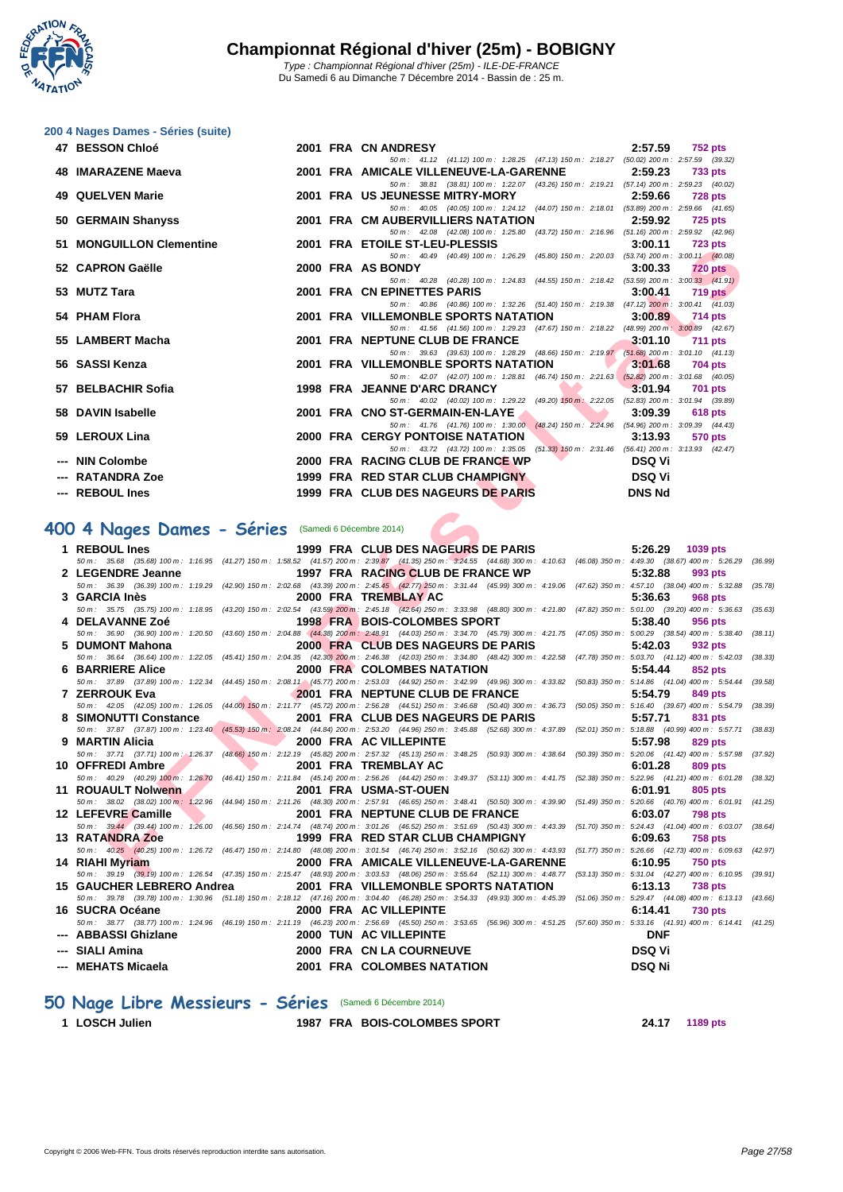# Championnat Régional d'hiver (25m) - BOBIGNY

*Type : Championnat Régional d'hiver (25m) - ILE-DE-FRANCE*
Du Samedi 6 au Dimanche 7 Décembre 2014 - Bassin de : 25 m.

### 200 4 Nages Dames - Séries (suite)

| Rang | Nom | Année | Nat | Club | Temps | Points |
|---|---|---|---|---|---|---|
| 47 | BESSON Chloé | 2001 | FRA | CN ANDRESY | 2:57.59 | 752 pts |
| | 50 m : 41.12 (41.12) 100 m : 1:28.25 (47.13) 150 m : 2:18.27 (50.02) 200 m : 2:57.59 (39.32) | | | | | |
| 48 | IMARAZENE Maeva | 2001 | FRA | AMICALE VILLENEUVE-LA-GARENNE | 2:59.23 | 733 pts |
| | 50 m : 38.81 (38.81) 100 m : 1:22.07 (43.26) 150 m : 2:19.21 (57.14) 200 m : 2:59.23 (40.02) | | | | | |
| 49 | QUELVEN Marie | 2001 | FRA | US JEUNESSE MITRY-MORY | 2:59.66 | 728 pts |
| | 50 m : 40.05 (40.05) 100 m : 1:24.12 (44.07) 150 m : 2:18.01 (53.89) 200 m : 2:59.66 (41.65) | | | | | |
| 50 | GERMAIN Shanyss | 2001 | FRA | CM AUBERVILLIERS NATATION | 2:59.92 | 725 pts |
| | 50 m : 42.08 (42.08) 100 m : 1:25.80 (43.72) 150 m : 2:16.96 (51.16) 200 m : 2:59.92 (42.96) | | | | | |
| 51 | MONGUILLON Clementine | 2001 | FRA | ETOILE ST-LEU-PLESSIS | 3:00.11 | 723 pts |
| | 50 m : 40.49 (40.49) 100 m : 1:26.29 (45.80) 150 m : 2:20.03 (53.74) 200 m : 3:00.11 (40.08) | | | | | |
| 52 | CAPRON Gaëlle | 2000 | FRA | AS BONDY | 3:00.33 | 720 pts |
| | 50 m : 40.28 (40.28) 100 m : 1:24.83 (44.55) 150 m : 2:18.42 (53.59) 200 m : 3:00.33 (41.91) | | | | | |
| 53 | MUTZ Tara | 2001 | FRA | CN EPINETTES PARIS | 3:00.41 | 719 pts |
| | 50 m : 40.86 (40.86) 100 m : 1:32.26 (51.40) 150 m : 2:19.38 (47.12) 200 m : 3:00.41 (41.03) | | | | | |
| 54 | PHAM Flora | 2001 | FRA | VILLEMONBLE SPORTS NATATION | 3:00.89 | 714 pts |
| | 50 m : 41.56 (41.56) 100 m : 1:29.23 (47.67) 150 m : 2:18.22 (48.99) 200 m : 3:00.89 (42.67) | | | | | |
| 55 | LAMBERT Macha | 2001 | FRA | NEPTUNE CLUB DE FRANCE | 3:01.10 | 711 pts |
| | 50 m : 39.63 (39.63) 100 m : 1:28.29 (48.66) 150 m : 2:19.97 (51.68) 200 m : 3:01.10 (41.13) | | | | | |
| 56 | SASSI Kenza | 2001 | FRA | VILLEMONBLE SPORTS NATATION | 3:01.68 | 704 pts |
| | 50 m : 42.07 (42.07) 100 m : 1:28.81 (46.74) 150 m : 2:21.63 (52.82) 200 m : 3:01.68 (40.05) | | | | | |
| 57 | BELBACHIR Sofia | 1998 | FRA | JEANNE D'ARC DRANCY | 3:01.94 | 701 pts |
| | 50 m : 40.02 (40.02) 100 m : 1:29.22 (49.20) 150 m : 2:22.05 (52.83) 200 m : 3:01.94 (39.89) | | | | | |
| 58 | DAVIN Isabelle | 2001 | FRA | CNO ST-GERMAIN-EN-LAYE | 3:09.39 | 618 pts |
| | 50 m : 41.76 (41.76) 100 m : 1:30.00 (48.24) 150 m : 2:24.96 (54.96) 200 m : 3:09.39 (44.43) | | | | | |
| 59 | LEROUX Lina | 2000 | FRA | CERGY PONTOISE NATATION | 3:13.93 | 570 pts |
| | 50 m : 43.72 (43.72) 100 m : 1:35.05 (51.33) 150 m : 2:31.46 (56.41) 200 m : 3:13.93 (42.47) | | | | | |
| --- | NIN Colombe | 2000 | FRA | RACING CLUB DE FRANCE WP | DSQ Vi | |
| --- | RATANDRA Zoe | 1999 | FRA | RED STAR CLUB CHAMPIGNY | DSQ Vi | |
| --- | REBOUL Ines | 1999 | FRA | CLUB DES NAGEURS DE PARIS | DNS Nd | |

## 400 4 Nages Dames - Séries (Samedi 6 Décembre 2014)

| Rang | Nom | Année | Nat | Club | Temps | Points |
|---|---|---|---|---|---|---|
| 1 | REBOUL Ines | 1999 | FRA | CLUB DES NAGEURS DE PARIS | 5:26.29 | 1039 pts |
| | 50 m : 35.68 (35.68) 100 m : 1:16.95 (41.27) 150 m : 1:58.52 (41.57) 200 m : 2:39.87 (41.35) 250 m : 3:24.55 (44.68) 300 m : 4:10.63 (46.08) 350 m : 4:49.30 (38.67) 400 m : 5:26.29 (36.99) | | | | | |
| 2 | LEGENDRE Jeanne | 1997 | FRA | RACING CLUB DE FRANCE WP | 5:32.88 | 993 pts |
| | 50 m : 36.39 (36.39) 100 m : 1:19.29 (42.90) 150 m : 2:02.68 (43.39) 200 m : 2:45.45 (42.77) 250 m : 3:31.44 (45.99) 300 m : 4:19.06 (47.62) 350 m : 4:57.10 (38.04) 400 m : 5:32.88 (35.78) | | | | | |
| 3 | GARCIA Inès | 2000 | FRA | TREMBLAY AC | 5:36.63 | 968 pts |
| | 50 m : 35.75 (35.75) 100 m : 1:18.95 (43.20) 150 m : 2:02.54 (43.59) 200 m : 2:45.18 (42.64) 250 m : 3:33.98 (48.80) 300 m : 4:21.80 (47.82) 350 m : 5:01.00 (39.20) 400 m : 5:36.63 (35.63) | | | | | |
| 4 | DELAVANNE Zoé | 1998 | FRA | BOIS-COLOMBES SPORT | 5:38.40 | 956 pts |
| | 50 m : 36.90 (36.90) 100 m : 1:20.50 (43.60) 150 m : 2:04.88 (44.38) 200 m : 2:48.91 (44.03) 250 m : 3:34.70 (45.79) 300 m : 4:21.75 (47.05) 350 m : 5:00.29 (38.54) 400 m : 5:38.40 (38.11) | | | | | |
| 5 | DUMONT Mahona | 2000 | FRA | CLUB DES NAGEURS DE PARIS | 5:42.03 | 932 pts |
| | 50 m : 36.64 (36.64) 100 m : 1:22.05 (45.41) 150 m : 2:04.35 (42.30) 200 m : 2:46.38 (42.03) 250 m : 3:34.80 (48.42) 300 m : 4:22.58 (47.78) 350 m : 5:03.70 (41.12) 400 m : 5:42.03 (38.33) | | | | | |
| 6 | BARRIERE Alice | 2000 | FRA | COLOMBES NATATION | 5:54.44 | 852 pts |
| | 50 m : 37.89 (37.89) 100 m : 1:22.34 (44.45) 150 m : 2:08.11 (45.77) 200 m : 2:53.03 (44.92) 250 m : 3:42.99 (49.96) 300 m : 4:33.82 (50.83) 350 m : 5:14.86 (41.04) 400 m : 5:54.44 (39.58) | | | | | |
| 7 | ZERROUK Eva | 2001 | FRA | NEPTUNE CLUB DE FRANCE | 5:54.79 | 849 pts |
| | 50 m : 42.05 (42.05) 100 m : 1:26.05 (44.00) 150 m : 2:11.77 (45.72) 200 m : 2:56.28 (44.51) 250 m : 3:46.68 (50.40) 300 m : 4:36.73 (50.05) 350 m : 5:16.40 (39.67) 400 m : 5:54.79 (38.39) | | | | | |
| 8 | SIMONUTTI Constance | 2001 | FRA | CLUB DES NAGEURS DE PARIS | 5:57.71 | 831 pts |
| | 50 m : 37.87 (37.87) 100 m : 1:23.40 (45.53) 150 m : 2:08.24 (44.84) 200 m : 2:53.20 (44.96) 250 m : 3:45.88 (52.68) 300 m : 4:37.89 (52.01) 350 m : 5:18.88 (40.99) 400 m : 5:57.71 (38.83) | | | | | |
| 9 | MARTIN Alicia | 2000 | FRA | AC VILLEPINTE | 5:57.98 | 829 pts |
| | 50 m : 37.71 (37.71) 100 m : 1:26.37 (48.66) 150 m : 2:12.19 (45.82) 200 m : 2:57.32 (45.13) 250 m : 3:48.25 (50.93) 300 m : 4:38.64 (50.39) 350 m : 5:20.06 (41.42) 400 m : 5:57.98 (37.92) | | | | | |
| 10 | OFFREDI Ambre | 2001 | FRA | TREMBLAY AC | 6:01.28 | 809 pts |
| | 50 m : 40.29 (40.29) 100 m : 1:26.70 (46.41) 150 m : 2:11.84 (45.14) 200 m : 2:56.26 (44.42) 250 m : 3:49.37 (53.11) 300 m : 4:41.75 (52.38) 350 m : 5:22.96 (41.21) 400 m : 6:01.28 (38.32) | | | | | |
| 11 | ROUAULT Nolwenn | 2001 | FRA | USMA-ST-OUEN | 6:01.91 | 805 pts |
| | 50 m : 38.02 (38.02) 100 m : 1:22.96 (44.94) 150 m : 2:11.26 (48.30) 200 m : 2:57.91 (46.65) 250 m : 3:48.41 (50.50) 300 m : 4:39.90 (51.49) 350 m : 5:20.66 (40.76) 400 m : 6:01.91 (41.25) | | | | | |
| 12 | LEFEVRE Camille | 2001 | FRA | NEPTUNE CLUB DE FRANCE | 6:03.07 | 798 pts |
| | 50 m : 39.44 (39.44) 100 m : 1:26.00 (46.56) 150 m : 2:14.74 (48.74) 200 m : 3:01.26 (46.52) 250 m : 3:51.69 (50.43) 300 m : 4:43.39 (51.70) 350 m : 5:24.43 (41.04) 400 m : 6:03.07 (38.64) | | | | | |
| 13 | RATANDRA Zoe | 1999 | FRA | RED STAR CLUB CHAMPIGNY | 6:09.63 | 758 pts |
| | 50 m : 40.25 (40.25) 100 m : 1:26.72 (46.47) 150 m : 2:14.80 (48.08) 200 m : 3:01.54 (46.74) 250 m : 3:52.16 (50.62) 300 m : 4:43.93 (51.77) 350 m : 5:26.66 (42.73) 400 m : 6:09.63 (42.97) | | | | | |
| 14 | RIAHI Myriam | 2000 | FRA | AMICALE VILLENEUVE-LA-GARENNE | 6:10.95 | 750 pts |
| | 50 m : 39.19 (39.19) 100 m : 1:26.54 (47.35) 150 m : 2:15.47 (48.93) 200 m : 3:03.53 (48.06) 250 m : 3:55.64 (52.11) 300 m : 4:48.77 (53.13) 350 m : 5:31.04 (42.27) 400 m : 6:10.95 (39.91) | | | | | |
| 15 | GAUCHER LEBRERO Andrea | 2001 | FRA | VILLEMONBLE SPORTS NATATION | 6:13.13 | 738 pts |
| | 50 m : 39.78 (39.78) 100 m : 1:30.96 (51.18) 150 m : 2:18.12 (47.16) 200 m : 3:04.40 (46.28) 250 m : 3:54.33 (49.93) 300 m : 4:45.39 (51.06) 350 m : 5:29.47 (44.08) 400 m : 6:13.13 (43.66) | | | | | |
| 16 | SUCRA Océane | 2000 | FRA | AC VILLEPINTE | 6:14.41 | 730 pts |
| | 50 m : 38.77 (38.77) 100 m : 1:24.96 (46.19) 150 m : 2:11.19 (46.23) 200 m : 2:56.69 (45.50) 250 m : 3:53.65 (56.96) 300 m : 4:51.25 (57.60) 350 m : 5:33.16 (41.91) 400 m : 6:14.41 (41.25) | | | | | |
| --- | ABBASSI Ghizlane | 2000 | TUN | AC VILLEPINTE | DNF | |
| --- | SIALI Amina | 2000 | FRA | CN LA COURNEUVE | DSQ Vi | |
| --- | MEHATS Micaela | 2001 | FRA | COLOMBES NATATION | DSQ Ni | |

## 50 Nage Libre Messieurs - Séries (Samedi 6 Décembre 2014)

| Rang | Nom | Année | Nat | Club | Temps | Points |
|---|---|---|---|---|---|---|
| 1 | LOSCH Julien | 1987 | FRA | BOIS-COLOMBES SPORT | 24.17 | 1189 pts |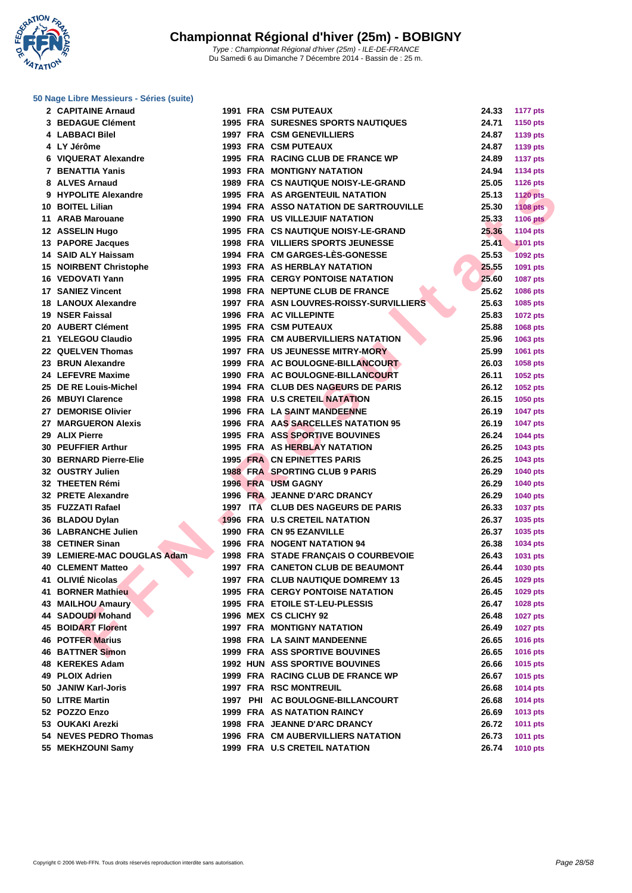# Championnat Régional d'hiver (25m) - BOBIGNY

*Type : Championnat Régional d'hiver (25m) - ILE-DE-FRANCE*
Du Samedi 6 au Dimanche 7 Décembre 2014 - Bassin de : 25 m.

### 50 Nage Libre Messieurs - Séries (suite)

| Rang | Nom | Année | Nat. | Club | Temps | Points |
|---|---|---|---|---|---|---|
| 2 | CAPITAINE Arnaud | 1991 | FRA | CSM PUTEAUX | 24.33 | 1177 pts |
| 3 | BEDAGUE Clément | 1995 | FRA | SURESNES SPORTS NAUTIQUES | 24.71 | 1150 pts |
| 4 | LABBACI Bilel | 1997 | FRA | CSM GENEVILLIERS | 24.87 | 1139 pts |
| 4 | LY Jérôme | 1993 | FRA | CSM PUTEAUX | 24.87 | 1139 pts |
| 6 | VIQUERAT Alexandre | 1995 | FRA | RACING CLUB DE FRANCE WP | 24.89 | 1137 pts |
| 7 | BENATTIA Yanis | 1993 | FRA | MONTIGNY NATATION | 24.94 | 1134 pts |
| 8 | ALVES Arnaud | 1989 | FRA | CS NAUTIQUE NOISY-LE-GRAND | 25.05 | 1126 pts |
| 9 | HYPOLITE Alexandre | 1995 | FRA | AS ARGENTEUIL NATATION | 25.13 | 1120 pts |
| 10 | BOITEL Lilian | 1994 | FRA | ASSO NATATION DE SARTROUVILLE | 25.30 | 1108 pts |
| 11 | ARAB Marouane | 1990 | FRA | US VILLEJUIF NATATION | 25.33 | 1106 pts |
| 12 | ASSELIN Hugo | 1995 | FRA | CS NAUTIQUE NOISY-LE-GRAND | 25.36 | 1104 pts |
| 13 | PAPORE Jacques | 1998 | FRA | VILLIERS SPORTS JEUNESSE | 25.41 | 1101 pts |
| 14 | SAID ALY Haissam | 1994 | FRA | CM GARGES-LÈS-GONESSE | 25.53 | 1092 pts |
| 15 | NOIRBENT Christophe | 1993 | FRA | AS HERBLAY NATATION | 25.55 | 1091 pts |
| 16 | VEDOVATI Yann | 1995 | FRA | CERGY PONTOISE NATATION | 25.60 | 1087 pts |
| 17 | SANIEZ Vincent | 1998 | FRA | NEPTUNE CLUB DE FRANCE | 25.62 | 1086 pts |
| 18 | LANOUX Alexandre | 1997 | FRA | ASN LOUVRES-ROISSY-SURVILLIERS | 25.63 | 1085 pts |
| 19 | NSER Faissal | 1996 | FRA | AC VILLEPINTE | 25.83 | 1072 pts |
| 20 | AUBERT Clément | 1995 | FRA | CSM PUTEAUX | 25.88 | 1068 pts |
| 21 | YELEGOU Claudio | 1995 | FRA | CM AUBERVILLIERS NATATION | 25.96 | 1063 pts |
| 22 | QUELVEN Thomas | 1997 | FRA | US JEUNESSE MITRY-MORY | 25.99 | 1061 pts |
| 23 | BRUN Alexandre | 1999 | FRA | AC BOULOGNE-BILLANCOURT | 26.03 | 1058 pts |
| 24 | LEFEVRE Maxime | 1990 | FRA | AC BOULOGNE-BILLANCOURT | 26.11 | 1052 pts |
| 25 | DE RE Louis-Michel | 1994 | FRA | CLUB DES NAGEURS DE PARIS | 26.12 | 1052 pts |
| 26 | MBUYI Clarence | 1998 | FRA | U.S CRETEIL NATATION | 26.15 | 1050 pts |
| 27 | DEMORISE Olivier | 1996 | FRA | LA SAINT MANDEENNE | 26.19 | 1047 pts |
| 27 | MARGUERON Alexis | 1996 | FRA | AAS SARCELLES NATATION 95 | 26.19 | 1047 pts |
| 29 | ALIX Pierre | 1995 | FRA | ASS SPORTIVE BOUVINES | 26.24 | 1044 pts |
| 30 | PEUFFIER Arthur | 1995 | FRA | AS HERBLAY NATATION | 26.25 | 1043 pts |
| 30 | BERNARD Pierre-Elie | 1995 | FRA | CN EPINETTES PARIS | 26.25 | 1043 pts |
| 32 | OUSTRY Julien | 1988 | FRA | SPORTING CLUB 9 PARIS | 26.29 | 1040 pts |
| 32 | THEETEN Rémi | 1996 | FRA | USM GAGNY | 26.29 | 1040 pts |
| 32 | PRETE Alexandre | 1996 | FRA | JEANNE D'ARC DRANCY | 26.29 | 1040 pts |
| 35 | FUZZATI Rafael | 1997 | ITA | CLUB DES NAGEURS DE PARIS | 26.33 | 1037 pts |
| 36 | BLADOU Dylan | 1996 | FRA | U.S CRETEIL NATATION | 26.37 | 1035 pts |
| 36 | LABRANCHE Julien | 1990 | FRA | CN 95 EZANVILLE | 26.37 | 1035 pts |
| 38 | CETINER Sinan | 1996 | FRA | NOGENT NATATION 94 | 26.38 | 1034 pts |
| 39 | LEMIERE-MAC DOUGLAS Adam | 1998 | FRA | STADE FRANÇAIS O COURBEVOIE | 26.43 | 1031 pts |
| 40 | CLEMENT Matteo | 1997 | FRA | CANETON CLUB DE BEAUMONT | 26.44 | 1030 pts |
| 41 | OLIVIÉ Nicolas | 1997 | FRA | CLUB NAUTIQUE DOMREMY 13 | 26.45 | 1029 pts |
| 41 | BORNER Mathieu | 1995 | FRA | CERGY PONTOISE NATATION | 26.45 | 1029 pts |
| 43 | MAILHOU Amaury | 1995 | FRA | ETOILE ST-LEU-PLESSIS | 26.47 | 1028 pts |
| 44 | SADOUDI Mohand | 1996 | MEX | CS CLICHY 92 | 26.48 | 1027 pts |
| 45 | BOIDART Florent | 1997 | FRA | MONTIGNY NATATION | 26.49 | 1027 pts |
| 46 | POTFER Marius | 1998 | FRA | LA SAINT MANDEENNE | 26.65 | 1016 pts |
| 46 | BATTNER Simon | 1999 | FRA | ASS SPORTIVE BOUVINES | 26.65 | 1016 pts |
| 48 | KEREKES Adam | 1992 | HUN | ASS SPORTIVE BOUVINES | 26.66 | 1015 pts |
| 49 | PLOIX Adrien | 1999 | FRA | RACING CLUB DE FRANCE WP | 26.67 | 1015 pts |
| 50 | JANIW Karl-Joris | 1997 | FRA | RSC MONTREUIL | 26.68 | 1014 pts |
| 50 | LITRE Martin | 1997 | PHI | AC BOULOGNE-BILLANCOURT | 26.68 | 1014 pts |
| 52 | POZZO Enzo | 1999 | FRA | AS NATATION RAINCY | 26.69 | 1013 pts |
| 53 | OUKAKI Arezki | 1998 | FRA | JEANNE D'ARC DRANCY | 26.72 | 1011 pts |
| 54 | NEVES PEDRO Thomas | 1996 | FRA | CM AUBERVILLIERS NATATION | 26.73 | 1011 pts |
| 55 | MEKHZOUNI Samy | 1999 | FRA | U.S CRETEIL NATATION | 26.74 | 1010 pts |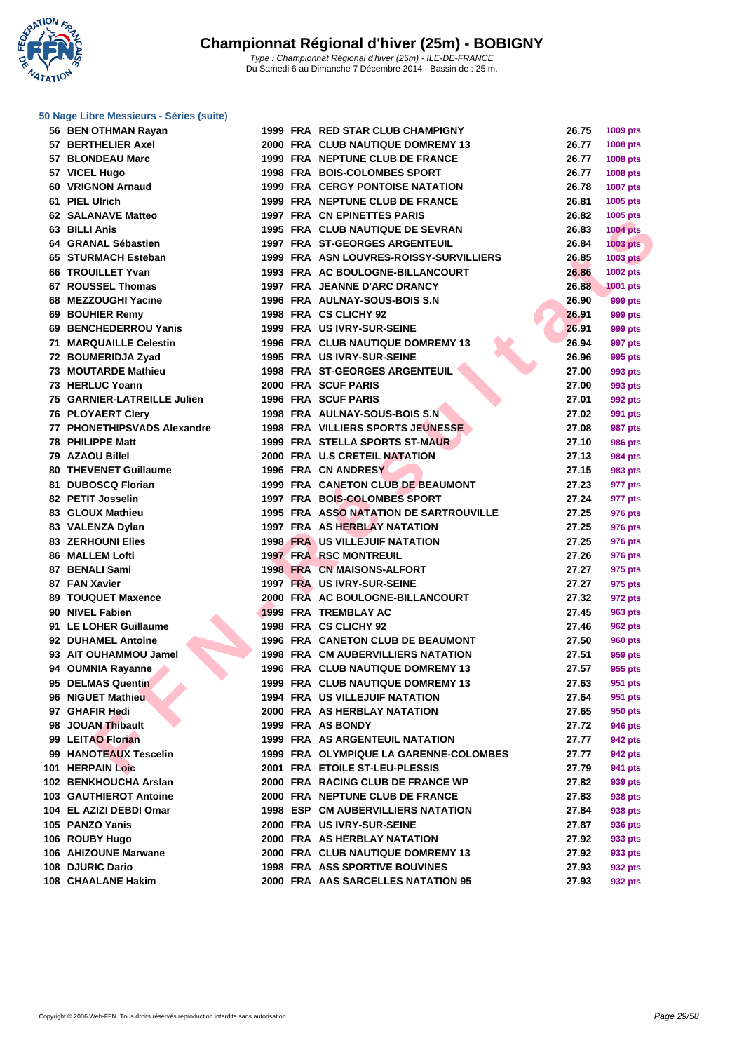# Championnat Régional d'hiver (25m) - BOBIGNY

*Type : Championnat Régional d'hiver (25m) - ILE-DE-FRANCE*
Du Samedi 6 au Dimanche 7 Décembre 2014 - Bassin de : 25 m.

### 50 Nage Libre Messieurs - Séries (suite)

| Rang | Nom | Année | Nat. | Club | Temps | Points |
|---|---|---|---|---|---|---|
| 56 | BEN OTHMAN Rayan | 1999 | FRA | RED STAR CLUB CHAMPIGNY | 26.75 | 1009 pts |
| 57 | BERTHELIER Axel | 2000 | FRA | CLUB NAUTIQUE DOMREMY 13 | 26.77 | 1008 pts |
| 57 | BLONDEAU Marc | 1999 | FRA | NEPTUNE CLUB DE FRANCE | 26.77 | 1008 pts |
| 57 | VICEL Hugo | 1998 | FRA | BOIS-COLOMBES SPORT | 26.77 | 1008 pts |
| 60 | VRIGNON Arnaud | 1999 | FRA | CERGY PONTOISE NATATION | 26.78 | 1007 pts |
| 61 | PIEL Ulrich | 1999 | FRA | NEPTUNE CLUB DE FRANCE | 26.81 | 1005 pts |
| 62 | SALANAVE Matteo | 1997 | FRA | CN EPINETTES PARIS | 26.82 | 1005 pts |
| 63 | BILLI Anis | 1995 | FRA | CLUB NAUTIQUE DE SEVRAN | 26.83 | 1004 pts |
| 64 | GRANAL Sébastien | 1997 | FRA | ST-GEORGES ARGENTEUIL | 26.84 | 1003 pts |
| 65 | STURMACH Esteban | 1999 | FRA | ASN LOUVRES-ROISSY-SURVILLIERS | 26.85 | 1003 pts |
| 66 | TROUILLET Yvan | 1993 | FRA | AC BOULOGNE-BILLANCOURT | 26.86 | 1002 pts |
| 67 | ROUSSEL Thomas | 1997 | FRA | JEANNE D'ARC DRANCY | 26.88 | 1001 pts |
| 68 | MEZZOUGHI Yacine | 1996 | FRA | AULNAY-SOUS-BOIS S.N | 26.90 | 999 pts |
| 69 | BOUHIER Remy | 1998 | FRA | CS CLICHY 92 | 26.91 | 999 pts |
| 69 | BENCHEDERROU Yanis | 1999 | FRA | US IVRY-SUR-SEINE | 26.91 | 999 pts |
| 71 | MARQUAILLE Celestin | 1996 | FRA | CLUB NAUTIQUE DOMREMY 13 | 26.94 | 997 pts |
| 72 | BOUMERIDJA Zyad | 1995 | FRA | US IVRY-SUR-SEINE | 26.96 | 995 pts |
| 73 | MOUTARDE Mathieu | 1998 | FRA | ST-GEORGES ARGENTEUIL | 27.00 | 993 pts |
| 73 | HERLUC Yoann | 2000 | FRA | SCUF PARIS | 27.00 | 993 pts |
| 75 | GARNIER-LATREILLE Julien | 1996 | FRA | SCUF PARIS | 27.01 | 992 pts |
| 76 | PLOYAERT Clery | 1998 | FRA | AULNAY-SOUS-BOIS S.N | 27.02 | 991 pts |
| 77 | PHONETHIPSVADS Alexandre | 1998 | FRA | VILLIERS SPORTS JEUNESSE | 27.08 | 987 pts |
| 78 | PHILIPPE Matt | 1999 | FRA | STELLA SPORTS ST-MAUR | 27.10 | 986 pts |
| 79 | AZAOU Billel | 2000 | FRA | U.S CRETEIL NATATION | 27.13 | 984 pts |
| 80 | THEVENET Guillaume | 1996 | FRA | CN ANDRESY | 27.15 | 983 pts |
| 81 | DUBOSCQ Florian | 1999 | FRA | CANETON CLUB DE BEAUMONT | 27.23 | 977 pts |
| 82 | PETIT Josselin | 1997 | FRA | BOIS-COLOMBES SPORT | 27.24 | 977 pts |
| 83 | GLOUX Mathieu | 1995 | FRA | ASSO NATATION DE SARTROUVILLE | 27.25 | 976 pts |
| 83 | VALENZA Dylan | 1997 | FRA | AS HERBLAY NATATION | 27.25 | 976 pts |
| 83 | ZERHOUNI Elies | 1998 | FRA | US VILLEJUIF NATATION | 27.25 | 976 pts |
| 86 | MALLEM Lofti | 1997 | FRA | RSC MONTREUIL | 27.26 | 976 pts |
| 87 | BENALI Sami | 1998 | FRA | CN MAISONS-ALFORT | 27.27 | 975 pts |
| 87 | FAN Xavier | 1997 | FRA | US IVRY-SUR-SEINE | 27.27 | 975 pts |
| 89 | TOUQUET Maxence | 2000 | FRA | AC BOULOGNE-BILLANCOURT | 27.32 | 972 pts |
| 90 | NIVEL Fabien | 1999 | FRA | TREMBLAY AC | 27.45 | 963 pts |
| 91 | LE LOHER Guillaume | 1998 | FRA | CS CLICHY 92 | 27.46 | 962 pts |
| 92 | DUHAMEL Antoine | 1996 | FRA | CANETON CLUB DE BEAUMONT | 27.50 | 960 pts |
| 93 | AIT OUHAMMOU Jamel | 1998 | FRA | CM AUBERVILLIERS NATATION | 27.51 | 959 pts |
| 94 | OUMNIA Rayanne | 1996 | FRA | CLUB NAUTIQUE DOMREMY 13 | 27.57 | 955 pts |
| 95 | DELMAS Quentin | 1999 | FRA | CLUB NAUTIQUE DOMREMY 13 | 27.63 | 951 pts |
| 96 | NIGUET Mathieu | 1994 | FRA | US VILLEJUIF NATATION | 27.64 | 951 pts |
| 97 | GHAFIR Hedi | 2000 | FRA | AS HERBLAY NATATION | 27.65 | 950 pts |
| 98 | JOUAN Thibault | 1999 | FRA | AS BONDY | 27.72 | 946 pts |
| 99 | LEITAO Florian | 1999 | FRA | AS ARGENTEUIL NATATION | 27.77 | 942 pts |
| 99 | HANOTEAUX Tescelin | 1999 | FRA | OLYMPIQUE LA GARENNE-COLOMBES | 27.77 | 942 pts |
| 101 | HERPAIN Loic | 2001 | FRA | ETOILE ST-LEU-PLESSIS | 27.79 | 941 pts |
| 102 | BENKHOUCHA Arslan | 2000 | FRA | RACING CLUB DE FRANCE WP | 27.82 | 939 pts |
| 103 | GAUTHIEROT Antoine | 2000 | FRA | NEPTUNE CLUB DE FRANCE | 27.83 | 938 pts |
| 104 | EL AZIZI DEBDI Omar | 1998 | ESP | CM AUBERVILLIERS NATATION | 27.84 | 938 pts |
| 105 | PANZO Yanis | 2000 | FRA | US IVRY-SUR-SEINE | 27.87 | 936 pts |
| 106 | ROUBY Hugo | 2000 | FRA | AS HERBLAY NATATION | 27.92 | 933 pts |
| 106 | AHIZOUNE Marwane | 2000 | FRA | CLUB NAUTIQUE DOMREMY 13 | 27.92 | 933 pts |
| 108 | DJURIC Dario | 1998 | FRA | ASS SPORTIVE BOUVINES | 27.93 | 932 pts |
| 108 | CHAALANE Hakim | 2000 | FRA | AAS SARCELLES NATATION 95 | 27.93 | 932 pts |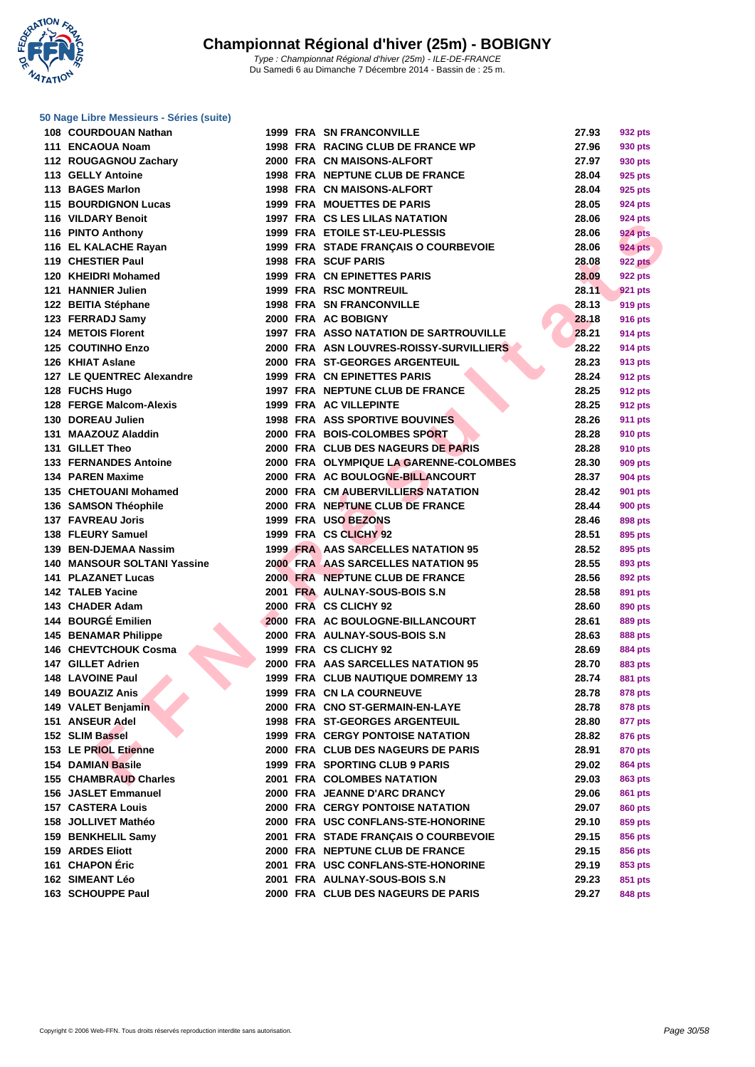# Championnat Régional d'hiver (25m) - BOBIGNY

*Type : Championnat Régional d'hiver (25m) - ILE-DE-FRANCE*
Du Samedi 6 au Dimanche 7 Décembre 2014 - Bassin de : 25 m.

### 50 Nage Libre Messieurs - Séries (suite)

| Place | Nom | Année | Nat. | Club | Temps | Points |
|---|---|---|---|---|---|---|
| 108 | COURDOUAN Nathan | 1999 | FRA | SN FRANCONVILLE | 27.93 | 932 pts |
| 111 | ENCAOUA Noam | 1998 | FRA | RACING CLUB DE FRANCE WP | 27.96 | 930 pts |
| 112 | ROUGAGNOU Zachary | 2000 | FRA | CN MAISONS-ALFORT | 27.97 | 930 pts |
| 113 | GELLY Antoine | 1998 | FRA | NEPTUNE CLUB DE FRANCE | 28.04 | 925 pts |
| 113 | BAGES Marlon | 1998 | FRA | CN MAISONS-ALFORT | 28.04 | 925 pts |
| 115 | BOURDIGNON Lucas | 1999 | FRA | MOUETTES DE PARIS | 28.05 | 924 pts |
| 116 | VILDARY Benoit | 1997 | FRA | CS LES LILAS NATATION | 28.06 | 924 pts |
| 116 | PINTO Anthony | 1999 | FRA | ETOILE ST-LEU-PLESSIS | 28.06 | 924 pts |
| 116 | EL KALACHE Rayan | 1999 | FRA | STADE FRANÇAIS O COURBEVOIE | 28.06 | 924 pts |
| 119 | CHESTIER Paul | 1998 | FRA | SCUF PARIS | 28.08 | 922 pts |
| 120 | KHEIDRI Mohamed | 1999 | FRA | CN EPINETTES PARIS | 28.09 | 922 pts |
| 121 | HANNIER Julien | 1999 | FRA | RSC MONTREUIL | 28.11 | 921 pts |
| 122 | BEITIA Stéphane | 1998 | FRA | SN FRANCONVILLE | 28.13 | 919 pts |
| 123 | FERRADJ Samy | 2000 | FRA | AC BOBIGNY | 28.18 | 916 pts |
| 124 | METOIS Florent | 1997 | FRA | ASSO NATATION DE SARTROUVILLE | 28.21 | 914 pts |
| 125 | COUTINHO Enzo | 2000 | FRA | ASN LOUVRES-ROISSY-SURVILLIERS | 28.22 | 914 pts |
| 126 | KHIAT Aslane | 2000 | FRA | ST-GEORGES ARGENTEUIL | 28.23 | 913 pts |
| 127 | LE QUENTREC Alexandre | 1999 | FRA | CN EPINETTES PARIS | 28.24 | 912 pts |
| 128 | FUCHS Hugo | 1997 | FRA | NEPTUNE CLUB DE FRANCE | 28.25 | 912 pts |
| 128 | FERGE Malcom-Alexis | 1999 | FRA | AC VILLEPINTE | 28.25 | 912 pts |
| 130 | DOREAU Julien | 1998 | FRA | ASS SPORTIVE BOUVINES | 28.26 | 911 pts |
| 131 | MAAZOUZ Aladdin | 2000 | FRA | BOIS-COLOMBES SPORT | 28.28 | 910 pts |
| 131 | GILLET Theo | 2000 | FRA | CLUB DES NAGEURS DE PARIS | 28.28 | 910 pts |
| 133 | FERNANDES Antoine | 2000 | FRA | OLYMPIQUE LA GARENNE-COLOMBES | 28.30 | 909 pts |
| 134 | PAREN Maxime | 2000 | FRA | AC BOULOGNE-BILLANCOURT | 28.37 | 904 pts |
| 135 | CHETOUANI Mohamed | 2000 | FRA | CM AUBERVILLIERS NATATION | 28.42 | 901 pts |
| 136 | SAMSON Théophile | 2000 | FRA | NEPTUNE CLUB DE FRANCE | 28.44 | 900 pts |
| 137 | FAVREAU Joris | 1999 | FRA | USO BEZONS | 28.46 | 898 pts |
| 138 | FLEURY Samuel | 1999 | FRA | CS CLICHY 92 | 28.51 | 895 pts |
| 139 | BEN-DJEMAA Nassim | 1999 | FRA | AAS SARCELLES NATATION 95 | 28.52 | 895 pts |
| 140 | MANSOUR SOLTANI Yassine | 2000 | FRA | AAS SARCELLES NATATION 95 | 28.55 | 893 pts |
| 141 | PLAZANET Lucas | 2000 | FRA | NEPTUNE CLUB DE FRANCE | 28.56 | 892 pts |
| 142 | TALEB Yacine | 2001 | FRA | AULNAY-SOUS-BOIS S.N | 28.58 | 891 pts |
| 143 | CHADER Adam | 2000 | FRA | CS CLICHY 92 | 28.60 | 890 pts |
| 144 | BOURGÉ Emilien | 2000 | FRA | AC BOULOGNE-BILLANCOURT | 28.61 | 889 pts |
| 145 | BENAMAR Philippe | 2000 | FRA | AULNAY-SOUS-BOIS S.N | 28.63 | 888 pts |
| 146 | CHEVTCHOUK Cosma | 1999 | FRA | CS CLICHY 92 | 28.69 | 884 pts |
| 147 | GILLET Adrien | 2000 | FRA | AAS SARCELLES NATATION 95 | 28.70 | 883 pts |
| 148 | LAVOINE Paul | 1999 | FRA | CLUB NAUTIQUE DOMREMY 13 | 28.74 | 881 pts |
| 149 | BOUAZIZ Anis | 1999 | FRA | CN LA COURNEUVE | 28.78 | 878 pts |
| 149 | VALET Benjamin | 2000 | FRA | CNO ST-GERMAIN-EN-LAYE | 28.78 | 878 pts |
| 151 | ANSEUR Adel | 1998 | FRA | ST-GEORGES ARGENTEUIL | 28.80 | 877 pts |
| 152 | SLIM Bassel | 1999 | FRA | CERGY PONTOISE NATATION | 28.82 | 876 pts |
| 153 | LE PRIOL Etienne | 2000 | FRA | CLUB DES NAGEURS DE PARIS | 28.91 | 870 pts |
| 154 | DAMIAN Basile | 1999 | FRA | SPORTING CLUB 9 PARIS | 29.02 | 864 pts |
| 155 | CHAMBRAUD Charles | 2001 | FRA | COLOMBES NATATION | 29.03 | 863 pts |
| 156 | JASLET Emmanuel | 2000 | FRA | JEANNE D'ARC DRANCY | 29.06 | 861 pts |
| 157 | CASTERA Louis | 2000 | FRA | CERGY PONTOISE NATATION | 29.07 | 860 pts |
| 158 | JOLLIVET Mathéo | 2000 | FRA | USC CONFLANS-STE-HONORINE | 29.10 | 859 pts |
| 159 | BENKHELIL Samy | 2001 | FRA | STADE FRANÇAIS O COURBEVOIE | 29.15 | 856 pts |
| 159 | ARDES Eliott | 2000 | FRA | NEPTUNE CLUB DE FRANCE | 29.15 | 856 pts |
| 161 | CHAPON Éric | 2001 | FRA | USC CONFLANS-STE-HONORINE | 29.19 | 853 pts |
| 162 | SIMEANT Léo | 2001 | FRA | AULNAY-SOUS-BOIS S.N | 29.23 | 851 pts |
| 163 | SCHOUPPE Paul | 2000 | FRA | CLUB DES NAGEURS DE PARIS | 29.27 | 848 pts |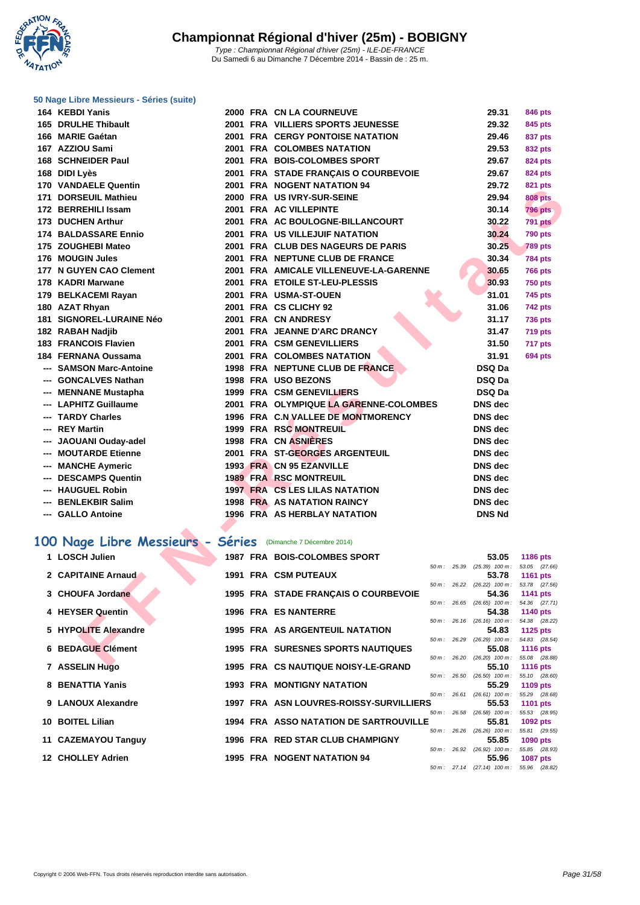# Championnat Régional d'hiver (25m) - BOBIGNY

*Type : Championnat Régional d'hiver (25m) - ILE-DE-FRANCE*
Du Samedi 6 au Dimanche 7 Décembre 2014 - Bassin de : 25 m.

## 50 Nage Libre Messieurs - Séries (suite)

| Rang | Nom | Année | Nat | Club | Temps | Points |
|---|---|---|---|---|---|---|
| 164 | KEBDI Yanis | 2000 | FRA | CN LA COURNEUVE | 29.31 | 846 pts |
| 165 | DRULHE Thibault | 2001 | FRA | VILLIERS SPORTS JEUNESSE | 29.32 | 845 pts |
| 166 | MARIE Gaétan | 2001 | FRA | CERGY PONTOISE NATATION | 29.46 | 837 pts |
| 167 | AZZIOU Sami | 2001 | FRA | COLOMBES NATATION | 29.53 | 832 pts |
| 168 | SCHNEIDER Paul | 2001 | FRA | BOIS-COLOMBES SPORT | 29.67 | 824 pts |
| 168 | DIDI Lyès | 2001 | FRA | STADE FRANÇAIS O COURBEVOIE | 29.67 | 824 pts |
| 170 | VANDAELE Quentin | 2001 | FRA | NOGENT NATATION 94 | 29.72 | 821 pts |
| 171 | DORSEUIL Mathieu | 2000 | FRA | US IVRY-SUR-SEINE | 29.94 | 808 pts |
| 172 | BERREHILI Issam | 2001 | FRA | AC VILLEPINTE | 30.14 | 796 pts |
| 173 | DUCHEN Arthur | 2001 | FRA | AC BOULOGNE-BILLANCOURT | 30.22 | 791 pts |
| 174 | BALDASSARE Ennio | 2001 | FRA | US VILLEJUIF NATATION | 30.24 | 790 pts |
| 175 | ZOUGHEBI Mateo | 2001 | FRA | CLUB DES NAGEURS DE PARIS | 30.25 | 789 pts |
| 176 | MOUGIN Jules | 2001 | FRA | NEPTUNE CLUB DE FRANCE | 30.34 | 784 pts |
| 177 | N GUYEN CAO Clement | 2001 | FRA | AMICALE VILLENEUVE-LA-GARENNE | 30.65 | 766 pts |
| 178 | KADRI Marwane | 2001 | FRA | ETOILE ST-LEU-PLESSIS | 30.93 | 750 pts |
| 179 | BELKACEMI Rayan | 2001 | FRA | USMA-ST-OUEN | 31.01 | 745 pts |
| 180 | AZAT Rhyan | 2001 | FRA | CS CLICHY 92 | 31.06 | 742 pts |
| 181 | SIGNOREL-LURAINE Néo | 2001 | FRA | CN ANDRESY | 31.17 | 736 pts |
| 182 | RABAH Nadjib | 2001 | FRA | JEANNE D'ARC DRANCY | 31.47 | 719 pts |
| 183 | FRANCOIS Flavien | 2001 | FRA | CSM GENEVILLIERS | 31.50 | 717 pts |
| 184 | FERNANA Oussama | 2001 | FRA | COLOMBES NATATION | 31.91 | 694 pts |
| --- | SAMSON Marc-Antoine | 1998 | FRA | NEPTUNE CLUB DE FRANCE | DSQ Da | |
| --- | GONCALVES Nathan | 1998 | FRA | USO BEZONS | DSQ Da | |
| --- | MENNANE Mustapha | 1999 | FRA | CSM GENEVILLIERS | DSQ Da | |
| --- | LAPHITZ Guillaume | 2001 | FRA | OLYMPIQUE LA GARENNE-COLOMBES | DNS dec | |
| --- | TARDY Charles | 1996 | FRA | C.N VALLEE DE MONTMORENCY | DNS dec | |
| --- | REY Martin | 1999 | FRA | RSC MONTREUIL | DNS dec | |
| --- | JAOUANI Ouday-adel | 1998 | FRA | CN ASNIÈRES | DNS dec | |
| --- | MOUTARDE Etienne | 2001 | FRA | ST-GEORGES ARGENTEUIL | DNS dec | |
| --- | MANCHE Aymeric | 1993 | FRA | CN 95 EZANVILLE | DNS dec | |
| --- | DESCAMPS Quentin | 1989 | FRA | RSC MONTREUIL | DNS dec | |
| --- | HAUGUEL Robin | 1997 | FRA | CS LES LILAS NATATION | DNS dec | |
| --- | BENLEKBIR Salim | 1998 | FRA | AS NATATION RAINCY | DNS dec | |
| --- | GALLO Antoine | 1996 | FRA | AS HERBLAY NATATION | DNS Nd | |

## 100 Nage Libre Messieurs - Séries (Dimanche 7 Décembre 2014)

| Rang | Nom | Année | Nat | Club | Temps | Points | Splits |
|---|---|---|---|---|---|---|---|
| 1 | LOSCH Julien | 1987 | FRA | BOIS-COLOMBES SPORT | 53.05 | 1186 pts | 50 m : 25.39 (25.39) 100 m : 53.05 (27.66) |
| 2 | CAPITAINE Arnaud | 1991 | FRA | CSM PUTEAUX | 53.78 | 1161 pts | 50 m : 26.22 (26.22) 100 m : 53.78 (27.56) |
| 3 | CHOUFA Jordane | 1995 | FRA | STADE FRANÇAIS O COURBEVOIE | 54.36 | 1141 pts | 50 m : 26.65 (26.65) 100 m : 54.36 (27.71) |
| 4 | HEYSER Quentin | 1996 | FRA | ES NANTERRE | 54.38 | 1140 pts | 50 m : 26.16 (26.16) 100 m : 54.38 (28.22) |
| 5 | HYPOLITE Alexandre | 1995 | FRA | AS ARGENTEUIL NATATION | 54.83 | 1125 pts | 50 m : 26.29 (26.29) 100 m : 54.83 (28.54) |
| 6 | BEDAGUE Clément | 1995 | FRA | SURESNES SPORTS NAUTIQUES | 55.08 | 1116 pts | 50 m : 26.20 (26.20) 100 m : 55.08 (28.88) |
| 7 | ASSELIN Hugo | 1995 | FRA | CS NAUTIQUE NOISY-LE-GRAND | 55.10 | 1116 pts | 50 m : 26.50 (26.50) 100 m : 55.10 (28.60) |
| 8 | BENATTIA Yanis | 1993 | FRA | MONTIGNY NATATION | 55.29 | 1109 pts | 50 m : 26.61 (26.61) 100 m : 55.29 (28.68) |
| 9 | LANOUX Alexandre | 1997 | FRA | ASN LOUVRES-ROISSY-SURVILLIERS | 55.53 | 1101 pts | 50 m : 26.58 (26.58) 100 m : 55.53 (28.95) |
| 10 | BOITEL Lilian | 1994 | FRA | ASSO NATATION DE SARTROUVILLE | 55.81 | 1092 pts | 50 m : 26.26 (26.26) 100 m : 55.81 (29.55) |
| 11 | CAZEMAYOU Tanguy | 1996 | FRA | RED STAR CLUB CHAMPIGNY | 55.85 | 1090 pts | 50 m : 26.92 (26.92) 100 m : 55.85 (28.93) |
| 12 | CHOLLEY Adrien | 1995 | FRA | NOGENT NATATION 94 | 55.96 | 1087 pts | 50 m : 27.14 (27.14) 100 m : 55.96 (28.82) |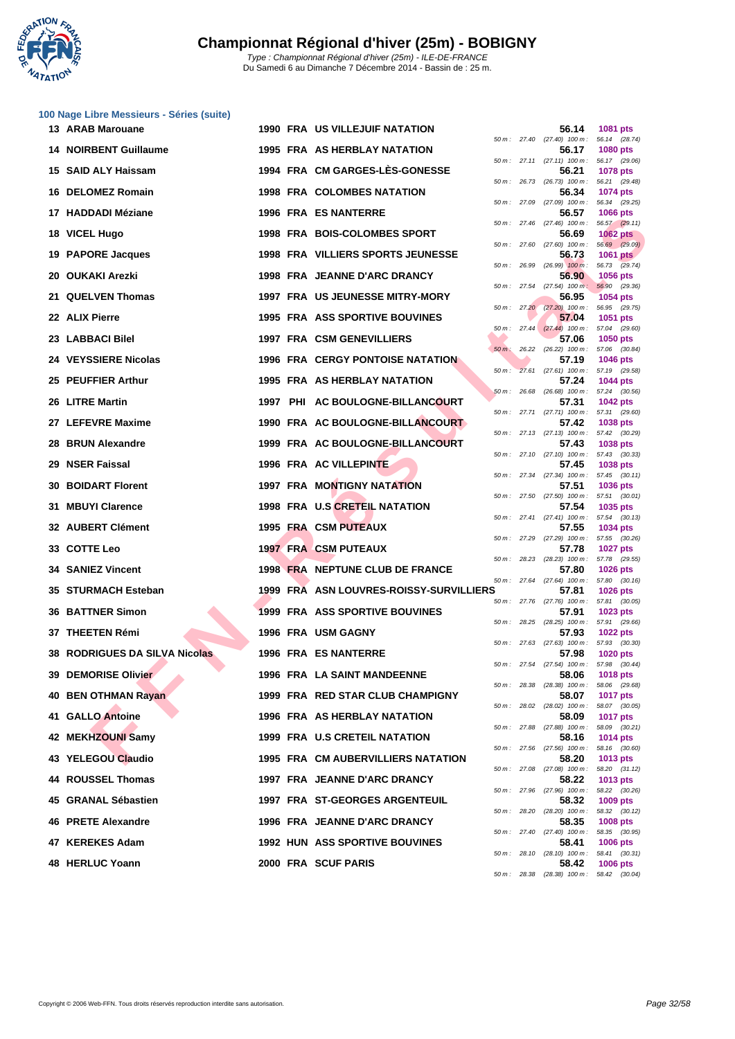# Championnat Régional d'hiver (25m) - BOBIGNY

*Type : Championnat Régional d'hiver (25m) - ILE-DE-FRANCE*
Du Samedi 6 au Dimanche 7 Décembre 2014 - Bassin de : 25 m.

## 100 Nage Libre Messieurs - Séries (suite)

| Pl. | Nom | Année | Nat. | Club | Temps | Points | 50 m | 100 m |
|---|---|---|---|---|---|---|---|---|
| 13 | ARAB Marouane | 1990 | FRA | US VILLEJUIF NATATION | 56.14 | 1081 pts | 27.40 | (27.40) 56.14 (28.74) |
| 14 | NOIRBENT Guillaume | 1995 | FRA | AS HERBLAY NATATION | 56.17 | 1080 pts | 27.11 | (27.11) 56.17 (29.06) |
| 15 | SAID ALY Haissam | 1994 | FRA | CM GARGES-LÈS-GONESSE | 56.21 | 1078 pts | 26.73 | (26.73) 56.21 (29.48) |
| 16 | DELOMEZ Romain | 1998 | FRA | COLOMBES NATATION | 56.34 | 1074 pts | 27.09 | (27.09) 56.34 (29.25) |
| 17 | HADDADI Méziane | 1996 | FRA | ES NANTERRE | 56.57 | 1066 pts | 27.46 | (27.46) 56.57 (29.11) |
| 18 | VICEL Hugo | 1998 | FRA | BOIS-COLOMBES SPORT | 56.69 | 1062 pts | 27.60 | (27.60) 56.69 (29.09) |
| 19 | PAPORE Jacques | 1998 | FRA | VILLIERS SPORTS JEUNESSE | 56.73 | 1061 pts | 26.99 | (26.99) 56.73 (29.74) |
| 20 | OUKAKI Arezki | 1998 | FRA | JEANNE D'ARC DRANCY | 56.90 | 1056 pts | 27.54 | (27.54) 56.90 (29.36) |
| 21 | QUELVEN Thomas | 1997 | FRA | US JEUNESSE MITRY-MORY | 56.95 | 1054 pts | 27.20 | (27.20) 56.95 (29.75) |
| 22 | ALIX Pierre | 1995 | FRA | ASS SPORTIVE BOUVINES | 57.04 | 1051 pts | 27.44 | (27.44) 57.04 (29.60) |
| 23 | LABBACI Bilel | 1997 | FRA | CSM GENEVILLIERS | 57.06 | 1050 pts | 26.22 | (26.22) 57.06 (30.84) |
| 24 | VEYSSIERE Nicolas | 1996 | FRA | CERGY PONTOISE NATATION | 57.19 | 1046 pts | 27.61 | (27.61) 57.19 (29.58) |
| 25 | PEUFFIER Arthur | 1995 | FRA | AS HERBLAY NATATION | 57.24 | 1044 pts | 26.68 | (26.68) 57.24 (30.56) |
| 26 | LITRE Martin | 1997 | PHI | AC BOULOGNE-BILLANCOURT | 57.31 | 1042 pts | 27.71 | (27.71) 57.31 (29.60) |
| 27 | LEFEVRE Maxime | 1990 | FRA | AC BOULOGNE-BILLANCOURT | 57.42 | 1038 pts | 27.13 | (27.13) 57.42 (30.29) |
| 28 | BRUN Alexandre | 1999 | FRA | AC BOULOGNE-BILLANCOURT | 57.43 | 1038 pts | 27.10 | (27.10) 57.43 (30.33) |
| 29 | NSER Faissal | 1996 | FRA | AC VILLEPINTE | 57.45 | 1038 pts | 27.34 | (27.34) 57.45 (30.11) |
| 30 | BOIDART Florent | 1997 | FRA | MONTIGNY NATATION | 57.51 | 1036 pts | 27.50 | (27.50) 57.51 (30.01) |
| 31 | MBUYI Clarence | 1998 | FRA | U.S CRETEIL NATATION | 57.54 | 1035 pts | 27.41 | (27.41) 57.54 (30.13) |
| 32 | AUBERT Clément | 1995 | FRA | CSM PUTEAUX | 57.55 | 1034 pts | 27.29 | (27.29) 57.55 (30.26) |
| 33 | COTTE Leo | 1997 | FRA | CSM PUTEAUX | 57.78 | 1027 pts | 28.23 | (28.23) 57.78 (29.55) |
| 34 | SANIEZ Vincent | 1998 | FRA | NEPTUNE CLUB DE FRANCE | 57.80 | 1026 pts | 27.64 | (27.64) 57.80 (30.16) |
| 35 | STURMACH Esteban | 1999 | FRA | ASN LOUVRES-ROISSY-SURVILLIERS | 57.81 | 1026 pts | 27.76 | (27.76) 57.81 (30.05) |
| 36 | BATTNER Simon | 1999 | FRA | ASS SPORTIVE BOUVINES | 57.91 | 1023 pts | 28.25 | (28.25) 57.91 (29.66) |
| 37 | THEETEN Rémi | 1996 | FRA | USM GAGNY | 57.93 | 1022 pts | 27.63 | (27.63) 57.93 (30.30) |
| 38 | RODRIGUES DA SILVA Nicolas | 1996 | FRA | ES NANTERRE | 57.98 | 1020 pts | 27.54 | (27.54) 57.98 (30.44) |
| 39 | DEMORISE Olivier | 1996 | FRA | LA SAINT MANDEENNE | 58.06 | 1018 pts | 28.38 | (28.38) 58.06 (29.68) |
| 40 | BEN OTHMAN Rayan | 1999 | FRA | RED STAR CLUB CHAMPIGNY | 58.07 | 1017 pts | 28.02 | (28.02) 58.07 (30.05) |
| 41 | GALLO Antoine | 1996 | FRA | AS HERBLAY NATATION | 58.09 | 1017 pts | 27.88 | (27.88) 58.09 (30.21) |
| 42 | MEKHZOUNI Samy | 1999 | FRA | U.S CRETEIL NATATION | 58.16 | 1014 pts | 27.56 | (27.56) 58.16 (30.60) |
| 43 | YELEGOU Claudio | 1995 | FRA | CM AUBERVILLIERS NATATION | 58.20 | 1013 pts | 27.08 | (27.08) 58.20 (31.12) |
| 44 | ROUSSEL Thomas | 1997 | FRA | JEANNE D'ARC DRANCY | 58.22 | 1013 pts | 27.96 | (27.96) 58.22 (30.26) |
| 45 | GRANAL Sébastien | 1997 | FRA | ST-GEORGES ARGENTEUIL | 58.32 | 1009 pts | 28.20 | (28.20) 58.32 (30.12) |
| 46 | PRETE Alexandre | 1996 | FRA | JEANNE D'ARC DRANCY | 58.35 | 1008 pts | 27.40 | (27.40) 58.35 (30.95) |
| 47 | KEREKES Adam | 1992 | HUN | ASS SPORTIVE BOUVINES | 58.41 | 1006 pts | 28.10 | (28.10) 58.41 (30.31) |
| 48 | HERLUC Yoann | 2000 | FRA | SCUF PARIS | 58.42 | 1006 pts | 28.38 | (28.38) 58.42 (30.04) |

Copyright © 2006 Web-FFN. Tous droits réservés reproduction interdite sans autorisation.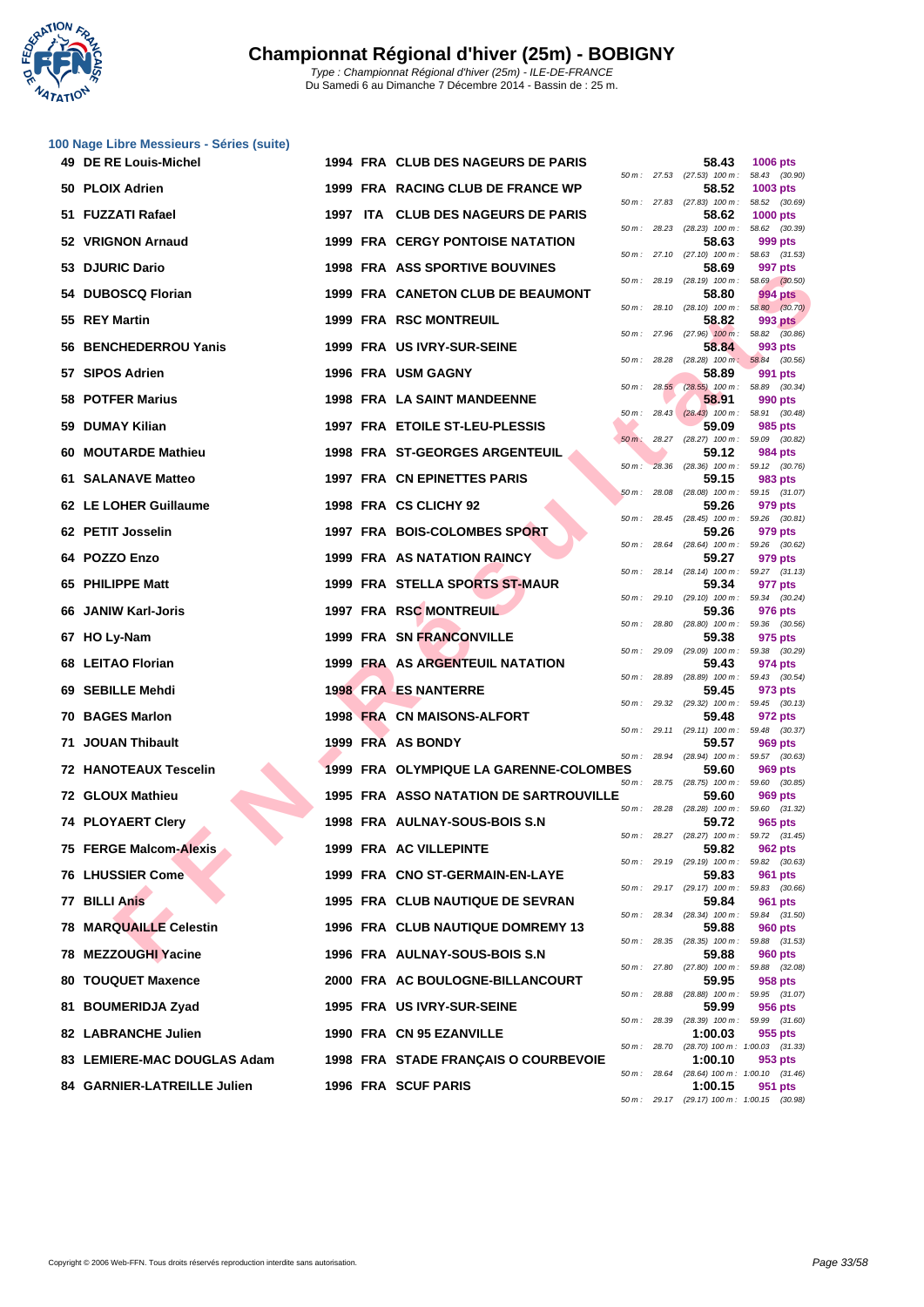# Championnat Régional d'hiver (25m) - BOBIGNY

*Type : Championnat Régional d'hiver (25m) - ILE-DE-FRANCE*
Du Samedi 6 au Dimanche 7 Décembre 2014 - Bassin de : 25 m.

### 100 Nage Libre Messieurs - Séries (suite)

| Rang | Nom | Année | Nat. | Club | Temps | Points | 50 m | 100 m |
|---|---|---|---|---|---|---|---|---|
| 49 | DE RE Louis-Michel | 1994 | FRA | CLUB DES NAGEURS DE PARIS | 58.43 | 1006 pts | 27.53 | 58.43 (30.90) |
| 50 | PLOIX Adrien | 1999 | FRA | RACING CLUB DE FRANCE WP | 58.52 | 1003 pts | 27.83 | 58.52 (30.69) |
| 51 | FUZZATI Rafael | 1997 | ITA | CLUB DES NAGEURS DE PARIS | 58.62 | 1000 pts | 28.23 | 58.62 (30.39) |
| 52 | VRIGNON Arnaud | 1999 | FRA | CERGY PONTOISE NATATION | 58.63 | 999 pts | 27.10 | 58.63 (31.53) |
| 53 | DJURIC Dario | 1998 | FRA | ASS SPORTIVE BOUVINES | 58.69 | 997 pts | 28.19 | 58.69 (30.50) |
| 54 | DUBOSCQ Florian | 1999 | FRA | CANETON CLUB DE BEAUMONT | 58.80 | 994 pts | 28.10 | 58.80 (30.70) |
| 55 | REY Martin | 1999 | FRA | RSC MONTREUIL | 58.82 | 993 pts | 27.96 | 58.82 (30.86) |
| 56 | BENCHEDERROU Yanis | 1999 | FRA | US IVRY-SUR-SEINE | 58.84 | 993 pts | 28.28 | 58.84 (30.56) |
| 57 | SIPOS Adrien | 1996 | FRA | USM GAGNY | 58.89 | 991 pts | 28.55 | 58.89 (30.34) |
| 58 | POTFER Marius | 1998 | FRA | LA SAINT MANDEENNE | 58.91 | 990 pts | 28.43 | 58.91 (30.48) |
| 59 | DUMAY Kilian | 1997 | FRA | ETOILE ST-LEU-PLESSIS | 59.09 | 985 pts | 28.27 | 59.09 (30.82) |
| 60 | MOUTARDE Mathieu | 1998 | FRA | ST-GEORGES ARGENTEUIL | 59.12 | 984 pts | 28.36 | 59.12 (30.76) |
| 61 | SALANAVE Matteo | 1997 | FRA | CN EPINETTES PARIS | 59.15 | 983 pts | 28.08 | 59.15 (31.07) |
| 62 | LE LOHER Guillaume | 1998 | FRA | CS CLICHY 92 | 59.26 | 979 pts | 28.45 | 59.26 (30.81) |
| 62 | PETIT Josselin | 1997 | FRA | BOIS-COLOMBES SPORT | 59.26 | 979 pts | 28.64 | 59.26 (30.62) |
| 64 | POZZO Enzo | 1999 | FRA | AS NATATION RAINCY | 59.27 | 979 pts | 28.14 | 59.27 (31.13) |
| 65 | PHILIPPE Matt | 1999 | FRA | STELLA SPORTS ST-MAUR | 59.34 | 977 pts | 29.10 | 59.34 (30.24) |
| 66 | JANIW Karl-Joris | 1997 | FRA | RSC MONTREUIL | 59.36 | 976 pts | 28.80 | 59.36 (30.56) |
| 67 | HO Ly-Nam | 1999 | FRA | SN FRANCONVILLE | 59.38 | 975 pts | 29.09 | 59.38 (30.29) |
| 68 | LEITAO Florian | 1999 | FRA | AS ARGENTEUIL NATATION | 59.43 | 974 pts | 28.89 | 59.43 (30.54) |
| 69 | SEBILLE Mehdi | 1998 | FRA | ES NANTERRE | 59.45 | 973 pts | 29.32 | 59.45 (30.13) |
| 70 | BAGES Marlon | 1998 | FRA | CN MAISONS-ALFORT | 59.48 | 972 pts | 29.11 | 59.48 (30.37) |
| 71 | JOUAN Thibault | 1999 | FRA | AS BONDY | 59.57 | 969 pts | 28.94 | 59.57 (30.63) |
| 72 | HANOTEAUX Tescelin | 1999 | FRA | OLYMPIQUE LA GARENNE-COLOMBES | 59.60 | 969 pts | 28.75 | 59.60 (30.85) |
| 72 | GLOUX Mathieu | 1995 | FRA | ASSO NATATION DE SARTROUVILLE | 59.60 | 969 pts | 28.28 | 59.60 (31.32) |
| 74 | PLOYAERT Clery | 1998 | FRA | AULNAY-SOUS-BOIS S.N | 59.72 | 965 pts | 28.27 | 59.72 (31.45) |
| 75 | FERGE Malcom-Alexis | 1999 | FRA | AC VILLEPINTE | 59.82 | 962 pts | 29.19 | 59.82 (30.63) |
| 76 | LHUSSIER Come | 1999 | FRA | CNO ST-GERMAIN-EN-LAYE | 59.83 | 961 pts | 29.17 | 59.83 (30.66) |
| 77 | BILLI Anis | 1995 | FRA | CLUB NAUTIQUE DE SEVRAN | 59.84 | 961 pts | 28.34 | 59.84 (31.50) |
| 78 | MARQUAILLE Celestin | 1996 | FRA | CLUB NAUTIQUE DOMREMY 13 | 59.88 | 960 pts | 28.35 | 59.88 (31.53) |
| 78 | MEZZOUGHI Yacine | 1996 | FRA | AULNAY-SOUS-BOIS S.N | 59.88 | 960 pts | 27.80 | 59.88 (32.08) |
| 80 | TOUQUET Maxence | 2000 | FRA | AC BOULOGNE-BILLANCOURT | 59.95 | 958 pts | 28.88 | 59.95 (31.07) |
| 81 | BOUMERIDJA Zyad | 1995 | FRA | US IVRY-SUR-SEINE | 59.99 | 956 pts | 28.39 | 59.99 (31.60) |
| 82 | LABRANCHE Julien | 1990 | FRA | CN 95 EZANVILLE | 1:00.03 | 955 pts | 28.70 | 1:00.03 (31.33) |
| 83 | LEMIERE-MAC DOUGLAS Adam | 1998 | FRA | STADE FRANÇAIS O COURBEVOIE | 1:00.10 | 953 pts | 28.64 | 1:00.10 (31.46) |
| 84 | GARNIER-LATREILLE Julien | 1996 | FRA | SCUF PARIS | 1:00.15 | 951 pts | 29.17 | 1:00.15 (30.98) |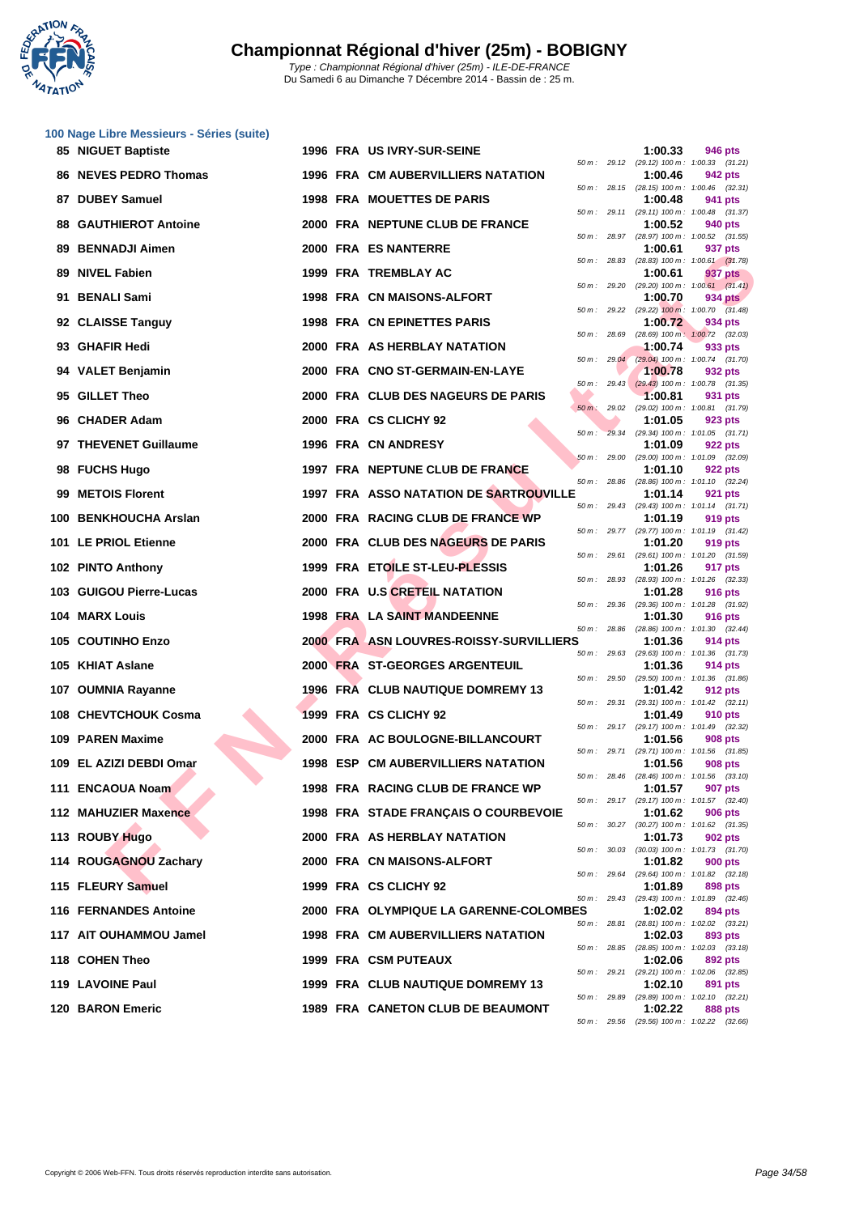# Championnat Régional d'hiver (25m) - BOBIGNY

*Type : Championnat Régional d'hiver (25m) - ILE-DE-FRANCE*
Du Samedi 6 au Dimanche 7 Décembre 2014 - Bassin de : 25 m.

## 100 Nage Libre Messieurs - Séries (suite)

| Rang | Nom | Année | Nat | Club | Temps | Points | Splits |
|---|---|---|---|---|---|---|---|
| 85 | NIGUET Baptiste | 1996 | FRA | US IVRY-SUR-SEINE | 1:00.33 | 946 pts | 50 m : 29.12 (29.12) 100 m : 1:00.33 (31.21) |
| 86 | NEVES PEDRO Thomas | 1996 | FRA | CM AUBERVILLIERS NATATION | 1:00.46 | 942 pts | 50 m : 28.15 (28.15) 100 m : 1:00.46 (32.31) |
| 87 | DUBEY Samuel | 1998 | FRA | MOUETTES DE PARIS | 1:00.48 | 941 pts | 50 m : 29.11 (29.11) 100 m : 1:00.48 (31.37) |
| 88 | GAUTHIEROT Antoine | 2000 | FRA | NEPTUNE CLUB DE FRANCE | 1:00.52 | 940 pts | 50 m : 28.97 (28.97) 100 m : 1:00.52 (31.55) |
| 89 | BENNADJI Aimen | 2000 | FRA | ES NANTERRE | 1:00.61 | 937 pts | 50 m : 28.83 (28.83) 100 m : 1:00.61 (31.78) |
| 89 | NIVEL Fabien | 1999 | FRA | TREMBLAY AC | 1:00.61 | 937 pts | 50 m : 29.20 (29.20) 100 m : 1:00.61 (31.41) |
| 91 | BENALI Sami | 1998 | FRA | CN MAISONS-ALFORT | 1:00.70 | 934 pts | 50 m : 29.22 (29.22) 100 m : 1:00.70 (31.48) |
| 92 | CLAISSE Tanguy | 1998 | FRA | CN EPINETTES PARIS | 1:00.72 | 934 pts | 50 m : 28.69 (28.69) 100 m : 1:00.72 (32.03) |
| 93 | GHAFIR Hedi | 2000 | FRA | AS HERBLAY NATATION | 1:00.74 | 933 pts | 50 m : 29.04 (29.04) 100 m : 1:00.74 (31.70) |
| 94 | VALET Benjamin | 2000 | FRA | CNO ST-GERMAIN-EN-LAYE | 1:00.78 | 932 pts | 50 m : 29.43 (29.43) 100 m : 1:00.78 (31.35) |
| 95 | GILLET Theo | 2000 | FRA | CLUB DES NAGEURS DE PARIS | 1:00.81 | 931 pts | 50 m : 29.02 (29.02) 100 m : 1:00.81 (31.79) |
| 96 | CHADER Adam | 2000 | FRA | CS CLICHY 92 | 1:01.05 | 923 pts | 50 m : 29.34 (29.34) 100 m : 1:01.05 (31.71) |
| 97 | THEVENET Guillaume | 1996 | FRA | CN ANDRESY | 1:01.09 | 922 pts | 50 m : 29.00 (29.00) 100 m : 1:01.09 (32.09) |
| 98 | FUCHS Hugo | 1997 | FRA | NEPTUNE CLUB DE FRANCE | 1:01.10 | 922 pts | 50 m : 28.86 (28.86) 100 m : 1:01.10 (32.24) |
| 99 | METOIS Florent | 1997 | FRA | ASSO NATATION DE SARTROUVILLE | 1:01.14 | 921 pts | 50 m : 29.43 (29.43) 100 m : 1:01.14 (31.71) |
| 100 | BENKHOUCHA Arslan | 2000 | FRA | RACING CLUB DE FRANCE WP | 1:01.19 | 919 pts | 50 m : 29.77 (29.77) 100 m : 1:01.19 (31.42) |
| 101 | LE PRIOL Etienne | 2000 | FRA | CLUB DES NAGEURS DE PARIS | 1:01.20 | 919 pts | 50 m : 29.61 (29.61) 100 m : 1:01.20 (31.59) |
| 102 | PINTO Anthony | 1999 | FRA | ETOILE ST-LEU-PLESSIS | 1:01.26 | 917 pts | 50 m : 28.93 (28.93) 100 m : 1:01.26 (32.33) |
| 103 | GUIGOU Pierre-Lucas | 2000 | FRA | U.S CRETEIL NATATION | 1:01.28 | 916 pts | 50 m : 29.36 (29.36) 100 m : 1:01.28 (31.92) |
| 104 | MARX Louis | 1998 | FRA | LA SAINT MANDEENNE | 1:01.30 | 916 pts | 50 m : 28.86 (28.86) 100 m : 1:01.30 (32.44) |
| 105 | COUTINHO Enzo | 2000 | FRA | ASN LOUVRES-ROISSY-SURVILLIERS | 1:01.36 | 914 pts | 50 m : 29.63 (29.63) 100 m : 1:01.36 (31.73) |
| 105 | KHIAT Aslane | 2000 | FRA | ST-GEORGES ARGENTEUIL | 1:01.36 | 914 pts | 50 m : 29.50 (29.50) 100 m : 1:01.36 (31.86) |
| 107 | OUMNIA Rayanne | 1996 | FRA | CLUB NAUTIQUE DOMREMY 13 | 1:01.42 | 912 pts | 50 m : 29.31 (29.31) 100 m : 1:01.42 (32.11) |
| 108 | CHEVTCHOUK Cosma | 1999 | FRA | CS CLICHY 92 | 1:01.49 | 910 pts | 50 m : 29.17 (29.17) 100 m : 1:01.49 (32.32) |
| 109 | PAREN Maxime | 2000 | FRA | AC BOULOGNE-BILLANCOURT | 1:01.56 | 908 pts | 50 m : 29.71 (29.71) 100 m : 1:01.56 (31.85) |
| 109 | EL AZIZI DEBDI Omar | 1998 | ESP | CM AUBERVILLIERS NATATION | 1:01.56 | 908 pts | 50 m : 28.46 (28.46) 100 m : 1:01.56 (33.10) |
| 111 | ENCAOUA Noam | 1998 | FRA | RACING CLUB DE FRANCE WP | 1:01.57 | 907 pts | 50 m : 29.17 (29.17) 100 m : 1:01.57 (32.40) |
| 112 | MAHUZIER Maxence | 1998 | FRA | STADE FRANÇAIS O COURBEVOIE | 1:01.62 | 906 pts | 50 m : 30.27 (30.27) 100 m : 1:01.62 (31.35) |
| 113 | ROUBY Hugo | 2000 | FRA | AS HERBLAY NATATION | 1:01.73 | 902 pts | 50 m : 30.03 (30.03) 100 m : 1:01.73 (31.70) |
| 114 | ROUGAGNOU Zachary | 2000 | FRA | CN MAISONS-ALFORT | 1:01.82 | 900 pts | 50 m : 29.64 (29.64) 100 m : 1:01.82 (32.18) |
| 115 | FLEURY Samuel | 1999 | FRA | CS CLICHY 92 | 1:01.89 | 898 pts | 50 m : 29.43 (29.43) 100 m : 1:01.89 (32.46) |
| 116 | FERNANDES Antoine | 2000 | FRA | OLYMPIQUE LA GARENNE-COLOMBES | 1:02.02 | 894 pts | 50 m : 28.81 (28.81) 100 m : 1:02.02 (33.21) |
| 117 | AIT OUHAMMOU Jamel | 1998 | FRA | CM AUBERVILLIERS NATATION | 1:02.03 | 893 pts | 50 m : 28.85 (28.85) 100 m : 1:02.03 (33.18) |
| 118 | COHEN Theo | 1999 | FRA | CSM PUTEAUX | 1:02.06 | 892 pts | 50 m : 29.21 (29.21) 100 m : 1:02.06 (32.85) |
| 119 | LAVOINE Paul | 1999 | FRA | CLUB NAUTIQUE DOMREMY 13 | 1:02.10 | 891 pts | 50 m : 29.89 (29.89) 100 m : 1:02.10 (32.21) |
| 120 | BARON Emeric | 1989 | FRA | CANETON CLUB DE BEAUMONT | 1:02.22 | 888 pts | 50 m : 29.56 (29.56) 100 m : 1:02.22 (32.66) |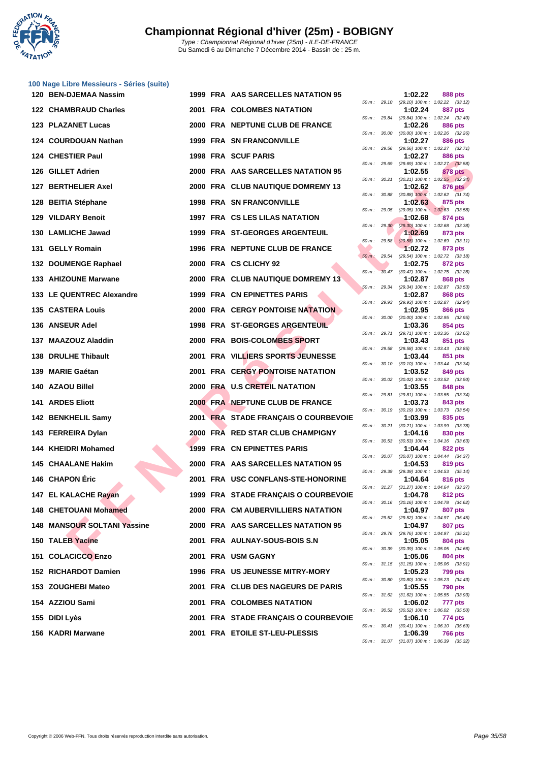# Championnat Régional d'hiver (25m) - BOBIGNY

*Type : Championnat Régional d'hiver (25m) - ILE-DE-FRANCE*
Du Samedi 6 au Dimanche 7 Décembre 2014 - Bassin de : 25 m.

## 100 Nage Libre Messieurs - Séries (suite)

| Rang | Nom | Année | Nat. | Club | Temps | Points | Intermédiaires |
|---|---|---|---|---|---|---|---|
| 120 | BEN-DJEMAA Nassim | 1999 | FRA | AAS SARCELLES NATATION 95 | 1:02.22 | 888 pts | 50 m : 29.10 (29.10) 100 m : 1:02.22 (33.12) |
| 122 | CHAMBRAUD Charles | 2001 | FRA | COLOMBES NATATION | 1:02.24 | 887 pts | 50 m : 29.84 (29.84) 100 m : 1:02.24 (32.40) |
| 123 | PLAZANET Lucas | 2000 | FRA | NEPTUNE CLUB DE FRANCE | 1:02.26 | 886 pts | 50 m : 30.00 (30.00) 100 m : 1:02.26 (32.26) |
| 124 | COURDOUAN Nathan | 1999 | FRA | SN FRANCONVILLE | 1:02.27 | 886 pts | 50 m : 29.56 (29.56) 100 m : 1:02.27 (32.71) |
| 124 | CHESTIER Paul | 1998 | FRA | SCUF PARIS | 1:02.27 | 886 pts | 50 m : 29.69 (29.69) 100 m : 1:02.27 (32.58) |
| 126 | GILLET Adrien | 2000 | FRA | AAS SARCELLES NATATION 95 | 1:02.55 | 878 pts | 50 m : 30.21 (30.21) 100 m : 1:02.55 (32.34) |
| 127 | BERTHELIER Axel | 2000 | FRA | CLUB NAUTIQUE DOMREMY 13 | 1:02.62 | 876 pts | 50 m : 30.88 (30.88) 100 m : 1:02.62 (31.74) |
| 128 | BEITIA Stéphane | 1998 | FRA | SN FRANCONVILLE | 1:02.63 | 875 pts | 50 m : 29.05 (29.05) 100 m : 1:02.63 (33.58) |
| 129 | VILDARY Benoit | 1997 | FRA | CS LES LILAS NATATION | 1:02.68 | 874 pts | 50 m : 29.30 (29.30) 100 m : 1:02.68 (33.38) |
| 130 | LAMLICHE Jawad | 1999 | FRA | ST-GEORGES ARGENTEUIL | 1:02.69 | 873 pts | 50 m : 29.58 (29.58) 100 m : 1:02.69 (33.11) |
| 131 | GELLY Romain | 1996 | FRA | NEPTUNE CLUB DE FRANCE | 1:02.72 | 873 pts | 50 m : 29.54 (29.54) 100 m : 1:02.72 (33.18) |
| 132 | DOUMENGE Raphael | 2000 | FRA | CS CLICHY 92 | 1:02.75 | 872 pts | 50 m : 30.47 (30.47) 100 m : 1:02.75 (32.28) |
| 133 | AHIZOUNE Marwane | 2000 | FRA | CLUB NAUTIQUE DOMREMY 13 | 1:02.87 | 868 pts | 50 m : 29.34 (29.34) 100 m : 1:02.87 (33.53) |
| 133 | LE QUENTREC Alexandre | 1999 | FRA | CN EPINETTES PARIS | 1:02.87 | 868 pts | 50 m : 29.93 (29.93) 100 m : 1:02.87 (32.94) |
| 135 | CASTERA Louis | 2000 | FRA | CERGY PONTOISE NATATION | 1:02.95 | 866 pts | 50 m : 30.00 (30.00) 100 m : 1:02.95 (32.95) |
| 136 | ANSEUR Adel | 1998 | FRA | ST-GEORGES ARGENTEUIL | 1:03.36 | 854 pts | 50 m : 29.71 (29.71) 100 m : 1:03.36 (33.65) |
| 137 | MAAZOUZ Aladdin | 2000 | FRA | BOIS-COLOMBES SPORT | 1:03.43 | 851 pts | 50 m : 29.58 (29.58) 100 m : 1:03.43 (33.85) |
| 138 | DRULHE Thibault | 2001 | FRA | VILLIERS SPORTS JEUNESSE | 1:03.44 | 851 pts | 50 m : 30.10 (30.10) 100 m : 1:03.44 (33.34) |
| 139 | MARIE Gaétan | 2001 | FRA | CERGY PONTOISE NATATION | 1:03.52 | 849 pts | 50 m : 30.02 (30.02) 100 m : 1:03.52 (33.50) |
| 140 | AZAOU Billel | 2000 | FRA | U.S CRETEIL NATATION | 1:03.55 | 848 pts | 50 m : 29.81 (29.81) 100 m : 1:03.55 (33.74) |
| 141 | ARDES Eliott | 2000 | FRA | NEPTUNE CLUB DE FRANCE | 1:03.73 | 843 pts | 50 m : 30.19 (30.19) 100 m : 1:03.73 (33.54) |
| 142 | BENKHELIL Samy | 2001 | FRA | STADE FRANÇAIS O COURBEVOIE | 1:03.99 | 835 pts | 50 m : 30.21 (30.21) 100 m : 1:03.99 (33.78) |
| 143 | FERREIRA Dylan | 2000 | FRA | RED STAR CLUB CHAMPIGNY | 1:04.16 | 830 pts | 50 m : 30.53 (30.53) 100 m : 1:04.16 (33.63) |
| 144 | KHEIDRI Mohamed | 1999 | FRA | CN EPINETTES PARIS | 1:04.44 | 822 pts | 50 m : 30.07 (30.07) 100 m : 1:04.44 (34.37) |
| 145 | CHAALANE Hakim | 2000 | FRA | AAS SARCELLES NATATION 95 | 1:04.53 | 819 pts | 50 m : 29.39 (29.39) 100 m : 1:04.53 (35.14) |
| 146 | CHAPON Éric | 2001 | FRA | USC CONFLANS-STE-HONORINE | 1:04.64 | 816 pts | 50 m : 31.27 (31.27) 100 m : 1:04.64 (33.37) |
| 147 | EL KALACHE Rayan | 1999 | FRA | STADE FRANÇAIS O COURBEVOIE | 1:04.78 | 812 pts | 50 m : 30.16 (30.16) 100 m : 1:04.78 (34.62) |
| 148 | CHETOUANI Mohamed | 2000 | FRA | CM AUBERVILLIERS NATATION | 1:04.97 | 807 pts | 50 m : 29.52 (29.52) 100 m : 1:04.97 (35.45) |
| 148 | MANSOUR SOLTANI Yassine | 2000 | FRA | AAS SARCELLES NATATION 95 | 1:04.97 | 807 pts | 50 m : 29.76 (29.76) 100 m : 1:04.97 (35.21) |
| 150 | TALEB Yacine | 2001 | FRA | AULNAY-SOUS-BOIS S.N | 1:05.05 | 804 pts | 50 m : 30.39 (30.39) 100 m : 1:05.05 (34.66) |
| 151 | COLACICCO Enzo | 2001 | FRA | USM GAGNY | 1:05.06 | 804 pts | 50 m : 31.15 (31.15) 100 m : 1:05.06 (33.91) |
| 152 | RICHARDOT Damien | 1996 | FRA | US JEUNESSE MITRY-MORY | 1:05.23 | 799 pts | 50 m : 30.80 (30.80) 100 m : 1:05.23 (34.43) |
| 153 | ZOUGHEBI Mateo | 2001 | FRA | CLUB DES NAGEURS DE PARIS | 1:05.55 | 790 pts | 50 m : 31.62 (31.62) 100 m : 1:05.55 (33.93) |
| 154 | AZZIOU Sami | 2001 | FRA | COLOMBES NATATION | 1:06.02 | 777 pts | 50 m : 30.52 (30.52) 100 m : 1:06.02 (35.50) |
| 155 | DIDI Lyès | 2001 | FRA | STADE FRANÇAIS O COURBEVOIE | 1:06.10 | 774 pts | 50 m : 30.41 (30.41) 100 m : 1:06.10 (35.69) |
| 156 | KADRI Marwane | 2001 | FRA | ETOILE ST-LEU-PLESSIS | 1:06.39 | 766 pts | 50 m : 31.07 (31.07) 100 m : 1:06.39 (35.32) |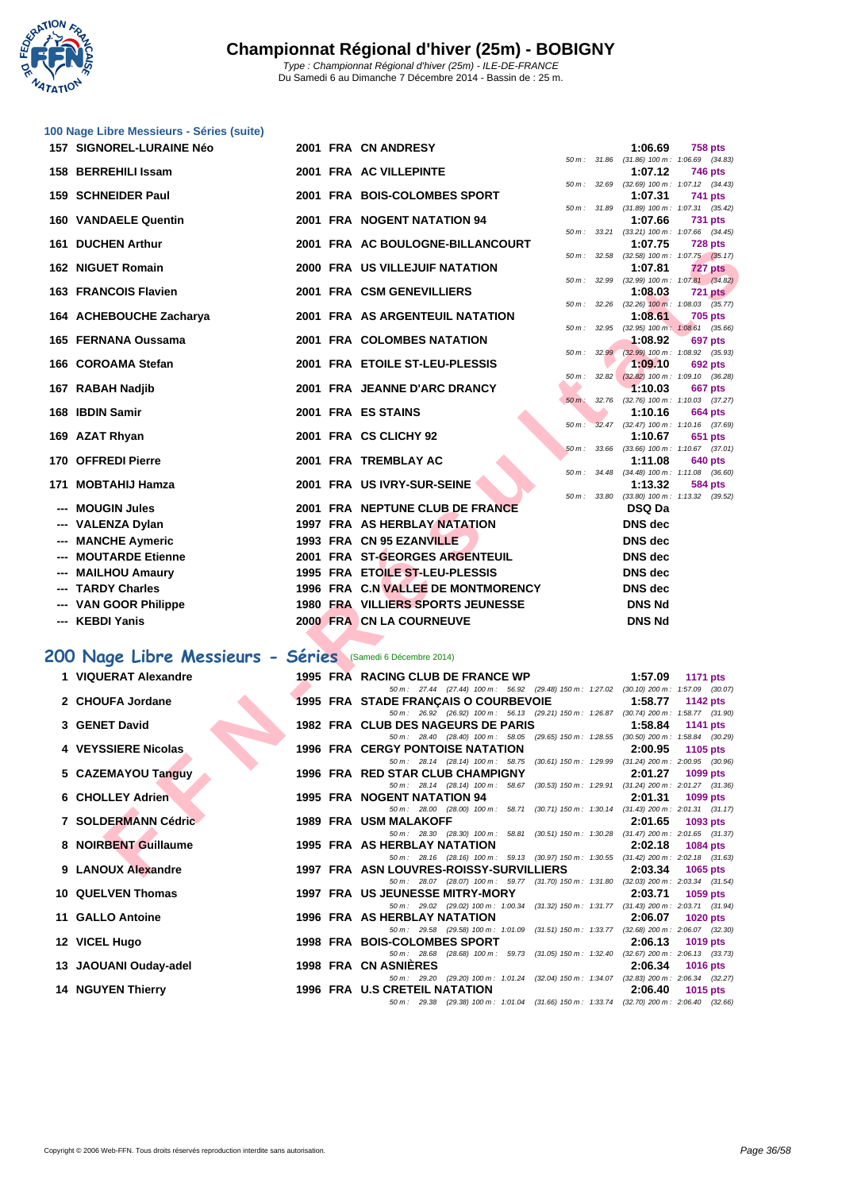# Championnat Régional d'hiver (25m) - BOBIGNY

Type : Championnat Régional d'hiver (25m) - ILE-DE-FRANCE
Du Samedi 6 au Dimanche 7 Décembre 2014 - Bassin de : 25 m.

### 100 Nage Libre Messieurs - Séries (suite)

| Rang | Nom | Année | Nat. | Club | Temps | Points | Splits |
|---|---|---|---|---|---|---|---|
| 157 | SIGNOREL-LURAINE Néo | 2001 | FRA | CN ANDRESY | 1:06.69 | 758 pts | 50 m : 31.86 (31.86) 100 m : 1:06.69 (34.83) |
| 158 | BERREHILI Issam | 2001 | FRA | AC VILLEPINTE | 1:07.12 | 746 pts | 50 m : 32.69 (32.69) 100 m : 1:07.12 (34.43) |
| 159 | SCHNEIDER Paul | 2001 | FRA | BOIS-COLOMBES SPORT | 1:07.31 | 741 pts | 50 m : 31.89 (31.89) 100 m : 1:07.31 (35.42) |
| 160 | VANDAELE Quentin | 2001 | FRA | NOGENT NATATION 94 | 1:07.66 | 731 pts | 50 m : 33.21 (33.21) 100 m : 1:07.66 (34.45) |
| 161 | DUCHEN Arthur | 2001 | FRA | AC BOULOGNE-BILLANCOURT | 1:07.75 | 728 pts | 50 m : 32.58 (32.58) 100 m : 1:07.75 (35.17) |
| 162 | NIGUET Romain | 2000 | FRA | US VILLEJUIF NATATION | 1:07.81 | 727 pts | 50 m : 32.99 (32.99) 100 m : 1:07.81 (34.82) |
| 163 | FRANCOIS Flavien | 2001 | FRA | CSM GENEVILLIERS | 1:08.03 | 721 pts | 50 m : 32.26 (32.26) 100 m : 1:08.03 (35.77) |
| 164 | ACHEBOUCHE Zacharya | 2001 | FRA | AS ARGENTEUIL NATATION | 1:08.61 | 705 pts | 50 m : 32.95 (32.95) 100 m : 1:08.61 (35.66) |
| 165 | FERNANA Oussama | 2001 | FRA | COLOMBES NATATION | 1:08.92 | 697 pts | 50 m : 32.99 (32.99) 100 m : 1:08.92 (35.93) |
| 166 | COROAMA Stefan | 2001 | FRA | ETOILE ST-LEU-PLESSIS | 1:09.10 | 692 pts | 50 m : 32.82 (32.82) 100 m : 1:09.10 (36.28) |
| 167 | RABAH Nadjib | 2001 | FRA | JEANNE D'ARC DRANCY | 1:10.03 | 667 pts | 50 m : 32.76 (32.76) 100 m : 1:10.03 (37.27) |
| 168 | IBDIN Samir | 2001 | FRA | ES STAINS | 1:10.16 | 664 pts | 50 m : 32.47 (32.47) 100 m : 1:10.16 (37.69) |
| 169 | AZAT Rhyan | 2001 | FRA | CS CLICHY 92 | 1:10.67 | 651 pts | 50 m : 33.66 (33.66) 100 m : 1:10.67 (37.01) |
| 170 | OFFREDI Pierre | 2001 | FRA | TREMBLAY AC | 1:11.08 | 640 pts | 50 m : 34.48 (34.48) 100 m : 1:11.08 (36.60) |
| 171 | MOBTAHIJ Hamza | 2001 | FRA | US IVRY-SUR-SEINE | 1:13.32 | 584 pts | 50 m : 33.80 (33.80) 100 m : 1:13.32 (39.52) |
| --- | MOUGIN Jules | 2001 | FRA | NEPTUNE CLUB DE FRANCE | DSQ Da | | |
| --- | VALENZA Dylan | 1997 | FRA | AS HERBLAY NATATION | DNS dec | | |
| --- | MANCHE Aymeric | 1993 | FRA | CN 95 EZANVILLE | DNS dec | | |
| --- | MOUTARDE Etienne | 2001 | FRA | ST-GEORGES ARGENTEUIL | DNS dec | | |
| --- | MAILHOU Amaury | 1995 | FRA | ETOILE ST-LEU-PLESSIS | DNS dec | | |
| --- | TARDY Charles | 1996 | FRA | C.N VALLEE DE MONTMORENCY | DNS dec | | |
| --- | VAN GOOR Philippe | 1980 | FRA | VILLIERS SPORTS JEUNESSE | DNS Nd | | |
| --- | KEBDI Yanis | 2000 | FRA | CN LA COURNEUVE | DNS Nd | | |

## 200 Nage Libre Messieurs - Séries (Samedi 6 Décembre 2014)

| Rang | Nom | Année | Nat. | Club | Temps | Points | Splits |
|---|---|---|---|---|---|---|---|
| 1 | VIQUERAT Alexandre | 1995 | FRA | RACING CLUB DE FRANCE WP | 1:57.09 | 1171 pts | 50 m : 27.44 (27.44) 100 m : 56.92 (29.48) 150 m : 1:27.02 (30.10) 200 m : 1:57.09 (30.07) |
| 2 | CHOUFA Jordane | 1995 | FRA | STADE FRANÇAIS O COURBEVOIE | 1:58.77 | 1142 pts | 50 m : 26.92 (26.92) 100 m : 56.13 (29.21) 150 m : 1:26.87 (30.74) 200 m : 1:58.77 (31.90) |
| 3 | GENET David | 1982 | FRA | CLUB DES NAGEURS DE PARIS | 1:58.84 | 1141 pts | 50 m : 28.40 (28.40) 100 m : 58.05 (29.65) 150 m : 1:28.55 (30.50) 200 m : 1:58.84 (30.29) |
| 4 | VEYSSIERE Nicolas | 1996 | FRA | CERGY PONTOISE NATATION | 2:00.95 | 1105 pts | 50 m : 28.14 (28.14) 100 m : 58.75 (30.61) 150 m : 1:29.99 (31.24) 200 m : 2:00.95 (30.96) |
| 5 | CAZEMAYOU Tanguy | 1996 | FRA | RED STAR CLUB CHAMPIGNY | 2:01.27 | 1099 pts | 50 m : 28.14 (28.14) 100 m : 58.67 (30.53) 150 m : 1:29.91 (31.24) 200 m : 2:01.27 (31.36) |
| 6 | CHOLLEY Adrien | 1995 | FRA | NOGENT NATATION 94 | 2:01.31 | 1099 pts | 50 m : 28.00 (28.00) 100 m : 58.71 (30.71) 150 m : 1:30.14 (31.43) 200 m : 2:01.31 (31.17) |
| 7 | SOLDERMANN Cédric | 1989 | FRA | USM MALAKOFF | 2:01.65 | 1093 pts | 50 m : 28.30 (28.30) 100 m : 58.81 (30.51) 150 m : 1:30.28 (31.47) 200 m : 2:01.65 (31.37) |
| 8 | NOIRBENT Guillaume | 1995 | FRA | AS HERBLAY NATATION | 2:02.18 | 1084 pts | 50 m : 28.16 (28.16) 100 m : 59.13 (30.97) 150 m : 1:30.55 (31.42) 200 m : 2:02.18 (31.63) |
| 9 | LANOUX Alexandre | 1997 | FRA | ASN LOUVRES-ROISSY-SURVILLIERS | 2:03.34 | 1065 pts | 50 m : 28.07 (28.07) 100 m : 59.77 (31.70) 150 m : 1:31.80 (32.03) 200 m : 2:03.34 (31.54) |
| 10 | QUELVEN Thomas | 1997 | FRA | US JEUNESSE MITRY-MORY | 2:03.71 | 1059 pts | 50 m : 29.02 (29.02) 100 m : 1:00.34 (31.32) 150 m : 1:31.77 (31.43) 200 m : 2:03.71 (31.94) |
| 11 | GALLO Antoine | 1996 | FRA | AS HERBLAY NATATION | 2:06.07 | 1020 pts | 50 m : 29.58 (29.58) 100 m : 1:01.09 (31.51) 150 m : 1:33.77 (32.68) 200 m : 2:06.07 (32.30) |
| 12 | VICEL Hugo | 1998 | FRA | BOIS-COLOMBES SPORT | 2:06.13 | 1019 pts | 50 m : 28.68 (28.68) 100 m : 59.73 (31.05) 150 m : 1:32.40 (32.67) 200 m : 2:06.13 (33.73) |
| 13 | JAOUANI Ouday-adel | 1998 | FRA | CN ASNIÈRES | 2:06.34 | 1016 pts | 50 m : 29.20 (29.20) 100 m : 1:01.24 (32.04) 150 m : 1:34.07 (32.83) 200 m : 2:06.34 (32.27) |
| 14 | NGUYEN Thierry | 1996 | FRA | U.S CRETEIL NATATION | 2:06.40 | 1015 pts | 50 m : 29.38 (29.38) 100 m : 1:01.04 (31.66) 150 m : 1:33.74 (32.70) 200 m : 2:06.40 (32.66) |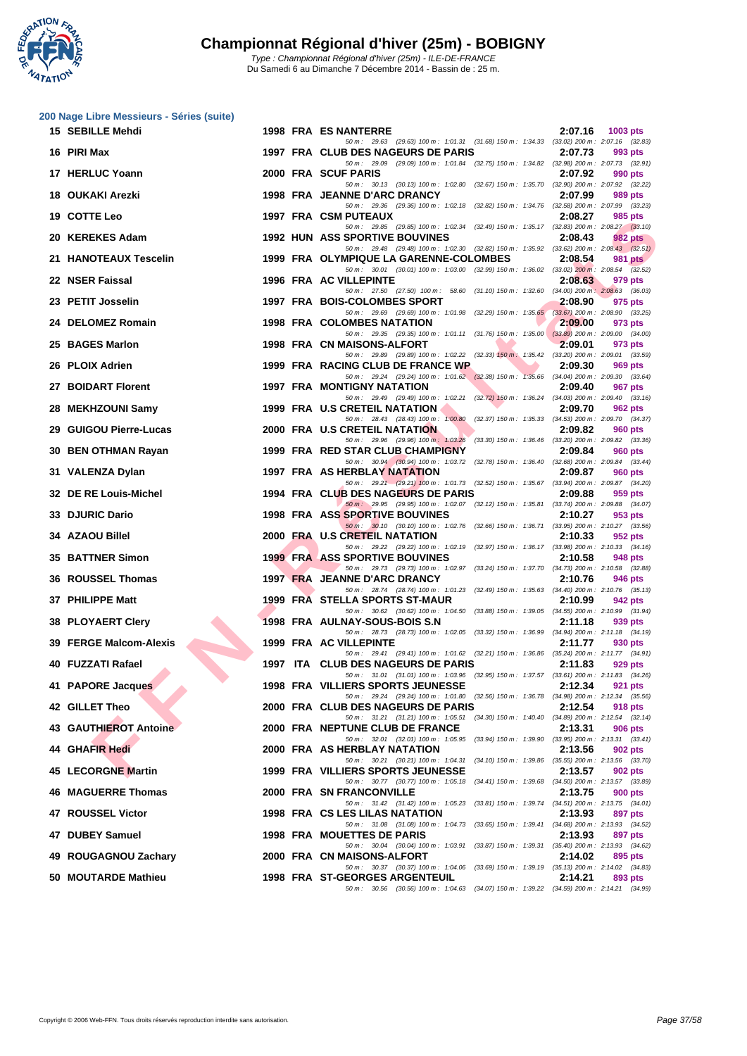# Championnat Régional d'hiver (25m) - BOBIGNY

Type : Championnat Régional d'hiver (25m) - ILE-DE-FRANCE
Du Samedi 6 au Dimanche 7 Décembre 2014 - Bassin de : 25 m.

## 200 Nage Libre Messieurs - Séries (suite)

| Rang | Nom | Année | Nat. | Club | Temps | Points |
|---|---|---|---|---|---|---|
| 15 | SEBILLE Mehdi | 1998 | FRA | ES NANTERRE | 2:07.16 | 1003 pts |
| | 50 m : 29.63 (29.63) 100 m : 1:01.31 (31.68) 150 m : 1:34.33 (33.02) 200 m : 2:07.16 (32.83) | | | | | |
| 16 | PIRI Max | 1997 | FRA | CLUB DES NAGEURS DE PARIS | 2:07.73 | 993 pts |
| | 50 m : 29.09 (29.09) 100 m : 1:01.84 (32.75) 150 m : 1:34.82 (32.98) 200 m : 2:07.73 (32.91) | | | | | |
| 17 | HERLUC Yoann | 2000 | FRA | SCUF PARIS | 2:07.92 | 990 pts |
| | 50 m : 30.13 (30.13) 100 m : 1:02.80 (32.67) 150 m : 1:35.70 (32.90) 200 m : 2:07.92 (32.22) | | | | | |
| 18 | OUKAKI Arezki | 1998 | FRA | JEANNE D'ARC DRANCY | 2:07.99 | 989 pts |
| | 50 m : 29.36 (29.36) 100 m : 1:02.18 (32.82) 150 m : 1:34.76 (32.58) 200 m : 2:07.99 (33.23) | | | | | |
| 19 | COTTE Leo | 1997 | FRA | CSM PUTEAUX | 2:08.27 | 985 pts |
| | 50 m : 29.85 (29.85) 100 m : 1:02.34 (32.49) 150 m : 1:35.17 (32.83) 200 m : 2:08.27 (33.10) | | | | | |
| 20 | KEREKES Adam | 1992 | HUN | ASS SPORTIVE BOUVINES | 2:08.43 | 982 pts |
| | 50 m : 29.48 (29.48) 100 m : 1:02.30 (32.82) 150 m : 1:35.92 (33.62) 200 m : 2:08.43 (32.51) | | | | | |
| 21 | HANOTEAUX Tescelin | 1999 | FRA | OLYMPIQUE LA GARENNE-COLOMBES | 2:08.54 | 981 pts |
| | 50 m : 30.01 (30.01) 100 m : 1:03.00 (32.99) 150 m : 1:36.02 (33.02) 200 m : 2:08.54 (32.52) | | | | | |
| 22 | NSER Faissal | 1996 | FRA | AC VILLEPINTE | 2:08.63 | 979 pts |
| | 50 m : 27.50 (27.50) 100 m : 58.60 (31.10) 150 m : 1:32.60 (34.00) 200 m : 2:08.63 (36.03) | | | | | |
| 23 | PETIT Josselin | 1997 | FRA | BOIS-COLOMBES SPORT | 2:08.90 | 975 pts |
| | 50 m : 29.69 (29.69) 100 m : 1:01.98 (32.29) 150 m : 1:35.65 (33.67) 200 m : 2:08.90 (33.25) | | | | | |
| 24 | DELOMEZ Romain | 1998 | FRA | COLOMBES NATATION | 2:09.00 | 973 pts |
| | 50 m : 29.35 (29.35) 100 m : 1:01.11 (31.76) 150 m : 1:35.00 (33.89) 200 m : 2:09.00 (34.00) | | | | | |
| 25 | BAGES Marlon | 1998 | FRA | CN MAISONS-ALFORT | 2:09.01 | 973 pts |
| | 50 m : 29.89 (29.89) 100 m : 1:02.22 (32.33) 150 m : 1:35.42 (33.20) 200 m : 2:09.01 (33.59) | | | | | |
| 26 | PLOIX Adrien | 1999 | FRA | RACING CLUB DE FRANCE WP | 2:09.30 | 969 pts |
| | 50 m : 29.24 (29.24) 100 m : 1:01.62 (32.38) 150 m : 1:35.66 (34.04) 200 m : 2:09.30 (33.64) | | | | | |
| 27 | BOIDART Florent | 1997 | FRA | MONTIGNY NATATION | 2:09.40 | 967 pts |
| | 50 m : 29.49 (29.49) 100 m : 1:02.21 (32.72) 150 m : 1:36.24 (34.03) 200 m : 2:09.40 (33.16) | | | | | |
| 28 | MEKHZOUNI Samy | 1999 | FRA | U.S CRETEIL NATATION | 2:09.70 | 962 pts |
| | 50 m : 28.43 (28.43) 100 m : 1:00.80 (32.37) 150 m : 1:35.33 (34.53) 200 m : 2:09.70 (34.37) | | | | | |
| 29 | GUIGOU Pierre-Lucas | 2000 | FRA | U.S CRETEIL NATATION | 2:09.82 | 960 pts |
| | 50 m : 29.96 (29.96) 100 m : 1:03.26 (33.30) 150 m : 1:36.46 (33.20) 200 m : 2:09.82 (33.36) | | | | | |
| 30 | BEN OTHMAN Rayan | 1999 | FRA | RED STAR CLUB CHAMPIGNY | 2:09.84 | 960 pts |
| | 50 m : 30.94 (30.94) 100 m : 1:03.72 (32.78) 150 m : 1:36.40 (32.68) 200 m : 2:09.84 (33.44) | | | | | |
| 31 | VALENZA Dylan | 1997 | FRA | AS HERBLAY NATATION | 2:09.87 | 960 pts |
| | 50 m : 29.21 (29.21) 100 m : 1:01.73 (32.52) 150 m : 1:35.67 (33.94) 200 m : 2:09.87 (34.20) | | | | | |
| 32 | DE RE Louis-Michel | 1994 | FRA | CLUB DES NAGEURS DE PARIS | 2:09.88 | 959 pts |
| | 50 m : 29.95 (29.95) 100 m : 1:02.07 (32.12) 150 m : 1:35.81 (33.74) 200 m : 2:09.88 (34.07) | | | | | |
| 33 | DJURIC Dario | 1998 | FRA | ASS SPORTIVE BOUVINES | 2:10.27 | 953 pts |
| | 50 m : 30.10 (30.10) 100 m : 1:02.76 (32.66) 150 m : 1:36.71 (33.95) 200 m : 2:10.27 (33.56) | | | | | |
| 34 | AZAOU Billel | 2000 | FRA | U.S CRETEIL NATATION | 2:10.33 | 952 pts |
| | 50 m : 29.22 (29.22) 100 m : 1:02.19 (32.97) 150 m : 1:36.17 (33.98) 200 m : 2:10.33 (34.16) | | | | | |
| 35 | BATTNER Simon | 1999 | FRA | ASS SPORTIVE BOUVINES | 2:10.58 | 948 pts |
| | 50 m : 29.73 (29.73) 100 m : 1:02.97 (33.24) 150 m : 1:37.70 (34.73) 200 m : 2:10.58 (32.88) | | | | | |
| 36 | ROUSSEL Thomas | 1997 | FRA | JEANNE D'ARC DRANCY | 2:10.76 | 946 pts |
| | 50 m : 28.74 (28.74) 100 m : 1:01.23 (32.49) 150 m : 1:35.63 (34.40) 200 m : 2:10.76 (35.13) | | | | | |
| 37 | PHILIPPE Matt | 1999 | FRA | STELLA SPORTS ST-MAUR | 2:10.99 | 942 pts |
| | 50 m : 30.62 (30.62) 100 m : 1:04.50 (33.88) 150 m : 1:39.05 (34.55) 200 m : 2:10.99 (31.94) | | | | | |
| 38 | PLOYAERT Clery | 1998 | FRA | AULNAY-SOUS-BOIS S.N | 2:11.18 | 939 pts |
| | 50 m : 28.73 (28.73) 100 m : 1:02.05 (33.32) 150 m : 1:36.99 (34.94) 200 m : 2:11.18 (34.19) | | | | | |
| 39 | FERGE Malcom-Alexis | 1999 | FRA | AC VILLEPINTE | 2:11.77 | 930 pts |
| | 50 m : 29.41 (29.41) 100 m : 1:01.62 (32.21) 150 m : 1:36.86 (35.24) 200 m : 2:11.77 (34.91) | | | | | |
| 40 | FUZZATI Rafael | 1997 | ITA | CLUB DES NAGEURS DE PARIS | 2:11.83 | 929 pts |
| | 50 m : 31.01 (31.01) 100 m : 1:03.96 (32.95) 150 m : 1:37.57 (33.61) 200 m : 2:11.83 (34.26) | | | | | |
| 41 | PAPORE Jacques | 1998 | FRA | VILLIERS SPORTS JEUNESSE | 2:12.34 | 921 pts |
| | 50 m : 29.24 (29.24) 100 m : 1:01.80 (32.56) 150 m : 1:36.78 (34.98) 200 m : 2:12.34 (35.56) | | | | | |
| 42 | GILLET Theo | 2000 | FRA | CLUB DES NAGEURS DE PARIS | 2:12.54 | 918 pts |
| | 50 m : 31.21 (31.21) 100 m : 1:05.51 (34.30) 150 m : 1:40.40 (34.89) 200 m : 2:12.54 (32.14) | | | | | |
| 43 | GAUTHIEROT Antoine | 2000 | FRA | NEPTUNE CLUB DE FRANCE | 2:13.31 | 906 pts |
| | 50 m : 32.01 (32.01) 100 m : 1:05.95 (33.94) 150 m : 1:39.90 (33.95) 200 m : 2:13.31 (33.41) | | | | | |
| 44 | GHAFIR Hedi | 2000 | FRA | AS HERBLAY NATATION | 2:13.56 | 902 pts |
| | 50 m : 30.21 (30.21) 100 m : 1:04.31 (34.10) 150 m : 1:39.86 (35.55) 200 m : 2:13.56 (33.70) | | | | | |
| 45 | LECORGNE Martin | 1999 | FRA | VILLIERS SPORTS JEUNESSE | 2:13.57 | 902 pts |
| | 50 m : 30.77 (30.77) 100 m : 1:05.18 (34.41) 150 m : 1:39.68 (34.50) 200 m : 2:13.57 (33.89) | | | | | |
| 46 | MAGUERRE Thomas | 2000 | FRA | SN FRANCONVILLE | 2:13.75 | 900 pts |
| | 50 m : 31.42 (31.42) 100 m : 1:05.23 (33.81) 150 m : 1:39.74 (34.51) 200 m : 2:13.75 (34.01) | | | | | |
| 47 | ROUSSEL Victor | 1998 | FRA | CS LES LILAS NATATION | 2:13.93 | 897 pts |
| | 50 m : 31.08 (31.08) 100 m : 1:04.73 (33.65) 150 m : 1:39.41 (34.68) 200 m : 2:13.93 (34.52) | | | | | |
| 47 | DUBEY Samuel | 1998 | FRA | MOUETTES DE PARIS | 2:13.93 | 897 pts |
| | 50 m : 30.04 (30.04) 100 m : 1:03.91 (33.87) 150 m : 1:39.31 (35.40) 200 m : 2:13.93 (34.62) | | | | | |
| 49 | ROUGAGNOU Zachary | 2000 | FRA | CN MAISONS-ALFORT | 2:14.02 | 895 pts |
| | 50 m : 30.37 (30.37) 100 m : 1:04.06 (33.69) 150 m : 1:39.19 (35.13) 200 m : 2:14.02 (34.83) | | | | | |
| 50 | MOUTARDE Mathieu | 1998 | FRA | ST-GEORGES ARGENTEUIL | 2:14.21 | 893 pts |
| | 50 m : 30.56 (30.56) 100 m : 1:04.63 (34.07) 150 m : 1:39.22 (34.59) 200 m : 2:14.21 (34.99) | | | | | |

Copyright © 2006 Web-FFN. Tous droits réservés reproduction interdite sans autorisation.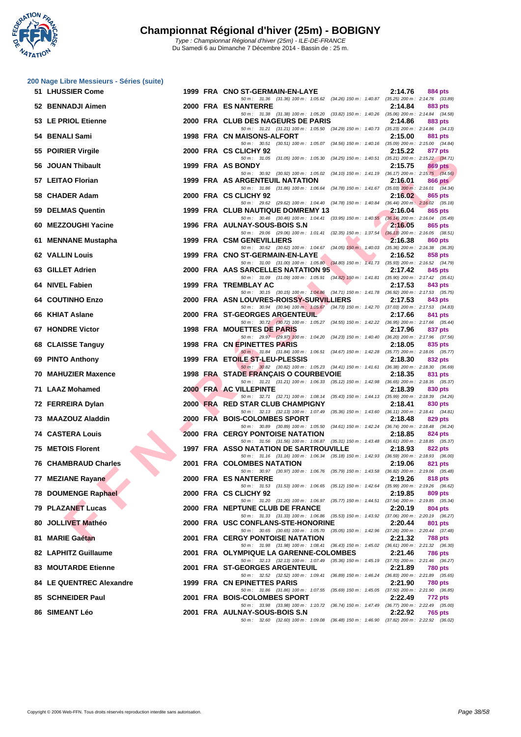# Championnat Régional d'hiver (25m) - BOBIGNY

Type : Championnat Régional d'hiver (25m) - ILE-DE-FRANCE
Du Samedi 6 au Dimanche 7 Décembre 2014 - Bassin de : 25 m.

## 200 Nage Libre Messieurs - Séries (suite)

| Rang | Nom | Année | Nat | Club | Temps | Points |
|---|---|---|---|---|---|---|
| 51 | LHUSSIER Come | 1999 | FRA | CNO ST-GERMAIN-EN-LAYE | 2:14.76 | 884 pts |
| | 50 m : 31.36 (31.36) 100 m : 1:05.62 (34.26) 150 m : 1:40.87 (35.25) 200 m : 2:14.76 (33.89) | | | | | |
| 52 | BENNADJI Aimen | 2000 | FRA | ES NANTERRE | 2:14.84 | 883 pts |
| | 50 m : 31.38 (31.38) 100 m : 1:05.20 (33.82) 150 m : 1:40.26 (35.06) 200 m : 2:14.84 (34.58) | | | | | |
| 53 | LE PRIOL Etienne | 2000 | FRA | CLUB DES NAGEURS DE PARIS | 2:14.86 | 883 pts |
| | 50 m : 31.21 (31.21) 100 m : 1:05.50 (34.29) 150 m : 1:40.73 (35.23) 200 m : 2:14.86 (34.13) | | | | | |
| 54 | BENALI Sami | 1998 | FRA | CN MAISONS-ALFORT | 2:15.00 | 881 pts |
| | 50 m : 30.51 (30.51) 100 m : 1:05.07 (34.56) 150 m : 1:40.16 (35.09) 200 m : 2:15.00 (34.84) | | | | | |
| 55 | POIRIER Virgile | 2000 | FRA | CS CLICHY 92 | 2:15.22 | 877 pts |
| | 50 m : 31.05 (31.05) 100 m : 1:05.30 (34.25) 150 m : 1:40.51 (35.21) 200 m : 2:15.22 (34.71) | | | | | |
| 56 | JOUAN Thibault | 1999 | FRA | AS BONDY | 2:15.75 | 869 pts |
| | 50 m : 30.92 (30.92) 100 m : 1:05.02 (34.10) 150 m : 1:41.19 (36.17) 200 m : 2:15.75 (34.56) | | | | | |
| 57 | LEITAO Florian | 1999 | FRA | AS ARGENTEUIL NATATION | 2:16.01 | 866 pts |
| | 50 m : 31.86 (31.86) 100 m : 1:06.64 (34.78) 150 m : 1:41.67 (35.03) 200 m : 2:16.01 (34.34) | | | | | |
| 58 | CHADER Adam | 2000 | FRA | CS CLICHY 92 | 2:16.02 | 865 pts |
| | 50 m : 29.62 (29.62) 100 m : 1:04.40 (34.78) 150 m : 1:40.84 (36.44) 200 m : 2:16.02 (35.18) | | | | | |
| 59 | DELMAS Quentin | 1999 | FRA | CLUB NAUTIQUE DOMREMY 13 | 2:16.04 | 865 pts |
| | 50 m : 30.46 (30.46) 100 m : 1:04.41 (33.95) 150 m : 1:40.55 (36.14) 200 m : 2:16.04 (35.49) | | | | | |
| 60 | MEZZOUGHI Yacine | 1996 | FRA | AULNAY-SOUS-BOIS S.N | 2:16.05 | 865 pts |
| | 50 m : 29.06 (29.06) 100 m : 1:01.41 (32.35) 150 m : 1:37.54 (36.13) 200 m : 2:16.05 (38.51) | | | | | |
| 61 | MENNANE Mustapha | 1999 | FRA | CSM GENEVILLIERS | 2:16.38 | 860 pts |
| | 50 m : 30.62 (30.62) 100 m : 1:04.67 (34.05) 150 m : 1:40.03 (35.36) 200 m : 2:16.38 (36.35) | | | | | |
| 62 | VALLIN Louis | 1999 | FRA | CNO ST-GERMAIN-EN-LAYE | 2:16.52 | 858 pts |
| | 50 m : 31.00 (31.00) 100 m : 1:05.80 (34.80) 150 m : 1:41.73 (35.93) 200 m : 2:16.52 (34.79) | | | | | |
| 63 | GILLET Adrien | 2000 | FRA | AAS SARCELLES NATATION 95 | 2:17.42 | 845 pts |
| | 50 m : 31.09 (31.09) 100 m : 1:05.91 (34.82) 150 m : 1:41.81 (35.90) 200 m : 2:17.42 (35.61) | | | | | |
| 64 | NIVEL Fabien | 1999 | FRA | TREMBLAY AC | 2:17.53 | 843 pts |
| | 50 m : 30.15 (30.15) 100 m : 1:04.86 (34.71) 150 m : 1:41.78 (36.92) 200 m : 2:17.53 (35.75) | | | | | |
| 64 | COUTINHO Enzo | 2000 | FRA | ASN LOUVRES-ROISSY-SURVILLIERS | 2:17.53 | 843 pts |
| | 50 m : 30.94 (30.94) 100 m : 1:05.67 (34.73) 150 m : 1:42.70 (37.03) 200 m : 2:17.53 (34.83) | | | | | |
| 66 | KHIAT Aslane | 2000 | FRA | ST-GEORGES ARGENTEUIL | 2:17.66 | 841 pts |
| | 50 m : 30.72 (30.72) 100 m : 1:05.27 (34.55) 150 m : 1:42.22 (36.95) 200 m : 2:17.66 (35.44) | | | | | |
| 67 | HONDRE Victor | 1998 | FRA | MOUETTES DE PARIS | 2:17.96 | 837 pts |
| | 50 m : 29.97 (29.97) 100 m : 1:04.20 (34.23) 150 m : 1:40.40 (36.20) 200 m : 2:17.96 (37.56) | | | | | |
| 68 | CLAISSE Tanguy | 1998 | FRA | CN EPINETTES PARIS | 2:18.05 | 835 pts |
| | 50 m : 31.84 (31.84) 100 m : 1:06.51 (34.67) 150 m : 1:42.28 (35.77) 200 m : 2:18.05 (35.77) | | | | | |
| 69 | PINTO Anthony | 1999 | FRA | ETOILE ST-LEU-PLESSIS | 2:18.30 | 832 pts |
| | 50 m : 30.82 (30.82) 100 m : 1:05.23 (34.41) 150 m : 1:41.61 (36.38) 200 m : 2:18.30 (36.69) | | | | | |
| 70 | MAHUZIER Maxence | 1998 | FRA | STADE FRANÇAIS O COURBEVOIE | 2:18.35 | 831 pts |
| | 50 m : 31.21 (31.21) 100 m : 1:06.33 (35.12) 150 m : 1:42.98 (36.65) 200 m : 2:18.35 (35.37) | | | | | |
| 71 | LAAZ Mohamed | 2000 | FRA | AC VILLEPINTE | 2:18.39 | 830 pts |
| | 50 m : 32.71 (32.71) 100 m : 1:08.14 (35.43) 150 m : 1:44.13 (35.99) 200 m : 2:18.39 (34.26) | | | | | |
| 72 | FERREIRA Dylan | 2000 | FRA | RED STAR CLUB CHAMPIGNY | 2:18.41 | 830 pts |
| | 50 m : 32.13 (32.13) 100 m : 1:07.49 (35.36) 150 m : 1:43.60 (36.11) 200 m : 2:18.41 (34.81) | | | | | |
| 73 | MAAZOUZ Aladdin | 2000 | FRA | BOIS-COLOMBES SPORT | 2:18.48 | 829 pts |
| | 50 m : 30.89 (30.89) 100 m : 1:05.50 (34.61) 150 m : 1:42.24 (36.74) 200 m : 2:18.48 (36.24) | | | | | |
| 74 | CASTERA Louis | 2000 | FRA | CERGY PONTOISE NATATION | 2:18.85 | 824 pts |
| | 50 m : 31.56 (31.56) 100 m : 1:06.87 (35.31) 150 m : 1:43.48 (36.61) 200 m : 2:18.85 (35.37) | | | | | |
| 75 | METOIS Florent | 1997 | FRA | ASSO NATATION DE SARTROUVILLE | 2:18.93 | 822 pts |
| | 50 m : 31.16 (31.16) 100 m : 1:06.34 (35.18) 150 m : 1:42.93 (36.59) 200 m : 2:18.93 (36.00) | | | | | |
| 76 | CHAMBRAUD Charles | 2001 | FRA | COLOMBES NATATION | 2:19.06 | 821 pts |
| | 50 m : 30.97 (30.97) 100 m : 1:06.76 (35.79) 150 m : 1:43.58 (36.82) 200 m : 2:19.06 (35.48) | | | | | |
| 77 | MEZIANE Rayane | 2000 | FRA | ES NANTERRE | 2:19.26 | 818 pts |
| | 50 m : 31.53 (31.53) 100 m : 1:06.65 (35.12) 150 m : 1:42.64 (35.99) 200 m : 2:19.26 (36.62) | | | | | |
| 78 | DOUMENGE Raphael | 2000 | FRA | CS CLICHY 92 | 2:19.85 | 809 pts |
| | 50 m : 31.20 (31.20) 100 m : 1:06.97 (35.77) 150 m : 1:44.51 (37.54) 200 m : 2:19.85 (35.34) | | | | | |
| 79 | PLAZANET Lucas | 2000 | FRA | NEPTUNE CLUB DE FRANCE | 2:20.19 | 804 pts |
| | 50 m : 31.33 (31.33) 100 m : 1:06.86 (35.53) 150 m : 1:43.92 (37.06) 200 m : 2:20.19 (36.27) | | | | | |
| 80 | JOLLIVET Mathéo | 2000 | FRA | USC CONFLANS-STE-HONORINE | 2:20.44 | 801 pts |
| | 50 m : 30.65 (30.65) 100 m : 1:05.70 (35.05) 150 m : 1:42.96 (37.26) 200 m : 2:20.44 (37.48) | | | | | |
| 81 | MARIE Gaétan | 2001 | FRA | CERGY PONTOISE NATATION | 2:21.32 | 788 pts |
| | 50 m : 31.98 (31.98) 100 m : 1:08.41 (36.43) 150 m : 1:45.02 (36.61) 200 m : 2:21.32 (36.30) | | | | | |
| 82 | LAPHITZ Guillaume | 2001 | FRA | OLYMPIQUE LA GARENNE-COLOMBES | 2:21.46 | 786 pts |
| | 50 m : 32.13 (32.13) 100 m : 1:07.49 (35.36) 150 m : 1:45.19 (37.70) 200 m : 2:21.46 (36.27) | | | | | |
| 83 | MOUTARDE Etienne | 2001 | FRA | ST-GEORGES ARGENTEUIL | 2:21.89 | 780 pts |
| | 50 m : 32.52 (32.52) 100 m : 1:09.41 (36.89) 150 m : 1:46.24 (36.83) 200 m : 2:21.89 (35.65) | | | | | |
| 84 | LE QUENTREC Alexandre | 1999 | FRA | CN EPINETTES PARIS | 2:21.90 | 780 pts |
| | 50 m : 31.86 (31.86) 100 m : 1:07.55 (35.69) 150 m : 1:45.05 (37.50) 200 m : 2:21.90 (36.85) | | | | | |
| 85 | SCHNEIDER Paul | 2001 | FRA | BOIS-COLOMBES SPORT | 2:22.49 | 772 pts |
| | 50 m : 33.98 (33.98) 100 m : 1:10.72 (36.74) 150 m : 1:47.49 (36.77) 200 m : 2:22.49 (35.00) | | | | | |
| 86 | SIMEANT Léo | 2001 | FRA | AULNAY-SOUS-BOIS S.N | 2:22.92 | 765 pts |
| | 50 m : 32.60 (32.60) 100 m : 1:09.08 (36.48) 150 m : 1:46.90 (37.82) 200 m : 2:22.92 (36.02) | | | | | |

Copyright © 2006 Web-FFN. Tous droits réservés reproduction interdite sans autorisation.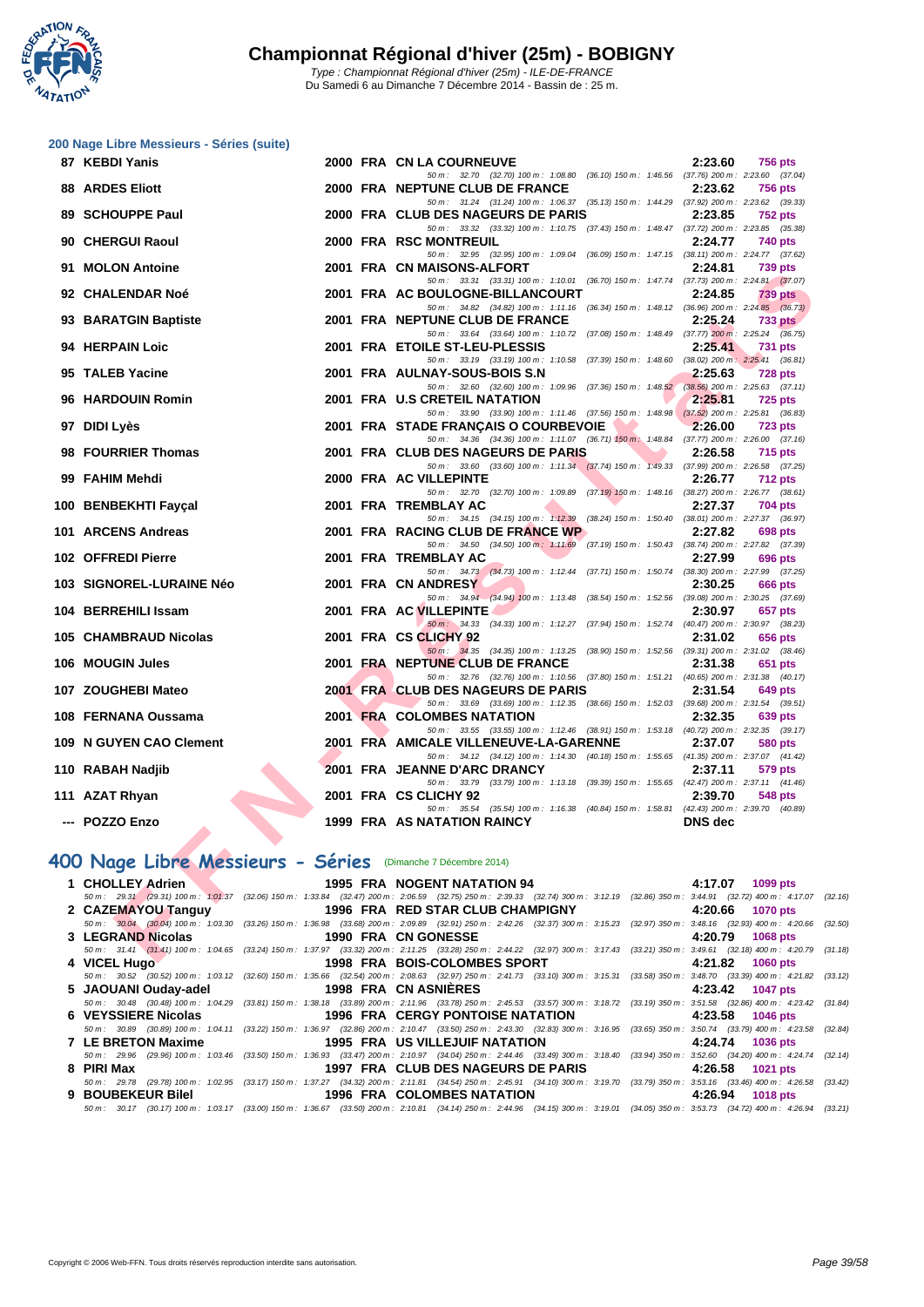# Championnat Régional d'hiver (25m) - BOBIGNY

Type : Championnat Régional d'hiver (25m) - ILE-DE-FRANCE
Du Samedi 6 au Dimanche 7 Décembre 2014 - Bassin de : 25 m.

## 200 Nage Libre Messieurs - Séries (suite)

| Pl. | Nom | Année | Nat. | Club | Temps | Points |
|---|---|---|---|---|---|---|
| 87 | KEBDI Yanis | 2000 | FRA | CN LA COURNEUVE | 2:23.60 | 756 pts |
| | 50 m : 32.70 (32.70) 100 m : 1:08.80 (36.10) 150 m : 1:46.56 (37.76) 200 m : 2:23.60 (37.04) | | | | | |
| 88 | ARDES Eliott | 2000 | FRA | NEPTUNE CLUB DE FRANCE | 2:23.62 | 756 pts |
| | 50 m : 31.24 (31.24) 100 m : 1:06.37 (35.13) 150 m : 1:44.29 (37.92) 200 m : 2:23.62 (39.33) | | | | | |
| 89 | SCHOUPPE Paul | 2000 | FRA | CLUB DES NAGEURS DE PARIS | 2:23.85 | 752 pts |
| | 50 m : 33.32 (33.32) 100 m : 1:10.75 (37.43) 150 m : 1:48.47 (37.72) 200 m : 2:23.85 (35.38) | | | | | |
| 90 | CHERGUI Raoul | 2000 | FRA | RSC MONTREUIL | 2:24.77 | 740 pts |
| | 50 m : 32.95 (32.95) 100 m : 1:09.04 (36.09) 150 m : 1:47.15 (38.11) 200 m : 2:24.77 (37.62) | | | | | |
| 91 | MOLON Antoine | 2001 | FRA | CN MAISONS-ALFORT | 2:24.81 | 739 pts |
| | 50 m : 33.31 (33.31) 100 m : 1:10.01 (36.70) 150 m : 1:47.74 (37.73) 200 m : 2:24.81 (37.07) | | | | | |
| 92 | CHALENDAR Noé | 2001 | FRA | AC BOULOGNE-BILLANCOURT | 2:24.85 | 739 pts |
| | 50 m : 34.82 (34.82) 100 m : 1:11.16 (36.34) 150 m : 1:48.12 (36.96) 200 m : 2:24.85 (36.73) | | | | | |
| 93 | BARATGIN Baptiste | 2001 | FRA | NEPTUNE CLUB DE FRANCE | 2:25.24 | 733 pts |
| | 50 m : 33.64 (33.64) 100 m : 1:10.72 (37.08) 150 m : 1:48.49 (37.77) 200 m : 2:25.24 (36.75) | | | | | |
| 94 | HERPAIN Loic | 2001 | FRA | ETOILE ST-LEU-PLESSIS | 2:25.41 | 731 pts |
| | 50 m : 33.19 (33.19) 100 m : 1:10.58 (37.39) 150 m : 1:48.60 (38.02) 200 m : 2:25.41 (36.81) | | | | | |
| 95 | TALEB Yacine | 2001 | FRA | AULNAY-SOUS-BOIS S.N | 2:25.63 | 728 pts |
| | 50 m : 32.60 (32.60) 100 m : 1:09.96 (37.36) 150 m : 1:48.52 (38.56) 200 m : 2:25.63 (37.11) | | | | | |
| 96 | HARDOUIN Romin | 2001 | FRA | U.S CRETEIL NATATION | 2:25.81 | 725 pts |
| | 50 m : 33.90 (33.90) 100 m : 1:11.46 (37.56) 150 m : 1:48.98 (37.52) 200 m : 2:25.81 (36.83) | | | | | |
| 97 | DIDI Lyès | 2001 | FRA | STADE FRANÇAIS O COURBEVOIE | 2:26.00 | 723 pts |
| | 50 m : 34.36 (34.36) 100 m : 1:11.07 (36.71) 150 m : 1:48.84 (37.77) 200 m : 2:26.00 (37.16) | | | | | |
| 98 | FOURRIER Thomas | 2001 | FRA | CLUB DES NAGEURS DE PARIS | 2:26.58 | 715 pts |
| | 50 m : 33.60 (33.60) 100 m : 1:11.34 (37.74) 150 m : 1:49.33 (37.99) 200 m : 2:26.58 (37.25) | | | | | |
| 99 | FAHIM Mehdi | 2000 | FRA | AC VILLEPINTE | 2:26.77 | 712 pts |
| | 50 m : 32.70 (32.70) 100 m : 1:09.89 (37.19) 150 m : 1:48.16 (38.27) 200 m : 2:26.77 (38.61) | | | | | |
| 100 | BENBEKHTI Fayçal | 2001 | FRA | TREMBLAY AC | 2:27.37 | 704 pts |
| | 50 m : 34.15 (34.15) 100 m : 1:12.39 (38.24) 150 m : 1:50.40 (38.01) 200 m : 2:27.37 (36.97) | | | | | |
| 101 | ARCENS Andreas | 2001 | FRA | RACING CLUB DE FRANCE WP | 2:27.82 | 698 pts |
| | 50 m : 34.50 (34.50) 100 m : 1:11.69 (37.19) 150 m : 1:50.43 (38.74) 200 m : 2:27.82 (37.39) | | | | | |
| 102 | OFFREDI Pierre | 2001 | FRA | TREMBLAY AC | 2:27.99 | 696 pts |
| | 50 m : 34.73 (34.73) 100 m : 1:12.44 (37.71) 150 m : 1:50.74 (38.30) 200 m : 2:27.99 (37.25) | | | | | |
| 103 | SIGNOREL-LURAINE Néo | 2001 | FRA | CN ANDRESY | 2:30.25 | 666 pts |
| | 50 m : 34.94 (34.94) 100 m : 1:13.48 (38.54) 150 m : 1:52.56 (39.08) 200 m : 2:30.25 (37.69) | | | | | |
| 104 | BERREHILI Issam | 2001 | FRA | AC VILLEPINTE | 2:30.97 | 657 pts |
| | 50 m : 34.33 (34.33) 100 m : 1:12.27 (37.94) 150 m : 1:52.74 (40.47) 200 m : 2:30.97 (38.23) | | | | | |
| 105 | CHAMBRAUD Nicolas | 2001 | FRA | CS CLICHY 92 | 2:31.02 | 656 pts |
| | 50 m : 34.35 (34.35) 100 m : 1:13.25 (38.90) 150 m : 1:52.56 (39.31) 200 m : 2:31.02 (38.46) | | | | | |
| 106 | MOUGIN Jules | 2001 | FRA | NEPTUNE CLUB DE FRANCE | 2:31.38 | 651 pts |
| | 50 m : 32.76 (32.76) 100 m : 1:10.56 (37.80) 150 m : 1:51.21 (40.65) 200 m : 2:31.38 (40.17) | | | | | |
| 107 | ZOUGHEBI Mateo | 2001 | FRA | CLUB DES NAGEURS DE PARIS | 2:31.54 | 649 pts |
| | 50 m : 33.69 (33.69) 100 m : 1:12.35 (38.66) 150 m : 1:52.03 (39.68) 200 m : 2:31.54 (39.51) | | | | | |
| 108 | FERNANA Oussama | 2001 | FRA | COLOMBES NATATION | 2:32.35 | 639 pts |
| | 50 m : 33.55 (33.55) 100 m : 1:12.46 (38.91) 150 m : 1:53.18 (40.72) 200 m : 2:32.35 (39.17) | | | | | |
| 109 | N GUYEN CAO Clement | 2001 | FRA | AMICALE VILLENEUVE-LA-GARENNE | 2:37.07 | 580 pts |
| | 50 m : 34.12 (34.12) 100 m : 1:14.30 (40.18) 150 m : 1:55.65 (41.35) 200 m : 2:37.07 (41.42) | | | | | |
| 110 | RABAH Nadjib | 2001 | FRA | JEANNE D'ARC DRANCY | 2:37.11 | 579 pts |
| | 50 m : 33.79 (33.79) 100 m : 1:13.18 (39.39) 150 m : 1:55.65 (42.47) 200 m : 2:37.11 (41.46) | | | | | |
| 111 | AZAT Rhyan | 2001 | FRA | CS CLICHY 92 | 2:39.70 | 548 pts |
| | 50 m : 35.54 (35.54) 100 m : 1:16.38 (40.84) 150 m : 1:58.81 (42.43) 200 m : 2:39.70 (40.89) | | | | | |
| --- | POZZO Enzo | 1999 | FRA | AS NATATION RAINCY | DNS dec | |

## 400 Nage Libre Messieurs - Séries (Dimanche 7 Décembre 2014)

| Pl. | Nom | Année | Nat. | Club | Temps | Points |
|---|---|---|---|---|---|---|
| 1 | CHOLLEY Adrien | 1995 | FRA | NOGENT NATATION 94 | 4:17.07 | 1099 pts |
| | 50 m : 29.31 (29.31) 100 m : 1:01.37 (32.06) 150 m : 1:33.84 (32.47) 200 m : 2:06.59 (32.75) 250 m : 2:39.33 (32.74) 300 m : 3:12.19 (32.86) 350 m : 3:44.91 (32.72) 400 m : 4:17.07 (32.16) | | | | | |
| 2 | CAZEMAYOU Tanguy | 1996 | FRA | RED STAR CLUB CHAMPIGNY | 4:20.66 | 1070 pts |
| | 50 m : 30.04 (30.04) 100 m : 1:03.30 (33.26) 150 m : 1:36.98 (33.68) 200 m : 2:09.89 (32.91) 250 m : 2:42.26 (32.37) 300 m : 3:15.23 (32.97) 350 m : 3:48.16 (32.93) 400 m : 4:20.66 (32.50) | | | | | |
| 3 | LEGRAND Nicolas | 1990 | FRA | CN GONESSE | 4:20.79 | 1068 pts |
| | 50 m : 31.41 (31.41) 100 m : 1:04.65 (33.24) 150 m : 1:37.97 (33.32) 200 m : 2:11.25 (33.28) 250 m : 2:44.22 (32.97) 300 m : 3:17.43 (33.21) 350 m : 3:49.61 (32.18) 400 m : 4:20.79 (31.18) | | | | | |
| 4 | VICEL Hugo | 1998 | FRA | BOIS-COLOMBES SPORT | 4:21.82 | 1060 pts |
| | 50 m : 30.52 (30.52) 100 m : 1:03.12 (32.60) 150 m : 1:35.66 (32.54) 200 m : 2:08.63 (32.97) 250 m : 2:41.73 (33.10) 300 m : 3:15.31 (33.58) 350 m : 3:48.70 (33.39) 400 m : 4:21.82 (33.12) | | | | | |
| 5 | JAOUANI Ouday-adel | 1998 | FRA | CN ASNIÈRES | 4:23.42 | 1047 pts |
| | 50 m : 30.48 (30.48) 100 m : 1:04.29 (33.81) 150 m : 1:38.18 (33.89) 200 m : 2:11.96 (33.78) 250 m : 2:45.53 (33.57) 300 m : 3:18.72 (33.19) 350 m : 3:51.58 (32.86) 400 m : 4:23.42 (31.84) | | | | | |
| 6 | VEYSSIERE Nicolas | 1996 | FRA | CERGY PONTOISE NATATION | 4:23.58 | 1046 pts |
| | 50 m : 30.89 (30.89) 100 m : 1:04.11 (33.22) 150 m : 1:36.97 (32.86) 200 m : 2:10.47 (33.50) 250 m : 2:43.30 (32.83) 300 m : 3:16.95 (33.65) 350 m : 3:50.74 (33.79) 400 m : 4:23.58 (32.84) | | | | | |
| 7 | LE BRETON Maxime | 1995 | FRA | US VILLEJUIF NATATION | 4:24.74 | 1036 pts |
| | 50 m : 29.96 (29.96) 100 m : 1:03.46 (33.50) 150 m : 1:36.93 (33.47) 200 m : 2:10.97 (34.04) 250 m : 2:44.46 (33.49) 300 m : 3:18.40 (33.94) 350 m : 3:52.60 (34.20) 400 m : 4:24.74 (32.14) | | | | | |
| 8 | PIRI Max | 1997 | FRA | CLUB DES NAGEURS DE PARIS | 4:26.58 | 1021 pts |
| | 50 m : 29.78 (29.78) 100 m : 1:02.95 (33.17) 150 m : 1:37.27 (34.32) 200 m : 2:11.81 (34.54) 250 m : 2:45.91 (34.10) 300 m : 3:19.70 (33.79) 350 m : 3:53.16 (33.46) 400 m : 4:26.58 (33.42) | | | | | |
| 9 | BOUBEKEUR Bilel | 1996 | FRA | COLOMBES NATATION | 4:26.94 | 1018 pts |
| | 50 m : 30.17 (30.17) 100 m : 1:03.17 (33.00) 150 m : 1:36.67 (33.50) 200 m : 2:10.81 (34.14) 250 m : 2:44.96 (34.15) 300 m : 3:19.01 (34.05) 350 m : 3:53.73 (34.72) 400 m : 4:26.94 (33.21) | | | | | |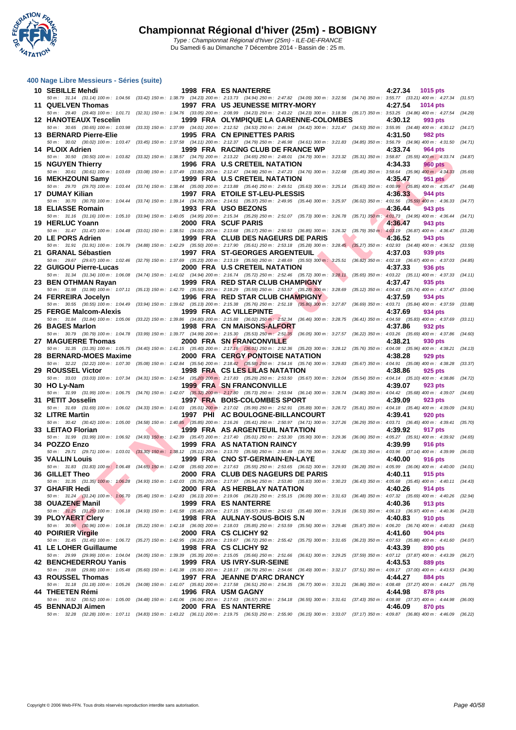# Championnat Régional d'hiver (25m) - BOBIGNY

Type : Championnat Régional d'hiver (25m) - ILE-DE-FRANCE
Du Samedi 6 au Dimanche 7 Décembre 2014 - Bassin de : 25 m.

## 400 Nage Libre Messieurs - Séries (suite)

| Rang | Nom | Année | Nat | Club | Temps | Points |
|---|---|---|---|---|---|---|
| 10 | SEBILLE Mehdi | 1998 | FRA | ES NANTERRE | 4:27.34 | 1015 pts |
| | 50 m : 31.14 (31.14) 100 m : 1:04.56 (33.42) 150 m : 1:38.79 (34.23) 200 m : 2:13.73 (34.94) 250 m : 2:47.82 (34.09) 300 m : 3:22.56 (34.74) 350 m : 3:55.77 (33.21) 400 m : 4:27.34 (31.57) | | | | | |
| 11 | QUELVEN Thomas | 1997 | FRA | US JEUNESSE MITRY-MORY | 4:27.54 | 1014 pts |
| | 50 m : 29.40 (29.40) 100 m : 1:01.71 (32.31) 150 m : 1:34.76 (33.05) 200 m : 2:08.99 (34.23) 250 m : 2:43.22 (34.23) 300 m : 3:18.39 (35.17) 350 m : 3:53.25 (34.86) 400 m : 4:27.54 (34.29) | | | | | |
| 12 | HANOTEAUX Tescelin | 1999 | FRA | OLYMPIQUE LA GARENNE-COLOMBES | 4:30.12 | 993 pts |
| | 50 m : 30.65 (30.65) 100 m : 1:03.98 (33.33) 150 m : 1:37.99 (34.01) 200 m : 2:12.52 (34.53) 250 m : 2:46.94 (34.42) 300 m : 3:21.47 (34.53) 350 m : 3:55.95 (34.48) 400 m : 4:30.12 (34.17) | | | | | |
| 13 | BERNARD Pierre-Elie | 1995 | FRA | CN EPINETTES PARIS | 4:31.50 | 982 pts |
| | 50 m : 30.02 (30.02) 100 m : 1:03.47 (33.45) 150 m : 1:37.58 (34.11) 200 m : 2:12.37 (34.79) 250 m : 2:46.98 (34.61) 300 m : 3:21.83 (34.85) 350 m : 3:56.79 (34.96) 400 m : 4:31.50 (34.71) | | | | | |
| 14 | PLOIX Adrien | 1999 | FRA | RACING CLUB DE FRANCE WP | 4:33.74 | 964 pts |
| | 50 m : 30.50 (30.50) 100 m : 1:03.82 (33.32) 150 m : 1:38.57 (34.75) 200 m : 2:13.22 (34.65) 250 m : 2:48.01 (34.79) 300 m : 3:23.32 (35.31) 350 m : 3:58.87 (35.55) 400 m : 4:33.74 (34.87) | | | | | |
| 15 | NGUYEN Thierry | 1996 | FRA | U.S CRETEIL NATATION | 4:34.33 | 960 pts |
| | 50 m : 30.61 (30.61) 100 m : 1:03.69 (33.08) 150 m : 1:37.49 (33.80) 200 m : 2:12.47 (34.98) 250 m : 2:47.23 (34.76) 300 m : 3:22.68 (35.45) 350 m : 3:58.64 (35.96) 400 m : 4:34.33 (35.69) | | | | | |
| 16 | MEKHZOUNI Samy | 1999 | FRA | U.S CRETEIL NATATION | 4:35.47 | 951 pts |
| | 50 m : 29.70 (29.70) 100 m : 1:03.44 (33.74) 150 m : 1:38.44 (35.00) 200 m : 2:13.88 (35.44) 250 m : 2:49.51 (35.63) 300 m : 3:25.14 (35.63) 350 m : 4:00.99 (35.85) 400 m : 4:35.47 (34.48) | | | | | |
| 17 | DUMAY Kilian | 1997 | FRA | ETOILE ST-LEU-PLESSIS | 4:36.33 | 944 pts |
| | 50 m : 30.70 (30.70) 100 m : 1:04.44 (33.74) 150 m : 1:39.14 (34.70) 200 m : 2:14.51 (35.37) 250 m : 2:49.95 (35.44) 300 m : 3:25.97 (36.02) 350 m : 4:01.56 (35.59) 400 m : 4:36.33 (34.77) | | | | | |
| 18 | ELIASSE Romain | 1993 | FRA | USO BEZONS | 4:36.44 | 943 pts |
| | 50 m : 31.16 (31.16) 100 m : 1:05.10 (33.94) 150 m : 1:40.05 (34.95) 200 m : 2:15.34 (35.29) 250 m : 2:51.07 (35.73) 300 m : 3:26.78 (35.71) 350 m : 4:01.73 (34.95) 400 m : 4:36.44 (34.71) | | | | | |
| 19 | HERLUC Yoann | 2000 | FRA | SCUF PARIS | 4:36.47 | 943 pts |
| | 50 m : 31.47 (31.47) 100 m : 1:04.48 (33.01) 150 m : 1:38.51 (34.03) 200 m : 2:13.68 (35.17) 250 m : 2:50.53 (36.85) 300 m : 3:26.32 (35.79) 350 m : 4:03.19 (36.87) 400 m : 4:36.47 (33.28) | | | | | |
| 20 | LE PORS Adrien | 1999 | FRA | CLUB DES NAGEURS DE PARIS | 4:36.52 | 943 pts |
| | 50 m : 31.91 (31.91) 100 m : 1:06.79 (34.88) 150 m : 1:42.29 (35.50) 200 m : 2:17.90 (35.61) 250 m : 2:53.18 (35.28) 300 m : 3:28.45 (35.27) 350 m : 4:02.93 (34.48) 400 m : 4:36.52 (33.59) | | | | | |
| 21 | GRANAL Sébastien | 1997 | FRA | ST-GEORGES ARGENTEUIL | 4:37.03 | 939 pts |
| | 50 m : 29.67 (29.67) 100 m : 1:02.46 (32.79) 150 m : 1:37.69 (35.23) 200 m : 2:13.19 (35.50) 250 m : 2:48.69 (35.50) 300 m : 3:25.51 (36.82) 350 m : 4:02.18 (36.67) 400 m : 4:37.03 (34.85) | | | | | |
| 22 | GUIGOU Pierre-Lucas | 2000 | FRA | U.S CRETEIL NATATION | 4:37.33 | 936 pts |
| | 50 m : 31.34 (31.34) 100 m : 1:06.08 (34.74) 150 m : 1:41.02 (34.94) 200 m : 2:16.74 (35.72) 250 m : 2:52.46 (35.72) 300 m : 3:28.11 (35.65) 350 m : 4:03.22 (35.11) 400 m : 4:37.33 (34.11) | | | | | |
| 23 | BEN OTHMAN Rayan | 1999 | FRA | RED STAR CLUB CHAMPIGNY | 4:37.47 | 935 pts |
| | 50 m : 31.98 (31.98) 100 m : 1:07.11 (35.13) 150 m : 1:42.70 (35.59) 200 m : 2:18.29 (35.59) 250 m : 2:53.57 (35.28) 300 m : 3:28.69 (35.12) 350 m : 4:04.43 (35.74) 400 m : 4:37.47 (33.04) | | | | | |
| 24 | FERREIRA Jocelyn | 1996 | FRA | RED STAR CLUB CHAMPIGNY | 4:37.59 | 934 pts |
| | 50 m : 30.55 (30.55) 100 m : 1:04.49 (33.94) 150 m : 1:39.62 (35.13) 200 m : 2:15.38 (35.76) 250 m : 2:51.18 (35.80) 300 m : 3:27.87 (36.69) 350 m : 4:03.71 (35.84) 400 m : 4:37.59 (33.88) | | | | | |
| 25 | FERGE Malcom-Alexis | 1999 | FRA | AC VILLEPINTE | 4:37.69 | 934 pts |
| | 50 m : 31.84 (31.84) 100 m : 1:05.06 (33.22) 150 m : 1:39.86 (34.80) 200 m : 2:15.88 (36.02) 250 m : 2:52.34 (36.46) 300 m : 3:28.75 (36.41) 350 m : 4:04.58 (35.83) 400 m : 4:37.69 (33.11) | | | | | |
| 26 | BAGES Marlon | 1998 | FRA | CN MAISONS-ALFORT | 4:37.86 | 932 pts |
| | 50 m : 30.79 (30.79) 100 m : 1:04.78 (33.99) 150 m : 1:39.77 (34.99) 200 m : 2:15.30 (35.53) 250 m : 2:51.35 (36.05) 300 m : 3:27.57 (36.22) 350 m : 4:03.26 (35.69) 400 m : 4:37.86 (34.60) | | | | | |
| 27 | MAGUERRE Thomas | 2000 | FRA | SN FRANCONVILLE | 4:38.21 | 930 pts |
| | 50 m : 31.35 (31.35) 100 m : 1:05.75 (34.40) 150 m : 1:41.15 (35.40) 200 m : 2:17.16 (36.01) 250 m : 2:52.36 (35.20) 300 m : 3:28.12 (35.76) 350 m : 4:04.08 (35.96) 400 m : 4:38.21 (34.13) | | | | | |
| 28 | BERNARD-MOES Maxime | 2000 | FRA | CERGY PONTOISE NATATION | 4:38.28 | 929 pts |
| | 50 m : 32.22 (32.22) 100 m : 1:07.30 (35.08) 150 m : 1:42.84 (35.54) 200 m : 2:18.42 (35.58) 250 m : 2:54.16 (35.74) 300 m : 3:29.83 (35.67) 350 m : 4:04.91 (35.08) 400 m : 4:38.28 (33.37) | | | | | |
| 29 | ROUSSEL Victor | 1998 | FRA | CS LES LILAS NATATION | 4:38.86 | 925 pts |
| | 50 m : 33.03 (33.03) 100 m : 1:07.34 (34.31) 150 m : 1:42.54 (35.20) 200 m : 2:17.83 (35.29) 250 m : 2:53.50 (35.67) 300 m : 3:29.04 (35.54) 350 m : 4:04.14 (35.10) 400 m : 4:38.86 (34.72) | | | | | |
| 30 | HO Ly-Nam | 1999 | FRA | SN FRANCONVILLE | 4:39.07 | 923 pts |
| | 50 m : 31.99 (31.99) 100 m : 1:06.75 (34.76) 150 m : 1:42.07 (35.32) 200 m : 2:17.80 (35.73) 250 m : 2:53.94 (36.14) 300 m : 3:28.74 (34.80) 350 m : 4:04.42 (35.68) 400 m : 4:39.07 (34.65) | | | | | |
| 31 | PETIT Josselin | 1997 | FRA | BOIS-COLOMBES SPORT | 4:39.09 | 923 pts |
| | 50 m : 31.69 (31.69) 100 m : 1:06.02 (34.33) 150 m : 1:41.03 (35.01) 200 m : 2:17.02 (35.99) 250 m : 2:52.91 (35.89) 300 m : 3:28.72 (35.81) 350 m : 4:04.18 (35.46) 400 m : 4:39.09 (34.91) | | | | | |
| 32 | LITRE Martin | 1997 | PHI | AC BOULOGNE-BILLANCOURT | 4:39.41 | 920 pts |
| | 50 m : 30.42 (30.42) 100 m : 1:05.00 (34.58) 150 m : 1:40.85 (35.85) 200 m : 2:16.26 (35.41) 250 m : 2:50.97 (34.71) 300 m : 3:27.26 (36.29) 350 m : 4:03.71 (36.45) 400 m : 4:39.41 (35.70) | | | | | |
| 33 | LEITAO Florian | 1999 | FRA | AS ARGENTEUIL NATATION | 4:39.92 | 917 pts |
| | 50 m : 31.99 (31.99) 100 m : 1:06.92 (34.93) 150 m : 1:42.39 (35.47) 200 m : 2:17.40 (35.01) 250 m : 2:53.30 (35.90) 300 m : 3:29.36 (36.06) 350 m : 4:05.27 (35.91) 400 m : 4:39.92 (34.65) | | | | | |
| 34 | POZZO Enzo | 1999 | FRA | AS NATATION RAINCY | 4:39.99 | 916 pts |
| | 50 m : 29.71 (29.71) 100 m : 1:03.01 (33.30) 150 m : 1:38.12 (35.11) 200 m : 2:13.70 (35.58) 250 m : 2:50.49 (36.79) 300 m : 3:26.82 (36.33) 350 m : 4:03.96 (37.14) 400 m : 4:39.99 (36.03) | | | | | |
| 35 | VALLIN Louis | 1999 | FRA | CNO ST-GERMAIN-EN-LAYE | 4:40.00 | 916 pts |
| | 50 m : 31.83 (31.83) 100 m : 1:06.48 (34.65) 150 m : 1:42.08 (35.60) 200 m : 2:17.63 (35.55) 250 m : 2:53.65 (36.02) 300 m : 3:29.93 (36.28) 350 m : 4:05.99 (36.06) 400 m : 4:40.00 (34.01) | | | | | |
| 36 | GILLET Theo | 2000 | FRA | CLUB DES NAGEURS DE PARIS | 4:40.11 | 915 pts |
| | 50 m : 31.35 (31.35) 100 m : 1:06.28 (34.93) 150 m : 1:42.03 (35.75) 200 m : 2:17.97 (35.94) 250 m : 2:53.80 (35.83) 300 m : 3:30.23 (36.43) 350 m : 4:05.68 (35.45) 400 m : 4:40.11 (34.43) | | | | | |
| 37 | GHAFIR Hedi | 2000 | FRA | AS HERBLAY NATATION | 4:40.26 | 914 pts |
| | 50 m : 31.24 (31.24) 100 m : 1:06.70 (35.46) 150 m : 1:42.83 (36.13) 200 m : 2:19.06 (36.23) 250 m : 2:55.15 (36.09) 300 m : 3:31.63 (36.48) 350 m : 4:07.32 (35.69) 400 m : 4:40.26 (32.94) | | | | | |
| 38 | OUAZENE Manil | 1999 | FRA | ES NANTERRE | 4:40.36 | 913 pts |
| | 50 m : 31.25 (31.25) 100 m : 1:06.18 (34.93) 150 m : 1:41.58 (35.40) 200 m : 2:17.15 (35.57) 250 m : 2:52.63 (35.48) 300 m : 3:29.16 (36.53) 350 m : 4:06.13 (36.97) 400 m : 4:40.36 (34.23) | | | | | |
| 39 | PLOYAERT Clery | 1998 | FRA | AULNAY-SOUS-BOIS S.N | 4:40.83 | 910 pts |
| | 50 m : 30.96 (30.96) 100 m : 1:06.18 (35.22) 150 m : 1:42.18 (36.00) 200 m : 2:18.03 (35.85) 250 m : 2:53.59 (35.56) 300 m : 3:29.46 (35.87) 350 m : 4:06.20 (36.74) 400 m : 4:40.83 (34.63) | | | | | |
| 40 | POIRIER Virgile | 2000 | FRA | CS CLICHY 92 | 4:41.60 | 904 pts |
| | 50 m : 31.45 (31.45) 100 m : 1:06.72 (35.27) 150 m : 1:42.95 (36.23) 200 m : 2:19.67 (36.72) 250 m : 2:55.42 (35.75) 300 m : 3:31.65 (36.23) 350 m : 4:07.53 (35.88) 400 m : 4:41.60 (34.07) | | | | | |
| 41 | LE LOHER Guillaume | 1998 | FRA | CS CLICHY 92 | 4:43.39 | 890 pts |
| | 50 m : 29.99 (29.99) 100 m : 1:04.04 (34.05) 150 m : 1:39.39 (35.35) 200 m : 2:15.05 (35.66) 250 m : 2:51.66 (36.61) 300 m : 3:29.25 (37.59) 350 m : 4:07.12 (37.87) 400 m : 4:43.39 (36.27) | | | | | |
| 42 | BENCHEDERROU Yanis | 1999 | FRA | US IVRY-SUR-SEINE | 4:43.53 | 889 pts |
| | 50 m : 29.88 (29.88) 100 m : 1:05.48 (35.60) 150 m : 1:41.38 (35.90) 200 m : 2:18.17 (36.79) 250 m : 2:54.66 (36.49) 300 m : 3:32.17 (37.51) 350 m : 4:09.17 (37.00) 400 m : 4:43.53 (34.36) | | | | | |
| 43 | ROUSSEL Thomas | 1997 | FRA | JEANNE D'ARC DRANCY | 4:44.27 | 884 pts |
| | 50 m : 31.18 (31.18) 100 m : 1:05.26 (34.08) 150 m : 1:41.07 (35.81) 200 m : 2:17.58 (36.51) 250 m : 2:54.35 (36.77) 300 m : 3:31.21 (36.86) 350 m : 4:08.48 (37.27) 400 m : 4:44.27 (35.79) | | | | | |
| 44 | THEETEN Rémi | 1996 | FRA | USM GAGNY | 4:44.98 | 878 pts |
| | 50 m : 30.52 (30.52) 100 m : 1:05.00 (34.48) 150 m : 1:41.06 (36.06) 200 m : 2:17.63 (36.57) 250 m : 2:54.18 (36.55) 300 m : 3:31.61 (37.43) 350 m : 4:08.98 (37.37) 400 m : 4:44.98 (36.00) | | | | | |
| 45 | BENNADJI Aimen | 2000 | FRA | ES NANTERRE | 4:46.09 | 870 pts |
| | 50 m : 32.28 (32.28) 100 m : 1:07.11 (34.83) 150 m : 1:43.22 (36.11) 200 m : 2:19.75 (36.53) 250 m : 2:55.90 (36.15) 300 m : 3:33.07 (37.17) 350 m : 4:09.87 (36.80) 400 m : 4:46.09 (36.22) | | | | | |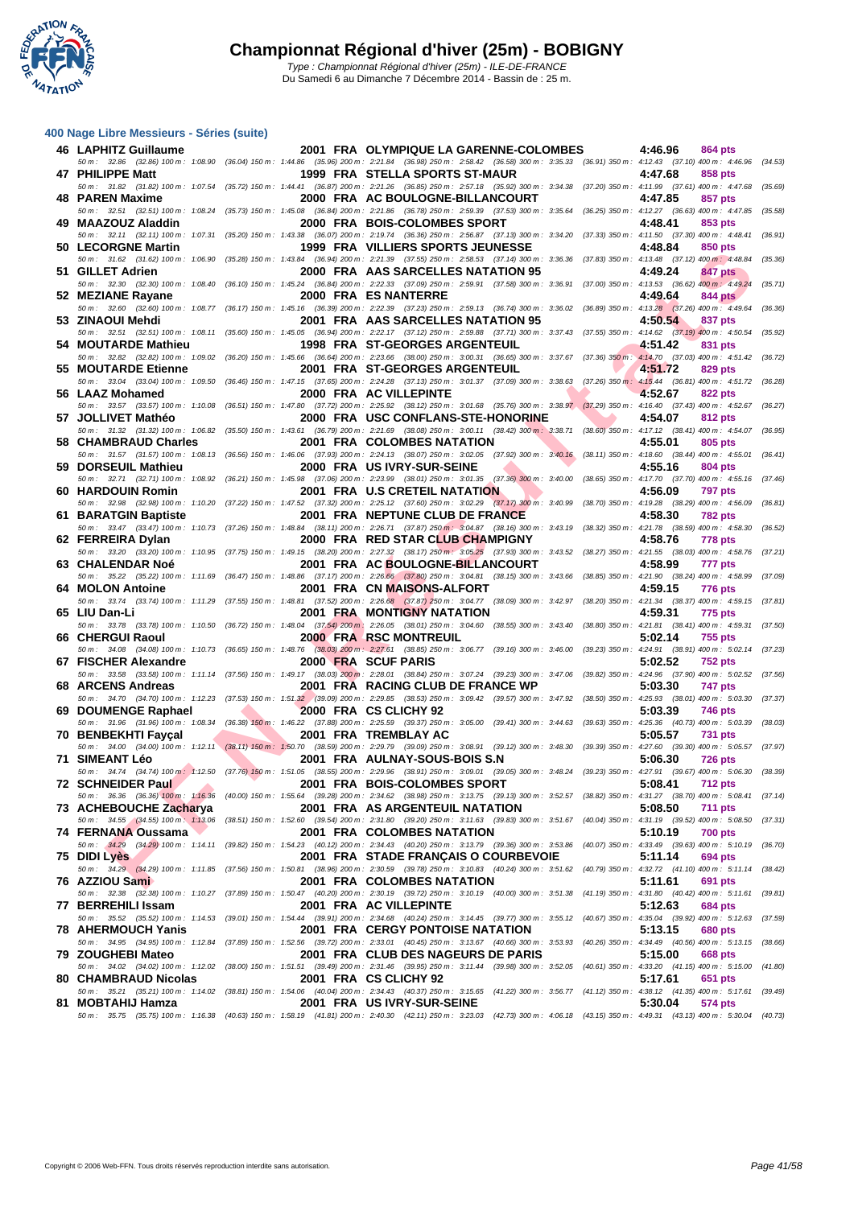# Championnat Régional d'hiver (25m) - BOBIGNY

Type : Championnat Régional d'hiver (25m) - ILE-DE-FRANCE
Du Samedi 6 au Dimanche 7 Décembre 2014 - Bassin de : 25 m.

### 400 Nage Libre Messieurs - Séries (suite)

| Rang | Nom | Année | Nat | Club | Temps | Points |
|---|---|---|---|---|---|---|
| 46 | LAPHITZ Guillaume | 2001 | FRA | OLYMPIQUE LA GARENNE-COLOMBES | 4:46.96 | 864 pts |
| | 50 m : 32.86 (32.86) 100 m : 1:08.90 (36.04) 150 m : 1:44.86 (35.96) 200 m : 2:21.84 (36.98) 250 m : 2:58.42 (36.58) 300 m : 3:35.33 (36.91) 350 m : 4:12.43 (37.10) 400 m : 4:46.96 (34.53) | | | | | |
| 47 | PHILIPPE Matt | 1999 | FRA | STELLA SPORTS ST-MAUR | 4:47.68 | 858 pts |
| | 50 m : 31.82 (31.82) 100 m : 1:07.54 (35.72) 150 m : 1:44.41 (36.87) 200 m : 2:21.26 (36.85) 250 m : 2:57.18 (35.92) 300 m : 3:34.38 (37.20) 350 m : 4:11.99 (37.61) 400 m : 4:47.68 (35.69) | | | | | |
| 48 | PAREN Maxime | 2000 | FRA | AC BOULOGNE-BILLANCOURT | 4:47.85 | 857 pts |
| | 50 m : 32.51 (32.51) 100 m : 1:08.24 (35.73) 150 m : 1:45.08 (36.84) 200 m : 2:21.86 (36.78) 250 m : 2:59.39 (37.53) 300 m : 3:35.64 (36.25) 350 m : 4:12.27 (36.63) 400 m : 4:47.85 (35.58) | | | | | |
| 49 | MAAZOUZ Aladdin | 2000 | FRA | BOIS-COLOMBES SPORT | 4:48.41 | 853 pts |
| | 50 m : 32.11 (32.11) 100 m : 1:07.31 (35.20) 150 m : 1:43.38 (36.07) 200 m : 2:19.74 (36.36) 250 m : 2:56.87 (37.13) 300 m : 3:34.20 (37.33) 350 m : 4:11.50 (37.30) 400 m : 4:48.41 (36.91) | | | | | |
| 50 | LECORGNE Martin | 1999 | FRA | VILLIERS SPORTS JEUNESSE | 4:48.84 | 850 pts |
| | 50 m : 31.62 (31.62) 100 m : 1:06.90 (35.28) 150 m : 1:43.84 (36.94) 200 m : 2:21.39 (37.55) 250 m : 2:58.53 (37.14) 300 m : 3:36.36 (37.83) 350 m : 4:13.48 (37.12) 400 m : 4:48.84 (35.36) | | | | | |
| 51 | GILLET Adrien | 2000 | FRA | AAS SARCELLES NATATION 95 | 4:49.24 | 847 pts |
| | 50 m : 32.30 (32.30) 100 m : 1:08.40 (36.10) 150 m : 1:45.24 (36.84) 200 m : 2:22.33 (37.09) 250 m : 2:59.91 (37.58) 300 m : 3:36.91 (37.00) 350 m : 4:13.53 (36.62) 400 m : 4:49.24 (35.71) | | | | | |
| 52 | MEZIANE Rayane | 2000 | FRA | ES NANTERRE | 4:49.64 | 844 pts |
| | 50 m : 32.60 (32.60) 100 m : 1:08.77 (36.17) 150 m : 1:45.16 (36.39) 200 m : 2:22.39 (37.23) 250 m : 2:59.13 (36.74) 300 m : 3:36.02 (36.89) 350 m : 4:13.28 (37.26) 400 m : 4:49.64 (36.36) | | | | | |
| 53 | ZINAOUI Mehdi | 2001 | FRA | AAS SARCELLES NATATION 95 | 4:50.54 | 837 pts |
| | 50 m : 32.51 (32.51) 100 m : 1:08.11 (35.60) 150 m : 1:45.05 (36.94) 200 m : 2:22.17 (37.12) 250 m : 2:59.88 (37.71) 300 m : 3:37.43 (37.55) 350 m : 4:14.62 (37.19) 400 m : 4:50.54 (35.92) | | | | | |
| 54 | MOUTARDE Mathieu | 1998 | FRA | ST-GEORGES ARGENTEUIL | 4:51.42 | 831 pts |
| | 50 m : 32.82 (32.82) 100 m : 1:09.02 (36.20) 150 m : 1:45.66 (36.64) 200 m : 2:23.66 (38.00) 250 m : 3:00.31 (36.65) 300 m : 3:37.67 (37.36) 350 m : 4:14.70 (37.03) 400 m : 4:51.42 (36.72) | | | | | |
| 55 | MOUTARDE Etienne | 2001 | FRA | ST-GEORGES ARGENTEUIL | 4:51.72 | 829 pts |
| | 50 m : 33.04 (33.04) 100 m : 1:09.50 (36.46) 150 m : 1:47.15 (37.65) 200 m : 2:24.28 (37.13) 250 m : 3:01.37 (37.09) 300 m : 3:38.63 (37.26) 350 m : 4:15.44 (36.81) 400 m : 4:51.72 (36.28) | | | | | |
| 56 | LAAZ Mohamed | 2000 | FRA | AC VILLEPINTE | 4:52.67 | 822 pts |
| | 50 m : 33.57 (33.57) 100 m : 1:10.08 (36.51) 150 m : 1:47.80 (37.72) 200 m : 2:25.92 (38.12) 250 m : 3:01.68 (35.76) 300 m : 3:38.97 (37.29) 350 m : 4:16.40 (37.43) 400 m : 4:52.67 (36.27) | | | | | |
| 57 | JOLLIVET Mathéo | 2000 | FRA | USC CONFLANS-STE-HONORINE | 4:54.07 | 812 pts |
| | 50 m : 31.32 (31.32) 100 m : 1:06.82 (35.50) 150 m : 1:43.61 (36.79) 200 m : 2:21.69 (38.08) 250 m : 3:00.11 (38.42) 300 m : 3:38.71 (38.60) 350 m : 4:17.12 (38.41) 400 m : 4:54.07 (36.95) | | | | | |
| 58 | CHAMBRAUD Charles | 2001 | FRA | COLOMBES NATATION | 4:55.01 | 805 pts |
| | 50 m : 31.57 (31.57) 100 m : 1:08.13 (36.56) 150 m : 1:46.06 (37.93) 200 m : 2:24.13 (38.07) 250 m : 3:02.05 (37.92) 300 m : 3:40.16 (38.11) 350 m : 4:18.60 (38.44) 400 m : 4:55.01 (36.41) | | | | | |
| 59 | DORSEUIL Mathieu | 2000 | FRA | US IVRY-SUR-SEINE | 4:55.16 | 804 pts |
| | 50 m : 32.71 (32.71) 100 m : 1:08.92 (36.21) 150 m : 1:45.98 (37.06) 200 m : 2:23.99 (38.01) 250 m : 3:01.35 (37.36) 300 m : 3:40.00 (38.65) 350 m : 4:17.70 (37.70) 400 m : 4:55.16 (37.46) | | | | | |
| 60 | HARDOUIN Romin | 2001 | FRA | U.S CRETEIL NATATION | 4:56.09 | 797 pts |
| | 50 m : 32.98 (32.98) 100 m : 1:10.20 (37.22) 150 m : 1:47.52 (37.32) 200 m : 2:25.12 (37.60) 250 m : 3:02.29 (37.17) 300 m : 3:40.99 (38.70) 350 m : 4:19.28 (38.29) 400 m : 4:56.09 (36.81) | | | | | |
| 61 | BARATGIN Baptiste | 2001 | FRA | NEPTUNE CLUB DE FRANCE | 4:58.30 | 782 pts |
| | 50 m : 33.47 (33.47) 100 m : 1:10.73 (37.26) 150 m : 1:48.84 (38.11) 200 m : 2:26.71 (37.87) 250 m : 3:04.87 (38.16) 300 m : 3:43.19 (38.32) 350 m : 4:21.78 (38.59) 400 m : 4:58.30 (36.52) | | | | | |
| 62 | FERREIRA Dylan | 2000 | FRA | RED STAR CLUB CHAMPIGNY | 4:58.76 | 778 pts |
| | 50 m : 33.20 (33.20) 100 m : 1:10.95 (37.75) 150 m : 1:49.15 (38.20) 200 m : 2:27.32 (38.17) 250 m : 3:05.25 (37.93) 300 m : 3:43.52 (38.27) 350 m : 4:21.55 (38.03) 400 m : 4:58.76 (37.21) | | | | | |
| 63 | CHALENDAR Noé | 2001 | FRA | AC BOULOGNE-BILLANCOURT | 4:58.99 | 777 pts |
| | 50 m : 35.22 (35.22) 100 m : 1:11.69 (36.47) 150 m : 1:48.86 (37.17) 200 m : 2:26.66 (37.80) 250 m : 3:04.81 (38.15) 300 m : 3:43.66 (38.85) 350 m : 4:21.90 (38.24) 400 m : 4:58.99 (37.09) | | | | | |
| 64 | MOLON Antoine | 2001 | FRA | CN MAISONS-ALFORT | 4:59.15 | 776 pts |
| | 50 m : 33.74 (33.74) 100 m : 1:11.29 (37.55) 150 m : 1:48.81 (37.52) 200 m : 2:26.68 (37.87) 250 m : 3:04.77 (38.09) 300 m : 3:42.97 (38.20) 350 m : 4:21.34 (38.37) 400 m : 4:59.15 (37.81) | | | | | |
| 65 | LIU Dan-Li | 2001 | FRA | MONTIGNY NATATION | 4:59.31 | 775 pts |
| | 50 m : 33.78 (33.78) 100 m : 1:10.50 (36.72) 150 m : 1:48.04 (37.54) 200 m : 2:26.05 (38.01) 250 m : 3:04.60 (38.55) 300 m : 3:43.40 (38.80) 350 m : 4:21.81 (38.41) 400 m : 4:59.31 (37.50) | | | | | |
| 66 | CHERGUI Raoul | 2000 | FRA | RSC MONTREUIL | 5:02.14 | 755 pts |
| | 50 m : 34.08 (34.08) 100 m : 1:10.73 (36.65) 150 m : 1:48.76 (38.03) 200 m : 2:27.61 (38.85) 250 m : 3:06.77 (39.16) 300 m : 3:46.00 (39.23) 350 m : 4:24.91 (38.91) 400 m : 5:02.14 (37.23) | | | | | |
| 67 | FISCHER Alexandre | 2000 | FRA | SCUF PARIS | 5:02.52 | 752 pts |
| | 50 m : 33.58 (33.58) 100 m : 1:11.14 (37.56) 150 m : 1:49.17 (38.03) 200 m : 2:28.01 (38.84) 250 m : 3:07.24 (39.23) 300 m : 3:47.06 (39.82) 350 m : 4:24.96 (37.90) 400 m : 5:02.52 (37.56) | | | | | |
| 68 | ARCENS Andreas | 2001 | FRA | RACING CLUB DE FRANCE WP | 5:03.30 | 747 pts |
| | 50 m : 34.70 (34.70) 100 m : 1:12.23 (37.53) 150 m : 1:51.32 (39.09) 200 m : 2:29.85 (38.53) 250 m : 3:09.42 (39.57) 300 m : 3:47.92 (38.50) 350 m : 4:25.93 (38.01) 400 m : 5:03.30 (37.37) | | | | | |
| 69 | DOUMENGE Raphael | 2000 | FRA | CS CLICHY 92 | 5:03.39 | 746 pts |
| | 50 m : 31.96 (31.96) 100 m : 1:08.34 (36.38) 150 m : 1:46.22 (37.88) 200 m : 2:25.59 (39.37) 250 m : 3:05.00 (39.41) 300 m : 3:44.63 (39.63) 350 m : 4:25.36 (40.73) 400 m : 5:03.39 (38.03) | | | | | |
| 70 | BENBEKHTI Fayçal | 2001 | FRA | TREMBLAY AC | 5:05.57 | 731 pts |
| | 50 m : 34.00 (34.00) 100 m : 1:12.11 (38.11) 150 m : 1:50.70 (38.59) 200 m : 2:29.79 (39.09) 250 m : 3:08.91 (39.12) 300 m : 3:48.30 (39.39) 350 m : 4:27.60 (39.30) 400 m : 5:05.57 (37.97) | | | | | |
| 71 | SIMEANT Léo | 2001 | FRA | AULNAY-SOUS-BOIS S.N | 5:06.30 | 726 pts |
| | 50 m : 34.74 (34.74) 100 m : 1:12.50 (37.76) 150 m : 1:51.05 (38.55) 200 m : 2:29.96 (38.91) 250 m : 3:09.01 (39.05) 300 m : 3:48.24 (39.23) 350 m : 4:27.91 (39.67) 400 m : 5:06.30 (38.39) | | | | | |
| 72 | SCHNEIDER Paul | 2001 | FRA | BOIS-COLOMBES SPORT | 5:08.41 | 712 pts |
| | 50 m : 36.36 (36.36) 100 m : 1:16.36 (40.00) 150 m : 1:55.64 (39.28) 200 m : 2:34.62 (38.98) 250 m : 3:13.75 (39.13) 300 m : 3:52.57 (38.82) 350 m : 4:31.27 (38.70) 400 m : 5:08.41 (37.14) | | | | | |
| 73 | ACHEBOUCHE Zacharya | 2001 | FRA | AS ARGENTEUIL NATATION | 5:08.50 | 711 pts |
| | 50 m : 34.55 (34.55) 100 m : 1:13.06 (38.51) 150 m : 1:52.60 (39.54) 200 m : 2:31.80 (39.20) 250 m : 3:11.63 (39.83) 300 m : 3:51.67 (40.04) 350 m : 4:31.19 (39.52) 400 m : 5:08.50 (37.31) | | | | | |
| 74 | FERNANA Oussama | 2001 | FRA | COLOMBES NATATION | 5:10.19 | 700 pts |
| | 50 m : 34.29 (34.29) 100 m : 1:14.11 (39.82) 150 m : 1:54.23 (40.12) 200 m : 2:34.43 (40.20) 250 m : 3:13.79 (39.36) 300 m : 3:53.86 (40.07) 350 m : 4:33.49 (39.63) 400 m : 5:10.19 (36.70) | | | | | |
| 75 | DIDI Lyès | 2001 | FRA | STADE FRANÇAIS O COURBEVOIE | 5:11.14 | 694 pts |
| | 50 m : 34.29 (34.29) 100 m : 1:11.85 (37.56) 150 m : 1:50.81 (38.96) 200 m : 2:30.59 (39.78) 250 m : 3:10.83 (40.24) 300 m : 3:51.62 (40.79) 350 m : 4:32.72 (41.10) 400 m : 5:11.14 (38.42) | | | | | |
| 76 | AZZIOU Sami | 2001 | FRA | COLOMBES NATATION | 5:11.61 | 691 pts |
| | 50 m : 32.38 (32.38) 100 m : 1:10.27 (37.89) 150 m : 1:50.47 (40.20) 200 m : 2:30.19 (39.72) 250 m : 3:10.19 (40.00) 300 m : 3:51.38 (41.19) 350 m : 4:31.80 (40.42) 400 m : 5:11.61 (39.81) | | | | | |
| 77 | BERREHILI Issam | 2001 | FRA | AC VILLEPINTE | 5:12.63 | 684 pts |
| | 50 m : 35.52 (35.52) 100 m : 1:14.53 (39.01) 150 m : 1:54.44 (39.91) 200 m : 2:34.68 (40.24) 250 m : 3:14.45 (39.77) 300 m : 3:55.12 (40.67) 350 m : 4:35.04 (39.92) 400 m : 5:12.63 (37.59) | | | | | |
| 78 | AHERMOUCH Yanis | 2001 | FRA | CERGY PONTOISE NATATION | 5:13.15 | 680 pts |
| | 50 m : 34.95 (34.95) 100 m : 1:12.84 (37.89) 150 m : 1:52.56 (39.72) 200 m : 2:33.01 (40.45) 250 m : 3:13.67 (40.66) 300 m : 3:53.93 (40.26) 350 m : 4:34.49 (40.56) 400 m : 5:13.15 (38.66) | | | | | |
| 79 | ZOUGHEBI Mateo | 2001 | FRA | CLUB DES NAGEURS DE PARIS | 5:15.00 | 668 pts |
| | 50 m : 34.02 (34.02) 100 m : 1:12.02 (38.00) 150 m : 1:51.51 (39.49) 200 m : 2:31.46 (39.95) 250 m : 3:11.44 (39.98) 300 m : 3:52.05 (40.61) 350 m : 4:33.20 (41.15) 400 m : 5:15.00 (41.80) | | | | | |
| 80 | CHAMBRAUD Nicolas | 2001 | FRA | CS CLICHY 92 | 5:17.61 | 651 pts |
| | 50 m : 35.21 (35.21) 100 m : 1:14.02 (38.81) 150 m : 1:54.06 (40.04) 200 m : 2:34.43 (40.37) 250 m : 3:15.65 (41.22) 300 m : 3:56.77 (41.12) 350 m : 4:38.12 (41.35) 400 m : 5:17.61 (39.49) | | | | | |
| 81 | MOBTAHIJ Hamza | 2001 | FRA | US IVRY-SUR-SEINE | 5:30.04 | 574 pts |
| | 50 m : 35.75 (35.75) 100 m : 1:16.38 (40.63) 150 m : 1:58.19 (41.81) 200 m : 2:40.30 (42.11) 250 m : 3:23.03 (42.73) 300 m : 4:06.18 (43.15) 350 m : 4:49.31 (43.13) 400 m : 5:30.04 (40.73) | | | | | |

Copyright © 2006 Web-FFN. Tous droits réservés reproduction interdite sans autorisation.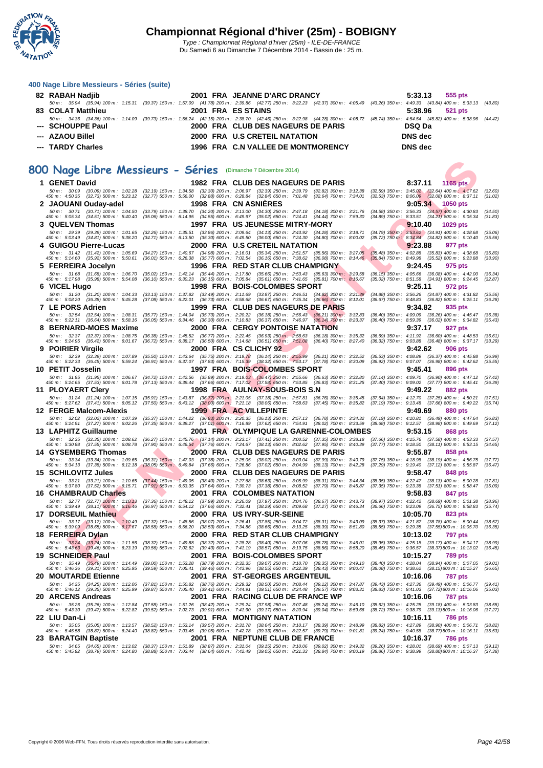# Championnat Régional d'hiver (25m) - BOBIGNY

*Type : Championnat Régional d'hiver (25m) - ILE-DE-FRANCE*
Du Samedi 6 au Dimanche 7 Décembre 2014 - Bassin de : 25 m.

### 400 Nage Libre Messieurs - Séries (suite)

**82 RABAH Nadjib** — 2001 FRA JEANNE D'ARC DRANCY — 5:33.13 — 555 pts
50 m : 35.94 (35.94) 100 m : 1:15.31 (39.37) 150 m : 1:57.09 (41.78) 200 m : 2:39.86 (42.77) 250 m : 3:22.23 (42.37) 300 m : 4:05.49 (43.26) 350 m : 4:49.33 (43.84) 400 m : 5:33.13 (43.80)

**83 COLAT Matthieu** — 2001 FRA ES STAINS — 5:38.96 — 521 pts
50 m : 34.36 (34.36) 100 m : 1:14.09 (39.73) 150 m : 1:56.24 (42.15) 200 m : 2:38.70 (42.46) 250 m : 3:22.98 (44.28) 300 m : 4:08.72 (45.74) 350 m : 4:54.54 (45.82) 400 m : 5:38.96 (44.42)

**--- SCHOUPPE Paul** — 2000 FRA CLUB DES NAGEURS DE PARIS — DSQ Da

**--- AZAOU Billel** — 2000 FRA U.S CRETEIL NATATION — DNS dec

**--- TARDY Charles** — 1996 FRA C.N VALLEE DE MONTMORENCY — DNS dec

## 800 Nage Libre Messieurs - Séries (Dimanche 7 Décembre 2014)

**1 GENET David** — 1982 FRA CLUB DES NAGEURS DE PARIS — 8:37.11 — 1165 pts
50 m : 30.09 (30.09) 100 m : 1:02.28 (32.19) 150 m : 1:34.58 (32.30) 200 m : 2:06.97 (32.39) 250 m : 2:39.79 (32.82) 300 m : 3:12.38 (32.59) 350 m : 3:45.02 (32.64) 400 m : 4:17.62 (32.60)
450 m : 4:50.35 (32.73) 500 m : 5:23.12 (32.77) 550 m : 5:56.00 (32.88) 600 m : 6:28.84 (32.84) 650 m : 7:01.48 (32.64) 700 m : 7:34.01 (32.53) 750 m : 8:06.09 (32.08) 800 m : 8:37.11 (31.02)

**2 JAOUANI Ouday-adel** — 1998 FRA CN ASNIÈRES — 9:05.34 — 1050 pts
50 m : 30.71 (30.71) 100 m : 1:04.50 (33.79) 150 m : 1:38.70 (34.20) 200 m : 2:13.00 (34.30) 250 m : 2:47.18 (34.18) 300 m : 3:21.76 (34.58) 350 m : 3:56.33 (34.57) 400 m : 4:30.83 (34.50)
450 m : 5:05.34 (34.51) 500 m : 5:40.40 (35.06) 550 m : 6:14.95 (34.55) 600 m : 6:49.97 (35.02) 650 m : 7:24.41 (34.44) 700 m : 7:59.30 (34.89) 750 m : 8:33.51 (34.21) 800 m : 9:05.34 (31.83)

**3 QUELVEN Thomas** — 1997 FRA US JEUNESSE MITRY-MORY — 9:10.40 — 1029 pts
50 m : 29.39 (29.39) 100 m : 1:01.65 (32.26) 150 m : 1:35.51 (33.86) 200 m : 2:09.64 (34.13) 250 m : 2:43.92 (34.28) 300 m : 3:18.71 (34.79) 350 m : 3:53.62 (34.91) 400 m : 4:28.68 (35.06)
450 m : 5:03.49 (34.81) 500 m : 5:38.20 (34.71) 550 m : 6:13.50 (35.30) 600 m : 6:49.50 (36.00) 650 m : 7:24.30 (34.80) 700 m : 8:00.02 (35.72) 750 m : 8:34.84 (34.82) 800 m : 9:10.40 (35.56)

**4 GUIGOU Pierre-Lucas** — 2000 FRA U.S CRETEIL NATATION — 9:23.88 — 977 pts
50 m : 31.42 (31.42) 100 m : 1:05.69 (34.27) 150 m : 1:40.67 (34.98) 200 m : 2:16.01 (35.34) 250 m : 2:51.57 (35.56) 300 m : 3:27.05 (35.48) 350 m : 4:02.88 (35.83) 400 m : 4:38.68 (35.80)
450 m : 5:14.60 (35.92) 500 m : 5:50.61 (36.01) 550 m : 6:26.38 (35.77) 600 m : 7:02.54 (36.16) 650 m : 7:38.62 (36.08) 700 m : 8:14.46 (35.84) 750 m : 8:49.98 (35.52) 800 m : 9:23.88 (33.90)

**5 FERREIRA Jocelyn** — 1996 FRA RED STAR CLUB CHAMPIGNY — 9:24.45 — 975 pts
50 m : 31.68 (31.68) 100 m : 1:06.70 (35.02) 150 m : 1:42.14 (35.44) 200 m : 2:17.80 (35.66) 250 m : 2:53.43 (35.63) 300 m : 3:29.58 (36.15) 350 m : 4:05.66 (36.08) 400 m : 4:42.00 (36.34)
450 m : 5:17.98 (35.98) 500 m : 5:54.08 (36.10) 550 m : 6:30.23 (36.15) 600 m : 7:05.84 (35.61) 650 m : 7:41.65 (35.81) 700 m : 8:16.67 (35.02) 750 m : 8:51.58 (34.91) 800 m : 9:24.45 (32.87)

**6 VICEL Hugo** — 1998 FRA BOIS-COLOMBES SPORT — 9:25.11 — 972 pts
50 m : 31.20 (31.20) 100 m : 1:04.33 (33.13) 150 m : 1:37.82 (33.49) 200 m : 2:11.69 (33.87) 250 m : 2:46.51 (34.82) 300 m : 3:21.39 (34.88) 350 m : 3:56.26 (34.87) 400 m : 4:31.82 (35.56)
450 m : 5:08.20 (36.38) 500 m : 5:45.28 (37.08) 550 m : 6:22.01 (36.73) 600 m : 6:58.68 (36.67) 650 m : 7:35.34 (36.66) 700 m : 8:12.01 (36.67) 750 m : 8:48.83 (36.82) 800 m : 9:25.11 (36.28)

**7 LE PORS Adrien** — 1999 FRA CLUB DES NAGEURS DE PARIS — 9:34.82 — 935 pts
50 m : 32.54 (32.54) 100 m : 1:08.31 (35.77) 150 m : 1:44.04 (35.73) 200 m : 2:20.22 (36.18) 250 m : 2:56.43 (36.21) 300 m : 3:32.83 (36.40) 350 m : 4:09.09 (36.26) 400 m : 4:45.47 (36.38)
450 m : 5:22.11 (36.64) 500 m : 5:58.16 (36.05) 550 m : 6:34.46 (36.30) 600 m : 7:10.83 (36.37) 650 m : 7:46.97 (36.14) 700 m : 8:23.37 (36.40) 750 m : 8:59.39 (36.02) 800 m : 9:34.82 (35.43)

**8 BERNARD-MOES Maxime** — 2000 FRA CERGY PONTOISE NATATION — 9:37.17 — 927 pts
50 m : 32.37 (32.37) 100 m : 1:08.75 (36.38) 150 m : 1:45.52 (36.77) 200 m : 2:22.45 (36.93) 250 m : 2:58.63 (36.18) 300 m : 3:35.32 (36.69) 350 m : 4:11.92 (36.60) 400 m : 4:48.53 (36.61)
450 m : 5:24.95 (36.42) 500 m : 6:01.67 (36.72) 550 m : 6:38.17 (36.50) 600 m : 7:14.68 (36.51) 650 m : 7:51.08 (36.40) 700 m : 8:27.40 (36.32) 750 m : 9:03.88 (36.48) 800 m : 9:37.17 (33.29)

**9 POIRIER Virgile** — 2000 FRA CS CLICHY 92 — 9:42.62 — 906 pts
50 m : 32.39 (32.39) 100 m : 1:07.89 (35.50) 150 m : 1:43.64 (35.75) 200 m : 2:19.78 (36.14) 250 m : 2:55.99 (36.21) 300 m : 3:32.52 (36.53) 350 m : 4:08.89 (36.37) 400 m : 4:45.88 (36.99)
450 m : 5:22.33 (36.45) 500 m : 5:59.24 (36.91) 550 m : 6:37.07 (37.83) 600 m : 7:15.39 (38.32) 650 m : 7:53.17 (37.78) 700 m : 8:30.09 (36.92) 750 m : 9:07.07 (36.98) 800 m : 9:42.62 (35.55)

**10 PETIT Josselin** — 1997 FRA BOIS-COLOMBES SPORT — 9:45.41 — 896 pts
50 m : 31.95 (31.95) 100 m : 1:06.67 (34.72) 150 m : 1:42.56 (35.89) 200 m : 2:19.03 (36.47) 250 m : 2:55.66 (36.63) 300 m : 3:32.80 (37.14) 350 m : 4:09.70 (36.90) 400 m : 4:47.12 (37.42)
450 m : 5:24.65 (37.53) 500 m : 6:01.78 (37.13) 550 m : 6:39.44 (37.66) 600 m : 7:17.02 (37.58) 650 m : 7:53.85 (36.83) 700 m : 8:31.25 (37.40) 750 m : 9:09.02 (37.77) 800 m : 9:45.41 (36.39)

**11 PLOYAERT Clery** — 1998 FRA AULNAY-SOUS-BOIS S.N — 9:49.22 — 882 pts
50 m : 31.24 (31.24) 100 m : 1:07.15 (35.91) 150 m : 1:43.87 (36.72) 200 m : 2:21.05 (37.18) 250 m : 2:57.81 (36.76) 300 m : 3:35.45 (37.64) 350 m : 4:12.70 (37.25) 400 m : 4:50.21 (37.51)
450 m : 5:27.62 (37.41) 500 m : 6:05.12 (37.50) 550 m : 6:43.12 (38.00) 600 m : 7:21.18 (38.06) 650 m : 7:58.63 (37.45) 700 m : 8:35.82 (37.19) 750 m : 9:13.48 (37.66) 800 m : 9:49.22 (35.74)

**12 FERGE Malcom-Alexis** — 1999 FRA AC VILLEPINTE — 9:49.69 — 880 pts
50 m : 32.02 (32.02) 100 m : 1:07.39 (35.37) 150 m : 1:44.22 (36.83) 200 m : 2:20.35 (36.13) 250 m : 2:57.13 (36.78) 300 m : 3:34.32 (37.19) 350 m : 4:10.81 (36.49) 400 m : 4:47.64 (36.83)
450 m : 5:24.91 (37.27) 500 m : 6:02.26 (37.35) 550 m : 6:39.27 (37.01) 600 m : 7:16.89 (37.62) 650 m : 7:54.91 (38.02) 700 m : 8:33.59 (38.68) 750 m : 9:12.57 (38.98) 800 m : 9:49.69 (37.12)

**13 LAPHITZ Guillaume** — 2001 FRA OLYMPIQUE LA GARENNE-COLOMBES — 9:53.15 — 868 pts
50 m : 32.35 (32.35) 100 m : 1:08.62 (36.27) 150 m : 1:45.76 (37.14) 200 m : 2:23.17 (37.41) 250 m : 3:00.52 (37.35) 300 m : 3:38.18 (37.66) 350 m : 4:15.76 (37.58) 400 m : 4:53.33 (37.57)
450 m : 5:30.88 (37.55) 500 m : 6:08.78 (37.90) 550 m : 6:46.54 (37.76) 600 m : 7:24.67 (38.13) 650 m : 8:02.62 (37.95) 700 m : 8:40.39 (37.77) 750 m : 9:18.50 (38.11) 800 m : 9:53.15 (34.65)

**14 GYSEMBERG Thomas** — 2000 FRA CLUB DES NAGEURS DE PARIS — 9:55.87 — 858 pts
50 m : 33.34 (33.34) 100 m : 1:09.65 (36.31) 150 m : 1:47.03 (37.38) 200 m : 2:25.05 (38.02) 250 m : 3:03.04 (37.99) 300 m : 3:40.79 (37.75) 350 m : 4:18.98 (38.19) 400 m : 4:56.75 (37.77)
450 m : 5:34.13 (37.38) 500 m : 6:12.18 (38.05) 550 m : 6:49.84 (37.66) 600 m : 7:26.86 (37.02) 650 m : 8:04.99 (38.13) 700 m : 8:42.28 (37.29) 750 m : 9:19.40 (37.12) 800 m : 9:55.87 (36.47)

**15 SCHILOVITZ Jules** — 2000 FRA CLUB DES NAGEURS DE PARIS — 9:58.47 — 848 pts
50 m : 33.21 (33.21) 100 m : 1:10.65 (37.44) 150 m : 1:49.05 (38.40) 200 m : 2:27.68 (38.63) 250 m : 3:05.99 (38.31) 300 m : 3:44.34 (38.35) 350 m : 4:22.47 (38.13) 400 m : 5:00.28 (37.81)
450 m : 5:37.80 (37.52) 500 m : 6:15.71 (37.91) 550 m : 6:53.35 (37.64) 600 m : 7:30.73 (37.38) 650 m : 8:08.52 (37.79) 700 m : 8:45.87 (37.35) 750 m : 9:23.38 (37.51) 800 m : 9:58.47 (35.09)

**16 CHAMBRAUD Charles** — 2001 FRA COLOMBES NATATION — 9:58.83 — 847 pts
50 m : 32.77 (32.77) 100 m : 1:10.13 (37.36) 150 m : 1:48.12 (37.99) 200 m : 2:26.09 (37.97) 250 m : 3:04.76 (38.67) 300 m : 3:43.73 (38.97) 350 m : 4:22.42 (38.69) 400 m : 5:01.38 (38.96)
450 m : 5:39.49 (38.11) 500 m : 6:16.46 (36.97) 550 m : 6:54.12 (37.66) 600 m : 7:32.41 (38.29) 650 m : 8:09.68 (37.27) 700 m : 8:46.34 (36.66) 750 m : 9:23.09 (36.75) 800 m : 9:58.83 (35.74)

**17 DORSEUIL Mathieu** — 2000 FRA US IVRY-SUR-SEINE — 10:05.70 — 823 pts
50 m : 33.17 (33.17) 100 m : 1:10.49 (37.32) 150 m : 1:48.56 (38.07) 200 m : 2:26.41 (37.85) 250 m : 3:04.72 (38.31) 300 m : 3:43.09 (38.37) 350 m : 4:21.87 (38.78) 400 m : 5:00.44 (38.57)
450 m : 5:39.09 (38.65) 500 m : 6:17.67 (38.58) 550 m : 6:56.20 (38.53) 600 m : 7:34.86 (38.66) 650 m : 8:13.25 (38.39) 700 m : 8:51.80 (38.55) 750 m : 9:29.35 (37.55) 800 m : 10:05.70 (36.35)

**18 FERREIRA Dylan** — 2000 FRA RED STAR CLUB CHAMPIGNY — 10:13.02 — 797 pts
50 m : 33.24 (33.24) 100 m : 1:11.56 (38.32) 150 m : 1:49.88 (38.32) 200 m : 2:28.28 (38.40) 250 m : 3:07.06 (38.78) 300 m : 3:46.01 (38.95) 350 m : 4:25.18 (39.17) 400 m : 5:04.17 (38.99)
450 m : 5:43.63 (39.46) 500 m : 6:23.19 (39.56) 550 m : 7:02.62 (39.43) 600 m : 7:41.19 (38.57) 650 m : 8:19.75 (38.56) 700 m : 8:58.20 (38.45) 750 m : 9:36.57 (38.37) 800 m : 10:13.02 (36.45)

**19 SCHNEIDER Paul** — 2001 FRA BOIS-COLOMBES SPORT — 10:15.27 — 789 pts
50 m : 35.49 (35.49) 100 m : 1:14.49 (39.00) 150 m : 1:53.28 (38.79) 200 m : 2:32.35 (39.07) 250 m : 3:10.70 (38.35) 300 m : 3:49.10 (38.40) 350 m : 4:28.04 (38.94) 400 m : 5:07.05 (39.01)
450 m : 5:46.36 (39.31) 500 m : 6:25.95 (39.59) 550 m : 7:05.41 (39.46) 600 m : 7:43.96 (38.55) 650 m : 8:22.39 (38.43) 700 m : 9:00.47 (38.08) 750 m : 9:38.62 (38.15) 800 m : 10:15.27 (36.65)

**20 MOUTARDE Etienne** — 2001 FRA ST-GEORGES ARGENTEUIL — 10:16.06 — 787 pts
50 m : 34.25 (34.25) 100 m : 1:12.06 (37.81) 150 m : 1:50.82 (38.76) 200 m : 2:29.32 (38.50) 250 m : 3:08.44 (39.12) 300 m : 3:47.87 (39.43) 350 m : 4:27.36 (39.49) 400 m : 5:06.77 (39.41)
450 m : 5:46.12 (39.35) 500 m : 6:25.99 (39.87) 550 m : 7:05.40 (39.41) 600 m : 7:44.91 (39.51) 650 m : 8:24.48 (39.57) 700 m : 9:03.31 (38.83) 750 m : 9:41.03 (37.72) 800 m : 10:16.06 (35.03)

**20 ARCENS Andreas** — 2001 FRA RACING CLUB DE FRANCE WP — 10:16.06 — 787 pts
50 m : 35.26 (35.26) 100 m : 1:12.84 (37.58) 150 m : 1:51.26 (38.42) 200 m : 2:29.24 (37.98) 250 m : 3:07.48 (38.24) 300 m : 3:46.10 (38.62) 350 m : 4:25.28 (39.18) 400 m : 5:03.83 (38.55)
450 m : 5:43.30 (39.47) 500 m : 6:22.82 (39.52) 550 m : 7:02.73 (39.91) 600 m : 7:41.90 (39.17) 650 m : 8:20.94 (39.04) 700 m : 8:59.66 (38.72) 750 m : 9:38.79 (39.13) 800 m : 10:16.06 (37.27)

**22 LIU Dan-Li** — 2001 FRA MONTIGNY NATATION — 10:16.11 — 786 pts
50 m : 35.05 (35.05) 100 m : 1:13.57 (38.52) 150 m : 1:53.14 (39.57) 200 m : 2:31.78 (38.64) 250 m : 3:10.17 (38.39) 300 m : 3:48.99 (38.82) 350 m : 4:27.89 (38.90) 400 m : 5:06.71 (38.82)
450 m : 5:45.58 (38.87) 500 m : 6:24.40 (38.82) 550 m : 7:03.45 (39.05) 600 m : 7:42.78 (39.33) 650 m : 8:22.57 (39.79) 700 m : 9:01.81 (39.24) 750 m : 9:40.58 (38.77) 800 m : 10:16.11 (35.53)

**23 BARATGIN Baptiste** — 2001 FRA NEPTUNE CLUB DE FRANCE — 10:16.37 — 786 pts
50 m : 34.65 (34.65) 100 m : 1:13.02 (38.37) 150 m : 1:51.89 (38.87) 200 m : 2:31.04 (39.15) 250 m : 3:10.06 (39.02) 300 m : 3:49.32 (39.26) 350 m : 4:28.01 (38.69) 400 m : 5:07.13 (39.12)
450 m : 5:45.92 (38.79) 500 m : 6:24.80 (38.88) 550 m : 7:03.44 (38.64) 600 m : 7:42.49 (39.05) 650 m : 8:21.33 (38.84) 700 m : 9:00.19 (38.86) 750 m : 9:38.99 (38.80) 800 m : 10:16.37 (37.38)

Copyright © 2006 Web-FFN. Tous droits réservés reproduction interdite sans autorisation.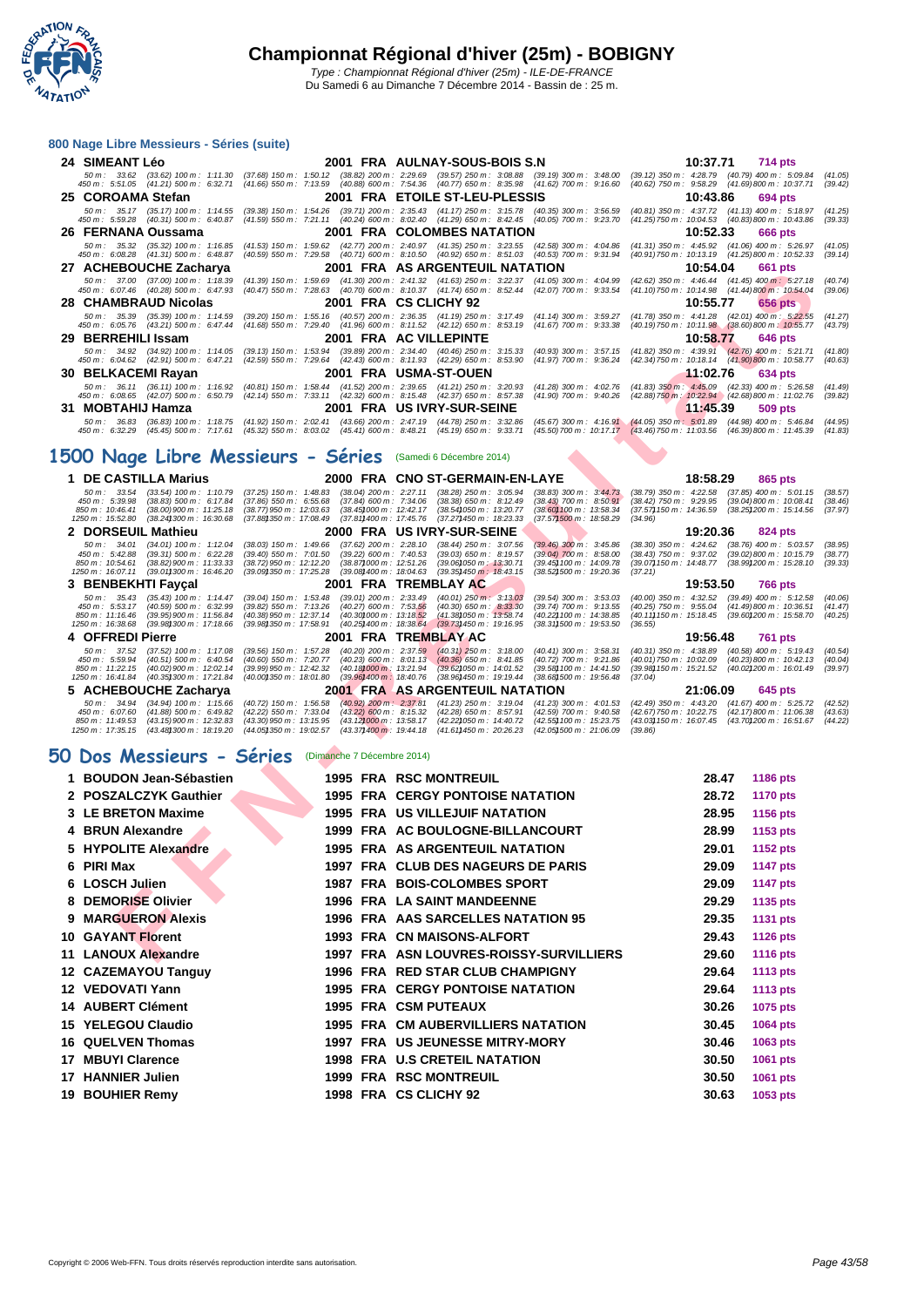# Championnat Régional d'hiver (25m) - BOBIGNY

Type : Championnat Régional d'hiver (25m) - ILE-DE-FRANCE
Du Samedi 6 au Dimanche 7 Décembre 2014 - Bassin de : 25 m.

## 800 Nage Libre Messieurs - Séries (suite)

**24 SIMEANT Léo** — 2001 FRA AULNAY-SOUS-BOIS S.N — 10:37.71 — 714 pts

50 m : 33.62 (33.62) 100 m : 1:11.30 (37.68) 150 m : 1:50.12 (38.82) 200 m : 2:29.69 (39.57) 250 m : 3:08.88 (39.19) 300 m : 3:48.00 (39.12) 350 m : 4:28.79 (40.79) 400 m : 5:09.84 (41.05)
450 m : 5:51.05 (41.21) 500 m : 6:32.71 (41.66) 550 m : 7:13.59 (40.88) 600 m : 7:54.36 (40.77) 650 m : 8:35.98 (41.62) 700 m : 9:16.60 (40.62) 750 m : 9:58.29 (41.69) 800 m : 10:37.71 (39.42)

**25 COROAMA Stefan** — 2001 FRA ETOILE ST-LEU-PLESSIS — 10:43.86 — 694 pts

50 m : 35.17 (35.17) 100 m : 1:14.55 (39.38) 150 m : 1:54.26 (39.71) 200 m : 2:35.43 (41.17) 250 m : 3:15.78 (40.35) 300 m : 3:56.59 (40.81) 350 m : 4:37.72 (41.13) 400 m : 5:18.97 (41.25)
450 m : 5:59.28 (40.31) 500 m : 6:40.87 (41.59) 550 m : 7:21.11 (40.24) 600 m : 8:02.40 (41.29) 650 m : 8:42.45 (40.05) 700 m : 9:23.70 (41.25) 750 m : 10:04.53 (40.83) 800 m : 10:43.86 (39.33)

**26 FERNANA Oussama** — 2001 FRA COLOMBES NATATION — 10:52.33 — 666 pts

50 m : 35.32 (35.32) 100 m : 1:16.85 (41.53) 150 m : 1:59.62 (42.77) 200 m : 2:40.97 (41.35) 250 m : 3:23.55 (42.58) 300 m : 4:04.86 (41.31) 350 m : 4:45.92 (41.06) 400 m : 5:26.97 (41.05)
450 m : 6:08.28 (41.31) 500 m : 6:48.87 (40.59) 550 m : 7:29.58 (40.71) 600 m : 8:10.50 (40.92) 650 m : 8:51.03 (40.53) 700 m : 9:31.94 (40.91) 750 m : 10:13.19 (41.25) 800 m : 10:52.33 (39.14)

**27 ACHEBOUCHE Zacharya** — 2001 FRA AS ARGENTEUIL NATATION — 10:54.04 — 661 pts

50 m : 37.00 (37.00) 100 m : 1:18.39 (41.39) 150 m : 1:59.69 (41.30) 200 m : 2:41.32 (41.63) 250 m : 3:22.37 (41.05) 300 m : 4:04.99 (42.62) 350 m : 4:46.44 (41.45) 400 m : 5:27.18 (40.74)
450 m : 6:07.46 (40.28) 500 m : 6:47.93 (40.47) 550 m : 7:28.63 (40.70) 600 m : 8:10.37 (41.74) 650 m : 8:52.44 (42.07) 700 m : 9:33.54 (41.10) 750 m : 10:14.98 (41.44) 800 m : 10:54.04 (39.06)

**28 CHAMBRAUD Nicolas** — 2001 FRA CS CLICHY 92 — 10:55.77 — 656 pts

50 m : 35.39 (35.39) 100 m : 1:14.59 (39.20) 150 m : 1:55.16 (40.57) 200 m : 2:36.35 (41.19) 250 m : 3:17.49 (41.14) 300 m : 3:59.27 (41.78) 350 m : 4:41.28 (42.01) 400 m : 5:22.55 (41.27)
450 m : 6:05.76 (43.21) 500 m : 6:47.44 (41.68) 550 m : 7:29.40 (41.96) 600 m : 8:11.52 (42.12) 650 m : 8:53.19 (41.67) 700 m : 9:33.38 (40.19) 750 m : 10:11.98 (38.60) 800 m : 10:55.77 (43.79)

**29 BERREHILI Issam** — 2001 FRA AC VILLEPINTE — 10:58.77 — 646 pts

50 m : 34.92 (34.92) 100 m : 1:14.05 (39.13) 150 m : 1:53.94 (39.89) 200 m : 2:34.40 (40.46) 250 m : 3:15.33 (40.93) 300 m : 3:57.15 (41.82) 350 m : 4:39.91 (42.76) 400 m : 5:21.71 (41.80)
450 m : 6:04.62 (42.91) 500 m : 6:47.21 (42.59) 550 m : 7:29.64 (42.43) 600 m : 8:11.93 (42.29) 650 m : 8:53.90 (41.97) 700 m : 9:36.24 (42.34) 750 m : 10:18.14 (41.90) 800 m : 10:58.77 (40.63)

**30 BELKACEMI Rayan** — 2001 FRA USMA-ST-OUEN — 11:02.76 — 634 pts

50 m : 36.11 (36.11) 100 m : 1:16.92 (40.81) 150 m : 1:58.44 (41.52) 200 m : 2:39.65 (41.21) 250 m : 3:20.93 (41.28) 300 m : 4:02.76 (41.83) 350 m : 4:45.09 (42.33) 400 m : 5:26.58 (41.49)
450 m : 6:08.65 (42.07) 500 m : 6:50.79 (42.14) 550 m : 7:33.11 (42.32) 600 m : 8:15.48 (42.37) 650 m : 8:57.38 (41.90) 700 m : 9:40.26 (42.88) 750 m : 10:22.94 (42.68) 800 m : 11:02.76 (39.82)

**31 MOBTAHIJ Hamza** — 2001 FRA US IVRY-SUR-SEINE — 11:45.39 — 509 pts

50 m : 36.83 (36.83) 100 m : 1:18.75 (41.92) 150 m : 2:02.41 (43.66) 200 m : 2:47.19 (44.78) 250 m : 3:32.86 (45.67) 300 m : 4:16.91 (44.05) 350 m : 5:01.89 (44.98) 400 m : 5:46.84 (44.95)
450 m : 6:32.29 (45.45) 500 m : 7:17.61 (45.32) 550 m : 8:03.02 (45.41) 600 m : 8:48.21 (45.19) 650 m : 9:33.71 (45.50) 700 m : 10:17.17 (43.46) 750 m : 11:03.56 (46.39) 800 m : 11:45.39 (41.83)

## 1500 Nage Libre Messieurs - Séries (Samedi 6 Décembre 2014)

**1 DE CASTILLA Marius** — 2000 FRA CNO ST-GERMAIN-EN-LAYE — 18:58.29 — 865 pts

50 m : 33.54 (33.54) 100 m : 1:10.79 (37.25) 150 m : 1:48.83 (38.04) 200 m : 2:27.11 (38.28) 250 m : 3:05.94 (38.83) 300 m : 3:44.73 (38.79) 350 m : 4:22.58 (37.85) 400 m : 5:01.15 (38.57)
450 m : 5:39.98 (38.83) 500 m : 6:17.84 (37.86) 550 m : 6:55.68 (37.84) 600 m : 7:34.06 (38.38) 650 m : 8:12.49 (38.43) 700 m : 8:50.91 (38.42) 750 m : 9:29.95 (39.04) 800 m : 10:08.41 (38.46)
850 m : 10:46.41 (38.00) 900 m : 11:25.18 (38.77) 950 m : 12:03.63 (38.45) 1000 m : 12:42.17 (38.54) 1050 m : 13:20.77 (38.60) 1100 m : 13:58.34 (37.57) 1150 m : 14:36.59 (38.25) 1200 m : 15:14.56 (37.97)
1250 m : 15:52.80 (38.24) 1300 m : 16:30.68 (37.88) 1350 m : 17:08.49 (37.81) 1400 m : 17:45.76 (37.27) 1450 m : 18:23.33 (37.57) 1500 m : 18:58.29 (34.96)

**2 DORSEUIL Mathieu** — 2000 FRA US IVRY-SUR-SEINE — 19:20.36 — 824 pts

50 m : 34.01 (34.01) 100 m : 1:12.04 (38.03) 150 m : 1:49.66 (37.62) 200 m : 2:28.10 (38.44) 250 m : 3:07.56 (39.46) 300 m : 3:45.86 (38.30) 350 m : 4:24.62 (38.76) 400 m : 5:03.57 (38.95)
450 m : 5:42.88 (39.31) 500 m : 6:22.28 (39.40) 550 m : 7:01.50 (39.22) 600 m : 7:40.53 (39.03) 650 m : 8:19.57 (39.04) 700 m : 8:58.00 (38.43) 750 m : 9:37.02 (39.02) 800 m : 10:15.79 (38.77)
850 m : 10:54.61 (38.82) 900 m : 11:33.33 (38.72) 950 m : 12:12.20 (38.87) 1000 m : 12:51.26 (39.06) 1050 m : 13:30.71 (39.45) 1100 m : 14:09.78 (39.07) 1150 m : 14:48.77 (38.99) 1200 m : 15:28.10 (39.33)
1250 m : 16:07.11 (39.01) 1300 m : 16:46.20 (39.09) 1350 m : 17:25.28 (39.08) 1400 m : 18:04.63 (39.35) 1450 m : 18:43.15 (38.52) 1500 m : 19:20.36 (37.21)

**3 BENBEKHTI Fayçal** — 2001 FRA TREMBLAY AC — 19:53.50 — 766 pts

50 m : 35.43 (35.43) 100 m : 1:14.47 (39.04) 150 m : 1:53.48 (39.01) 200 m : 2:33.49 (40.01) 250 m : 3:13.03 (39.54) 300 m : 3:53.03 (40.00) 350 m : 4:32.52 (39.49) 400 m : 5:12.58 (40.06)
450 m : 5:53.17 (40.59) 500 m : 6:32.99 (39.82) 550 m : 7:13.26 (40.27) 600 m : 7:53.56 (40.30) 650 m : 8:33.30 (39.74) 700 m : 9:13.55 (40.25) 750 m : 9:55.04 (41.49) 800 m : 10:36.51 (41.47)
850 m : 11:16.46 (39.95) 900 m : 11:56.84 (40.38) 950 m : 12:37.14 (40.30) 1000 m : 13:18.52 (41.38) 1050 m : 13:58.74 (40.22) 1100 m : 14:38.85 (40.11) 1150 m : 15:18.45 (39.60) 1200 m : 15:58.70 (40.25)
1250 m : 16:38.68 (39.98) 1300 m : 17:18.66 (39.98) 1350 m : 17:58.91 (40.25) 1400 m : 18:38.64 (39.73) 1450 m : 19:16.95 (38.31) 1500 m : 19:53.50 (36.55)

**4 OFFREDI Pierre** — 2001 FRA TREMBLAY AC — 19:56.48 — 761 pts

50 m : 37.52 (37.52) 100 m : 1:17.08 (39.56) 150 m : 1:57.28 (40.20) 200 m : 2:37.59 (40.31) 250 m : 3:18.00 (40.41) 300 m : 3:58.31 (40.31) 350 m : 4:38.89 (40.58) 400 m : 5:19.43 (40.54)
450 m : 5:59.94 (40.51) 500 m : 6:40.54 (40.60) 550 m : 7:20.77 (40.23) 600 m : 8:01.13 (40.36) 650 m : 8:41.85 (40.72) 700 m : 9:21.86 (40.01) 750 m : 10:02.09 (40.23) 800 m : 10:42.13 (40.04)
850 m : 11:22.15 (40.02) 900 m : 12:02.14 (39.99) 950 m : 12:42.32 (40.18) 1000 m : 13:21.94 (39.62) 1050 m : 14:01.52 (39.58) 1100 m : 14:41.50 (39.98) 1150 m : 15:21.52 (40.02) 1200 m : 16:01.49 (39.97)
1250 m : 16:41.84 (40.35) 1300 m : 17:21.84 (40.00) 1350 m : 18:01.80 (39.96) 1400 m : 18:40.76 (38.96) 1450 m : 19:19.44 (38.68) 1500 m : 19:56.48 (37.04)

**5 ACHEBOUCHE Zacharya** — 2001 FRA AS ARGENTEUIL NATATION — 21:06.09 — 645 pts

50 m : 34.94 (34.94) 100 m : 1:15.66 (40.72) 150 m : 1:56.58 (40.92) 200 m : 2:37.81 (41.23) 250 m : 3:19.04 (41.23) 300 m : 4:01.53 (42.49) 350 m : 4:43.20 (41.67) 400 m : 5:25.72 (42.52)
450 m : 6:07.60 (41.88) 500 m : 6:49.82 (42.22) 550 m : 7:33.04 (43.22) 600 m : 8:15.32 (42.28) 650 m : 8:57.91 (42.59) 700 m : 9:40.58 (42.67) 750 m : 10:22.75 (42.17) 800 m : 11:06.38 (43.63)
850 m : 11:49.53 (43.15) 900 m : 12:32.83 (43.30) 950 m : 13:15.95 (43.12) 1000 m : 13:58.17 (42.22) 1050 m : 14:40.72 (42.55) 1100 m : 15:23.75 (43.03) 1150 m : 16:07.45 (43.70) 1200 m : 16:51.67 (44.22)
1250 m : 17:35.15 (43.48) 1300 m : 18:19.20 (44.05) 1350 m : 19:02.57 (43.37) 1400 m : 19:44.18 (41.61) 1450 m : 20:26.23 (42.05) 1500 m : 21:06.09 (39.86)

## 50 Dos Messieurs - Séries (Dimanche 7 Décembre 2014)

| Rang | Nom | Année | Nat. | Club | Temps | Points |
|---|---|---|---|---|---|---|
| 1 | BOUDON Jean-Sébastien | 1995 | FRA | RSC MONTREUIL | 28.47 | 1186 pts |
| 2 | POSZALCZYK Gauthier | 1995 | FRA | CERGY PONTOISE NATATION | 28.72 | 1170 pts |
| 3 | LE BRETON Maxime | 1995 | FRA | US VILLEJUIF NATATION | 28.95 | 1156 pts |
| 4 | BRUN Alexandre | 1999 | FRA | AC BOULOGNE-BILLANCOURT | 28.99 | 1153 pts |
| 5 | HYPOLITE Alexandre | 1995 | FRA | AS ARGENTEUIL NATATION | 29.01 | 1152 pts |
| 6 | PIRI Max | 1997 | FRA | CLUB DES NAGEURS DE PARIS | 29.09 | 1147 pts |
| 6 | LOSCH Julien | 1987 | FRA | BOIS-COLOMBES SPORT | 29.09 | 1147 pts |
| 8 | DEMORISE Olivier | 1996 | FRA | LA SAINT MANDEENNE | 29.29 | 1135 pts |
| 9 | MARGUERON Alexis | 1996 | FRA | AAS SARCELLES NATATION 95 | 29.35 | 1131 pts |
| 10 | GAYANT Florent | 1993 | FRA | CN MAISONS-ALFORT | 29.43 | 1126 pts |
| 11 | LANOUX Alexandre | 1997 | FRA | ASN LOUVRES-ROISSY-SURVILLIERS | 29.60 | 1116 pts |
| 12 | CAZEMAYOU Tanguy | 1996 | FRA | RED STAR CLUB CHAMPIGNY | 29.64 | 1113 pts |
| 12 | VEDOVATI Yann | 1995 | FRA | CERGY PONTOISE NATATION | 29.64 | 1113 pts |
| 14 | AUBERT Clément | 1995 | FRA | CSM PUTEAUX | 30.26 | 1075 pts |
| 15 | YELEGOU Claudio | 1995 | FRA | CM AUBERVILLIERS NATATION | 30.45 | 1064 pts |
| 16 | QUELVEN Thomas | 1997 | FRA | US JEUNESSE MITRY-MORY | 30.46 | 1063 pts |
| 17 | MBUYI Clarence | 1998 | FRA | U.S CRETEIL NATATION | 30.50 | 1061 pts |
| 17 | HANNIER Julien | 1999 | FRA | RSC MONTREUIL | 30.50 | 1061 pts |
| 19 | BOUHIER Remy | 1998 | FRA | CS CLICHY 92 | 30.63 | 1053 pts |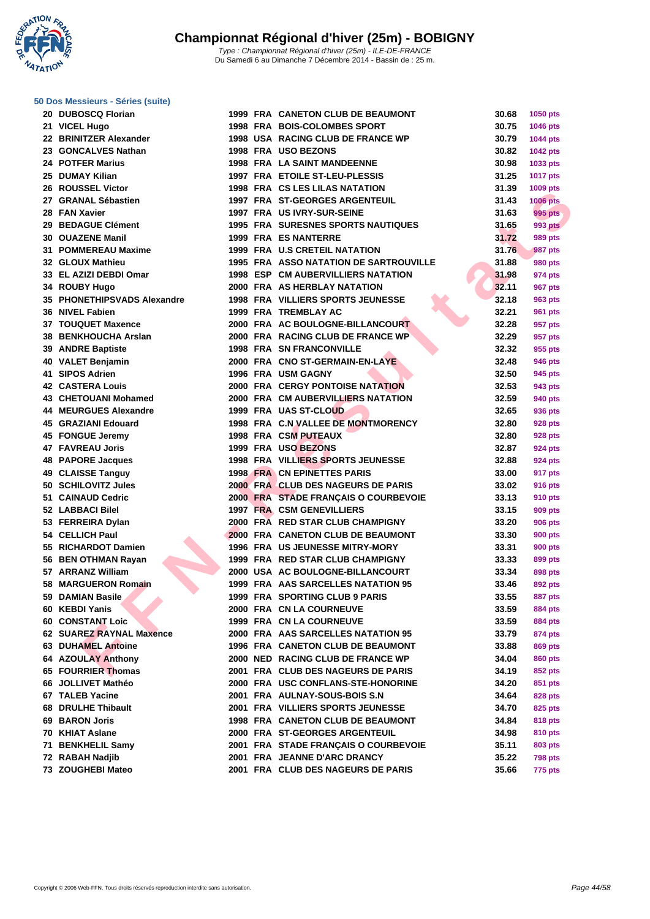# Championnat Régional d'hiver (25m) - BOBIGNY

*Type : Championnat Régional d'hiver (25m) - ILE-DE-FRANCE*
Du Samedi 6 au Dimanche 7 Décembre 2014 - Bassin de : 25 m.

### 50 Dos Messieurs - Séries (suite)

| Place | Nom | Année | Nat. | Club | Temps | Points |
|---|---|---|---|---|---|---|
| 20 | DUBOSCQ Florian | 1999 | FRA | CANETON CLUB DE BEAUMONT | 30.68 | 1050 pts |
| 21 | VICEL Hugo | 1998 | FRA | BOIS-COLOMBES SPORT | 30.75 | 1046 pts |
| 22 | BRINITZER Alexander | 1998 | USA | RACING CLUB DE FRANCE WP | 30.79 | 1044 pts |
| 23 | GONCALVES Nathan | 1998 | FRA | USO BEZONS | 30.82 | 1042 pts |
| 24 | POTFER Marius | 1998 | FRA | LA SAINT MANDEENNE | 30.98 | 1033 pts |
| 25 | DUMAY Kilian | 1997 | FRA | ETOILE ST-LEU-PLESSIS | 31.25 | 1017 pts |
| 26 | ROUSSEL Victor | 1998 | FRA | CS LES LILAS NATATION | 31.39 | 1009 pts |
| 27 | GRANAL Sébastien | 1997 | FRA | ST-GEORGES ARGENTEUIL | 31.43 | 1006 pts |
| 28 | FAN Xavier | 1997 | FRA | US IVRY-SUR-SEINE | 31.63 | 995 pts |
| 29 | BEDAGUE Clément | 1995 | FRA | SURESNES SPORTS NAUTIQUES | 31.65 | 993 pts |
| 30 | OUAZENE Manil | 1999 | FRA | ES NANTERRE | 31.72 | 989 pts |
| 31 | POMMEREAU Maxime | 1999 | FRA | U.S CRETEIL NATATION | 31.76 | 987 pts |
| 32 | GLOUX Mathieu | 1995 | FRA | ASSO NATATION DE SARTROUVILLE | 31.88 | 980 pts |
| 33 | EL AZIZI DEBDI Omar | 1998 | ESP | CM AUBERVILLIERS NATATION | 31.98 | 974 pts |
| 34 | ROUBY Hugo | 2000 | FRA | AS HERBLAY NATATION | 32.11 | 967 pts |
| 35 | PHONETHIPSVADS Alexandre | 1998 | FRA | VILLIERS SPORTS JEUNESSE | 32.18 | 963 pts |
| 36 | NIVEL Fabien | 1999 | FRA | TREMBLAY AC | 32.21 | 961 pts |
| 37 | TOUQUET Maxence | 2000 | FRA | AC BOULOGNE-BILLANCOURT | 32.28 | 957 pts |
| 38 | BENKHOUCHA Arslan | 2000 | FRA | RACING CLUB DE FRANCE WP | 32.29 | 957 pts |
| 39 | ANDRE Baptiste | 1998 | FRA | SN FRANCONVILLE | 32.32 | 955 pts |
| 40 | VALET Benjamin | 2000 | FRA | CNO ST-GERMAIN-EN-LAYE | 32.48 | 946 pts |
| 41 | SIPOS Adrien | 1996 | FRA | USM GAGNY | 32.50 | 945 pts |
| 42 | CASTERA Louis | 2000 | FRA | CERGY PONTOISE NATATION | 32.53 | 943 pts |
| 43 | CHETOUANI Mohamed | 2000 | FRA | CM AUBERVILLIERS NATATION | 32.59 | 940 pts |
| 44 | MEURGUES Alexandre | 1999 | FRA | UAS ST-CLOUD | 32.65 | 936 pts |
| 45 | GRAZIANI Edouard | 1998 | FRA | C.N VALLEE DE MONTMORENCY | 32.80 | 928 pts |
| 45 | FONGUE Jeremy | 1998 | FRA | CSM PUTEAUX | 32.80 | 928 pts |
| 47 | FAVREAU Joris | 1999 | FRA | USO BEZONS | 32.87 | 924 pts |
| 48 | PAPORE Jacques | 1998 | FRA | VILLIERS SPORTS JEUNESSE | 32.88 | 924 pts |
| 49 | CLAISSE Tanguy | 1998 | FRA | CN EPINETTES PARIS | 33.00 | 917 pts |
| 50 | SCHILOVITZ Jules | 2000 | FRA | CLUB DES NAGEURS DE PARIS | 33.02 | 916 pts |
| 51 | CAINAUD Cedric | 2000 | FRA | STADE FRANÇAIS O COURBEVOIE | 33.13 | 910 pts |
| 52 | LABBACI Bilel | 1997 | FRA | CSM GENEVILLIERS | 33.15 | 909 pts |
| 53 | FERREIRA Dylan | 2000 | FRA | RED STAR CLUB CHAMPIGNY | 33.20 | 906 pts |
| 54 | CELLICH Paul | 2000 | FRA | CANETON CLUB DE BEAUMONT | 33.30 | 900 pts |
| 55 | RICHARDOT Damien | 1996 | FRA | US JEUNESSE MITRY-MORY | 33.31 | 900 pts |
| 56 | BEN OTHMAN Rayan | 1999 | FRA | RED STAR CLUB CHAMPIGNY | 33.33 | 899 pts |
| 57 | ARRANZ William | 2000 | USA | AC BOULOGNE-BILLANCOURT | 33.34 | 898 pts |
| 58 | MARGUERON Romain | 1999 | FRA | AAS SARCELLES NATATION 95 | 33.46 | 892 pts |
| 59 | DAMIAN Basile | 1999 | FRA | SPORTING CLUB 9 PARIS | 33.55 | 887 pts |
| 60 | KEBDI Yanis | 2000 | FRA | CN LA COURNEUVE | 33.59 | 884 pts |
| 60 | CONSTANT Loic | 1999 | FRA | CN LA COURNEUVE | 33.59 | 884 pts |
| 62 | SUAREZ RAYNAL Maxence | 2000 | FRA | AAS SARCELLES NATATION 95 | 33.79 | 874 pts |
| 63 | DUHAMEL Antoine | 1996 | FRA | CANETON CLUB DE BEAUMONT | 33.88 | 869 pts |
| 64 | AZOULAY Anthony | 2000 | NED | RACING CLUB DE FRANCE WP | 34.04 | 860 pts |
| 65 | FOURRIER Thomas | 2001 | FRA | CLUB DES NAGEURS DE PARIS | 34.19 | 852 pts |
| 66 | JOLLIVET Mathéo | 2000 | FRA | USC CONFLANS-STE-HONORINE | 34.20 | 851 pts |
| 67 | TALEB Yacine | 2001 | FRA | AULNAY-SOUS-BOIS S.N | 34.64 | 828 pts |
| 68 | DRULHE Thibault | 2001 | FRA | VILLIERS SPORTS JEUNESSE | 34.70 | 825 pts |
| 69 | BARON Joris | 1998 | FRA | CANETON CLUB DE BEAUMONT | 34.84 | 818 pts |
| 70 | KHIAT Aslane | 2000 | FRA | ST-GEORGES ARGENTEUIL | 34.98 | 810 pts |
| 71 | BENKHELIL Samy | 2001 | FRA | STADE FRANÇAIS O COURBEVOIE | 35.11 | 803 pts |
| 72 | RABAH Nadjib | 2001 | FRA | JEANNE D'ARC DRANCY | 35.22 | 798 pts |
| 73 | ZOUGHEBI Mateo | 2001 | FRA | CLUB DES NAGEURS DE PARIS | 35.66 | 775 pts |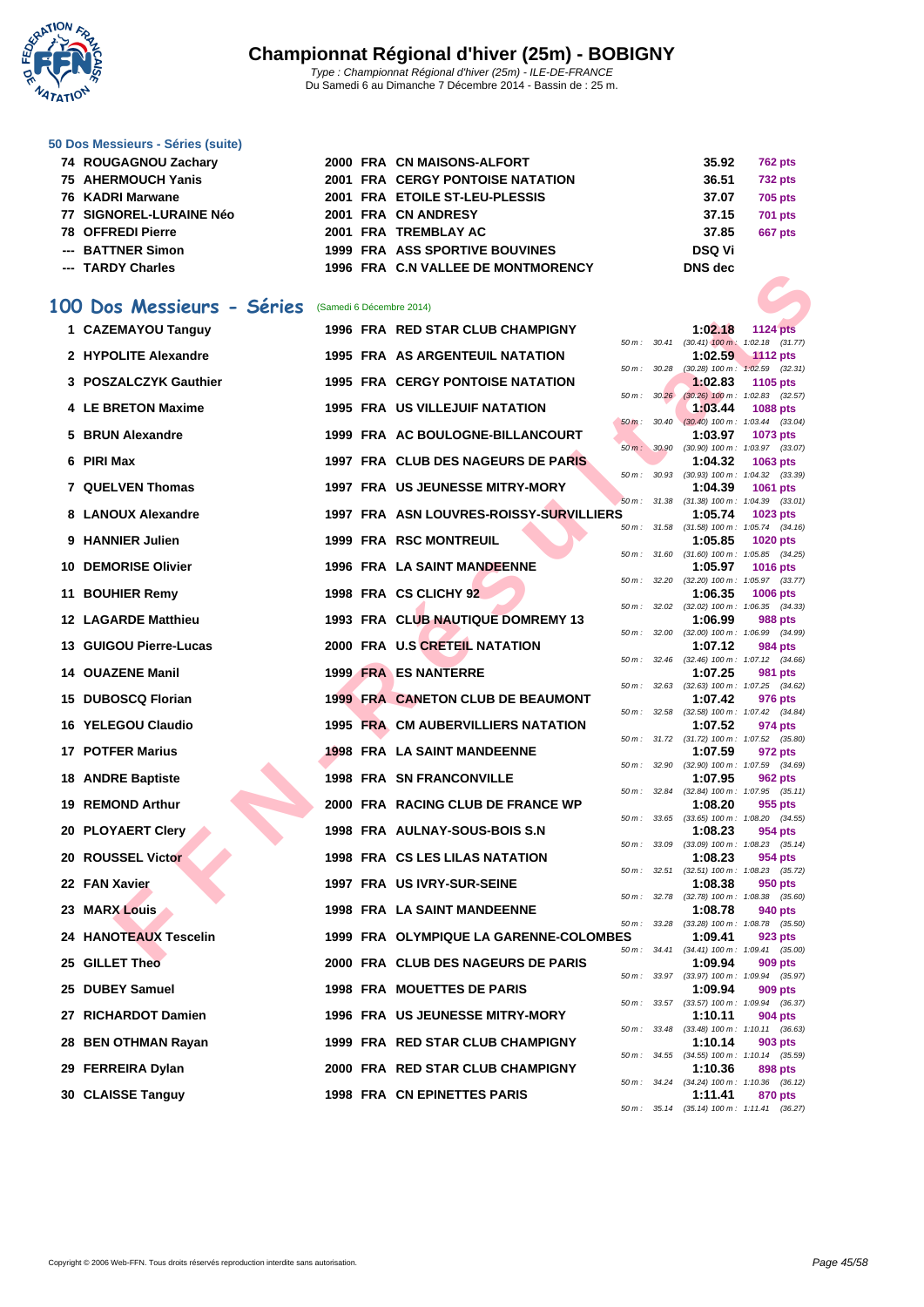# Championnat Régional d'hiver (25m) - BOBIGNY

*Type : Championnat Régional d'hiver (25m) - ILE-DE-FRANCE*
Du Samedi 6 au Dimanche 7 Décembre 2014 - Bassin de : 25 m.

### 50 Dos Messieurs - Séries (suite)

| | | | | | | |
|---|---|---|---|---|---|---|
| 74 | ROUGAGNOU Zachary | 2000 | FRA | CN MAISONS-ALFORT | 35.92 | 762 pts |
| 75 | AHERMOUCH Yanis | 2001 | FRA | CERGY PONTOISE NATATION | 36.51 | 732 pts |
| 76 | KADRI Marwane | 2001 | FRA | ETOILE ST-LEU-PLESSIS | 37.07 | 705 pts |
| 77 | SIGNOREL-LURAINE Néo | 2001 | FRA | CN ANDRESY | 37.15 | 701 pts |
| 78 | OFFREDI Pierre | 2001 | FRA | TREMBLAY AC | 37.85 | 667 pts |
| --- | BATTNER Simon | 1999 | FRA | ASS SPORTIVE BOUVINES | DSQ Vi | |
| --- | TARDY Charles | 1996 | FRA | C.N VALLEE DE MONTMORENCY | DNS dec | |

## 100 Dos Messieurs - Séries (Samedi 6 Décembre 2014)

| Rang | Nom | Année | Nat. | Club | Temps | Points | Intermédiaires |
|---|---|---|---|---|---|---|---|
| 1 | CAZEMAYOU Tanguy | 1996 | FRA | RED STAR CLUB CHAMPIGNY | 1:02.18 | 1124 pts | 50 m : 30.41 (30.41) 100 m : 1:02.18 (31.77) |
| 2 | HYPOLITE Alexandre | 1995 | FRA | AS ARGENTEUIL NATATION | 1:02.59 | 1112 pts | 50 m : 30.28 (30.28) 100 m : 1:02.59 (32.31) |
| 3 | POSZALCZYK Gauthier | 1995 | FRA | CERGY PONTOISE NATATION | 1:02.83 | 1105 pts | 50 m : 30.26 (30.26) 100 m : 1:02.83 (32.57) |
| 4 | LE BRETON Maxime | 1995 | FRA | US VILLEJUIF NATATION | 1:03.44 | 1088 pts | 50 m : 30.40 (30.40) 100 m : 1:03.44 (33.04) |
| 5 | BRUN Alexandre | 1999 | FRA | AC BOULOGNE-BILLANCOURT | 1:03.97 | 1073 pts | 50 m : 30.90 (30.90) 100 m : 1:03.97 (33.07) |
| 6 | PIRI Max | 1997 | FRA | CLUB DES NAGEURS DE PARIS | 1:04.32 | 1063 pts | 50 m : 30.93 (30.93) 100 m : 1:04.32 (33.39) |
| 7 | QUELVEN Thomas | 1997 | FRA | US JEUNESSE MITRY-MORY | 1:04.39 | 1061 pts | 50 m : 31.38 (31.38) 100 m : 1:04.39 (33.01) |
| 8 | LANOUX Alexandre | 1997 | FRA | ASN LOUVRES-ROISSY-SURVILLIERS | 1:05.74 | 1023 pts | 50 m : 31.58 (31.58) 100 m : 1:05.74 (34.16) |
| 9 | HANNIER Julien | 1999 | FRA | RSC MONTREUIL | 1:05.85 | 1020 pts | 50 m : 31.60 (31.60) 100 m : 1:05.85 (34.25) |
| 10 | DEMORISE Olivier | 1996 | FRA | LA SAINT MANDEENNE | 1:05.97 | 1016 pts | 50 m : 32.20 (32.20) 100 m : 1:05.97 (33.77) |
| 11 | BOUHIER Remy | 1998 | FRA | CS CLICHY 92 | 1:06.35 | 1006 pts | 50 m : 32.02 (32.02) 100 m : 1:06.35 (34.33) |
| 12 | LAGARDE Matthieu | 1993 | FRA | CLUB NAUTIQUE DOMREMY 13 | 1:06.99 | 988 pts | 50 m : 32.00 (32.00) 100 m : 1:06.99 (34.99) |
| 13 | GUIGOU Pierre-Lucas | 2000 | FRA | U.S CRETEIL NATATION | 1:07.12 | 984 pts | 50 m : 32.46 (32.46) 100 m : 1:07.12 (34.66) |
| 14 | OUAZENE Manil | 1999 | FRA | ES NANTERRE | 1:07.25 | 981 pts | 50 m : 32.63 (32.63) 100 m : 1:07.25 (34.62) |
| 15 | DUBOSCQ Florian | 1999 | FRA | CANETON CLUB DE BEAUMONT | 1:07.42 | 976 pts | 50 m : 32.58 (32.58) 100 m : 1:07.42 (34.84) |
| 16 | YELEGOU Claudio | 1995 | FRA | CM AUBERVILLIERS NATATION | 1:07.52 | 974 pts | 50 m : 31.72 (31.72) 100 m : 1:07.52 (35.80) |
| 17 | POTFER Marius | 1998 | FRA | LA SAINT MANDEENNE | 1:07.59 | 972 pts | 50 m : 32.90 (32.90) 100 m : 1:07.59 (34.69) |
| 18 | ANDRE Baptiste | 1998 | FRA | SN FRANCONVILLE | 1:07.95 | 962 pts | 50 m : 32.84 (32.84) 100 m : 1:07.95 (35.11) |
| 19 | REMOND Arthur | 2000 | FRA | RACING CLUB DE FRANCE WP | 1:08.20 | 955 pts | 50 m : 33.65 (33.65) 100 m : 1:08.20 (34.55) |
| 20 | PLOYAERT Clery | 1998 | FRA | AULNAY-SOUS-BOIS S.N | 1:08.23 | 954 pts | 50 m : 33.09 (33.09) 100 m : 1:08.23 (35.14) |
| 20 | ROUSSEL Victor | 1998 | FRA | CS LES LILAS NATATION | 1:08.23 | 954 pts | 50 m : 32.51 (32.51) 100 m : 1:08.23 (35.72) |
| 22 | FAN Xavier | 1997 | FRA | US IVRY-SUR-SEINE | 1:08.38 | 950 pts | 50 m : 32.78 (32.78) 100 m : 1:08.38 (35.60) |
| 23 | MARX Louis | 1998 | FRA | LA SAINT MANDEENNE | 1:08.78 | 940 pts | 50 m : 33.28 (33.28) 100 m : 1:08.78 (35.50) |
| 24 | HANOTEAUX Tescelin | 1999 | FRA | OLYMPIQUE LA GARENNE-COLOMBES | 1:09.41 | 923 pts | 50 m : 34.41 (34.41) 100 m : 1:09.41 (35.00) |
| 25 | GILLET Theo | 2000 | FRA | CLUB DES NAGEURS DE PARIS | 1:09.94 | 909 pts | 50 m : 33.97 (33.97) 100 m : 1:09.94 (35.97) |
| 25 | DUBEY Samuel | 1998 | FRA | MOUETTES DE PARIS | 1:09.94 | 909 pts | 50 m : 33.57 (33.57) 100 m : 1:09.94 (36.37) |
| 27 | RICHARDOT Damien | 1996 | FRA | US JEUNESSE MITRY-MORY | 1:10.11 | 904 pts | 50 m : 33.48 (33.48) 100 m : 1:10.11 (36.63) |
| 28 | BEN OTHMAN Rayan | 1999 | FRA | RED STAR CLUB CHAMPIGNY | 1:10.14 | 903 pts | 50 m : 34.55 (34.55) 100 m : 1:10.14 (35.59) |
| 29 | FERREIRA Dylan | 2000 | FRA | RED STAR CLUB CHAMPIGNY | 1:10.36 | 898 pts | 50 m : 34.24 (34.24) 100 m : 1:10.36 (36.12) |
| 30 | CLAISSE Tanguy | 1998 | FRA | CN EPINETTES PARIS | 1:11.41 | 870 pts | 50 m : 35.14 (35.14) 100 m : 1:11.41 (36.27) |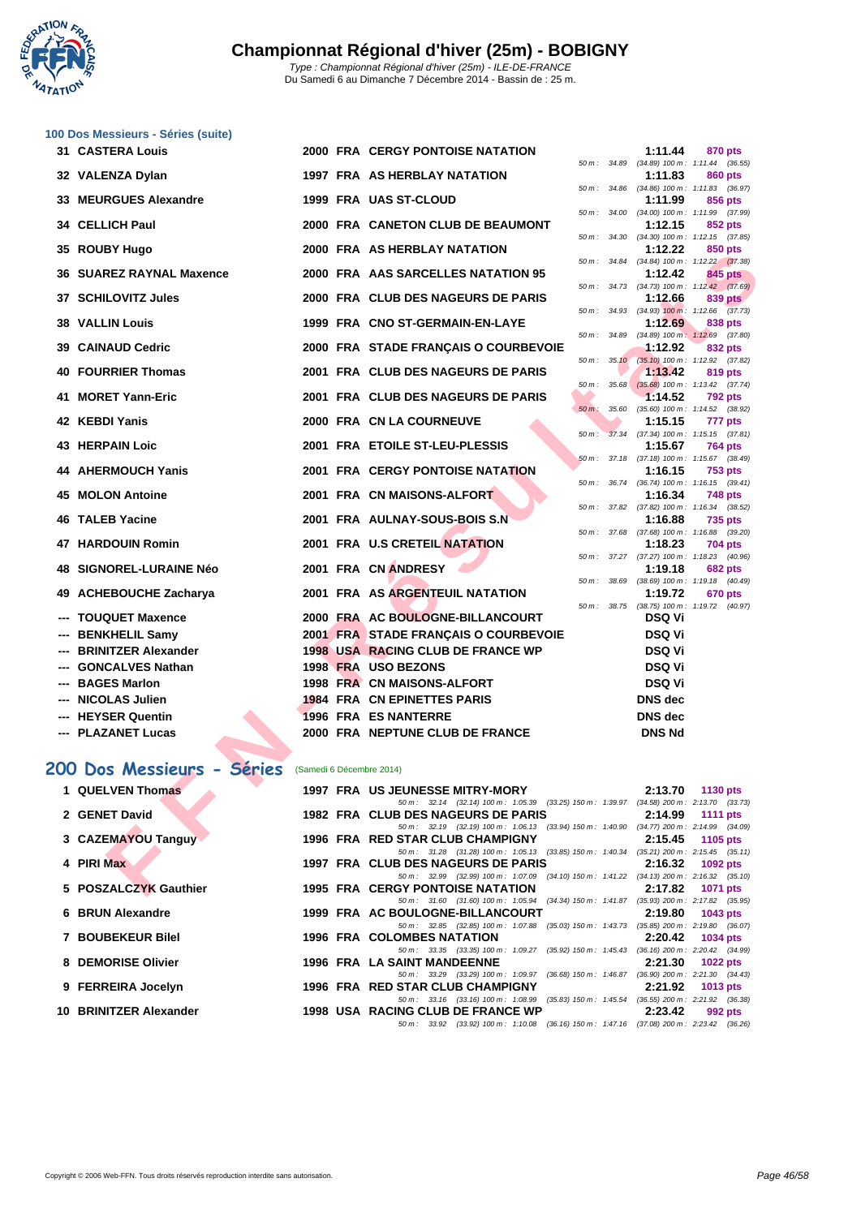# Championnat Régional d'hiver (25m) - BOBIGNY

*Type : Championnat Régional d'hiver (25m) - ILE-DE-FRANCE*
Du Samedi 6 au Dimanche 7 Décembre 2014 - Bassin de : 25 m.

### 100 Dos Messieurs - Séries (suite)

| Rang | Nom | Année | Nat | Club | Temps | Points | Intermédiaires |
|---|---|---|---|---|---|---|---|
| 31 | CASTERA Louis | 2000 | FRA | CERGY PONTOISE NATATION | 1:11.44 | 870 pts | 50 m : 34.89 (34.89) 100 m : 1:11.44 (36.55) |
| 32 | VALENZA Dylan | 1997 | FRA | AS HERBLAY NATATION | 1:11.83 | 860 pts | 50 m : 34.86 (34.86) 100 m : 1:11.83 (36.97) |
| 33 | MEURGUES Alexandre | 1999 | FRA | UAS ST-CLOUD | 1:11.99 | 856 pts | 50 m : 34.00 (34.00) 100 m : 1:11.99 (37.99) |
| 34 | CELLICH Paul | 2000 | FRA | CANETON CLUB DE BEAUMONT | 1:12.15 | 852 pts | 50 m : 34.30 (34.30) 100 m : 1:12.15 (37.85) |
| 35 | ROUBY Hugo | 2000 | FRA | AS HERBLAY NATATION | 1:12.22 | 850 pts | 50 m : 34.84 (34.84) 100 m : 1:12.22 (37.38) |
| 36 | SUAREZ RAYNAL Maxence | 2000 | FRA | AAS SARCELLES NATATION 95 | 1:12.42 | 845 pts | 50 m : 34.73 (34.73) 100 m : 1:12.42 (37.69) |
| 37 | SCHILOVITZ Jules | 2000 | FRA | CLUB DES NAGEURS DE PARIS | 1:12.66 | 839 pts | 50 m : 34.93 (34.93) 100 m : 1:12.66 (37.73) |
| 38 | VALLIN Louis | 1999 | FRA | CNO ST-GERMAIN-EN-LAYE | 1:12.69 | 838 pts | 50 m : 34.89 (34.89) 100 m : 1:12.69 (37.80) |
| 39 | CAINAUD Cedric | 2000 | FRA | STADE FRANÇAIS O COURBEVOIE | 1:12.92 | 832 pts | 50 m : 35.10 (35.10) 100 m : 1:12.92 (37.82) |
| 40 | FOURRIER Thomas | 2001 | FRA | CLUB DES NAGEURS DE PARIS | 1:13.42 | 819 pts | 50 m : 35.68 (35.68) 100 m : 1:13.42 (37.74) |
| 41 | MORET Yann-Eric | 2001 | FRA | CLUB DES NAGEURS DE PARIS | 1:14.52 | 792 pts | 50 m : 35.60 (35.60) 100 m : 1:14.52 (38.92) |
| 42 | KEBDI Yanis | 2000 | FRA | CN LA COURNEUVE | 1:15.15 | 777 pts | 50 m : 37.34 (37.34) 100 m : 1:15.15 (37.81) |
| 43 | HERPAIN Loic | 2001 | FRA | ETOILE ST-LEU-PLESSIS | 1:15.67 | 764 pts | 50 m : 37.18 (37.18) 100 m : 1:15.67 (38.49) |
| 44 | AHERMOUCH Yanis | 2001 | FRA | CERGY PONTOISE NATATION | 1:16.15 | 753 pts | 50 m : 36.74 (36.74) 100 m : 1:16.15 (39.41) |
| 45 | MOLON Antoine | 2001 | FRA | CN MAISONS-ALFORT | 1:16.34 | 748 pts | 50 m : 37.82 (37.82) 100 m : 1:16.34 (38.52) |
| 46 | TALEB Yacine | 2001 | FRA | AULNAY-SOUS-BOIS S.N | 1:16.88 | 735 pts | 50 m : 37.68 (37.68) 100 m : 1:16.88 (39.20) |
| 47 | HARDOUIN Romin | 2001 | FRA | U.S CRETEIL NATATION | 1:18.23 | 704 pts | 50 m : 37.27 (37.27) 100 m : 1:18.23 (40.96) |
| 48 | SIGNOREL-LURAINE Néo | 2001 | FRA | CN ANDRESY | 1:19.18 | 682 pts | 50 m : 38.69 (38.69) 100 m : 1:19.18 (40.49) |
| 49 | ACHEBOUCHE Zacharya | 2001 | FRA | AS ARGENTEUIL NATATION | 1:19.72 | 670 pts | 50 m : 38.75 (38.75) 100 m : 1:19.72 (40.97) |
| --- | TOUQUET Maxence | 2000 | FRA | AC BOULOGNE-BILLANCOURT | DSQ Vi | | |
| --- | BENKHELIL Samy | 2001 | FRA | STADE FRANÇAIS O COURBEVOIE | DSQ Vi | | |
| --- | BRINITZER Alexander | 1998 | USA | RACING CLUB DE FRANCE WP | DSQ Vi | | |
| --- | GONCALVES Nathan | 1998 | FRA | USO BEZONS | DSQ Vi | | |
| --- | BAGES Marlon | 1998 | FRA | CN MAISONS-ALFORT | DSQ Vi | | |
| --- | NICOLAS Julien | 1984 | FRA | CN EPINETTES PARIS | DNS dec | | |
| --- | HEYSER Quentin | 1996 | FRA | ES NANTERRE | DNS dec | | |
| --- | PLAZANET Lucas | 2000 | FRA | NEPTUNE CLUB DE FRANCE | DNS Nd | | |

## 200 Dos Messieurs - Séries

(Samedi 6 Décembre 2014)

| Rang | Nom | Année | Nat | Club | Temps | Points | Intermédiaires |
|---|---|---|---|---|---|---|---|
| 1 | QUELVEN Thomas | 1997 | FRA | US JEUNESSE MITRY-MORY | 2:13.70 | 1130 pts | 50 m : 32.14 (32.14) 100 m : 1:05.39 (33.25) 150 m : 1:39.97 (34.58) 200 m : 2:13.70 (33.73) |
| 2 | GENET David | 1982 | FRA | CLUB DES NAGEURS DE PARIS | 2:14.99 | 1111 pts | 50 m : 32.19 (32.19) 100 m : 1:06.13 (33.94) 150 m : 1:40.90 (34.77) 200 m : 2:14.99 (34.09) |
| 3 | CAZEMAYOU Tanguy | 1996 | FRA | RED STAR CLUB CHAMPIGNY | 2:15.45 | 1105 pts | 50 m : 31.28 (31.28) 100 m : 1:05.13 (33.85) 150 m : 1:40.34 (35.21) 200 m : 2:15.45 (35.11) |
| 4 | PIRI Max | 1997 | FRA | CLUB DES NAGEURS DE PARIS | 2:16.32 | 1092 pts | 50 m : 32.99 (32.99) 100 m : 1:07.09 (34.10) 150 m : 1:41.22 (34.13) 200 m : 2:16.32 (35.10) |
| 5 | POSZALCZYK Gauthier | 1995 | FRA | CERGY PONTOISE NATATION | 2:17.82 | 1071 pts | 50 m : 31.60 (31.60) 100 m : 1:05.94 (34.34) 150 m : 1:41.87 (35.93) 200 m : 2:17.82 (35.95) |
| 6 | BRUN Alexandre | 1999 | FRA | AC BOULOGNE-BILLANCOURT | 2:19.80 | 1043 pts | 50 m : 32.85 (32.85) 100 m : 1:07.88 (35.03) 150 m : 1:43.73 (35.85) 200 m : 2:19.80 (36.07) |
| 7 | BOUBEKEUR Bilel | 1996 | FRA | COLOMBES NATATION | 2:20.42 | 1034 pts | 50 m : 33.35 (33.35) 100 m : 1:09.27 (35.92) 150 m : 1:45.43 (36.16) 200 m : 2:20.42 (34.99) |
| 8 | DEMORISE Olivier | 1996 | FRA | LA SAINT MANDEENNE | 2:21.30 | 1022 pts | 50 m : 33.29 (33.29) 100 m : 1:09.97 (36.68) 150 m : 1:46.87 (36.90) 200 m : 2:21.30 (34.43) |
| 9 | FERREIRA Jocelyn | 1996 | FRA | RED STAR CLUB CHAMPIGNY | 2:21.92 | 1013 pts | 50 m : 33.16 (33.16) 100 m : 1:08.99 (35.83) 150 m : 1:45.54 (36.55) 200 m : 2:21.92 (36.38) |
| 10 | BRINITZER Alexander | 1998 | USA | RACING CLUB DE FRANCE WP | 2:23.42 | 992 pts | 50 m : 33.92 (33.92) 100 m : 1:10.08 (36.16) 150 m : 1:47.16 (37.08) 200 m : 2:23.42 (36.26) |

Copyright © 2006 Web-FFN. Tous droits réservés reproduction interdite sans autorisation.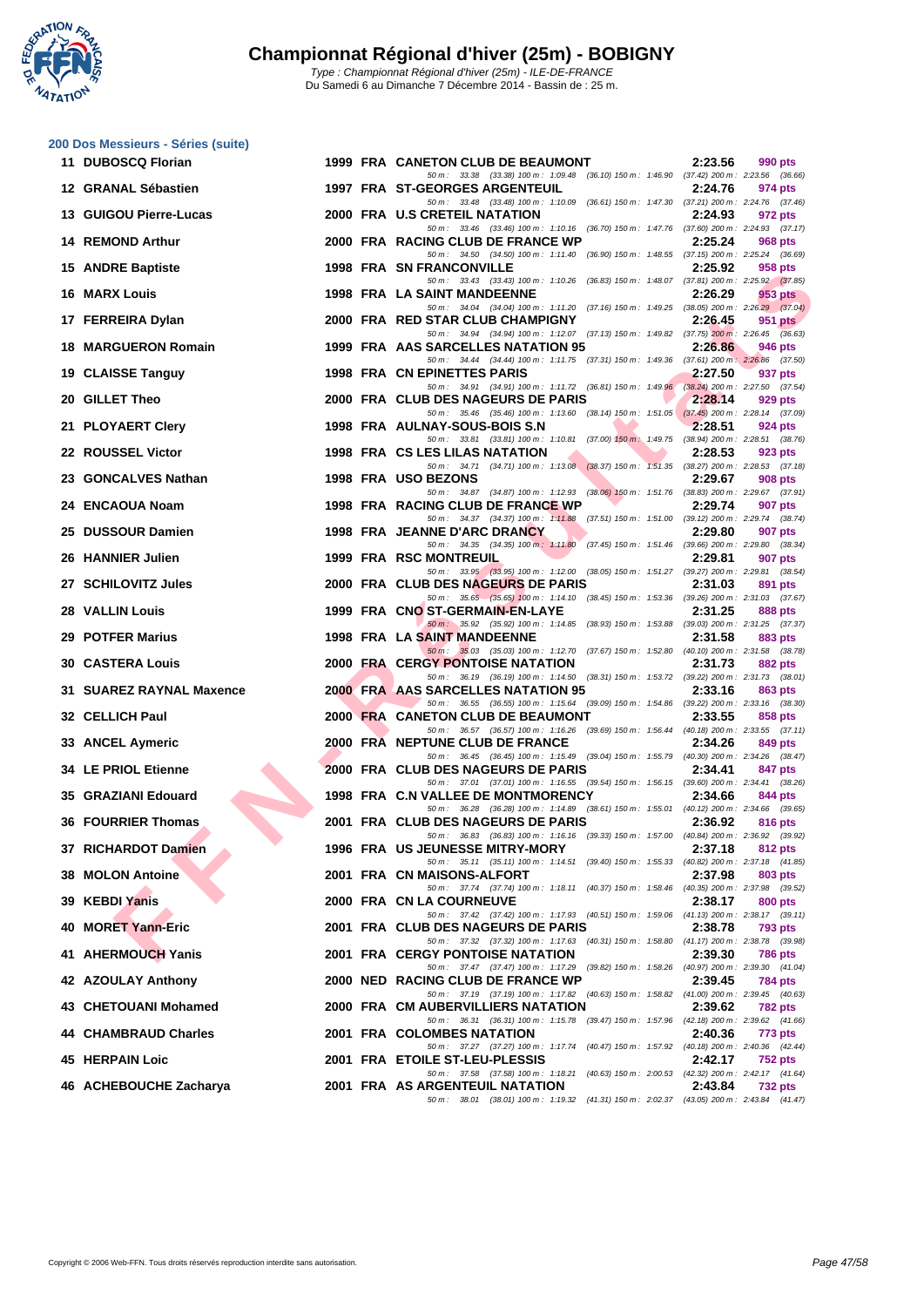# Championnat Régional d'hiver (25m) - BOBIGNY

Type : Championnat Régional d'hiver (25m) - ILE-DE-FRANCE
Du Samedi 6 au Dimanche 7 Décembre 2014 - Bassin de : 25 m.

## 200 Dos Messieurs - Séries (suite)

| Rg | Nom | Année | Nat | Club | Temps | Points |
|---|---|---|---|---|---|---|
| 11 | DUBOSCQ Florian | 1999 | FRA | CANETON CLUB DE BEAUMONT | 2:23.56 | 990 pts |
| | 50 m : 33.38 (33.38) 100 m : 1:09.48 (36.10) 150 m : 1:46.90 (37.42) 200 m : 2:23.56 (36.66) | | | | | |
| 12 | GRANAL Sébastien | 1997 | FRA | ST-GEORGES ARGENTEUIL | 2:24.76 | 974 pts |
| | 50 m : 33.48 (33.48) 100 m : 1:10.09 (36.61) 150 m : 1:47.30 (37.21) 200 m : 2:24.76 (37.46) | | | | | |
| 13 | GUIGOU Pierre-Lucas | 2000 | FRA | U.S CRETEIL NATATION | 2:24.93 | 972 pts |
| | 50 m : 33.46 (33.46) 100 m : 1:10.16 (36.70) 150 m : 1:47.76 (37.60) 200 m : 2:24.93 (37.17) | | | | | |
| 14 | REMOND Arthur | 2000 | FRA | RACING CLUB DE FRANCE WP | 2:25.24 | 968 pts |
| | 50 m : 34.50 (34.50) 100 m : 1:11.40 (36.90) 150 m : 1:48.55 (37.15) 200 m : 2:25.24 (36.69) | | | | | |
| 15 | ANDRE Baptiste | 1998 | FRA | SN FRANCONVILLE | 2:25.92 | 958 pts |
| | 50 m : 33.43 (33.43) 100 m : 1:10.26 (36.83) 150 m : 1:48.07 (37.81) 200 m : 2:25.92 (37.85) | | | | | |
| 16 | MARX Louis | 1998 | FRA | LA SAINT MANDEENNE | 2:26.29 | 953 pts |
| | 50 m : 34.04 (34.04) 100 m : 1:11.20 (37.16) 150 m : 1:49.25 (38.05) 200 m : 2:26.29 (37.04) | | | | | |
| 17 | FERREIRA Dylan | 2000 | FRA | RED STAR CLUB CHAMPIGNY | 2:26.45 | 951 pts |
| | 50 m : 34.94 (34.94) 100 m : 1:12.07 (37.13) 150 m : 1:49.82 (37.75) 200 m : 2:26.45 (36.63) | | | | | |
| 18 | MARGUERON Romain | 1999 | FRA | AAS SARCELLES NATATION 95 | 2:26.86 | 946 pts |
| | 50 m : 34.44 (34.44) 100 m : 1:11.75 (37.31) 150 m : 1:49.36 (37.61) 200 m : 2:26.86 (37.50) | | | | | |
| 19 | CLAISSE Tanguy | 1998 | FRA | CN EPINETTES PARIS | 2:27.50 | 937 pts |
| | 50 m : 34.91 (34.91) 100 m : 1:11.72 (36.81) 150 m : 1:49.96 (38.24) 200 m : 2:27.50 (37.54) | | | | | |
| 20 | GILLET Theo | 2000 | FRA | CLUB DES NAGEURS DE PARIS | 2:28.14 | 929 pts |
| | 50 m : 35.46 (35.46) 100 m : 1:13.60 (38.14) 150 m : 1:51.05 (37.45) 200 m : 2:28.14 (37.09) | | | | | |
| 21 | PLOYAERT Clery | 1998 | FRA | AULNAY-SOUS-BOIS S.N | 2:28.51 | 924 pts |
| | 50 m : 33.81 (33.81) 100 m : 1:10.81 (37.00) 150 m : 1:49.75 (38.94) 200 m : 2:28.51 (38.76) | | | | | |
| 22 | ROUSSEL Victor | 1998 | FRA | CS LES LILAS NATATION | 2:28.53 | 923 pts |
| | 50 m : 34.71 (34.71) 100 m : 1:13.08 (38.37) 150 m : 1:51.35 (38.27) 200 m : 2:28.53 (37.18) | | | | | |
| 23 | GONCALVES Nathan | 1998 | FRA | USO BEZONS | 2:29.67 | 908 pts |
| | 50 m : 34.87 (34.87) 100 m : 1:12.93 (38.06) 150 m : 1:51.76 (38.83) 200 m : 2:29.67 (37.91) | | | | | |
| 24 | ENCAOUA Noam | 1998 | FRA | RACING CLUB DE FRANCE WP | 2:29.74 | 907 pts |
| | 50 m : 34.37 (34.37) 100 m : 1:11.88 (37.51) 150 m : 1:51.00 (39.12) 200 m : 2:29.74 (38.74) | | | | | |
| 25 | DUSSOUR Damien | 1998 | FRA | JEANNE D'ARC DRANCY | 2:29.80 | 907 pts |
| | 50 m : 34.35 (34.35) 100 m : 1:11.80 (37.45) 150 m : 1:51.46 (39.66) 200 m : 2:29.80 (38.34) | | | | | |
| 26 | HANNIER Julien | 1999 | FRA | RSC MONTREUIL | 2:29.81 | 907 pts |
| | 50 m : 33.95 (33.95) 100 m : 1:12.00 (38.05) 150 m : 1:51.27 (39.27) 200 m : 2:29.81 (38.54) | | | | | |
| 27 | SCHILOVITZ Jules | 2000 | FRA | CLUB DES NAGEURS DE PARIS | 2:31.03 | 891 pts |
| | 50 m : 35.65 (35.65) 100 m : 1:14.10 (38.45) 150 m : 1:53.36 (39.26) 200 m : 2:31.03 (37.67) | | | | | |
| 28 | VALLIN Louis | 1999 | FRA | CNO ST-GERMAIN-EN-LAYE | 2:31.25 | 888 pts |
| | 50 m : 35.92 (35.92) 100 m : 1:14.85 (38.93) 150 m : 1:53.88 (39.03) 200 m : 2:31.25 (37.37) | | | | | |
| 29 | POTFER Marius | 1998 | FRA | LA SAINT MANDEENNE | 2:31.58 | 883 pts |
| | 50 m : 35.03 (35.03) 100 m : 1:12.70 (37.67) 150 m : 1:52.80 (40.10) 200 m : 2:31.58 (38.78) | | | | | |
| 30 | CASTERA Louis | 2000 | FRA | CERGY PONTOISE NATATION | 2:31.73 | 882 pts |
| | 50 m : 36.19 (36.19) 100 m : 1:14.50 (38.31) 150 m : 1:53.72 (39.22) 200 m : 2:31.73 (38.01) | | | | | |
| 31 | SUAREZ RAYNAL Maxence | 2000 | FRA | AAS SARCELLES NATATION 95 | 2:33.16 | 863 pts |
| | 50 m : 36.55 (36.55) 100 m : 1:15.64 (39.09) 150 m : 1:54.86 (39.22) 200 m : 2:33.16 (38.30) | | | | | |
| 32 | CELLICH Paul | 2000 | FRA | CANETON CLUB DE BEAUMONT | 2:33.55 | 858 pts |
| | 50 m : 36.57 (36.57) 100 m : 1:16.26 (39.69) 150 m : 1:56.44 (40.18) 200 m : 2:33.55 (37.11) | | | | | |
| 33 | ANCEL Aymeric | 2000 | FRA | NEPTUNE CLUB DE FRANCE | 2:34.26 | 849 pts |
| | 50 m : 36.45 (36.45) 100 m : 1:15.49 (39.04) 150 m : 1:55.79 (40.30) 200 m : 2:34.26 (38.47) | | | | | |
| 34 | LE PRIOL Etienne | 2000 | FRA | CLUB DES NAGEURS DE PARIS | 2:34.41 | 847 pts |
| | 50 m : 37.01 (37.01) 100 m : 1:16.55 (39.54) 150 m : 1:56.15 (39.60) 200 m : 2:34.41 (38.26) | | | | | |
| 35 | GRAZIANI Edouard | 1998 | FRA | C.N VALLEE DE MONTMORENCY | 2:34.66 | 844 pts |
| | 50 m : 36.28 (36.28) 100 m : 1:14.89 (38.61) 150 m : 1:55.01 (40.12) 200 m : 2:34.66 (39.65) | | | | | |
| 36 | FOURRIER Thomas | 2001 | FRA | CLUB DES NAGEURS DE PARIS | 2:36.92 | 816 pts |
| | 50 m : 36.83 (36.83) 100 m : 1:16.16 (39.33) 150 m : 1:57.00 (40.84) 200 m : 2:36.92 (39.92) | | | | | |
| 37 | RICHARDOT Damien | 1996 | FRA | US JEUNESSE MITRY-MORY | 2:37.18 | 812 pts |
| | 50 m : 35.11 (35.11) 100 m : 1:14.51 (39.40) 150 m : 1:55.33 (40.82) 200 m : 2:37.18 (41.85) | | | | | |
| 38 | MOLON Antoine | 2001 | FRA | CN MAISONS-ALFORT | 2:37.98 | 803 pts |
| | 50 m : 37.74 (37.74) 100 m : 1:18.11 (40.37) 150 m : 1:58.46 (40.35) 200 m : 2:37.98 (39.52) | | | | | |
| 39 | KEBDI Yanis | 2000 | FRA | CN LA COURNEUVE | 2:38.17 | 800 pts |
| | 50 m : 37.42 (37.42) 100 m : 1:17.93 (40.51) 150 m : 1:59.06 (41.13) 200 m : 2:38.17 (39.11) | | | | | |
| 40 | MORET Yann-Eric | 2001 | FRA | CLUB DES NAGEURS DE PARIS | 2:38.78 | 793 pts |
| | 50 m : 37.32 (37.32) 100 m : 1:17.63 (40.31) 150 m : 1:58.80 (41.17) 200 m : 2:38.78 (39.98) | | | | | |
| 41 | AHERMOUCH Yanis | 2001 | FRA | CERGY PONTOISE NATATION | 2:39.30 | 786 pts |
| | 50 m : 37.47 (37.47) 100 m : 1:17.29 (39.82) 150 m : 1:58.26 (40.97) 200 m : 2:39.30 (41.04) | | | | | |
| 42 | AZOULAY Anthony | 2000 | NED | RACING CLUB DE FRANCE WP | 2:39.45 | 784 pts |
| | 50 m : 37.19 (37.19) 100 m : 1:17.82 (40.63) 150 m : 1:58.82 (41.00) 200 m : 2:39.45 (40.63) | | | | | |
| 43 | CHETOUANI Mohamed | 2000 | FRA | CM AUBERVILLIERS NATATION | 2:39.62 | 782 pts |
| | 50 m : 36.31 (36.31) 100 m : 1:15.78 (39.47) 150 m : 1:57.96 (42.18) 200 m : 2:39.62 (41.66) | | | | | |
| 44 | CHAMBRAUD Charles | 2001 | FRA | COLOMBES NATATION | 2:40.36 | 773 pts |
| | 50 m : 37.27 (37.27) 100 m : 1:17.74 (40.47) 150 m : 1:57.92 (40.18) 200 m : 2:40.36 (42.44) | | | | | |
| 45 | HERPAIN Loic | 2001 | FRA | ETOILE ST-LEU-PLESSIS | 2:42.17 | 752 pts |
| | 50 m : 37.58 (37.58) 100 m : 1:18.21 (40.63) 150 m : 2:00.53 (42.32) 200 m : 2:42.17 (41.64) | | | | | |
| 46 | ACHEBOUCHE Zacharya | 2001 | FRA | AS ARGENTEUIL NATATION | 2:43.84 | 732 pts |
| | 50 m : 38.01 (38.01) 100 m : 1:19.32 (41.31) 150 m : 2:02.37 (43.05) 200 m : 2:43.84 (41.47) | | | | | |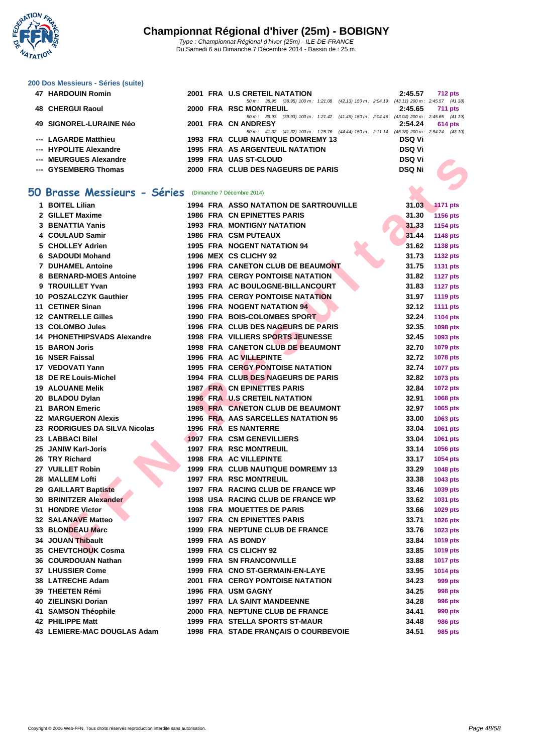# Championnat Régional d'hiver (25m) - BOBIGNY

*Type : Championnat Régional d'hiver (25m) - ILE-DE-FRANCE*
Du Samedi 6 au Dimanche 7 Décembre 2014 - Bassin de : 25 m.

### 200 Dos Messieurs - Séries (suite)

| Rang | Nom | Année | Nat. | Club | Temps | Points |
|---|---|---|---|---|---|---|
| 47 | HARDOUIN Romin | 2001 | FRA | U.S CRETEIL NATATION | 2:45.57 | 712 pts |
| | *50 m : 38.95 (38.95) 100 m : 1:21.08 (42.13) 150 m : 2:04.19 (43.11) 200 m : 2:45.57 (41.38)* | | | | | |
| 48 | CHERGUI Raoul | 2000 | FRA | RSC MONTREUIL | 2:45.65 | 711 pts |
| | *50 m : 39.93 (39.93) 100 m : 1:21.42 (41.49) 150 m : 2:04.46 (43.04) 200 m : 2:45.65 (41.19)* | | | | | |
| 49 | SIGNOREL-LURAINE Néo | 2001 | FRA | CN ANDRESY | 2:54.24 | 614 pts |
| | *50 m : 41.32 (41.32) 100 m : 1:25.76 (44.44) 150 m : 2:11.14 (45.38) 200 m : 2:54.24 (43.10)* | | | | | |
| --- | LAGARDE Matthieu | 1993 | FRA | CLUB NAUTIQUE DOMREMY 13 | DSQ Vi | |
| --- | HYPOLITE Alexandre | 1995 | FRA | AS ARGENTEUIL NATATION | DSQ Vi | |
| --- | MEURGUES Alexandre | 1999 | FRA | UAS ST-CLOUD | DSQ Vi | |
| --- | GYSEMBERG Thomas | 2000 | FRA | CLUB DES NAGEURS DE PARIS | DSQ Ni | |

## 50 Brasse Messieurs - Séries (Dimanche 7 Décembre 2014)

| Rang | Nom | Année | Nat. | Club | Temps | Points |
|---|---|---|---|---|---|---|
| 1 | BOITEL Lilian | 1994 | FRA | ASSO NATATION DE SARTROUVILLE | 31.03 | 1171 pts |
| 2 | GILLET Maxime | 1986 | FRA | CN EPINETTES PARIS | 31.30 | 1156 pts |
| 3 | BENATTIA Yanis | 1993 | FRA | MONTIGNY NATATION | 31.33 | 1154 pts |
| 4 | COULAUD Samir | 1986 | FRA | CSM PUTEAUX | 31.44 | 1148 pts |
| 5 | CHOLLEY Adrien | 1995 | FRA | NOGENT NATATION 94 | 31.62 | 1138 pts |
| 6 | SADOUDI Mohand | 1996 | MEX | CS CLICHY 92 | 31.73 | 1132 pts |
| 7 | DUHAMEL Antoine | 1996 | FRA | CANETON CLUB DE BEAUMONT | 31.75 | 1131 pts |
| 8 | BERNARD-MOES Antoine | 1997 | FRA | CERGY PONTOISE NATATION | 31.82 | 1127 pts |
| 9 | TROUILLET Yvan | 1993 | FRA | AC BOULOGNE-BILLANCOURT | 31.83 | 1127 pts |
| 10 | POSZALCZYK Gauthier | 1995 | FRA | CERGY PONTOISE NATATION | 31.97 | 1119 pts |
| 11 | CETINER Sinan | 1996 | FRA | NOGENT NATATION 94 | 32.12 | 1111 pts |
| 12 | CANTRELLE Gilles | 1990 | FRA | BOIS-COLOMBES SPORT | 32.24 | 1104 pts |
| 13 | COLOMBO Jules | 1996 | FRA | CLUB DES NAGEURS DE PARIS | 32.35 | 1098 pts |
| 14 | PHONETHIPSVADS Alexandre | 1998 | FRA | VILLIERS SPORTS JEUNESSE | 32.45 | 1093 pts |
| 15 | BARON Joris | 1998 | FRA | CANETON CLUB DE BEAUMONT | 32.70 | 1079 pts |
| 16 | NSER Faissal | 1996 | FRA | AC VILLEPINTE | 32.72 | 1078 pts |
| 17 | VEDOVATI Yann | 1995 | FRA | CERGY PONTOISE NATATION | 32.74 | 1077 pts |
| 18 | DE RE Louis-Michel | 1994 | FRA | CLUB DES NAGEURS DE PARIS | 32.82 | 1073 pts |
| 19 | ALOUANE Melik | 1987 | FRA | CN EPINETTES PARIS | 32.84 | 1072 pts |
| 20 | BLADOU Dylan | 1996 | FRA | U.S CRETEIL NATATION | 32.91 | 1068 pts |
| 21 | BARON Emeric | 1989 | FRA | CANETON CLUB DE BEAUMONT | 32.97 | 1065 pts |
| 22 | MARGUERON Alexis | 1996 | FRA | AAS SARCELLES NATATION 95 | 33.00 | 1063 pts |
| 23 | RODRIGUES DA SILVA Nicolas | 1996 | FRA | ES NANTERRE | 33.04 | 1061 pts |
| 23 | LABBACI Bilel | 1997 | FRA | CSM GENEVILLIERS | 33.04 | 1061 pts |
| 25 | JANIW Karl-Joris | 1997 | FRA | RSC MONTREUIL | 33.14 | 1056 pts |
| 26 | TRY Richard | 1998 | FRA | AC VILLEPINTE | 33.17 | 1054 pts |
| 27 | VUILLET Robin | 1999 | FRA | CLUB NAUTIQUE DOMREMY 13 | 33.29 | 1048 pts |
| 28 | MALLEM Lofti | 1997 | FRA | RSC MONTREUIL | 33.38 | 1043 pts |
| 29 | GAILLART Baptiste | 1997 | FRA | RACING CLUB DE FRANCE WP | 33.46 | 1039 pts |
| 30 | BRINITZER Alexander | 1998 | USA | RACING CLUB DE FRANCE WP | 33.62 | 1031 pts |
| 31 | HONDRE Victor | 1998 | FRA | MOUETTES DE PARIS | 33.66 | 1029 pts |
| 32 | SALANAVE Matteo | 1997 | FRA | CN EPINETTES PARIS | 33.71 | 1026 pts |
| 33 | BLONDEAU Marc | 1999 | FRA | NEPTUNE CLUB DE FRANCE | 33.76 | 1023 pts |
| 34 | JOUAN Thibault | 1999 | FRA | AS BONDY | 33.84 | 1019 pts |
| 35 | CHEVTCHOUK Cosma | 1999 | FRA | CS CLICHY 92 | 33.85 | 1019 pts |
| 36 | COURDOUAN Nathan | 1999 | FRA | SN FRANCONVILLE | 33.88 | 1017 pts |
| 37 | LHUSSIER Come | 1999 | FRA | CNO ST-GERMAIN-EN-LAYE | 33.95 | 1014 pts |
| 38 | LATRECHE Adam | 2001 | FRA | CERGY PONTOISE NATATION | 34.23 | 999 pts |
| 39 | THEETEN Rémi | 1996 | FRA | USM GAGNY | 34.25 | 998 pts |
| 40 | ZIELINSKI Dorian | 1997 | FRA | LA SAINT MANDEENNE | 34.28 | 996 pts |
| 41 | SAMSON Théophile | 2000 | FRA | NEPTUNE CLUB DE FRANCE | 34.41 | 990 pts |
| 42 | PHILIPPE Matt | 1999 | FRA | STELLA SPORTS ST-MAUR | 34.48 | 986 pts |
| 43 | LEMIERE-MAC DOUGLAS Adam | 1998 | FRA | STADE FRANÇAIS O COURBEVOIE | 34.51 | 985 pts |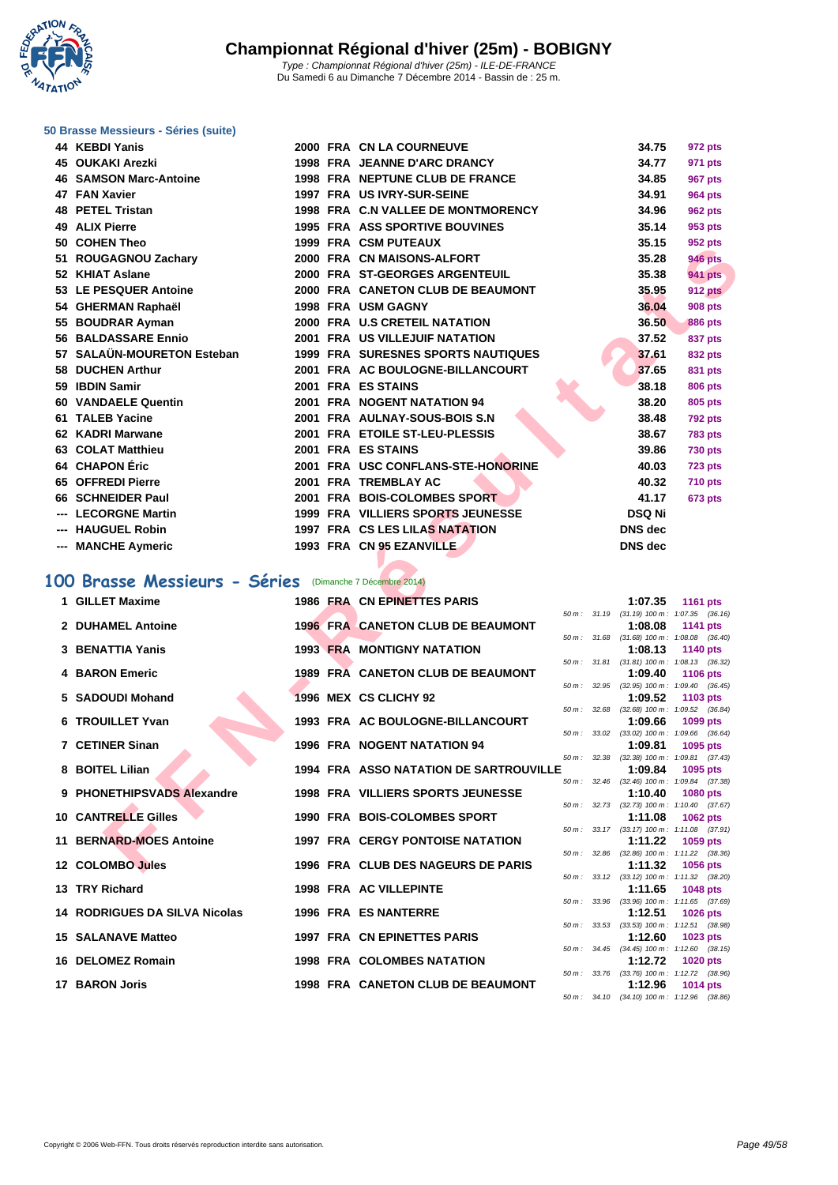# Championnat Régional d'hiver (25m) - BOBIGNY

*Type : Championnat Régional d'hiver (25m) - ILE-DE-FRANCE*
Du Samedi 6 au Dimanche 7 Décembre 2014 - Bassin de : 25 m.

### 50 Brasse Messieurs - Séries (suite)

| Rang | Nom | Année | Nat | Club | Temps | Points |
|---|---|---|---|---|---|---|
| 44 | KEBDI Yanis | 2000 | FRA | CN LA COURNEUVE | 34.75 | 972 pts |
| 45 | OUKAKI Arezki | 1998 | FRA | JEANNE D'ARC DRANCY | 34.77 | 971 pts |
| 46 | SAMSON Marc-Antoine | 1998 | FRA | NEPTUNE CLUB DE FRANCE | 34.85 | 967 pts |
| 47 | FAN Xavier | 1997 | FRA | US IVRY-SUR-SEINE | 34.91 | 964 pts |
| 48 | PETEL Tristan | 1998 | FRA | C.N VALLEE DE MONTMORENCY | 34.96 | 962 pts |
| 49 | ALIX Pierre | 1995 | FRA | ASS SPORTIVE BOUVINES | 35.14 | 953 pts |
| 50 | COHEN Theo | 1999 | FRA | CSM PUTEAUX | 35.15 | 952 pts |
| 51 | ROUGAGNOU Zachary | 2000 | FRA | CN MAISONS-ALFORT | 35.28 | 946 pts |
| 52 | KHIAT Aslane | 2000 | FRA | ST-GEORGES ARGENTEUIL | 35.38 | 941 pts |
| 53 | LE PESQUER Antoine | 2000 | FRA | CANETON CLUB DE BEAUMONT | 35.95 | 912 pts |
| 54 | GHERMAN Raphaël | 1998 | FRA | USM GAGNY | 36.04 | 908 pts |
| 55 | BOUDRAR Ayman | 2000 | FRA | U.S CRETEIL NATATION | 36.50 | 886 pts |
| 56 | BALDASSARE Ennio | 2001 | FRA | US VILLEJUIF NATATION | 37.52 | 837 pts |
| 57 | SALAÜN-MOURETON Esteban | 1999 | FRA | SURESNES SPORTS NAUTIQUES | 37.61 | 832 pts |
| 58 | DUCHEN Arthur | 2001 | FRA | AC BOULOGNE-BILLANCOURT | 37.65 | 831 pts |
| 59 | IBDIN Samir | 2001 | FRA | ES STAINS | 38.18 | 806 pts |
| 60 | VANDAELE Quentin | 2001 | FRA | NOGENT NATATION 94 | 38.20 | 805 pts |
| 61 | TALEB Yacine | 2001 | FRA | AULNAY-SOUS-BOIS S.N | 38.48 | 792 pts |
| 62 | KADRI Marwane | 2001 | FRA | ETOILE ST-LEU-PLESSIS | 38.67 | 783 pts |
| 63 | COLAT Matthieu | 2001 | FRA | ES STAINS | 39.86 | 730 pts |
| 64 | CHAPON Éric | 2001 | FRA | USC CONFLANS-STE-HONORINE | 40.03 | 723 pts |
| 65 | OFFREDI Pierre | 2001 | FRA | TREMBLAY AC | 40.32 | 710 pts |
| 66 | SCHNEIDER Paul | 2001 | FRA | BOIS-COLOMBES SPORT | 41.17 | 673 pts |
| --- | LECORGNE Martin | 1999 | FRA | VILLIERS SPORTS JEUNESSE | DSQ Ni | |
| --- | HAUGUEL Robin | 1997 | FRA | CS LES LILAS NATATION | DNS dec | |
| --- | MANCHE Aymeric | 1993 | FRA | CN 95 EZANVILLE | DNS dec | |

## 100 Brasse Messieurs - Séries (Dimanche 7 Décembre 2014)

| Rang | Nom | Année | Nat | Club | Temps | Points | Intermédiaires |
|---|---|---|---|---|---|---|---|
| 1 | GILLET Maxime | 1986 | FRA | CN EPINETTES PARIS | 1:07.35 | 1161 pts | 50 m : 31.19 (31.19) 100 m : 1:07.35 (36.16) |
| 2 | DUHAMEL Antoine | 1996 | FRA | CANETON CLUB DE BEAUMONT | 1:08.08 | 1141 pts | 50 m : 31.68 (31.68) 100 m : 1:08.08 (36.40) |
| 3 | BENATTIA Yanis | 1993 | FRA | MONTIGNY NATATION | 1:08.13 | 1140 pts | 50 m : 31.81 (31.81) 100 m : 1:08.13 (36.32) |
| 4 | BARON Emeric | 1989 | FRA | CANETON CLUB DE BEAUMONT | 1:09.40 | 1106 pts | 50 m : 32.95 (32.95) 100 m : 1:09.40 (36.45) |
| 5 | SADOUDI Mohand | 1996 | MEX | CS CLICHY 92 | 1:09.52 | 1103 pts | 50 m : 32.68 (32.68) 100 m : 1:09.52 (36.84) |
| 6 | TROUILLET Yvan | 1993 | FRA | AC BOULOGNE-BILLANCOURT | 1:09.66 | 1099 pts | 50 m : 33.02 (33.02) 100 m : 1:09.66 (36.64) |
| 7 | CETINER Sinan | 1996 | FRA | NOGENT NATATION 94 | 1:09.81 | 1095 pts | 50 m : 32.38 (32.38) 100 m : 1:09.81 (37.43) |
| 8 | BOITEL Lilian | 1994 | FRA | ASSO NATATION DE SARTROUVILLE | 1:09.84 | 1095 pts | 50 m : 32.46 (32.46) 100 m : 1:09.84 (37.38) |
| 9 | PHONETHIPSVADS Alexandre | 1998 | FRA | VILLIERS SPORTS JEUNESSE | 1:10.40 | 1080 pts | 50 m : 32.73 (32.73) 100 m : 1:10.40 (37.67) |
| 10 | CANTRELLE Gilles | 1990 | FRA | BOIS-COLOMBES SPORT | 1:11.08 | 1062 pts | 50 m : 33.17 (33.17) 100 m : 1:11.08 (37.91) |
| 11 | BERNARD-MOES Antoine | 1997 | FRA | CERGY PONTOISE NATATION | 1:11.22 | 1059 pts | 50 m : 32.86 (32.86) 100 m : 1:11.22 (38.36) |
| 12 | COLOMBO Jules | 1996 | FRA | CLUB DES NAGEURS DE PARIS | 1:11.32 | 1056 pts | 50 m : 33.12 (33.12) 100 m : 1:11.32 (38.20) |
| 13 | TRY Richard | 1998 | FRA | AC VILLEPINTE | 1:11.65 | 1048 pts | 50 m : 33.96 (33.96) 100 m : 1:11.65 (37.69) |
| 14 | RODRIGUES DA SILVA Nicolas | 1996 | FRA | ES NANTERRE | 1:12.51 | 1026 pts | 50 m : 33.53 (33.53) 100 m : 1:12.51 (38.98) |
| 15 | SALANAVE Matteo | 1997 | FRA | CN EPINETTES PARIS | 1:12.60 | 1023 pts | 50 m : 34.45 (34.45) 100 m : 1:12.60 (38.15) |
| 16 | DELOMEZ Romain | 1998 | FRA | COLOMBES NATATION | 1:12.72 | 1020 pts | 50 m : 33.76 (33.76) 100 m : 1:12.72 (38.96) |
| 17 | BARON Joris | 1998 | FRA | CANETON CLUB DE BEAUMONT | 1:12.96 | 1014 pts | 50 m : 34.10 (34.10) 100 m : 1:12.96 (38.86) |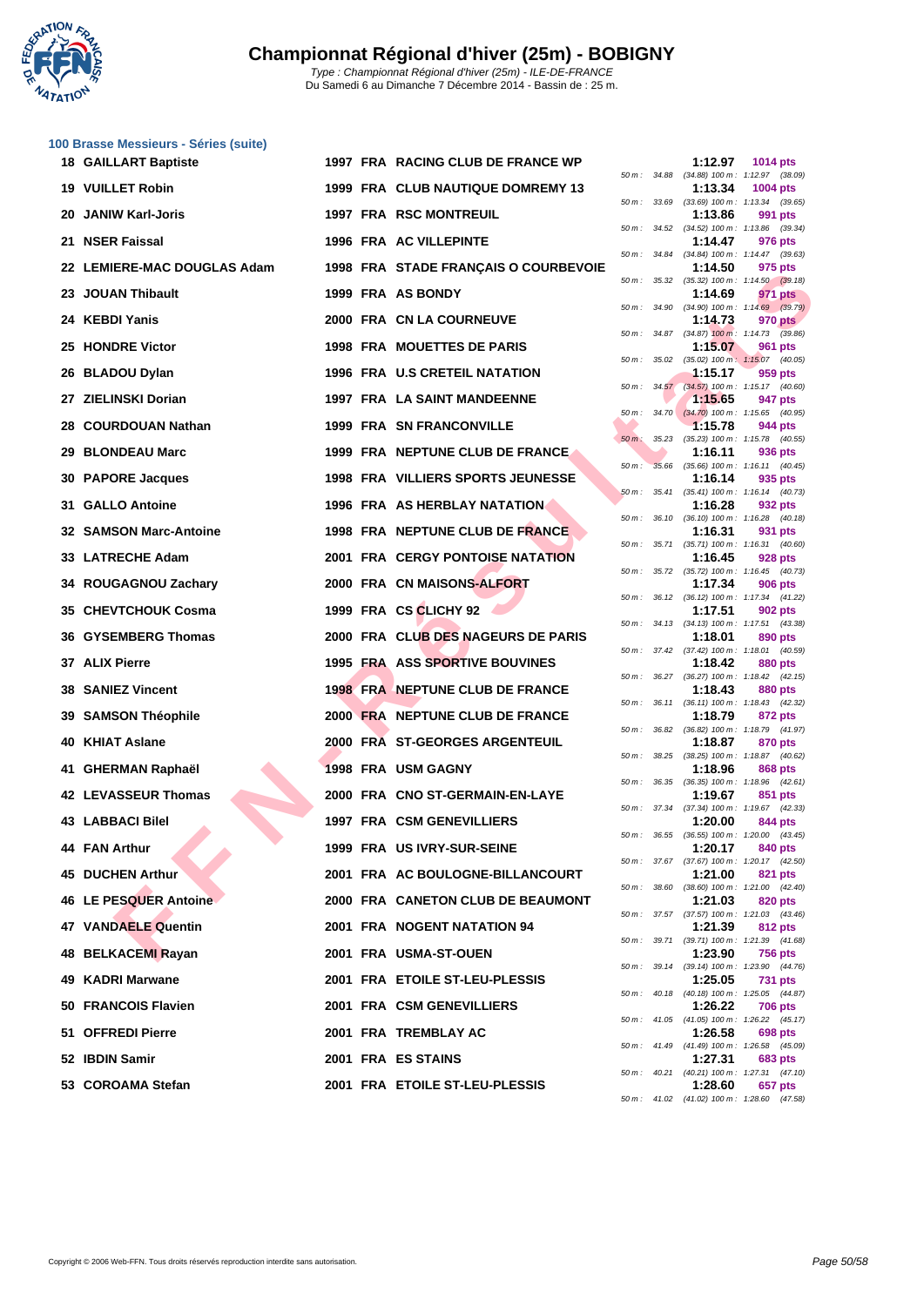# Championnat Régional d'hiver (25m) - BOBIGNY

*Type : Championnat Régional d'hiver (25m) - ILE-DE-FRANCE*
Du Samedi 6 au Dimanche 7 Décembre 2014 - Bassin de : 25 m.

### 100 Brasse Messieurs - Séries (suite)

| Rg | Nom | Année | Nat | Club | Temps | Points | Splits |
|---|---|---|---|---|---|---|---|
| 18 | GAILLART Baptiste | 1997 | FRA | RACING CLUB DE FRANCE WP | 1:12.97 | 1014 pts | 50 m : 34.88 (34.88) 100 m : 1:12.97 (38.09) |
| 19 | VUILLET Robin | 1999 | FRA | CLUB NAUTIQUE DOMREMY 13 | 1:13.34 | 1004 pts | 50 m : 33.69 (33.69) 100 m : 1:13.34 (39.65) |
| 20 | JANIW Karl-Joris | 1997 | FRA | RSC MONTREUIL | 1:13.86 | 991 pts | 50 m : 34.52 (34.52) 100 m : 1:13.86 (39.34) |
| 21 | NSER Faissal | 1996 | FRA | AC VILLEPINTE | 1:14.47 | 976 pts | 50 m : 34.84 (34.84) 100 m : 1:14.47 (39.63) |
| 22 | LEMIERE-MAC DOUGLAS Adam | 1998 | FRA | STADE FRANÇAIS O COURBEVOIE | 1:14.50 | 975 pts | 50 m : 35.32 (35.32) 100 m : 1:14.50 (39.18) |
| 23 | JOUAN Thibault | 1999 | FRA | AS BONDY | 1:14.69 | 971 pts | 50 m : 34.90 (34.90) 100 m : 1:14.69 (39.79) |
| 24 | KEBDI Yanis | 2000 | FRA | CN LA COURNEUVE | 1:14.73 | 970 pts | 50 m : 34.87 (34.87) 100 m : 1:14.73 (39.86) |
| 25 | HONDRE Victor | 1998 | FRA | MOUETTES DE PARIS | 1:15.07 | 961 pts | 50 m : 35.02 (35.02) 100 m : 1:15.07 (40.05) |
| 26 | BLADOU Dylan | 1996 | FRA | U.S CRETEIL NATATION | 1:15.17 | 959 pts | 50 m : 34.57 (34.57) 100 m : 1:15.17 (40.60) |
| 27 | ZIELINSKI Dorian | 1997 | FRA | LA SAINT MANDEENNE | 1:15.65 | 947 pts | 50 m : 34.70 (34.70) 100 m : 1:15.65 (40.95) |
| 28 | COURDOUAN Nathan | 1999 | FRA | SN FRANCONVILLE | 1:15.78 | 944 pts | 50 m : 35.23 (35.23) 100 m : 1:15.78 (40.55) |
| 29 | BLONDEAU Marc | 1999 | FRA | NEPTUNE CLUB DE FRANCE | 1:16.11 | 936 pts | 50 m : 35.66 (35.66) 100 m : 1:16.11 (40.45) |
| 30 | PAPORE Jacques | 1998 | FRA | VILLIERS SPORTS JEUNESSE | 1:16.14 | 935 pts | 50 m : 35.41 (35.41) 100 m : 1:16.14 (40.73) |
| 31 | GALLO Antoine | 1996 | FRA | AS HERBLAY NATATION | 1:16.28 | 932 pts | 50 m : 36.10 (36.10) 100 m : 1:16.28 (40.18) |
| 32 | SAMSON Marc-Antoine | 1998 | FRA | NEPTUNE CLUB DE FRANCE | 1:16.31 | 931 pts | 50 m : 35.71 (35.71) 100 m : 1:16.31 (40.60) |
| 33 | LATRECHE Adam | 2001 | FRA | CERGY PONTOISE NATATION | 1:16.45 | 928 pts | 50 m : 35.72 (35.72) 100 m : 1:16.45 (40.73) |
| 34 | ROUGAGNOU Zachary | 2000 | FRA | CN MAISONS-ALFORT | 1:17.34 | 906 pts | 50 m : 36.12 (36.12) 100 m : 1:17.34 (41.22) |
| 35 | CHEVTCHOUK Cosma | 1999 | FRA | CS CLICHY 92 | 1:17.51 | 902 pts | 50 m : 34.13 (34.13) 100 m : 1:17.51 (43.38) |
| 36 | GYSEMBERG Thomas | 2000 | FRA | CLUB DES NAGEURS DE PARIS | 1:18.01 | 890 pts | 50 m : 37.42 (37.42) 100 m : 1:18.01 (40.59) |
| 37 | ALIX Pierre | 1995 | FRA | ASS SPORTIVE BOUVINES | 1:18.42 | 880 pts | 50 m : 36.27 (36.27) 100 m : 1:18.42 (42.15) |
| 38 | SANIEZ Vincent | 1998 | FRA | NEPTUNE CLUB DE FRANCE | 1:18.43 | 880 pts | 50 m : 36.11 (36.11) 100 m : 1:18.43 (42.32) |
| 39 | SAMSON Théophile | 2000 | FRA | NEPTUNE CLUB DE FRANCE | 1:18.79 | 872 pts | 50 m : 36.82 (36.82) 100 m : 1:18.79 (41.97) |
| 40 | KHIAT Aslane | 2000 | FRA | ST-GEORGES ARGENTEUIL | 1:18.87 | 870 pts | 50 m : 38.25 (38.25) 100 m : 1:18.87 (40.62) |
| 41 | GHERMAN Raphaël | 1998 | FRA | USM GAGNY | 1:18.96 | 868 pts | 50 m : 36.35 (36.35) 100 m : 1:18.96 (42.61) |
| 42 | LEVASSEUR Thomas | 2000 | FRA | CNO ST-GERMAIN-EN-LAYE | 1:19.67 | 851 pts | 50 m : 37.34 (37.34) 100 m : 1:19.67 (42.33) |
| 43 | LABBACI Bilel | 1997 | FRA | CSM GENEVILLIERS | 1:20.00 | 844 pts | 50 m : 36.55 (36.55) 100 m : 1:20.00 (43.45) |
| 44 | FAN Arthur | 1999 | FRA | US IVRY-SUR-SEINE | 1:20.17 | 840 pts | 50 m : 37.67 (37.67) 100 m : 1:20.17 (42.50) |
| 45 | DUCHEN Arthur | 2001 | FRA | AC BOULOGNE-BILLANCOURT | 1:21.00 | 821 pts | 50 m : 38.60 (38.60) 100 m : 1:21.00 (42.40) |
| 46 | LE PESQUER Antoine | 2000 | FRA | CANETON CLUB DE BEAUMONT | 1:21.03 | 820 pts | 50 m : 37.57 (37.57) 100 m : 1:21.03 (43.46) |
| 47 | VANDAELE Quentin | 2001 | FRA | NOGENT NATATION 94 | 1:21.39 | 812 pts | 50 m : 39.71 (39.71) 100 m : 1:21.39 (41.68) |
| 48 | BELKACEMI Rayan | 2001 | FRA | USMA-ST-OUEN | 1:23.90 | 756 pts | 50 m : 39.14 (39.14) 100 m : 1:23.90 (44.76) |
| 49 | KADRI Marwane | 2001 | FRA | ETOILE ST-LEU-PLESSIS | 1:25.05 | 731 pts | 50 m : 40.18 (40.18) 100 m : 1:25.05 (44.87) |
| 50 | FRANCOIS Flavien | 2001 | FRA | CSM GENEVILLIERS | 1:26.22 | 706 pts | 50 m : 41.05 (41.05) 100 m : 1:26.22 (45.17) |
| 51 | OFFREDI Pierre | 2001 | FRA | TREMBLAY AC | 1:26.58 | 698 pts | 50 m : 41.49 (41.49) 100 m : 1:26.58 (45.09) |
| 52 | IBDIN Samir | 2001 | FRA | ES STAINS | 1:27.31 | 683 pts | 50 m : 40.21 (40.21) 100 m : 1:27.31 (47.10) |
| 53 | COROAMA Stefan | 2001 | FRA | ETOILE ST-LEU-PLESSIS | 1:28.60 | 657 pts | 50 m : 41.02 (41.02) 100 m : 1:28.60 (47.58) |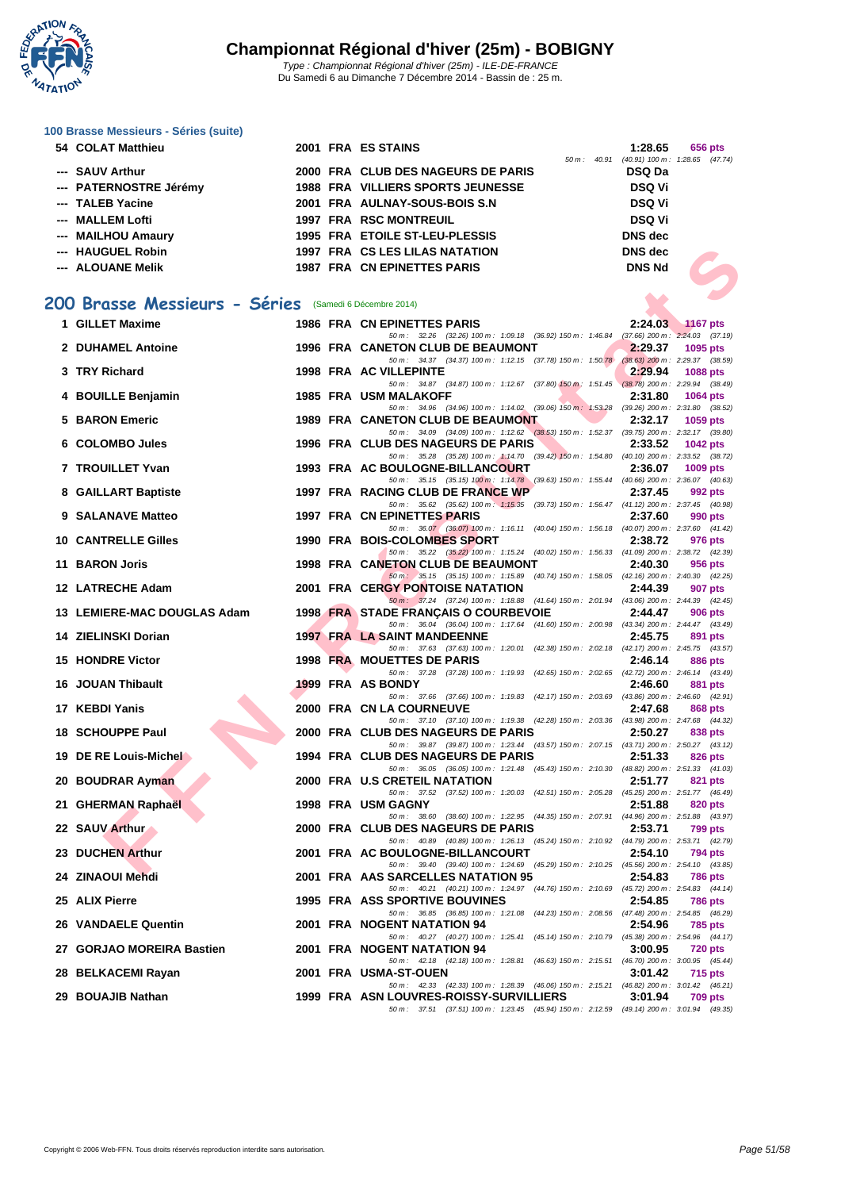### 100 Brasse Messieurs - Séries (suite)

| Rang | Nom | Année | Nat | Club | Temps | Points |
|---|---|---|---|---|---|---|
| 54 | COLAT Matthieu | 2001 | FRA | ES STAINS | 1:28.65 | 656 pts |
| | | | | 50 m : 40.91 (40.91) 100 m : 1:28.65 (47.74) | | |
| --- | SAUV Arthur | 2000 | FRA | CLUB DES NAGEURS DE PARIS | DSQ Da | |
| --- | PATERNOSTRE Jérémy | 1988 | FRA | VILLIERS SPORTS JEUNESSE | DSQ Vi | |
| --- | TALEB Yacine | 2001 | FRA | AULNAY-SOUS-BOIS S.N | DSQ Vi | |
| --- | MALLEM Lofti | 1997 | FRA | RSC MONTREUIL | DSQ Vi | |
| --- | MAILHOU Amaury | 1995 | FRA | ETOILE ST-LEU-PLESSIS | DNS dec | |
| --- | HAUGUEL Robin | 1997 | FRA | CS LES LILAS NATATION | DNS dec | |
| --- | ALOUANE Melik | 1987 | FRA | CN EPINETTES PARIS | DNS Nd | |

## 200 Brasse Messieurs - Séries (Samedi 6 Décembre 2014)

| Rang | Nom | Année | Nat | Club | Temps | Points |
|---|---|---|---|---|---|---|
| 1 | GILLET Maxime | 1986 | FRA | CN EPINETTES PARIS | 2:24.03 | 1167 pts |
| | | | | 50 m : 32.26 (32.26) 100 m : 1:09.18 (36.92) 150 m : 1:46.84 (37.66) 200 m : 2:24.03 (37.19) | | |
| 2 | DUHAMEL Antoine | 1996 | FRA | CANETON CLUB DE BEAUMONT | 2:29.37 | 1095 pts |
| | | | | 50 m : 34.37 (34.37) 100 m : 1:12.15 (37.78) 150 m : 1:50.78 (38.63) 200 m : 2:29.37 (38.59) | | |
| 3 | TRY Richard | 1998 | FRA | AC VILLEPINTE | 2:29.94 | 1088 pts |
| | | | | 50 m : 34.87 (34.87) 100 m : 1:12.67 (37.80) 150 m : 1:51.45 (38.78) 200 m : 2:29.94 (38.49) | | |
| 4 | BOUILLE Benjamin | 1985 | FRA | USM MALAKOFF | 2:31.80 | 1064 pts |
| | | | | 50 m : 34.96 (34.96) 100 m : 1:14.02 (39.06) 150 m : 1:53.28 (39.26) 200 m : 2:31.80 (38.52) | | |
| 5 | BARON Emeric | 1989 | FRA | CANETON CLUB DE BEAUMONT | 2:32.17 | 1059 pts |
| | | | | 50 m : 34.09 (34.09) 100 m : 1:12.62 (38.53) 150 m : 1:52.37 (39.75) 200 m : 2:32.17 (39.80) | | |
| 6 | COLOMBO Jules | 1996 | FRA | CLUB DES NAGEURS DE PARIS | 2:33.52 | 1042 pts |
| | | | | 50 m : 35.28 (35.28) 100 m : 1:14.70 (39.42) 150 m : 1:54.80 (40.10) 200 m : 2:33.52 (38.72) | | |
| 7 | TROUILLET Yvan | 1993 | FRA | AC BOULOGNE-BILLANCOURT | 2:36.07 | 1009 pts |
| | | | | 50 m : 35.15 (35.15) 100 m : 1:14.78 (39.63) 150 m : 1:55.44 (40.66) 200 m : 2:36.07 (40.63) | | |
| 8 | GAILLART Baptiste | 1997 | FRA | RACING CLUB DE FRANCE WP | 2:37.45 | 992 pts |
| | | | | 50 m : 35.62 (35.62) 100 m : 1:15.35 (39.73) 150 m : 1:56.47 (41.12) 200 m : 2:37.45 (40.98) | | |
| 9 | SALANAVE Matteo | 1997 | FRA | CN EPINETTES PARIS | 2:37.60 | 990 pts |
| | | | | 50 m : 36.07 (36.07) 100 m : 1:16.11 (40.04) 150 m : 1:56.18 (40.07) 200 m : 2:37.60 (41.42) | | |
| 10 | CANTRELLE Gilles | 1990 | FRA | BOIS-COLOMBES SPORT | 2:38.72 | 976 pts |
| | | | | 50 m : 35.22 (35.22) 100 m : 1:15.24 (40.02) 150 m : 1:56.33 (41.09) 200 m : 2:38.72 (42.39) | | |
| 11 | BARON Joris | 1998 | FRA | CANETON CLUB DE BEAUMONT | 2:40.30 | 956 pts |
| | | | | 50 m : 35.15 (35.15) 100 m : 1:15.89 (40.74) 150 m : 1:58.05 (42.16) 200 m : 2:40.30 (42.25) | | |
| 12 | LATRECHE Adam | 2001 | FRA | CERGY PONTOISE NATATION | 2:44.39 | 907 pts |
| | | | | 50 m : 37.24 (37.24) 100 m : 1:18.88 (41.64) 150 m : 2:01.94 (43.06) 200 m : 2:44.39 (42.45) | | |
| 13 | LEMIERE-MAC DOUGLAS Adam | 1998 | FRA | STADE FRANÇAIS O COURBEVOIE | 2:44.47 | 906 pts |
| | | | | 50 m : 36.04 (36.04) 100 m : 1:17.64 (41.60) 150 m : 2:00.98 (43.34) 200 m : 2:44.47 (43.49) | | |
| 14 | ZIELINSKI Dorian | 1997 | FRA | LA SAINT MANDEENNE | 2:45.75 | 891 pts |
| | | | | 50 m : 37.63 (37.63) 100 m : 1:20.01 (42.38) 150 m : 2:02.18 (42.17) 200 m : 2:45.75 (43.57) | | |
| 15 | HONDRE Victor | 1998 | FRA | MOUETTES DE PARIS | 2:46.14 | 886 pts |
| | | | | 50 m : 37.28 (37.28) 100 m : 1:19.93 (42.65) 150 m : 2:02.65 (42.72) 200 m : 2:46.14 (43.49) | | |
| 16 | JOUAN Thibault | 1999 | FRA | AS BONDY | 2:46.60 | 881 pts |
| | | | | 50 m : 37.66 (37.66) 100 m : 1:19.83 (42.17) 150 m : 2:03.69 (43.86) 200 m : 2:46.60 (42.91) | | |
| 17 | KEBDI Yanis | 2000 | FRA | CN LA COURNEUVE | 2:47.68 | 868 pts |
| | | | | 50 m : 37.10 (37.10) 100 m : 1:19.38 (42.28) 150 m : 2:03.36 (43.98) 200 m : 2:47.68 (44.32) | | |
| 18 | SCHOUPPE Paul | 2000 | FRA | CLUB DES NAGEURS DE PARIS | 2:50.27 | 838 pts |
| | | | | 50 m : 39.87 (39.87) 100 m : 1:23.44 (43.57) 150 m : 2:07.15 (43.71) 200 m : 2:50.27 (43.12) | | |
| 19 | DE RE Louis-Michel | 1994 | FRA | CLUB DES NAGEURS DE PARIS | 2:51.33 | 826 pts |
| | | | | 50 m : 36.05 (36.05) 100 m : 1:21.48 (45.43) 150 m : 2:10.30 (48.82) 200 m : 2:51.33 (41.03) | | |
| 20 | BOUDRAR Ayman | 2000 | FRA | U.S CRETEIL NATATION | 2:51.77 | 821 pts |
| | | | | 50 m : 37.52 (37.52) 100 m : 1:20.03 (42.51) 150 m : 2:05.28 (45.25) 200 m : 2:51.77 (46.49) | | |
| 21 | GHERMAN Raphaël | 1998 | FRA | USM GAGNY | 2:51.88 | 820 pts |
| | | | | 50 m : 38.60 (38.60) 100 m : 1:22.95 (44.35) 150 m : 2:07.91 (44.96) 200 m : 2:51.88 (43.97) | | |
| 22 | SAUV Arthur | 2000 | FRA | CLUB DES NAGEURS DE PARIS | 2:53.71 | 799 pts |
| | | | | 50 m : 40.89 (40.89) 100 m : 1:26.13 (45.24) 150 m : 2:10.92 (44.79) 200 m : 2:53.71 (42.79) | | |
| 23 | DUCHEN Arthur | 2001 | FRA | AC BOULOGNE-BILLANCOURT | 2:54.10 | 794 pts |
| | | | | 50 m : 39.40 (39.40) 100 m : 1:24.69 (45.29) 150 m : 2:10.25 (45.56) 200 m : 2:54.10 (43.85) | | |
| 24 | ZINAOUI Mehdi | 2001 | FRA | AAS SARCELLES NATATION 95 | 2:54.83 | 786 pts |
| | | | | 50 m : 40.21 (40.21) 100 m : 1:24.97 (44.76) 150 m : 2:10.69 (45.72) 200 m : 2:54.83 (44.14) | | |
| 25 | ALIX Pierre | 1995 | FRA | ASS SPORTIVE BOUVINES | 2:54.85 | 786 pts |
| | | | | 50 m : 36.85 (36.85) 100 m : 1:21.08 (44.23) 150 m : 2:08.56 (47.48) 200 m : 2:54.85 (46.29) | | |
| 26 | VANDAELE Quentin | 2001 | FRA | NOGENT NATATION 94 | 2:54.96 | 785 pts |
| | | | | 50 m : 40.27 (40.27) 100 m : 1:25.41 (45.14) 150 m : 2:10.79 (45.38) 200 m : 2:54.96 (44.17) | | |
| 27 | GORJAO MOREIRA Bastien | 2001 | FRA | NOGENT NATATION 94 | 3:00.95 | 720 pts |
| | | | | 50 m : 42.18 (42.18) 100 m : 1:28.81 (46.63) 150 m : 2:15.51 (46.70) 200 m : 3:00.95 (45.44) | | |
| 28 | BELKACEMI Rayan | 2001 | FRA | USMA-ST-OUEN | 3:01.42 | 715 pts |
| | | | | 50 m : 42.33 (42.33) 100 m : 1:28.39 (46.06) 150 m : 2:15.21 (46.82) 200 m : 3:01.42 (46.21) | | |
| 29 | BOUAJIB Nathan | 1999 | FRA | ASN LOUVRES-ROISSY-SURVILLIERS | 3:01.94 | 709 pts |
| | | | | 50 m : 37.51 (37.51) 100 m : 1:23.45 (45.94) 150 m : 2:12.59 (49.14) 200 m : 3:01.94 (49.35) | | |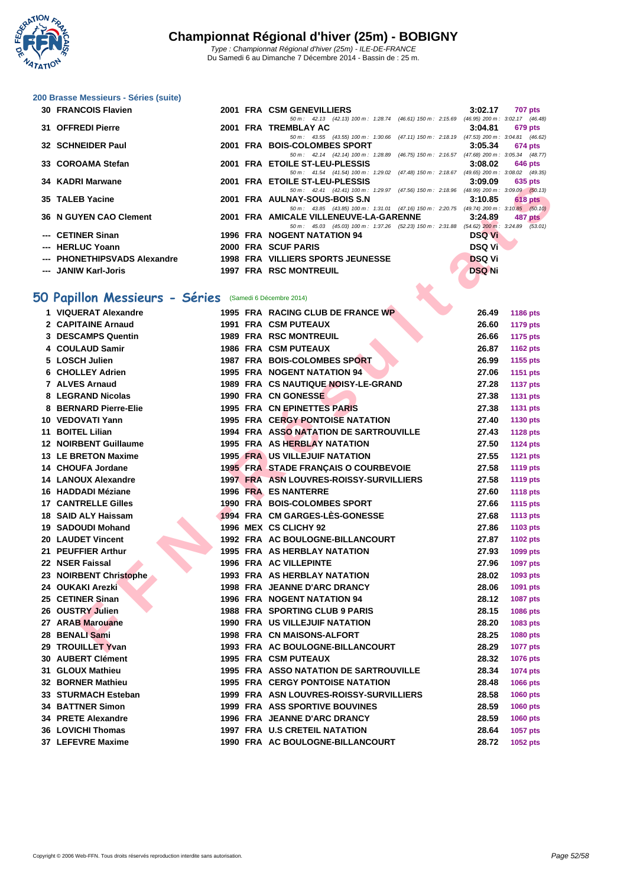# Championnat Régional d'hiver (25m) - BOBIGNY

*Type : Championnat Régional d'hiver (25m) - ILE-DE-FRANCE*
Du Samedi 6 au Dimanche 7 Décembre 2014 - Bassin de : 25 m.

### 200 Brasse Messieurs - Séries (suite)

| Rang | Nom | Année | Nat | Club | Temps | Points |
|---|---|---|---|---|---|---|
| 30 | FRANCOIS Flavien | 2001 | FRA | CSM GENEVILLIERS | 3:02.17 | 707 pts |
| | *50 m : 42.13 (42.13) 100 m : 1:28.74 (46.61) 150 m : 2:15.69 (46.95) 200 m : 3:02.17 (46.48)* | | | | | |
| 31 | OFFREDI Pierre | 2001 | FRA | TREMBLAY AC | 3:04.81 | 679 pts |
| | *50 m : 43.55 (43.55) 100 m : 1:30.66 (47.11) 150 m : 2:18.19 (47.53) 200 m : 3:04.81 (46.62)* | | | | | |
| 32 | SCHNEIDER Paul | 2001 | FRA | BOIS-COLOMBES SPORT | 3:05.34 | 674 pts |
| | *50 m : 42.14 (42.14) 100 m : 1:28.89 (46.75) 150 m : 2:16.57 (47.68) 200 m : 3:05.34 (48.77)* | | | | | |
| 33 | COROAMA Stefan | 2001 | FRA | ETOILE ST-LEU-PLESSIS | 3:08.02 | 646 pts |
| | *50 m : 41.54 (41.54) 100 m : 1:29.02 (47.48) 150 m : 2:18.67 (49.65) 200 m : 3:08.02 (49.35)* | | | | | |
| 34 | KADRI Marwane | 2001 | FRA | ETOILE ST-LEU-PLESSIS | 3:09.09 | 635 pts |
| | *50 m : 42.41 (42.41) 100 m : 1:29.97 (47.56) 150 m : 2:18.96 (48.99) 200 m : 3:09.09 (50.13)* | | | | | |
| 35 | TALEB Yacine | 2001 | FRA | AULNAY-SOUS-BOIS S.N | 3:10.85 | 618 pts |
| | *50 m : 43.85 (43.85) 100 m : 1:31.01 (47.16) 150 m : 2:20.75 (49.74) 200 m : 3:10.85 (50.10)* | | | | | |
| 36 | N GUYEN CAO Clement | 2001 | FRA | AMICALE VILLENEUVE-LA-GARENNE | 3:24.89 | 487 pts |
| | *50 m : 45.03 (45.03) 100 m : 1:37.26 (52.23) 150 m : 2:31.88 (54.62) 200 m : 3:24.89 (53.01)* | | | | | |
| --- | CETINER Sinan | 1996 | FRA | NOGENT NATATION 94 | DSQ Vi | |
| --- | HERLUC Yoann | 2000 | FRA | SCUF PARIS | DSQ Vi | |
| --- | PHONETHIPSVADS Alexandre | 1998 | FRA | VILLIERS SPORTS JEUNESSE | DSQ Vi | |
| --- | JANIW Karl-Joris | 1997 | FRA | RSC MONTREUIL | DSQ Ni | |

## 50 Papillon Messieurs - Séries (Samedi 6 Décembre 2014)

| Rang | Nom | Année | Nat | Club | Temps | Points |
|---|---|---|---|---|---|---|
| 1 | VIQUERAT Alexandre | 1995 | FRA | RACING CLUB DE FRANCE WP | 26.49 | 1186 pts |
| 2 | CAPITAINE Arnaud | 1991 | FRA | CSM PUTEAUX | 26.60 | 1179 pts |
| 3 | DESCAMPS Quentin | 1989 | FRA | RSC MONTREUIL | 26.66 | 1175 pts |
| 4 | COULAUD Samir | 1986 | FRA | CSM PUTEAUX | 26.87 | 1162 pts |
| 5 | LOSCH Julien | 1987 | FRA | BOIS-COLOMBES SPORT | 26.99 | 1155 pts |
| 6 | CHOLLEY Adrien | 1995 | FRA | NOGENT NATATION 94 | 27.06 | 1151 pts |
| 7 | ALVES Arnaud | 1989 | FRA | CS NAUTIQUE NOISY-LE-GRAND | 27.28 | 1137 pts |
| 8 | LEGRAND Nicolas | 1990 | FRA | CN GONESSE | 27.38 | 1131 pts |
| 8 | BERNARD Pierre-Elie | 1995 | FRA | CN EPINETTES PARIS | 27.38 | 1131 pts |
| 10 | VEDOVATI Yann | 1995 | FRA | CERGY PONTOISE NATATION | 27.40 | 1130 pts |
| 11 | BOITEL Lilian | 1994 | FRA | ASSO NATATION DE SARTROUVILLE | 27.43 | 1128 pts |
| 12 | NOIRBENT Guillaume | 1995 | FRA | AS HERBLAY NATATION | 27.50 | 1124 pts |
| 13 | LE BRETON Maxime | 1995 | FRA | US VILLEJUIF NATATION | 27.55 | 1121 pts |
| 14 | CHOUFA Jordane | 1995 | FRA | STADE FRANÇAIS O COURBEVOIE | 27.58 | 1119 pts |
| 14 | LANOUX Alexandre | 1997 | FRA | ASN LOUVRES-ROISSY-SURVILLIERS | 27.58 | 1119 pts |
| 16 | HADDADI Méziane | 1996 | FRA | ES NANTERRE | 27.60 | 1118 pts |
| 17 | CANTRELLE Gilles | 1990 | FRA | BOIS-COLOMBES SPORT | 27.66 | 1115 pts |
| 18 | SAID ALY Haissam | 1994 | FRA | CM GARGES-LÈS-GONESSE | 27.68 | 1113 pts |
| 19 | SADOUDI Mohand | 1996 | MEX | CS CLICHY 92 | 27.86 | 1103 pts |
| 20 | LAUDET Vincent | 1992 | FRA | AC BOULOGNE-BILLANCOURT | 27.87 | 1102 pts |
| 21 | PEUFFIER Arthur | 1995 | FRA | AS HERBLAY NATATION | 27.93 | 1099 pts |
| 22 | NSER Faissal | 1996 | FRA | AC VILLEPINTE | 27.96 | 1097 pts |
| 23 | NOIRBENT Christophe | 1993 | FRA | AS HERBLAY NATATION | 28.02 | 1093 pts |
| 24 | OUKAKI Arezki | 1998 | FRA | JEANNE D'ARC DRANCY | 28.06 | 1091 pts |
| 25 | CETINER Sinan | 1996 | FRA | NOGENT NATATION 94 | 28.12 | 1087 pts |
| 26 | OUSTRY Julien | 1988 | FRA | SPORTING CLUB 9 PARIS | 28.15 | 1086 pts |
| 27 | ARAB Marouane | 1990 | FRA | US VILLEJUIF NATATION | 28.20 | 1083 pts |
| 28 | BENALI Sami | 1998 | FRA | CN MAISONS-ALFORT | 28.25 | 1080 pts |
| 29 | TROUILLET Yvan | 1993 | FRA | AC BOULOGNE-BILLANCOURT | 28.29 | 1077 pts |
| 30 | AUBERT Clément | 1995 | FRA | CSM PUTEAUX | 28.32 | 1076 pts |
| 31 | GLOUX Mathieu | 1995 | FRA | ASSO NATATION DE SARTROUVILLE | 28.34 | 1074 pts |
| 32 | BORNER Mathieu | 1995 | FRA | CERGY PONTOISE NATATION | 28.48 | 1066 pts |
| 33 | STURMACH Esteban | 1999 | FRA | ASN LOUVRES-ROISSY-SURVILLIERS | 28.58 | 1060 pts |
| 34 | BATTNER Simon | 1999 | FRA | ASS SPORTIVE BOUVINES | 28.59 | 1060 pts |
| 34 | PRETE Alexandre | 1996 | FRA | JEANNE D'ARC DRANCY | 28.59 | 1060 pts |
| 36 | LOVICHI Thomas | 1997 | FRA | U.S CRETEIL NATATION | 28.64 | 1057 pts |
| 37 | LEFEVRE Maxime | 1990 | FRA | AC BOULOGNE-BILLANCOURT | 28.72 | 1052 pts |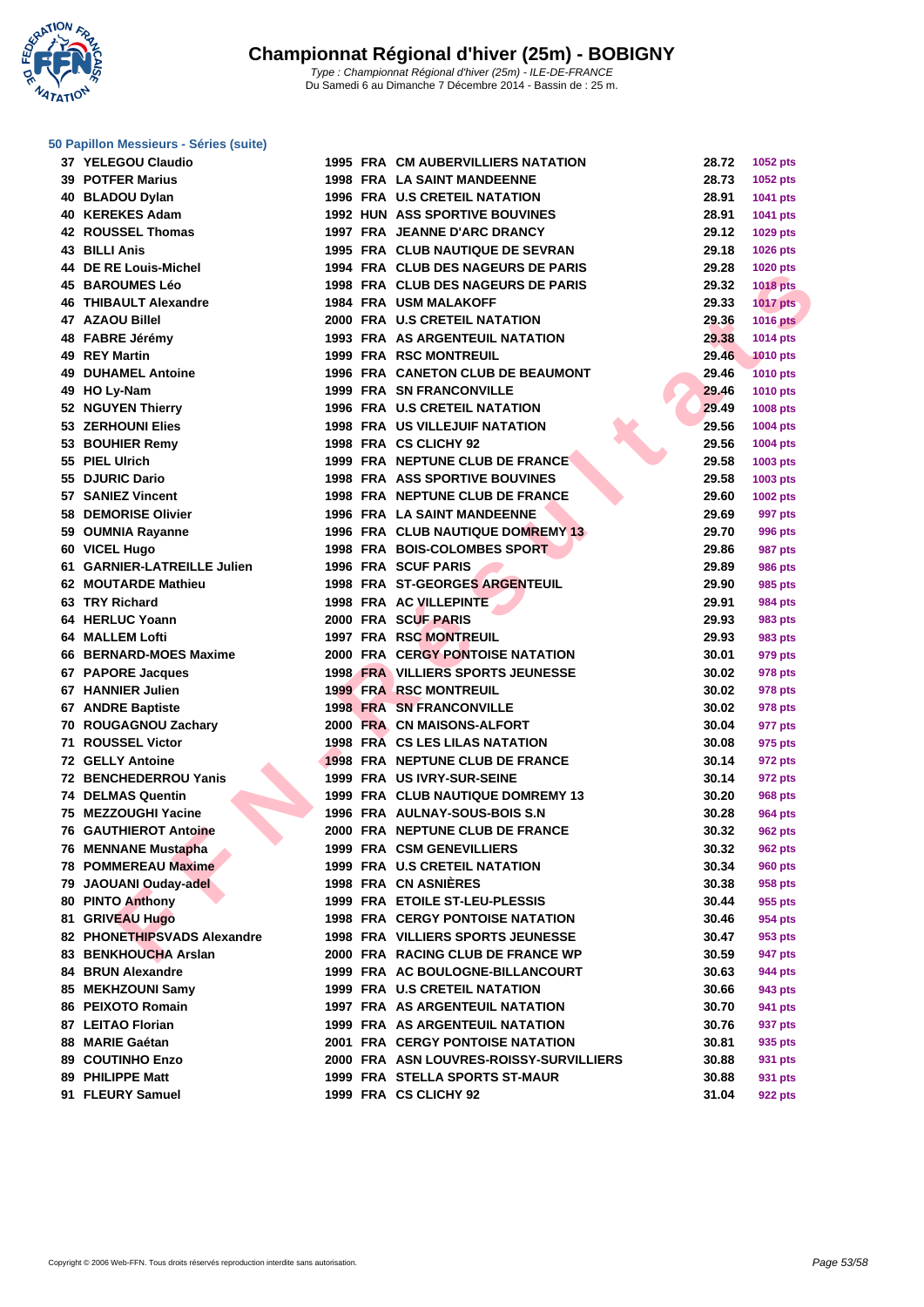# Championnat Régional d'hiver (25m) - BOBIGNY

*Type : Championnat Régional d'hiver (25m) - ILE-DE-FRANCE*
Du Samedi 6 au Dimanche 7 Décembre 2014 - Bassin de : 25 m.

## 50 Papillon Messieurs - Séries (suite)

| Rang | Nom | Année | Nat. | Club | Temps | Points |
|---|---|---|---|---|---|---|
| 37 | YELEGOU Claudio | 1995 | FRA | CM AUBERVILLIERS NATATION | 28.72 | 1052 pts |
| 39 | POTFER Marius | 1998 | FRA | LA SAINT MANDEENNE | 28.73 | 1052 pts |
| 40 | BLADOU Dylan | 1996 | FRA | U.S CRETEIL NATATION | 28.91 | 1041 pts |
| 40 | KEREKES Adam | 1992 | HUN | ASS SPORTIVE BOUVINES | 28.91 | 1041 pts |
| 42 | ROUSSEL Thomas | 1997 | FRA | JEANNE D'ARC DRANCY | 29.12 | 1029 pts |
| 43 | BILLI Anis | 1995 | FRA | CLUB NAUTIQUE DE SEVRAN | 29.18 | 1026 pts |
| 44 | DE RE Louis-Michel | 1994 | FRA | CLUB DES NAGEURS DE PARIS | 29.28 | 1020 pts |
| 45 | BAROUMES Léo | 1998 | FRA | CLUB DES NAGEURS DE PARIS | 29.32 | 1018 pts |
| 46 | THIBAULT Alexandre | 1984 | FRA | USM MALAKOFF | 29.33 | 1017 pts |
| 47 | AZAOU Billel | 2000 | FRA | U.S CRETEIL NATATION | 29.36 | 1016 pts |
| 48 | FABRE Jérémy | 1993 | FRA | AS ARGENTEUIL NATATION | 29.38 | 1014 pts |
| 49 | REY Martin | 1999 | FRA | RSC MONTREUIL | 29.46 | 1010 pts |
| 49 | DUHAMEL Antoine | 1996 | FRA | CANETON CLUB DE BEAUMONT | 29.46 | 1010 pts |
| 49 | HO Ly-Nam | 1999 | FRA | SN FRANCONVILLE | 29.46 | 1010 pts |
| 52 | NGUYEN Thierry | 1996 | FRA | U.S CRETEIL NATATION | 29.49 | 1008 pts |
| 53 | ZERHOUNI Elies | 1998 | FRA | US VILLEJUIF NATATION | 29.56 | 1004 pts |
| 53 | BOUHIER Remy | 1998 | FRA | CS CLICHY 92 | 29.56 | 1004 pts |
| 55 | PIEL Ulrich | 1999 | FRA | NEPTUNE CLUB DE FRANCE | 29.58 | 1003 pts |
| 55 | DJURIC Dario | 1998 | FRA | ASS SPORTIVE BOUVINES | 29.58 | 1003 pts |
| 57 | SANIEZ Vincent | 1998 | FRA | NEPTUNE CLUB DE FRANCE | 29.60 | 1002 pts |
| 58 | DEMORISE Olivier | 1996 | FRA | LA SAINT MANDEENNE | 29.69 | 997 pts |
| 59 | OUMNIA Rayanne | 1996 | FRA | CLUB NAUTIQUE DOMREMY 13 | 29.70 | 996 pts |
| 60 | VICEL Hugo | 1998 | FRA | BOIS-COLOMBES SPORT | 29.86 | 987 pts |
| 61 | GARNIER-LATREILLE Julien | 1996 | FRA | SCUF PARIS | 29.89 | 986 pts |
| 62 | MOUTARDE Mathieu | 1998 | FRA | ST-GEORGES ARGENTEUIL | 29.90 | 985 pts |
| 63 | TRY Richard | 1998 | FRA | AC VILLEPINTE | 29.91 | 984 pts |
| 64 | HERLUC Yoann | 2000 | FRA | SCUF PARIS | 29.93 | 983 pts |
| 64 | MALLEM Lofti | 1997 | FRA | RSC MONTREUIL | 29.93 | 983 pts |
| 66 | BERNARD-MOES Maxime | 2000 | FRA | CERGY PONTOISE NATATION | 30.01 | 979 pts |
| 67 | PAPORE Jacques | 1998 | FRA | VILLIERS SPORTS JEUNESSE | 30.02 | 978 pts |
| 67 | HANNIER Julien | 1999 | FRA | RSC MONTREUIL | 30.02 | 978 pts |
| 67 | ANDRE Baptiste | 1998 | FRA | SN FRANCONVILLE | 30.02 | 978 pts |
| 70 | ROUGAGNOU Zachary | 2000 | FRA | CN MAISONS-ALFORT | 30.04 | 977 pts |
| 71 | ROUSSEL Victor | 1998 | FRA | CS LES LILAS NATATION | 30.08 | 975 pts |
| 72 | GELLY Antoine | 1998 | FRA | NEPTUNE CLUB DE FRANCE | 30.14 | 972 pts |
| 72 | BENCHEDERROU Yanis | 1999 | FRA | US IVRY-SUR-SEINE | 30.14 | 972 pts |
| 74 | DELMAS Quentin | 1999 | FRA | CLUB NAUTIQUE DOMREMY 13 | 30.20 | 968 pts |
| 75 | MEZZOUGHI Yacine | 1996 | FRA | AULNAY-SOUS-BOIS S.N | 30.28 | 964 pts |
| 76 | GAUTHIEROT Antoine | 2000 | FRA | NEPTUNE CLUB DE FRANCE | 30.32 | 962 pts |
| 76 | MENNANE Mustapha | 1999 | FRA | CSM GENEVILLIERS | 30.32 | 962 pts |
| 78 | POMMEREAU Maxime | 1999 | FRA | U.S CRETEIL NATATION | 30.34 | 960 pts |
| 79 | JAOUANI Ouday-adel | 1998 | FRA | CN ASNIÈRES | 30.38 | 958 pts |
| 80 | PINTO Anthony | 1999 | FRA | ETOILE ST-LEU-PLESSIS | 30.44 | 955 pts |
| 81 | GRIVEAU Hugo | 1998 | FRA | CERGY PONTOISE NATATION | 30.46 | 954 pts |
| 82 | PHONETHIPSVADS Alexandre | 1998 | FRA | VILLIERS SPORTS JEUNESSE | 30.47 | 953 pts |
| 83 | BENKHOUCHA Arslan | 2000 | FRA | RACING CLUB DE FRANCE WP | 30.59 | 947 pts |
| 84 | BRUN Alexandre | 1999 | FRA | AC BOULOGNE-BILLANCOURT | 30.63 | 944 pts |
| 85 | MEKHZOUNI Samy | 1999 | FRA | U.S CRETEIL NATATION | 30.66 | 943 pts |
| 86 | PEIXOTO Romain | 1997 | FRA | AS ARGENTEUIL NATATION | 30.70 | 941 pts |
| 87 | LEITAO Florian | 1999 | FRA | AS ARGENTEUIL NATATION | 30.76 | 937 pts |
| 88 | MARIE Gaétan | 2001 | FRA | CERGY PONTOISE NATATION | 30.81 | 935 pts |
| 89 | COUTINHO Enzo | 2000 | FRA | ASN LOUVRES-ROISSY-SURVILLIERS | 30.88 | 931 pts |
| 89 | PHILIPPE Matt | 1999 | FRA | STELLA SPORTS ST-MAUR | 30.88 | 931 pts |
| 91 | FLEURY Samuel | 1999 | FRA | CS CLICHY 92 | 31.04 | 922 pts |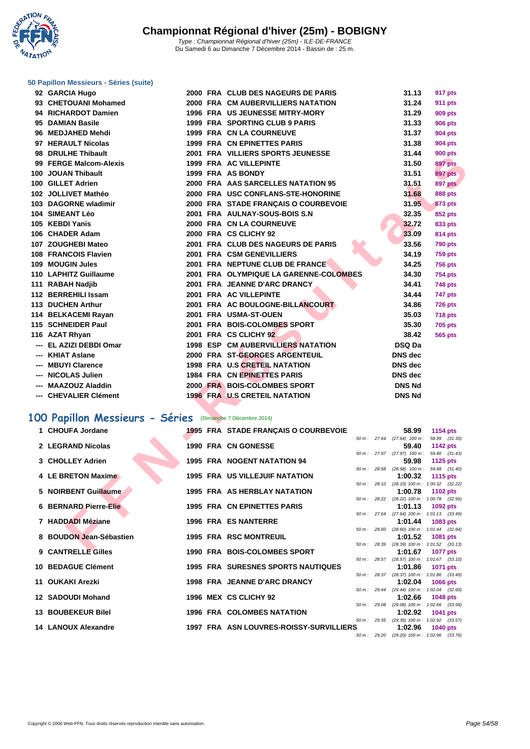# Championnat Régional d'hiver (25m) - BOBIGNY

*Type : Championnat Régional d'hiver (25m) - ILE-DE-FRANCE*
Du Samedi 6 au Dimanche 7 Décembre 2014 - Bassin de : 25 m.

### 50 Papillon Messieurs - Séries (suite)

| | | | | | | |
|---|---|---|---|---|---|---|
| 92 | GARCIA Hugo | 2000 | FRA | CLUB DES NAGEURS DE PARIS | 31.13 | 917 pts |
| 93 | CHETOUANI Mohamed | 2000 | FRA | CM AUBERVILLIERS NATATION | 31.24 | 911 pts |
| 94 | RICHARDOT Damien | 1996 | FRA | US JEUNESSE MITRY-MORY | 31.29 | 909 pts |
| 95 | DAMIAN Basile | 1999 | FRA | SPORTING CLUB 9 PARIS | 31.33 | 906 pts |
| 96 | MEDJAHED Mehdi | 1999 | FRA | CN LA COURNEUVE | 31.37 | 904 pts |
| 97 | HERAULT Nicolas | 1999 | FRA | CN EPINETTES PARIS | 31.38 | 904 pts |
| 98 | DRULHE Thibault | 2001 | FRA | VILLIERS SPORTS JEUNESSE | 31.44 | 900 pts |
| 99 | FERGE Malcom-Alexis | 1999 | FRA | AC VILLEPINTE | 31.50 | 897 pts |
| 100 | JOUAN Thibault | 1999 | FRA | AS BONDY | 31.51 | 897 pts |
| 100 | GILLET Adrien | 2000 | FRA | AAS SARCELLES NATATION 95 | 31.51 | 897 pts |
| 102 | JOLLIVET Mathéo | 2000 | FRA | USC CONFLANS-STE-HONORINE | 31.68 | 888 pts |
| 103 | DAGORNE wladimir | 2000 | FRA | STADE FRANÇAIS O COURBEVOIE | 31.95 | 873 pts |
| 104 | SIMEANT Léo | 2001 | FRA | AULNAY-SOUS-BOIS S.N | 32.35 | 852 pts |
| 105 | KEBDI Yanis | 2000 | FRA | CN LA COURNEUVE | 32.72 | 833 pts |
| 106 | CHADER Adam | 2000 | FRA | CS CLICHY 92 | 33.09 | 814 pts |
| 107 | ZOUGHEBI Mateo | 2001 | FRA | CLUB DES NAGEURS DE PARIS | 33.56 | 790 pts |
| 108 | FRANCOIS Flavien | 2001 | FRA | CSM GENEVILLIERS | 34.19 | 759 pts |
| 109 | MOUGIN Jules | 2001 | FRA | NEPTUNE CLUB DE FRANCE | 34.25 | 756 pts |
| 110 | LAPHITZ Guillaume | 2001 | FRA | OLYMPIQUE LA GARENNE-COLOMBES | 34.30 | 754 pts |
| 111 | RABAH Nadjib | 2001 | FRA | JEANNE D'ARC DRANCY | 34.41 | 748 pts |
| 112 | BERREHILI Issam | 2001 | FRA | AC VILLEPINTE | 34.44 | 747 pts |
| 113 | DUCHEN Arthur | 2001 | FRA | AC BOULOGNE-BILLANCOURT | 34.86 | 726 pts |
| 114 | BELKACEMI Rayan | 2001 | FRA | USMA-ST-OUEN | 35.03 | 718 pts |
| 115 | SCHNEIDER Paul | 2001 | FRA | BOIS-COLOMBES SPORT | 35.30 | 705 pts |
| 116 | AZAT Rhyan | 2001 | FRA | CS CLICHY 92 | 38.42 | 565 pts |
| --- | EL AZIZI DEBDI Omar | 1998 | ESP | CM AUBERVILLIERS NATATION | DSQ Da | |
| --- | KHIAT Aslane | 2000 | FRA | ST-GEORGES ARGENTEUIL | DNS dec | |
| --- | MBUYI Clarence | 1998 | FRA | U.S CRETEIL NATATION | DNS dec | |
| --- | NICOLAS Julien | 1984 | FRA | CN EPINETTES PARIS | DNS dec | |
| --- | MAAZOUZ Aladdin | 2000 | FRA | BOIS-COLOMBES SPORT | DNS Nd | |
| --- | CHEVALIER Clément | 1996 | FRA | U.S CRETEIL NATATION | DNS Nd | |

## 100 Papillon Messieurs - Séries (Dimanche 7 Décembre 2014)

| | | | | | | | |
|---|---|---|---|---|---|---|---|
| 1 | CHOUFA Jordane | 1995 | FRA | STADE FRANÇAIS O COURBEVOIE | 58.99 | 1154 pts | 50 m : 27.64 (27.64) 100 m : 58.99 (31.35) |
| 2 | LEGRAND Nicolas | 1990 | FRA | CN GONESSE | 59.40 | 1142 pts | 50 m : 27.97 (27.97) 100 m : 59.40 (31.43) |
| 3 | CHOLLEY Adrien | 1995 | FRA | NOGENT NATATION 94 | 59.98 | 1125 pts | 50 m : 28.58 (28.58) 100 m : 59.98 (31.40) |
| 4 | LE BRETON Maxime | 1995 | FRA | US VILLEJUIF NATATION | 1:00.32 | 1115 pts | 50 m : 28.10 (28.10) 100 m : 1:00.32 (32.22) |
| 5 | NOIRBENT Guillaume | 1995 | FRA | AS HERBLAY NATATION | 1:00.78 | 1102 pts | 50 m : 28.22 (28.22) 100 m : 1:00.78 (32.56) |
| 6 | BERNARD Pierre-Elie | 1995 | FRA | CN EPINETTES PARIS | 1:01.13 | 1092 pts | 50 m : 27.64 (27.64) 100 m : 1:01.13 (33.49) |
| 7 | HADDADI Méziane | 1996 | FRA | ES NANTERRE | 1:01.44 | 1083 pts | 50 m : 28.60 (28.60) 100 m : 1:01.44 (32.84) |
| 8 | BOUDON Jean-Sébastien | 1995 | FRA | RSC MONTREUIL | 1:01.52 | 1081 pts | 50 m : 28.39 (28.39) 100 m : 1:01.52 (33.13) |
| 9 | CANTRELLE Gilles | 1990 | FRA | BOIS-COLOMBES SPORT | 1:01.67 | 1077 pts | 50 m : 28.57 (28.57) 100 m : 1:01.67 (33.10) |
| 10 | BEDAGUE Clément | 1995 | FRA | SURESNES SPORTS NAUTIQUES | 1:01.86 | 1071 pts | 50 m : 28.37 (28.37) 100 m : 1:01.86 (33.49) |
| 11 | OUKAKI Arezki | 1998 | FRA | JEANNE D'ARC DRANCY | 1:02.04 | 1066 pts | 50 m : 29.44 (29.44) 100 m : 1:02.04 (32.60) |
| 12 | SADOUDI Mohand | 1996 | MEX | CS CLICHY 92 | 1:02.66 | 1048 pts | 50 m : 29.08 (29.08) 100 m : 1:02.66 (33.58) |
| 13 | BOUBEKEUR Bilel | 1996 | FRA | COLOMBES NATATION | 1:02.92 | 1041 pts | 50 m : 29.35 (29.35) 100 m : 1:02.92 (33.57) |
| 14 | LANOUX Alexandre | 1997 | FRA | ASN LOUVRES-ROISSY-SURVILLIERS | 1:02.96 | 1040 pts | 50 m : 29.20 (29.20) 100 m : 1:02.96 (33.76) |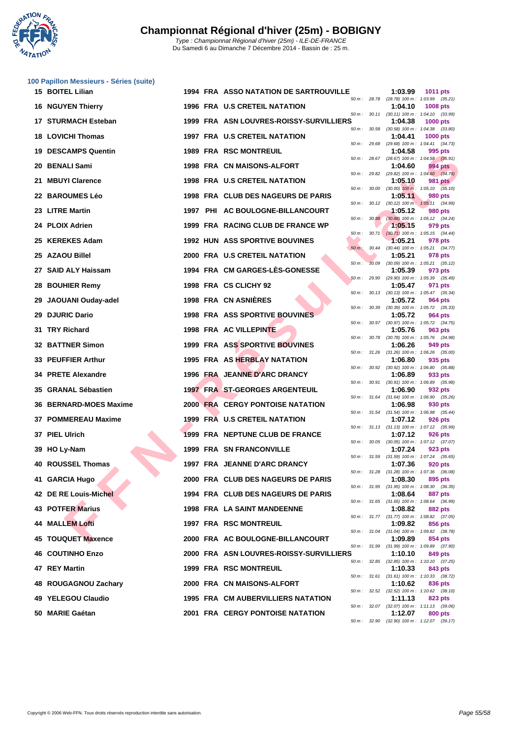# Championnat Régional d'hiver (25m) - BOBIGNY

*Type : Championnat Régional d'hiver (25m) - ILE-DE-FRANCE*
Du Samedi 6 au Dimanche 7 Décembre 2014 - Bassin de : 25 m.

## 100 Papillon Messieurs - Séries (suite)

| Rang | Nom | Année | Nat. | Club | Temps | Points | Splits |
|---|---|---|---|---|---|---|---|
| 15 | BOITEL Lilian | 1994 | FRA | ASSO NATATION DE SARTROUVILLE | 1:03.99 | 1011 pts | 50 m : 28.78 (28.78) 100 m : 1:03.99 (35.21) |
| 16 | NGUYEN Thierry | 1996 | FRA | U.S CRETEIL NATATION | 1:04.10 | 1008 pts | 50 m : 30.11 (30.11) 100 m : 1:04.10 (33.99) |
| 17 | STURMACH Esteban | 1999 | FRA | ASN LOUVRES-ROISSY-SURVILLIERS | 1:04.38 | 1000 pts | 50 m : 30.58 (30.58) 100 m : 1:04.38 (33.80) |
| 18 | LOVICHI Thomas | 1997 | FRA | U.S CRETEIL NATATION | 1:04.41 | 1000 pts | 50 m : 29.68 (29.68) 100 m : 1:04.41 (34.73) |
| 19 | DESCAMPS Quentin | 1989 | FRA | RSC MONTREUIL | 1:04.58 | 995 pts | 50 m : 28.67 (28.67) 100 m : 1:04.58 (35.91) |
| 20 | BENALI Sami | 1998 | FRA | CN MAISONS-ALFORT | 1:04.60 | 994 pts | 50 m : 29.82 (29.82) 100 m : 1:04.60 (34.78) |
| 21 | MBUYI Clarence | 1998 | FRA | U.S CRETEIL NATATION | 1:05.10 | 981 pts | 50 m : 30.00 (30.00) 100 m : 1:05.10 (35.10) |
| 22 | BAROUMES Léo | 1998 | FRA | CLUB DES NAGEURS DE PARIS | 1:05.11 | 980 pts | 50 m : 30.12 (30.12) 100 m : 1:05.11 (34.99) |
| 23 | LITRE Martin | 1997 | PHI | AC BOULOGNE-BILLANCOURT | 1:05.12 | 980 pts | 50 m : 30.88 (30.88) 100 m : 1:05.12 (34.24) |
| 24 | PLOIX Adrien | 1999 | FRA | RACING CLUB DE FRANCE WP | 1:05.15 | 979 pts | 50 m : 30.71 (30.71) 100 m : 1:05.15 (34.44) |
| 25 | KEREKES Adam | 1992 | HUN | ASS SPORTIVE BOUVINES | 1:05.21 | 978 pts | 50 m : 30.44 (30.44) 100 m : 1:05.21 (34.77) |
| 25 | AZAOU Billel | 2000 | FRA | U.S CRETEIL NATATION | 1:05.21 | 978 pts | 50 m : 30.09 (30.09) 100 m : 1:05.21 (35.12) |
| 27 | SAID ALY Haissam | 1994 | FRA | CM GARGES-LÈS-GONESSE | 1:05.39 | 973 pts | 50 m : 29.90 (29.90) 100 m : 1:05.39 (35.49) |
| 28 | BOUHIER Remy | 1998 | FRA | CS CLICHY 92 | 1:05.47 | 971 pts | 50 m : 30.13 (30.13) 100 m : 1:05.47 (35.34) |
| 29 | JAOUANI Ouday-adel | 1998 | FRA | CN ASNIÈRES | 1:05.72 | 964 pts | 50 m : 30.39 (30.39) 100 m : 1:05.72 (35.33) |
| 29 | DJURIC Dario | 1998 | FRA | ASS SPORTIVE BOUVINES | 1:05.72 | 964 pts | 50 m : 30.97 (30.97) 100 m : 1:05.72 (34.75) |
| 31 | TRY Richard | 1998 | FRA | AC VILLEPINTE | 1:05.76 | 963 pts | 50 m : 30.78 (30.78) 100 m : 1:05.76 (34.98) |
| 32 | BATTNER Simon | 1999 | FRA | ASS SPORTIVE BOUVINES | 1:06.26 | 949 pts | 50 m : 31.26 (31.26) 100 m : 1:06.26 (35.00) |
| 33 | PEUFFIER Arthur | 1995 | FRA | AS HERBLAY NATATION | 1:06.80 | 935 pts | 50 m : 30.92 (30.92) 100 m : 1:06.80 (35.88) |
| 34 | PRETE Alexandre | 1996 | FRA | JEANNE D'ARC DRANCY | 1:06.89 | 933 pts | 50 m : 30.91 (30.91) 100 m : 1:06.89 (35.98) |
| 35 | GRANAL Sébastien | 1997 | FRA | ST-GEORGES ARGENTEUIL | 1:06.90 | 932 pts | 50 m : 31.64 (31.64) 100 m : 1:06.90 (35.26) |
| 36 | BERNARD-MOES Maxime | 2000 | FRA | CERGY PONTOISE NATATION | 1:06.98 | 930 pts | 50 m : 31.54 (31.54) 100 m : 1:06.98 (35.44) |
| 37 | POMMEREAU Maxime | 1999 | FRA | U.S CRETEIL NATATION | 1:07.12 | 926 pts | 50 m : 31.13 (31.13) 100 m : 1:07.12 (35.99) |
| 37 | PIEL Ulrich | 1999 | FRA | NEPTUNE CLUB DE FRANCE | 1:07.12 | 926 pts | 50 m : 30.05 (30.05) 100 m : 1:07.12 (37.07) |
| 39 | HO Ly-Nam | 1999 | FRA | SN FRANCONVILLE | 1:07.24 | 923 pts | 50 m : 31.59 (31.59) 100 m : 1:07.24 (35.65) |
| 40 | ROUSSEL Thomas | 1997 | FRA | JEANNE D'ARC DRANCY | 1:07.36 | 920 pts | 50 m : 31.28 (31.28) 100 m : 1:07.36 (36.08) |
| 41 | GARCIA Hugo | 2000 | FRA | CLUB DES NAGEURS DE PARIS | 1:08.30 | 895 pts | 50 m : 31.95 (31.95) 100 m : 1:08.30 (36.35) |
| 42 | DE RE Louis-Michel | 1994 | FRA | CLUB DES NAGEURS DE PARIS | 1:08.64 | 887 pts | 50 m : 31.65 (31.65) 100 m : 1:08.64 (36.99) |
| 43 | POTFER Marius | 1998 | FRA | LA SAINT MANDEENNE | 1:08.82 | 882 pts | 50 m : 31.77 (31.77) 100 m : 1:08.82 (37.05) |
| 44 | MALLEM Lofti | 1997 | FRA | RSC MONTREUIL | 1:09.82 | 856 pts | 50 m : 31.04 (31.04) 100 m : 1:09.82 (38.78) |
| 45 | TOUQUET Maxence | 2000 | FRA | AC BOULOGNE-BILLANCOURT | 1:09.89 | 854 pts | 50 m : 31.99 (31.99) 100 m : 1:09.89 (37.90) |
| 46 | COUTINHO Enzo | 2000 | FRA | ASN LOUVRES-ROISSY-SURVILLIERS | 1:10.10 | 849 pts | 50 m : 32.85 (32.85) 100 m : 1:10.10 (37.25) |
| 47 | REY Martin | 1999 | FRA | RSC MONTREUIL | 1:10.33 | 843 pts | 50 m : 31.61 (31.61) 100 m : 1:10.33 (38.72) |
| 48 | ROUGAGNOU Zachary | 2000 | FRA | CN MAISONS-ALFORT | 1:10.62 | 836 pts | 50 m : 32.52 (32.52) 100 m : 1:10.62 (38.10) |
| 49 | YELEGOU Claudio | 1995 | FRA | CM AUBERVILLIERS NATATION | 1:11.13 | 823 pts | 50 m : 32.07 (32.07) 100 m : 1:11.13 (39.06) |
| 50 | MARIE Gaétan | 2001 | FRA | CERGY PONTOISE NATATION | 1:12.07 | 800 pts | 50 m : 32.90 (32.90) 100 m : 1:12.07 (39.17) |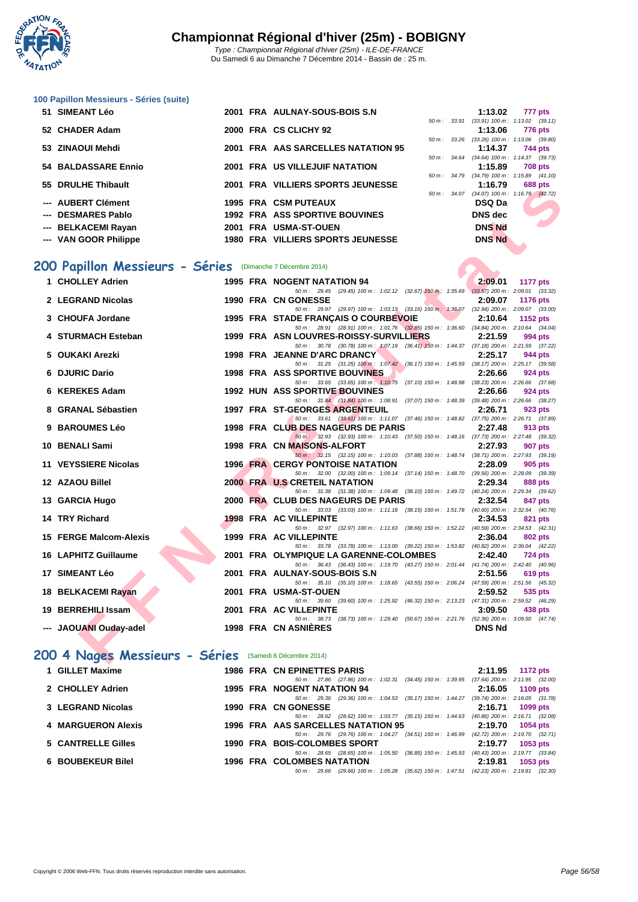# Championnat Régional d'hiver (25m) - BOBIGNY

*Type : Championnat Régional d'hiver (25m) - ILE-DE-FRANCE*
Du Samedi 6 au Dimanche 7 Décembre 2014 - Bassin de : 25 m.

### 100 Papillon Messieurs - Séries (suite)

| Pl. | Nom | Année | Nat. | Club | Temps | Points |
|---|---|---|---|---|---|---|
| 51 | SIMEANT Léo | 2001 | FRA | AULNAY-SOUS-BOIS S.N | 1:13.02 | 777 pts |
| | *50 m : 33.91 (33.91) 100 m : 1:13.02 (39.11)* | | | | | |
| 52 | CHADER Adam | 2000 | FRA | CS CLICHY 92 | 1:13.06 | 776 pts |
| | *50 m : 33.26 (33.26) 100 m : 1:13.06 (39.80)* | | | | | |
| 53 | ZINAOUI Mehdi | 2001 | FRA | AAS SARCELLES NATATION 95 | 1:14.37 | 744 pts |
| | *50 m : 34.64 (34.64) 100 m : 1:14.37 (39.73)* | | | | | |
| 54 | BALDASSARE Ennio | 2001 | FRA | US VILLEJUIF NATATION | 1:15.89 | 708 pts |
| | *50 m : 34.79 (34.79) 100 m : 1:15.89 (41.10)* | | | | | |
| 55 | DRULHE Thibault | 2001 | FRA | VILLIERS SPORTS JEUNESSE | 1:16.79 | 688 pts |
| | *50 m : 34.07 (34.07) 100 m : 1:16.79 (42.72)* | | | | | |
| --- | AUBERT Clément | 1995 | FRA | CSM PUTEAUX | DSQ Da | |
| --- | DESMARES Pablo | 1992 | FRA | ASS SPORTIVE BOUVINES | DNS dec | |
| --- | BELKACEMI Rayan | 2001 | FRA | USMA-ST-OUEN | DNS Nd | |
| --- | VAN GOOR Philippe | 1980 | FRA | VILLIERS SPORTS JEUNESSE | DNS Nd | |

## 200 Papillon Messieurs - Séries (Dimanche 7 Décembre 2014)

| Pl. | Nom | Année | Nat. | Club | Temps | Points |
|---|---|---|---|---|---|---|
| 1 | CHOLLEY Adrien | 1995 | FRA | NOGENT NATATION 94 | 2:09.01 | 1177 pts |
| | *50 m : 29.45 (29.45) 100 m : 1:02.12 (32.67) 150 m : 1:35.69 (33.57) 200 m : 2:09.01 (33.32)* | | | | | |
| 2 | LEGRAND Nicolas | 1990 | FRA | CN GONESSE | 2:09.07 | 1176 pts |
| | *50 m : 29.97 (29.97) 100 m : 1:03.13 (33.16) 150 m : 1:36.07 (32.94) 200 m : 2:09.07 (33.00)* | | | | | |
| 3 | CHOUFA Jordane | 1995 | FRA | STADE FRANÇAIS O COURBEVOIE | 2:10.64 | 1152 pts |
| | *50 m : 28.91 (28.91) 100 m : 1:01.76 (32.85) 150 m : 1:36.60 (34.84) 200 m : 2:10.64 (34.04)* | | | | | |
| 4 | STURMACH Esteban | 1999 | FRA | ASN LOUVRES-ROISSY-SURVILLIERS | 2:21.59 | 994 pts |
| | *50 m : 30.78 (30.78) 100 m : 1:07.19 (36.41) 150 m : 1:44.37 (37.18) 200 m : 2:21.59 (37.22)* | | | | | |
| 5 | OUKAKI Arezki | 1998 | FRA | JEANNE D'ARC DRANCY | 2:25.17 | 944 pts |
| | *50 m : 31.25 (31.25) 100 m : 1:07.42 (36.17) 150 m : 1:45.59 (38.17) 200 m : 2:25.17 (39.58)* | | | | | |
| 6 | DJURIC Dario | 1998 | FRA | ASS SPORTIVE BOUVINES | 2:26.66 | 924 pts |
| | *50 m : 33.65 (33.65) 100 m : 1:10.75 (37.10) 150 m : 1:48.98 (38.23) 200 m : 2:26.66 (37.68)* | | | | | |
| 6 | KEREKES Adam | 1992 | HUN | ASS SPORTIVE BOUVINES | 2:26.66 | 924 pts |
| | *50 m : 31.84 (31.84) 100 m : 1:08.91 (37.07) 150 m : 1:48.39 (39.48) 200 m : 2:26.66 (38.27)* | | | | | |
| 8 | GRANAL Sébastien | 1997 | FRA | ST-GEORGES ARGENTEUIL | 2:26.71 | 923 pts |
| | *50 m : 33.61 (33.61) 100 m : 1:11.07 (37.46) 150 m : 1:48.82 (37.75) 200 m : 2:26.71 (37.89)* | | | | | |
| 9 | BAROUMES Léo | 1998 | FRA | CLUB DES NAGEURS DE PARIS | 2:27.48 | 913 pts |
| | *50 m : 32.93 (32.93) 100 m : 1:10.43 (37.50) 150 m : 1:48.16 (37.73) 200 m : 2:27.48 (39.32)* | | | | | |
| 10 | BENALI Sami | 1998 | FRA | CN MAISONS-ALFORT | 2:27.93 | 907 pts |
| | *50 m : 32.15 (32.15) 100 m : 1:10.03 (37.88) 150 m : 1:48.74 (38.71) 200 m : 2:27.93 (39.19)* | | | | | |
| 11 | VEYSSIERE Nicolas | 1996 | FRA | CERGY PONTOISE NATATION | 2:28.09 | 905 pts |
| | *50 m : 32.00 (32.00) 100 m : 1:09.14 (37.14) 150 m : 1:48.70 (39.56) 200 m : 2:28.09 (39.39)* | | | | | |
| 12 | AZAOU Billel | 2000 | FRA | U.S CRETEIL NATATION | 2:29.34 | 888 pts |
| | *50 m : 31.38 (31.38) 100 m : 1:09.48 (38.10) 150 m : 1:49.72 (40.24) 200 m : 2:29.34 (39.62)* | | | | | |
| 13 | GARCIA Hugo | 2000 | FRA | CLUB DES NAGEURS DE PARIS | 2:32.54 | 847 pts |
| | *50 m : 33.03 (33.03) 100 m : 1:11.18 (38.15) 150 m : 1:51.78 (40.60) 200 m : 2:32.54 (40.76)* | | | | | |
| 14 | TRY Richard | 1998 | FRA | AC VILLEPINTE | 2:34.53 | 821 pts |
| | *50 m : 32.97 (32.97) 100 m : 1:11.63 (38.66) 150 m : 1:52.22 (40.59) 200 m : 2:34.53 (42.31)* | | | | | |
| 15 | FERGE Malcom-Alexis | 1999 | FRA | AC VILLEPINTE | 2:36.04 | 802 pts |
| | *50 m : 33.78 (33.78) 100 m : 1:13.00 (39.22) 150 m : 1:53.82 (40.82) 200 m : 2:36.04 (42.22)* | | | | | |
| 16 | LAPHITZ Guillaume | 2001 | FRA | OLYMPIQUE LA GARENNE-COLOMBES | 2:42.40 | 724 pts |
| | *50 m : 36.43 (36.43) 100 m : 1:19.70 (43.27) 150 m : 2:01.44 (41.74) 200 m : 2:42.40 (40.96)* | | | | | |
| 17 | SIMEANT Léo | 2001 | FRA | AULNAY-SOUS-BOIS S.N | 2:51.56 | 619 pts |
| | *50 m : 35.10 (35.10) 100 m : 1:18.65 (43.55) 150 m : 2:06.24 (47.59) 200 m : 2:51.56 (45.32)* | | | | | |
| 18 | BELKACEMI Rayan | 2001 | FRA | USMA-ST-OUEN | 2:59.52 | 535 pts |
| | *50 m : 39.60 (39.60) 100 m : 1:25.92 (46.32) 150 m : 2:13.23 (47.31) 200 m : 2:59.52 (46.29)* | | | | | |
| 19 | BERREHILI Issam | 2001 | FRA | AC VILLEPINTE | 3:09.50 | 438 pts |
| | *50 m : 38.73 (38.73) 100 m : 1:29.40 (50.67) 150 m : 2:21.76 (52.36) 200 m : 3:09.50 (47.74)* | | | | | |
| --- | JAOUANI Ouday-adel | 1998 | FRA | CN ASNIÈRES | DNS Nd | |

## 200 4 Nages Messieurs - Séries (Samedi 6 Décembre 2014)

| Pl. | Nom | Année | Nat. | Club | Temps | Points |
|---|---|---|---|---|---|---|
| 1 | GILLET Maxime | 1986 | FRA | CN EPINETTES PARIS | 2:11.95 | 1172 pts |
| | *50 m : 27.86 (27.86) 100 m : 1:02.31 (34.45) 150 m : 1:39.95 (37.64) 200 m : 2:11.95 (32.00)* | | | | | |
| 2 | CHOLLEY Adrien | 1995 | FRA | NOGENT NATATION 94 | 2:16.05 | 1109 pts |
| | *50 m : 29.36 (29.36) 100 m : 1:04.53 (35.17) 150 m : 1:44.27 (39.74) 200 m : 2:16.05 (31.78)* | | | | | |
| 3 | LEGRAND Nicolas | 1990 | FRA | CN GONESSE | 2:16.71 | 1099 pts |
| | *50 m : 28.62 (28.62) 100 m : 1:03.77 (35.15) 150 m : 1:44.63 (40.86) 200 m : 2:16.71 (32.08)* | | | | | |
| 4 | MARGUERON Alexis | 1996 | FRA | AAS SARCELLES NATATION 95 | 2:19.70 | 1054 pts |
| | *50 m : 29.76 (29.76) 100 m : 1:04.27 (34.51) 150 m : 1:46.99 (42.72) 200 m : 2:19.70 (32.71)* | | | | | |
| 5 | CANTRELLE Gilles | 1990 | FRA | BOIS-COLOMBES SPORT | 2:19.77 | 1053 pts |
| | *50 m : 28.65 (28.65) 100 m : 1:05.50 (36.85) 150 m : 1:45.93 (40.43) 200 m : 2:19.77 (33.84)* | | | | | |
| 6 | BOUBEKEUR Bilel | 1996 | FRA | COLOMBES NATATION | 2:19.81 | 1053 pts |
| | *50 m : 29.66 (29.66) 100 m : 1:05.28 (35.62) 150 m : 1:47.51 (42.23) 200 m : 2:19.81 (32.30)* | | | | | |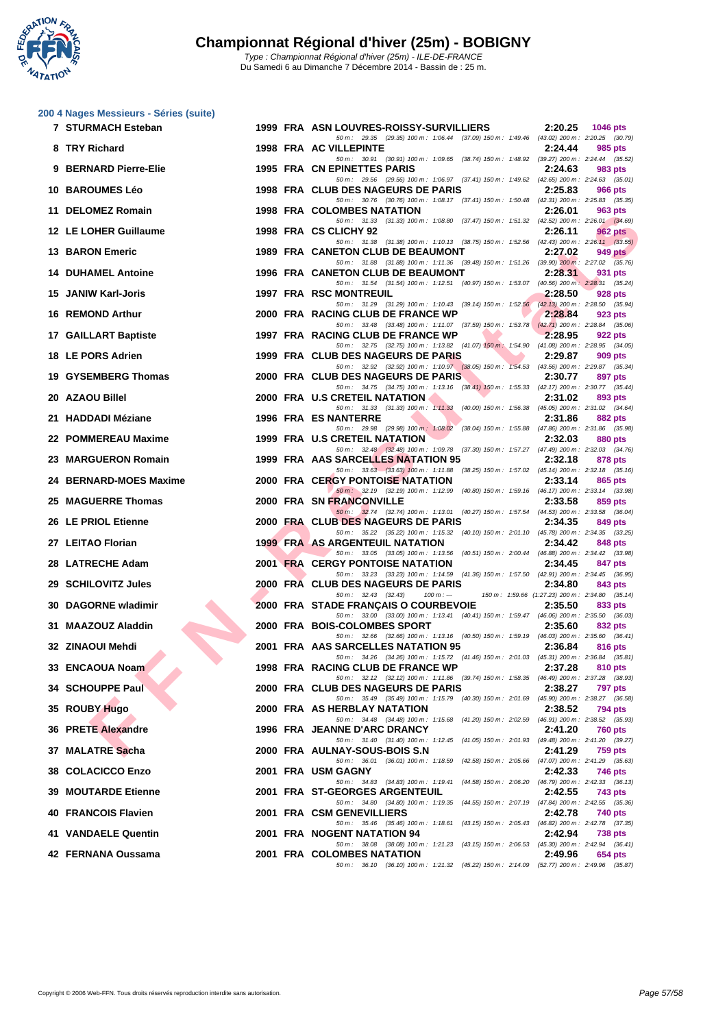# Championnat Régional d'hiver (25m) - BOBIGNY

Type : Championnat Régional d'hiver (25m) - ILE-DE-FRANCE
Du Samedi 6 au Dimanche 7 Décembre 2014 - Bassin de : 25 m.

## 200 4 Nages Messieurs - Séries (suite)

| Rang | Nom | Année | Nat | Club | Temps | Points |
|---|---|---|---|---|---|---|
| 7 | STURMACH Esteban | 1999 | FRA | ASN LOUVRES-ROISSY-SURVILLIERS | 2:20.25 | 1046 pts |
| | 50 m : 29.35 (29.35) 100 m : 1:06.44 (37.09) 150 m : 1:49.46 (43.02) 200 m : 2:20.25 (30.79) | | | | | |
| 8 | TRY Richard | 1998 | FRA | AC VILLEPINTE | 2:24.44 | 985 pts |
| | 50 m : 30.91 (30.91) 100 m : 1:09.65 (38.74) 150 m : 1:48.92 (39.27) 200 m : 2:24.44 (35.52) | | | | | |
| 9 | BERNARD Pierre-Elie | 1995 | FRA | CN EPINETTES PARIS | 2:24.63 | 983 pts |
| | 50 m : 29.56 (29.56) 100 m : 1:06.97 (37.41) 150 m : 1:49.62 (42.65) 200 m : 2:24.63 (35.01) | | | | | |
| 10 | BAROUMES Léo | 1998 | FRA | CLUB DES NAGEURS DE PARIS | 2:25.83 | 966 pts |
| | 50 m : 30.76 (30.76) 100 m : 1:08.17 (37.41) 150 m : 1:50.48 (42.31) 200 m : 2:25.83 (35.35) | | | | | |
| 11 | DELOMEZ Romain | 1998 | FRA | COLOMBES NATATION | 2:26.01 | 963 pts |
| | 50 m : 31.33 (31.33) 100 m : 1:08.80 (37.47) 150 m : 1:51.32 (42.52) 200 m : 2:26.01 (34.69) | | | | | |
| 12 | LE LOHER Guillaume | 1998 | FRA | CS CLICHY 92 | 2:26.11 | 962 pts |
| | 50 m : 31.38 (31.38) 100 m : 1:10.13 (38.75) 150 m : 1:52.56 (42.43) 200 m : 2:26.11 (33.55) | | | | | |
| 13 | BARON Emeric | 1989 | FRA | CANETON CLUB DE BEAUMONT | 2:27.02 | 949 pts |
| | 50 m : 31.88 (31.88) 100 m : 1:11.36 (39.48) 150 m : 1:51.26 (39.90) 200 m : 2:27.02 (35.76) | | | | | |
| 14 | DUHAMEL Antoine | 1996 | FRA | CANETON CLUB DE BEAUMONT | 2:28.31 | 931 pts |
| | 50 m : 31.54 (31.54) 100 m : 1:12.51 (40.97) 150 m : 1:53.07 (40.56) 200 m : 2:28.31 (35.24) | | | | | |
| 15 | JANIW Karl-Joris | 1997 | FRA | RSC MONTREUIL | 2:28.50 | 928 pts |
| | 50 m : 31.29 (31.29) 100 m : 1:10.43 (39.14) 150 m : 1:52.56 (42.13) 200 m : 2:28.50 (35.94) | | | | | |
| 16 | REMOND Arthur | 2000 | FRA | RACING CLUB DE FRANCE WP | 2:28.84 | 923 pts |
| | 50 m : 33.48 (33.48) 100 m : 1:11.07 (37.59) 150 m : 1:53.78 (42.71) 200 m : 2:28.84 (35.06) | | | | | |
| 17 | GAILLART Baptiste | 1997 | FRA | RACING CLUB DE FRANCE WP | 2:28.95 | 922 pts |
| | 50 m : 32.75 (32.75) 100 m : 1:13.82 (41.07) 150 m : 1:54.90 (41.08) 200 m : 2:28.95 (34.05) | | | | | |
| 18 | LE PORS Adrien | 1999 | FRA | CLUB DES NAGEURS DE PARIS | 2:29.87 | 909 pts |
| | 50 m : 32.92 (32.92) 100 m : 1:10.97 (38.05) 150 m : 1:54.53 (43.56) 200 m : 2:29.87 (35.34) | | | | | |
| 19 | GYSEMBERG Thomas | 2000 | FRA | CLUB DES NAGEURS DE PARIS | 2:30.77 | 897 pts |
| | 50 m : 34.75 (34.75) 100 m : 1:13.16 (38.41) 150 m : 1:55.33 (42.17) 200 m : 2:30.77 (35.44) | | | | | |
| 20 | AZAOU Billel | 2000 | FRA | U.S CRETEIL NATATION | 2:31.02 | 893 pts |
| | 50 m : 31.33 (31.33) 100 m : 1:11.33 (40.00) 150 m : 1:56.38 (45.05) 200 m : 2:31.02 (34.64) | | | | | |
| 21 | HADDADI Méziane | 1996 | FRA | ES NANTERRE | 2:31.86 | 882 pts |
| | 50 m : 29.98 (29.98) 100 m : 1:08.02 (38.04) 150 m : 1:55.88 (47.86) 200 m : 2:31.86 (35.98) | | | | | |
| 22 | POMMEREAU Maxime | 1999 | FRA | U.S CRETEIL NATATION | 2:32.03 | 880 pts |
| | 50 m : 32.48 (32.48) 100 m : 1:09.78 (37.30) 150 m : 1:57.27 (47.49) 200 m : 2:32.03 (34.76) | | | | | |
| 23 | MARGUERON Romain | 1999 | FRA | AAS SARCELLES NATATION 95 | 2:32.18 | 878 pts |
| | 50 m : 33.63 (33.63) 100 m : 1:11.88 (38.25) 150 m : 1:57.02 (45.14) 200 m : 2:32.18 (35.16) | | | | | |
| 24 | BERNARD-MOES Maxime | 2000 | FRA | CERGY PONTOISE NATATION | 2:33.14 | 865 pts |
| | 50 m : 32.19 (32.19) 100 m : 1:12.99 (40.80) 150 m : 1:59.16 (46.17) 200 m : 2:33.14 (33.98) | | | | | |
| 25 | MAGUERRE Thomas | 2000 | FRA | SN FRANCONVILLE | 2:33.58 | 859 pts |
| | 50 m : 32.74 (32.74) 100 m : 1:13.01 (40.27) 150 m : 1:57.54 (44.53) 200 m : 2:33.58 (36.04) | | | | | |
| 26 | LE PRIOL Etienne | 2000 | FRA | CLUB DES NAGEURS DE PARIS | 2:34.35 | 849 pts |
| | 50 m : 35.22 (35.22) 100 m : 1:15.32 (40.10) 150 m : 2:01.10 (45.78) 200 m : 2:34.35 (33.25) | | | | | |
| 27 | LEITAO Florian | 1999 | FRA | AS ARGENTEUIL NATATION | 2:34.42 | 848 pts |
| | 50 m : 33.05 (33.05) 100 m : 1:13.56 (40.51) 150 m : 2:00.44 (46.88) 200 m : 2:34.42 (33.98) | | | | | |
| 28 | LATRECHE Adam | 2001 | FRA | CERGY PONTOISE NATATION | 2:34.45 | 847 pts |
| | 50 m : 33.23 (33.23) 100 m : 1:14.59 (41.36) 150 m : 1:57.50 (42.91) 200 m : 2:34.45 (36.95) | | | | | |
| 29 | SCHILOVITZ Jules | 2000 | FRA | CLUB DES NAGEURS DE PARIS | 2:34.80 | 843 pts |
| | 50 m : 32.43 (32.43) 100 m : --- 150 m : 1:59.66 (1:27.23) 200 m : 2:34.80 (35.14) | | | | | |
| 30 | DAGORNE wladimir | 2000 | FRA | STADE FRANÇAIS O COURBEVOIE | 2:35.50 | 833 pts |
| | 50 m : 33.00 (33.00) 100 m : 1:13.41 (40.41) 150 m : 1:59.47 (46.06) 200 m : 2:35.50 (36.03) | | | | | |
| 31 | MAAZOUZ Aladdin | 2000 | FRA | BOIS-COLOMBES SPORT | 2:35.60 | 832 pts |
| | 50 m : 32.66 (32.66) 100 m : 1:13.16 (40.50) 150 m : 1:59.19 (46.03) 200 m : 2:35.60 (36.41) | | | | | |
| 32 | ZINAOUI Mehdi | 2001 | FRA | AAS SARCELLES NATATION 95 | 2:36.84 | 816 pts |
| | 50 m : 34.26 (34.26) 100 m : 1:15.72 (41.46) 150 m : 2:01.03 (45.31) 200 m : 2:36.84 (35.81) | | | | | |
| 33 | ENCAOUA Noam | 1998 | FRA | RACING CLUB DE FRANCE WP | 2:37.28 | 810 pts |
| | 50 m : 32.12 (32.12) 100 m : 1:11.86 (39.74) 150 m : 1:58.35 (46.49) 200 m : 2:37.28 (38.93) | | | | | |
| 34 | SCHOUPPE Paul | 2000 | FRA | CLUB DES NAGEURS DE PARIS | 2:38.27 | 797 pts |
| | 50 m : 35.49 (35.49) 100 m : 1:15.79 (40.30) 150 m : 2:01.69 (45.90) 200 m : 2:38.27 (36.58) | | | | | |
| 35 | ROUBY Hugo | 2000 | FRA | AS HERBLAY NATATION | 2:38.52 | 794 pts |
| | 50 m : 34.48 (34.48) 100 m : 1:15.68 (41.20) 150 m : 2:02.59 (46.91) 200 m : 2:38.52 (35.93) | | | | | |
| 36 | PRETE Alexandre | 1996 | FRA | JEANNE D'ARC DRANCY | 2:41.20 | 760 pts |
| | 50 m : 31.40 (31.40) 100 m : 1:12.45 (41.05) 150 m : 2:01.93 (49.48) 200 m : 2:41.20 (39.27) | | | | | |
| 37 | MALATRE Sacha | 2000 | FRA | AULNAY-SOUS-BOIS S.N | 2:41.29 | 759 pts |
| | 50 m : 36.01 (36.01) 100 m : 1:18.59 (42.58) 150 m : 2:05.66 (47.07) 200 m : 2:41.29 (35.63) | | | | | |
| 38 | COLACICCO Enzo | 2001 | FRA | USM GAGNY | 2:42.33 | 746 pts |
| | 50 m : 34.83 (34.83) 100 m : 1:19.41 (44.58) 150 m : 2:06.20 (46.79) 200 m : 2:42.33 (36.13) | | | | | |
| 39 | MOUTARDE Etienne | 2001 | FRA | ST-GEORGES ARGENTEUIL | 2:42.55 | 743 pts |
| | 50 m : 34.80 (34.80) 100 m : 1:19.35 (44.55) 150 m : 2:07.19 (47.84) 200 m : 2:42.55 (35.36) | | | | | |
| 40 | FRANCOIS Flavien | 2001 | FRA | CSM GENEVILLIERS | 2:42.78 | 740 pts |
| | 50 m : 35.46 (35.46) 100 m : 1:18.61 (43.15) 150 m : 2:05.43 (46.82) 200 m : 2:42.78 (37.35) | | | | | |
| 41 | VANDAELE Quentin | 2001 | FRA | NOGENT NATATION 94 | 2:42.94 | 738 pts |
| | 50 m : 38.08 (38.08) 100 m : 1:21.23 (43.15) 150 m : 2:06.53 (45.30) 200 m : 2:42.94 (36.41) | | | | | |
| 42 | FERNANA Oussama | 2001 | FRA | COLOMBES NATATION | 2:49.96 | 654 pts |
| | 50 m : 36.10 (36.10) 100 m : 1:21.32 (45.22) 150 m : 2:14.09 (52.77) 200 m : 2:49.96 (35.87) | | | | | |

Copyright © 2006 Web-FFN. Tous droits réservés reproduction interdite sans autorisation.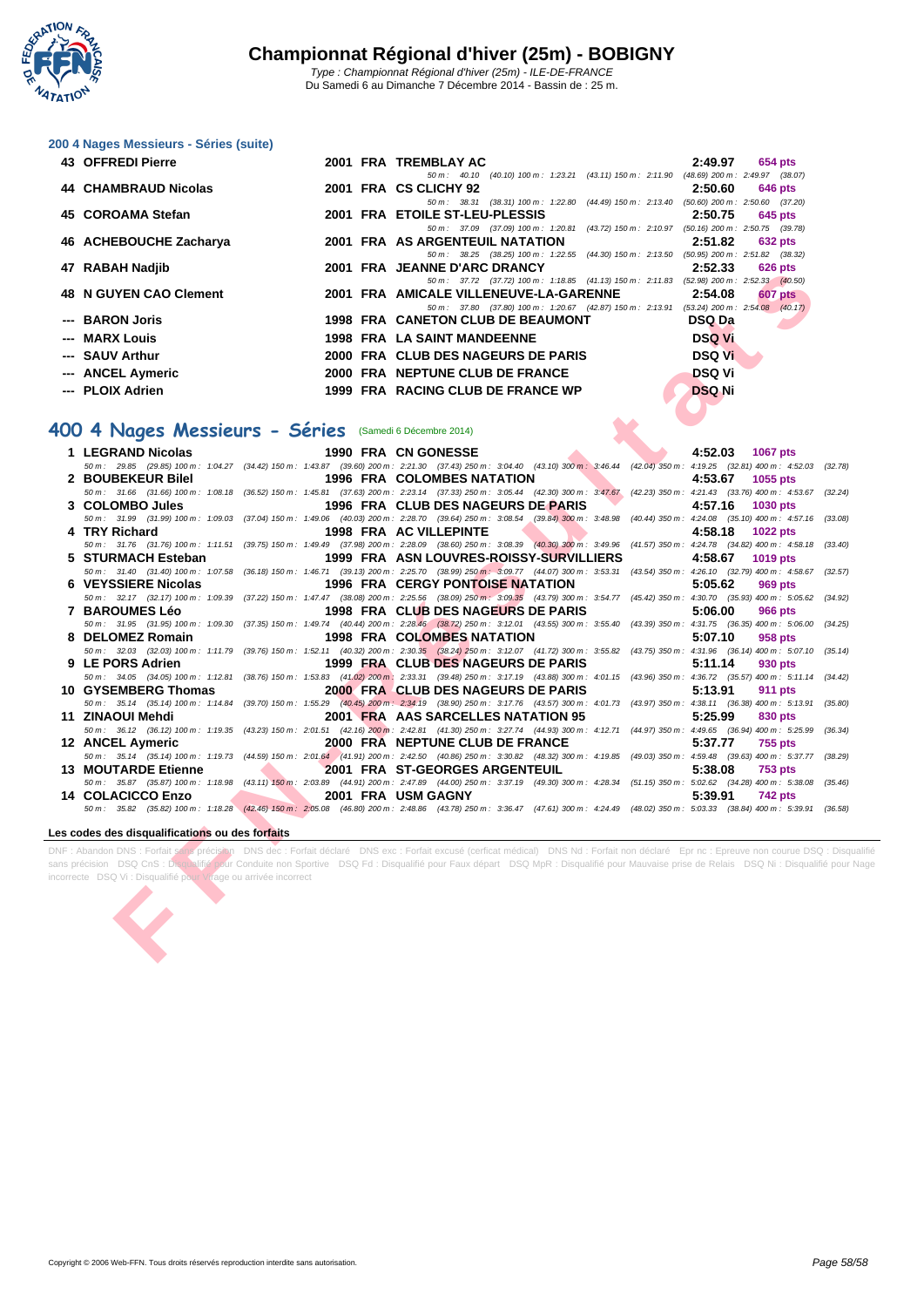# Championnat Régional d'hiver (25m) - BOBIGNY

*Type : Championnat Régional d'hiver (25m) - ILE-DE-FRANCE*
Du Samedi 6 au Dimanche 7 Décembre 2014 - Bassin de : 25 m.

### 200 4 Nages Messieurs - Séries (suite)

| | | | | | | |
|---|---|---|---|---|---|---|
| 43 | OFFREDI Pierre | 2001 | FRA | TREMBLAY AC | 2:49.97 | 654 pts |
| | 50 m : 40.10 (40.10) 100 m : 1:23.21 (43.11) 150 m : 2:11.90 (48.69) 200 m : 2:49.97 (38.07) | | | | | |
| 44 | CHAMBRAUD Nicolas | 2001 | FRA | CS CLICHY 92 | 2:50.60 | 646 pts |
| | 50 m : 38.31 (38.31) 100 m : 1:22.80 (44.49) 150 m : 2:13.40 (50.60) 200 m : 2:50.60 (37.20) | | | | | |
| 45 | COROAMA Stefan | 2001 | FRA | ETOILE ST-LEU-PLESSIS | 2:50.75 | 645 pts |
| | 50 m : 37.09 (37.09) 100 m : 1:20.81 (43.72) 150 m : 2:10.97 (50.16) 200 m : 2:50.75 (39.78) | | | | | |
| 46 | ACHEBOUCHE Zacharya | 2001 | FRA | AS ARGENTEUIL NATATION | 2:51.82 | 632 pts |
| | 50 m : 38.25 (38.25) 100 m : 1:22.55 (44.30) 150 m : 2:13.50 (50.95) 200 m : 2:51.82 (38.32) | | | | | |
| 47 | RABAH Nadjib | 2001 | FRA | JEANNE D'ARC DRANCY | 2:52.33 | 626 pts |
| | 50 m : 37.72 (37.72) 100 m : 1:18.85 (41.13) 150 m : 2:11.83 (52.98) 200 m : 2:52.33 (40.50) | | | | | |
| 48 | N GUYEN CAO Clement | 2001 | FRA | AMICALE VILLENEUVE-LA-GARENNE | 2:54.08 | 607 pts |
| | 50 m : 37.80 (37.80) 100 m : 1:20.67 (42.87) 150 m : 2:13.91 (53.24) 200 m : 2:54.08 (40.17) | | | | | |
| --- | BARON Joris | 1998 | FRA | CANETON CLUB DE BEAUMONT | DSQ Da | |
| --- | MARX Louis | 1998 | FRA | LA SAINT MANDEENNE | DSQ Vi | |
| --- | SAUV Arthur | 2000 | FRA | CLUB DES NAGEURS DE PARIS | DSQ Vi | |
| --- | ANCEL Aymeric | 2000 | FRA | NEPTUNE CLUB DE FRANCE | DSQ Vi | |
| --- | PLOIX Adrien | 1999 | FRA | RACING CLUB DE FRANCE WP | DSQ Ni | |

## 400 4 Nages Messieurs - Séries (Samedi 6 Décembre 2014)

| | | | | | | |
|---|---|---|---|---|---|---|
| 1 | LEGRAND Nicolas | 1990 | FRA | CN GONESSE | 4:52.03 | 1067 pts |
| | 50 m : 29.85 (29.85) 100 m : 1:04.27 (34.42) 150 m : 1:43.87 (39.60) 200 m : 2:21.30 (37.43) 250 m : 3:04.40 (43.10) 300 m : 3:46.44 (42.04) 350 m : 4:19.25 (32.81) 400 m : 4:52.03 (32.78) | | | | | |
| 2 | BOUBEKEUR Bilel | 1996 | FRA | COLOMBES NATATION | 4:53.67 | 1055 pts |
| | 50 m : 31.66 (31.66) 100 m : 1:08.18 (36.52) 150 m : 1:45.81 (37.63) 200 m : 2:23.14 (37.33) 250 m : 3:05.44 (42.30) 300 m : 3:47.67 (42.23) 350 m : 4:21.43 (33.76) 400 m : 4:53.67 (32.24) | | | | | |
| 3 | COLOMBO Jules | 1996 | FRA | CLUB DES NAGEURS DE PARIS | 4:57.16 | 1030 pts |
| | 50 m : 31.99 (31.99) 100 m : 1:09.03 (37.04) 150 m : 1:49.06 (40.03) 200 m : 2:28.70 (39.64) 250 m : 3:08.54 (39.84) 300 m : 3:48.98 (40.44) 350 m : 4:24.08 (35.10) 400 m : 4:57.16 (33.08) | | | | | |
| 4 | TRY Richard | 1998 | FRA | AC VILLEPINTE | 4:58.18 | 1022 pts |
| | 50 m : 31.76 (31.76) 100 m : 1:11.51 (39.75) 150 m : 1:49.49 (37.98) 200 m : 2:28.09 (38.60) 250 m : 3:08.39 (40.30) 300 m : 3:49.96 (41.57) 350 m : 4:24.78 (34.82) 400 m : 4:58.18 (33.40) | | | | | |
| 5 | STURMACH Esteban | 1999 | FRA | ASN LOUVRES-ROISSY-SURVILLIERS | 4:58.67 | 1019 pts |
| | 50 m : 31.40 (31.40) 100 m : 1:07.58 (36.18) 150 m : 1:46.71 (39.13) 200 m : 2:25.70 (38.99) 250 m : 3:09.77 (44.07) 300 m : 3:53.31 (43.54) 350 m : 4:26.10 (32.79) 400 m : 4:58.67 (32.57) | | | | | |
| 6 | VEYSSIERE Nicolas | 1996 | FRA | CERGY PONTOISE NATATION | 5:05.62 | 969 pts |
| | 50 m : 32.17 (32.17) 100 m : 1:09.39 (37.22) 150 m : 1:47.47 (38.08) 200 m : 2:25.56 (38.09) 250 m : 3:09.35 (43.79) 300 m : 3:54.77 (45.42) 350 m : 4:30.70 (35.93) 400 m : 5:05.62 (34.92) | | | | | |
| 7 | BAROUMES Léo | 1998 | FRA | CLUB DES NAGEURS DE PARIS | 5:06.00 | 966 pts |
| | 50 m : 31.95 (31.95) 100 m : 1:09.30 (37.35) 150 m : 1:49.74 (40.44) 200 m : 2:28.46 (38.72) 250 m : 3:12.01 (43.55) 300 m : 3:55.40 (43.39) 350 m : 4:31.75 (36.35) 400 m : 5:06.00 (34.25) | | | | | |
| 8 | DELOMEZ Romain | 1998 | FRA | COLOMBES NATATION | 5:07.10 | 958 pts |
| | 50 m : 32.03 (32.03) 100 m : 1:11.79 (39.76) 150 m : 1:52.11 (40.32) 200 m : 2:30.35 (38.24) 250 m : 3:12.07 (41.72) 300 m : 3:55.82 (43.75) 350 m : 4:31.96 (36.14) 400 m : 5:07.10 (35.14) | | | | | |
| 9 | LE PORS Adrien | 1999 | FRA | CLUB DES NAGEURS DE PARIS | 5:11.14 | 930 pts |
| | 50 m : 34.05 (34.05) 100 m : 1:12.81 (38.76) 150 m : 1:53.83 (41.02) 200 m : 2:33.31 (39.48) 250 m : 3:17.19 (43.88) 300 m : 4:01.15 (43.96) 350 m : 4:36.72 (35.57) 400 m : 5:11.14 (34.42) | | | | | |
| 10 | GYSEMBERG Thomas | 2000 | FRA | CLUB DES NAGEURS DE PARIS | 5:13.91 | 911 pts |
| | 50 m : 35.14 (35.14) 100 m : 1:14.84 (39.70) 150 m : 1:55.29 (40.45) 200 m : 2:34.19 (38.90) 250 m : 3:17.76 (43.57) 300 m : 4:01.73 (43.97) 350 m : 4:38.11 (36.38) 400 m : 5:13.91 (35.80) | | | | | |
| 11 | ZINAOUI Mehdi | 2001 | FRA | AAS SARCELLES NATATION 95 | 5:25.99 | 830 pts |
| | 50 m : 36.12 (36.12) 100 m : 1:19.35 (43.23) 150 m : 2:01.51 (42.16) 200 m : 2:42.81 (41.30) 250 m : 3:27.74 (44.93) 300 m : 4:12.71 (44.97) 350 m : 4:49.65 (36.94) 400 m : 5:25.99 (36.34) | | | | | |
| 12 | ANCEL Aymeric | 2000 | FRA | NEPTUNE CLUB DE FRANCE | 5:37.77 | 755 pts |
| | 50 m : 35.14 (35.14) 100 m : 1:19.73 (44.59) 150 m : 2:01.64 (41.91) 200 m : 2:42.50 (40.86) 250 m : 3:30.82 (48.32) 300 m : 4:19.85 (49.03) 350 m : 4:59.48 (39.63) 400 m : 5:37.77 (38.29) | | | | | |
| 13 | MOUTARDE Etienne | 2001 | FRA | ST-GEORGES ARGENTEUIL | 5:38.08 | 753 pts |
| | 50 m : 35.87 (35.87) 100 m : 1:18.98 (43.11) 150 m : 2:03.89 (44.91) 200 m : 2:47.89 (44.00) 250 m : 3:37.19 (49.30) 300 m : 4:28.34 (51.15) 350 m : 5:02.62 (34.28) 400 m : 5:38.08 (35.46) | | | | | |
| 14 | COLACICCO Enzo | 2001 | FRA | USM GAGNY | 5:39.91 | 742 pts |
| | 50 m : 35.82 (35.82) 100 m : 1:18.28 (42.46) 150 m : 2:05.08 (46.80) 200 m : 2:48.86 (43.78) 250 m : 3:36.47 (47.61) 300 m : 4:24.49 (48.02) 350 m : 5:03.33 (38.84) 400 m : 5:39.91 (36.58) | | | | | |

### Les codes des disqualifications ou des forfaits

DNF : Abandon DNS : Forfait sans précision DNS dec : Forfait déclaré DNS exc : Forfait excusé (cerficat médical) DNS Nd : Forfait non déclaré Epr nc : Epreuve non courue DSQ : Disqualifié sans précision DSQ CnS : Disqualifié pour Conduite non Sportive DSQ Fd : Disqualifié pour Faux départ DSQ MpR : Disqualifié pour Mauvaise prise de Relais DSQ Ni : Disqualifié pour Nage incorrecte DSQ Vi : Disqualifié pour Virage ou arrivée incorrect

Copyright © 2006 Web-FFN. Tous droits réservés reproduction interdite sans autorisation.